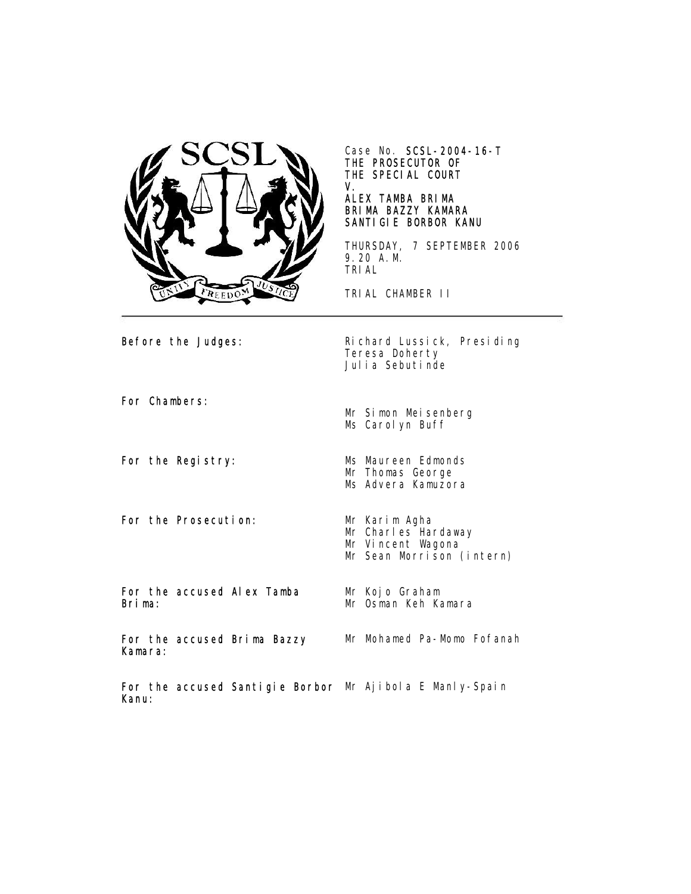Case No. **SCSL-2004-16-T**
**THE PROSECUTOR OF THE SPECIAL COURT**
**V.**
**ALEX TAMBA BRIMA**
**BRIMA BAZZY KAMARA**
**SANTIGIE BORBOR KANU**

THURSDAY, 7 SEPTEMBER 2006
9.20 A.M.
TRIAL

TRIAL CHAMBER II

---

| | |
|---|---|
| **Before the Judges:** | Richard Lussick, Presiding<br>Teresa Doherty<br>Julia Sebutinde |
| **For Chambers:** | Mr Simon Meisenberg<br>Ms Carolyn Buff |
| **For the Registry:** | Ms Maureen Edmonds<br>Mr Thomas George<br>Ms Advera Kamuzora |
| **For the Prosecution:** | Mr Karim Agha<br>Mr Charles Hardaway<br>Mr Vincent Wagona<br>Mr Sean Morrison (intern) |
| **For the accused Alex Tamba Brima:** | Mr Kojo Graham<br>Mr Osman Keh Kamara |
| **For the accused Brima Bazzy Kamara:** | Mr Mohamed Pa-Momo Fofanah |
| **For the accused Santigie Borbor Kanu:** | Mr Ajibola E Manly-Spain |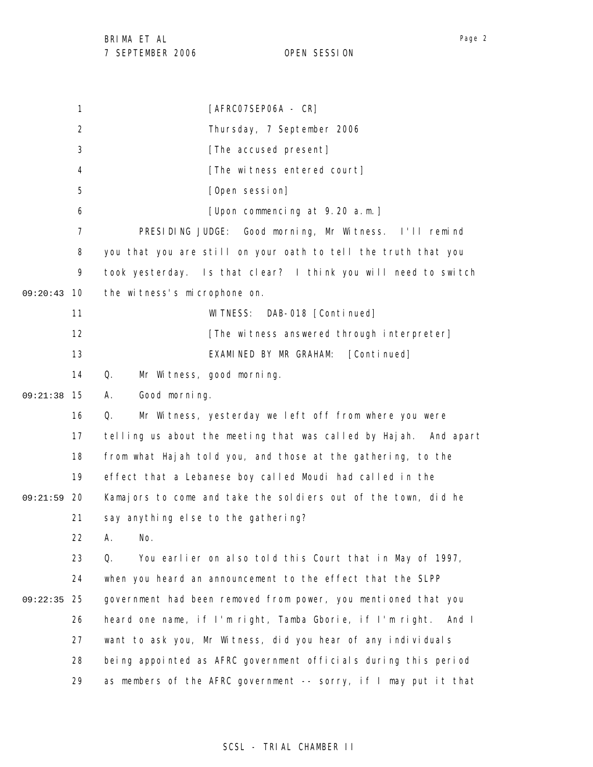[AFRC07SEP06A - CR]

Thursday, 7 September 2006

[The accused present]

[The witness entered court]

[Open session]

[Upon commencing at 9.20 a.m.]

PRESIDING JUDGE: Good morning, Mr Witness. I'll remind you that you are still on your oath to tell the truth that you took yesterday. Is that clear? I think you will need to switch the witness's microphone on.

WITNESS: DAB-018 [Continued]

[The witness answered through interpreter]

EXAMINED BY MR GRAHAM: [Continued]

Q. Mr Witness, good morning.

A. Good morning.

Q. Mr Witness, yesterday we left off from where you were telling us about the meeting that was called by Hajah. And apart from what Hajah told you, and those at the gathering, to the effect that a Lebanese boy called Moudi had called in the Kamajors to come and take the soldiers out of the town, did he say anything else to the gathering?

A. No.

Q. You earlier on also told this Court that in May of 1997, when you heard an announcement to the effect that the SLPP government had been removed from power, you mentioned that you heard one name, if I'm right, Tamba Gborie, if I'm right. And I want to ask you, Mr Witness, did you hear of any individuals being appointed as AFRC government officials during this period as members of the AFRC government -- sorry, if I may put it that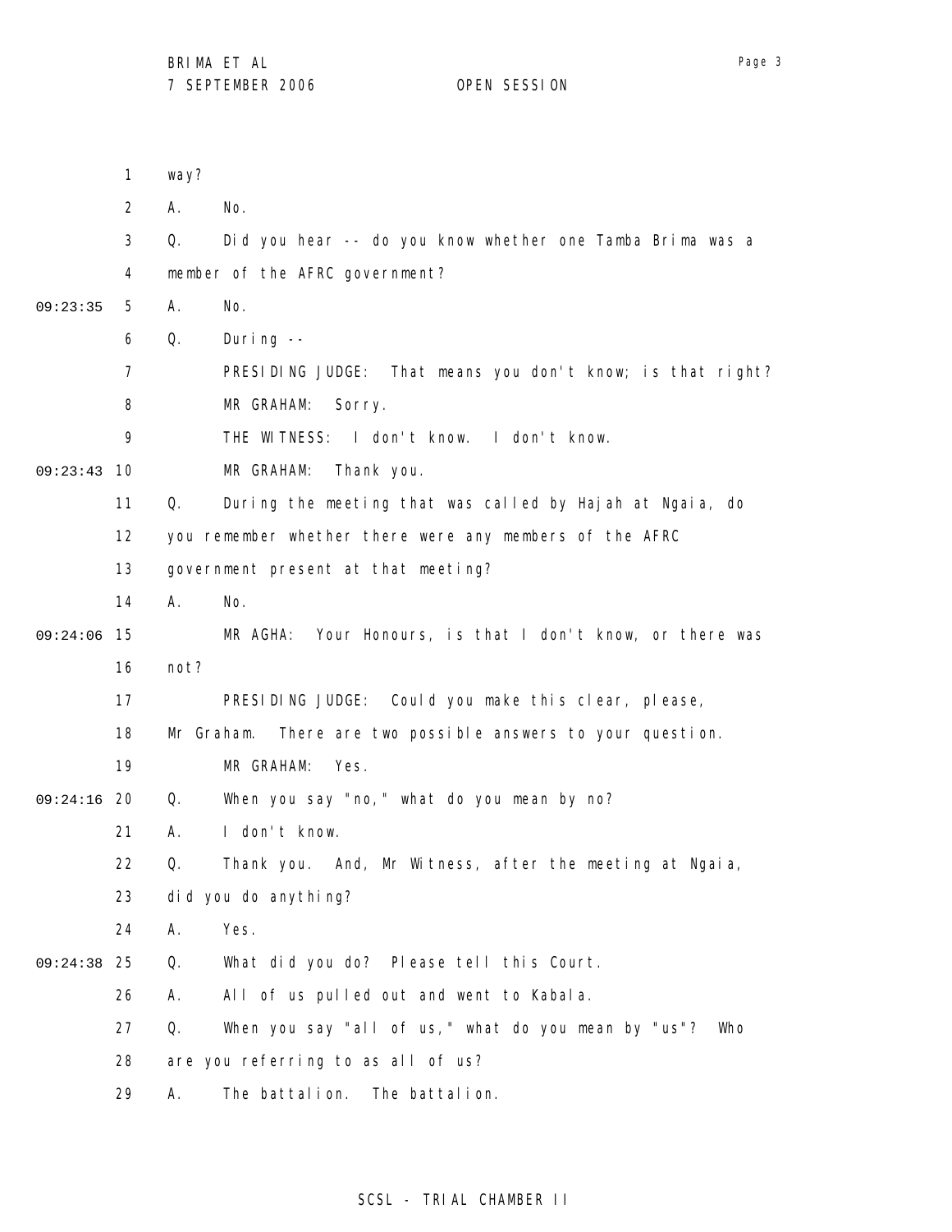way?

A. No.

Q. Did you hear -- do you know whether one Tamba Brima was a member of the AFRC government?

A. No.

Q. During --

PRESIDING JUDGE: That means you don't know; is that right?

MR GRAHAM: Sorry.

THE WITNESS: I don't know. I don't know.

MR GRAHAM: Thank you.

Q. During the meeting that was called by Hajah at Ngaia, do you remember whether there were any members of the AFRC government present at that meeting?

A. No.

MR AGHA: Your Honours, is that I don't know, or there was not?

PRESIDING JUDGE: Could you make this clear, please, Mr Graham. There are two possible answers to your question.

MR GRAHAM: Yes.

Q. When you say "no," what do you mean by no?

A. I don't know.

Q. Thank you. And, Mr Witness, after the meeting at Ngaia, did you do anything?

A. Yes.

Q. What did you do? Please tell this Court.

A. All of us pulled out and went to Kabala.

Q. When you say "all of us," what do you mean by "us"? Who are you referring to as all of us?

A. The battalion. The battalion.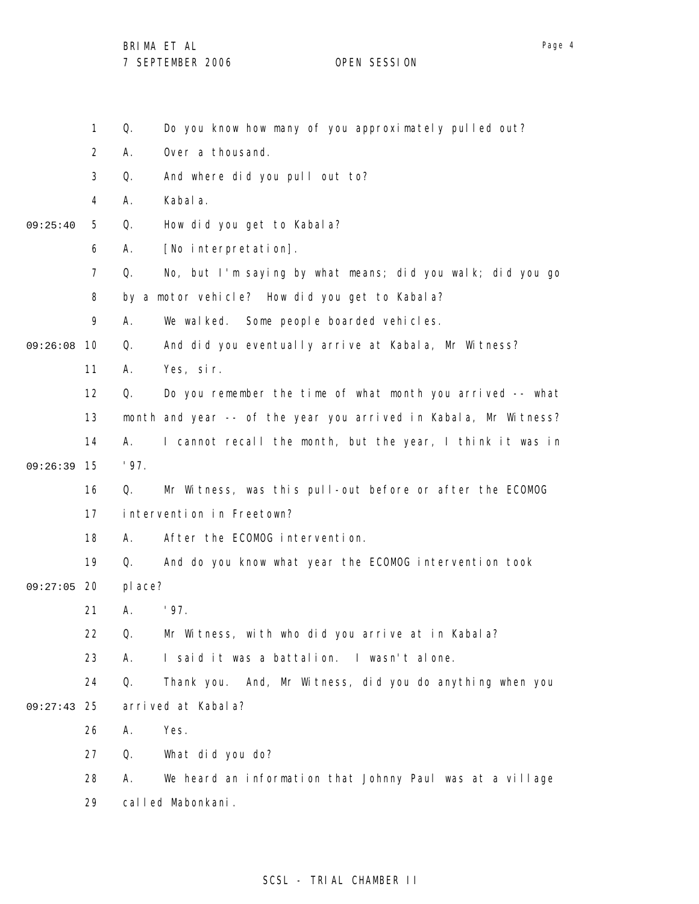1 Q. Do you know how many of you approximately pulled out?

2 A. Over a thousand.

3 Q. And where did you pull out to?

4 A. Kabala.

09:25:40 5 Q. How did you get to Kabala?

6 A. [No interpretation].

7 Q. No, but I'm saying by what means; did you walk; did you go

8 by a motor vehicle? How did you get to Kabala?

9 A. We walked. Some people boarded vehicles.

09:26:08 10 Q. And did you eventually arrive at Kabala, Mr Witness?

11 A. Yes, sir.

12 Q. Do you remember the time of what month you arrived -- what

13 month and year -- of the year you arrived in Kabala, Mr Witness?

14 A. I cannot recall the month, but the year, I think it was in

09:26:39 15 '97.

16 Q. Mr Witness, was this pull-out before or after the ECOMOG

17 intervention in Freetown?

18 A. After the ECOMOG intervention.

19 Q. And do you know what year the ECOMOG intervention took

09:27:05 20 place?

21 A. '97.

22 Q. Mr Witness, with who did you arrive at in Kabala?

23 A. I said it was a battalion. I wasn't alone.

24 Q. Thank you. And, Mr Witness, did you do anything when you

09:27:43 25 arrived at Kabala?

26 A. Yes.

27 Q. What did you do?

28 A. We heard an information that Johnny Paul was at a village

29 called Mabonkani.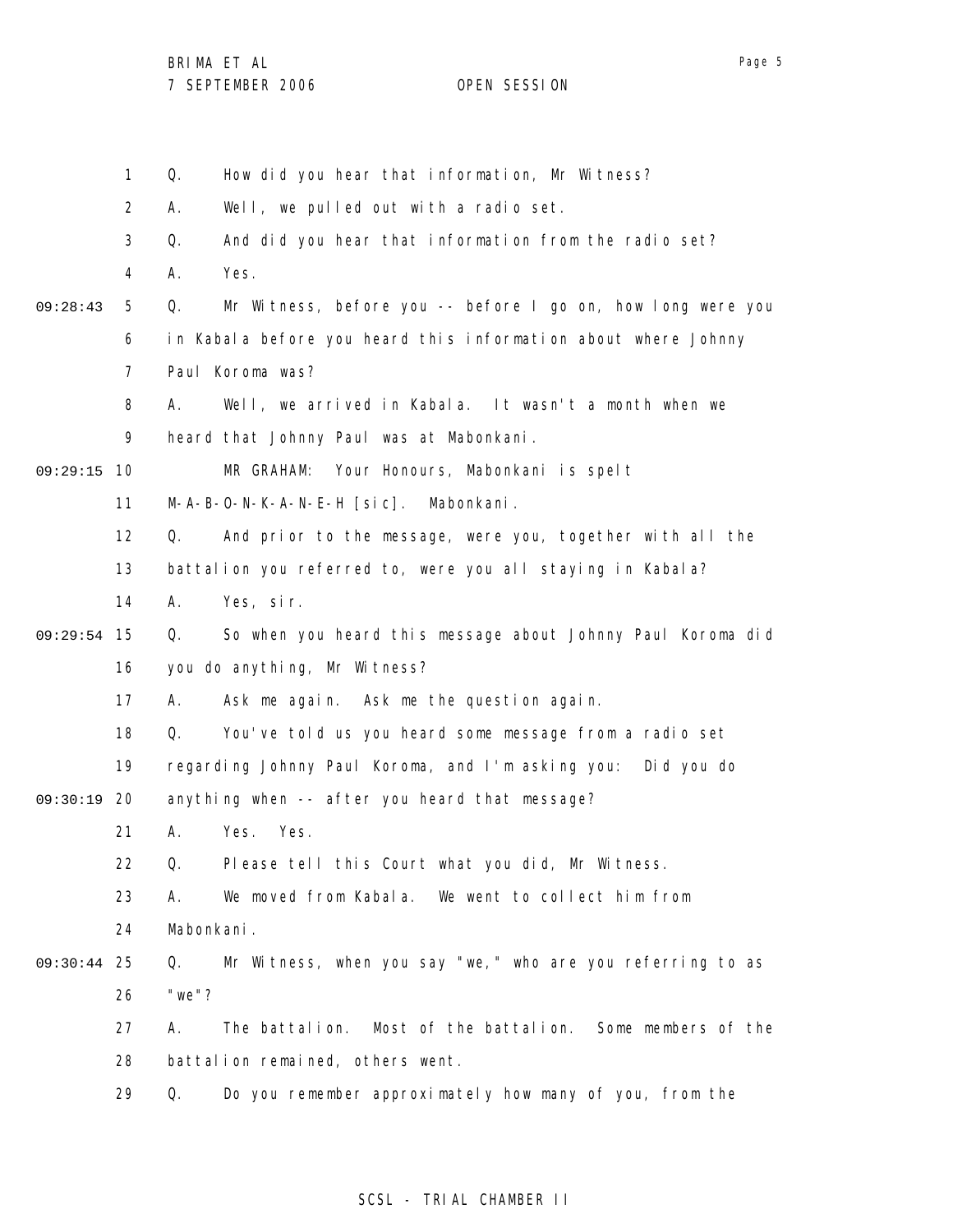Q. How did you hear that information, Mr Witness?

A. Well, we pulled out with a radio set.

Q. And did you hear that information from the radio set?

A. Yes.

Q. Mr Witness, before you -- before I go on, how long were you in Kabala before you heard this information about where Johnny Paul Koroma was?

A. Well, we arrived in Kabala. It wasn't a month when we heard that Johnny Paul was at Mabonkani.

MR GRAHAM: Your Honours, Mabonkani is spelt M-A-B-O-N-K-A-N-E-H [sic]. Mabonkani.

Q. And prior to the message, were you, together with all the battalion you referred to, were you all staying in Kabala?

A. Yes, sir.

Q. So when you heard this message about Johnny Paul Koroma did you do anything, Mr Witness?

A. Ask me again. Ask me the question again.

Q. You've told us you heard some message from a radio set regarding Johnny Paul Koroma, and I'm asking you: Did you do anything when -- after you heard that message?

A. Yes. Yes.

Q. Please tell this Court what you did, Mr Witness.

A. We moved from Kabala. We went to collect him from Mabonkani.

Q. Mr Witness, when you say "we," who are you referring to as "we"?

A. The battalion. Most of the battalion. Some members of the battalion remained, others went.

Q. Do you remember approximately how many of you, from the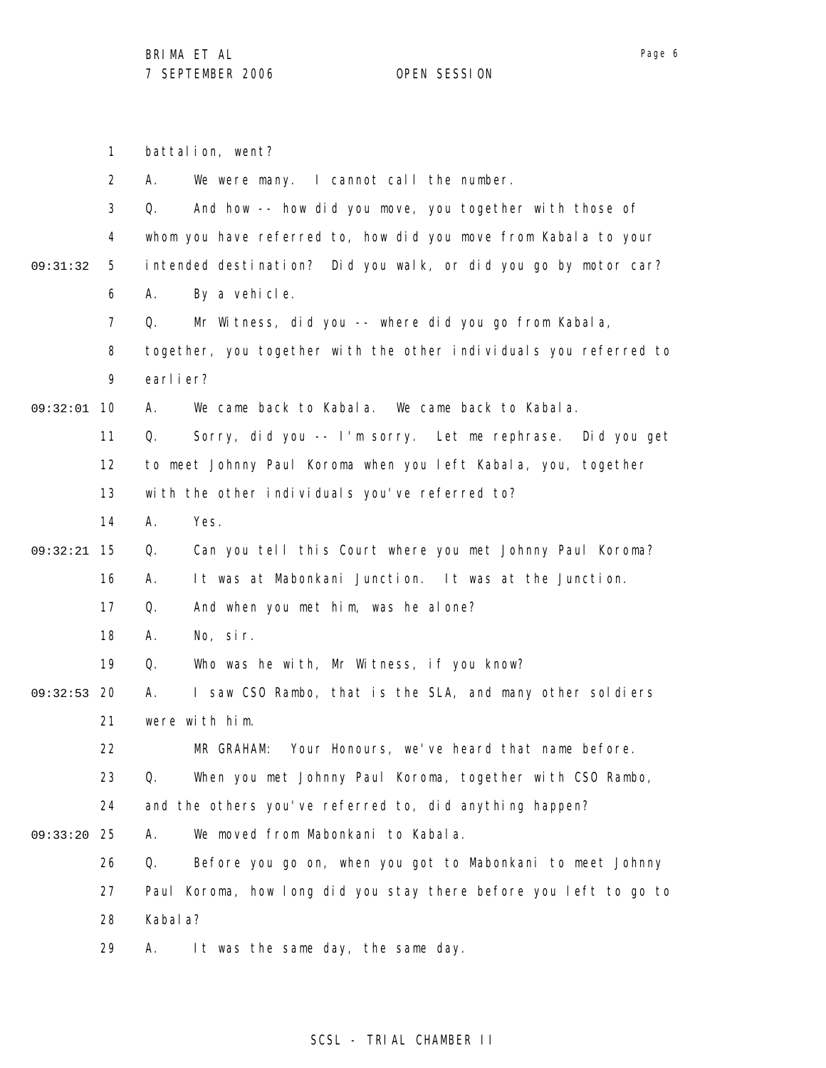battalion, went?

A. We were many. I cannot call the number.

Q. And how -- how did you move, you together with those of whom you have referred to, how did you move from Kabala to your intended destination? Did you walk, or did you go by motor car?

A. By a vehicle.

Q. Mr Witness, did you -- where did you go from Kabala, together, you together with the other individuals you referred to earlier?

A. We came back to Kabala. We came back to Kabala.

Q. Sorry, did you -- I'm sorry. Let me rephrase. Did you get to meet Johnny Paul Koroma when you left Kabala, you, together with the other individuals you've referred to?

A. Yes.

Q. Can you tell this Court where you met Johnny Paul Koroma?

A. It was at Mabonkani Junction. It was at the Junction.

Q. And when you met him, was he alone?

A. No, sir.

Q. Who was he with, Mr Witness, if you know?

A. I saw CSO Rambo, that is the SLA, and many other soldiers were with him.

MR GRAHAM: Your Honours, we've heard that name before.

Q. When you met Johnny Paul Koroma, together with CSO Rambo, and the others you've referred to, did anything happen?

A. We moved from Mabonkani to Kabala.

Q. Before you go on, when you got to Mabonkani to meet Johnny Paul Koroma, how long did you stay there before you left to go to Kabala?

A. It was the same day, the same day.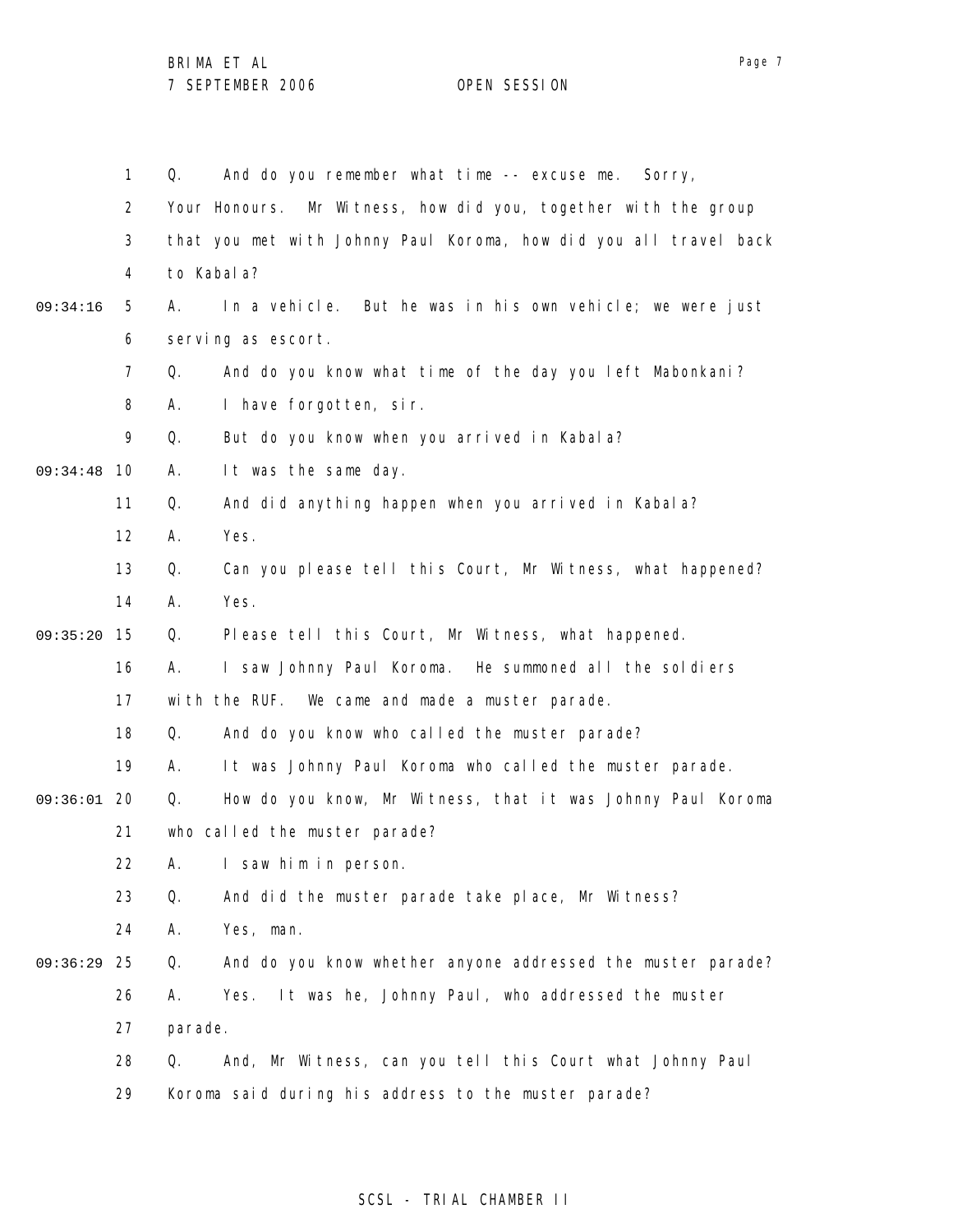Q. And do you remember what time -- excuse me. Sorry, Your Honours. Mr Witness, how did you, together with the group that you met with Johnny Paul Koroma, how did you all travel back to Kabala?

A. In a vehicle. But he was in his own vehicle; we were just serving as escort.

Q. And do you know what time of the day you left Mabonkani?

A. I have forgotten, sir.

Q. But do you know when you arrived in Kabala?

A. It was the same day.

Q. And did anything happen when you arrived in Kabala?

A. Yes.

Q. Can you please tell this Court, Mr Witness, what happened?

A. Yes.

Q. Please tell this Court, Mr Witness, what happened.

A. I saw Johnny Paul Koroma. He summoned all the soldiers with the RUF. We came and made a muster parade.

Q. And do you know who called the muster parade?

A. It was Johnny Paul Koroma who called the muster parade.

Q. How do you know, Mr Witness, that it was Johnny Paul Koroma who called the muster parade?

A. I saw him in person.

Q. And did the muster parade take place, Mr Witness?

A. Yes, man.

Q. And do you know whether anyone addressed the muster parade?

A. Yes. It was he, Johnny Paul, who addressed the muster parade.

Q. And, Mr Witness, can you tell this Court what Johnny Paul Koroma said during his address to the muster parade?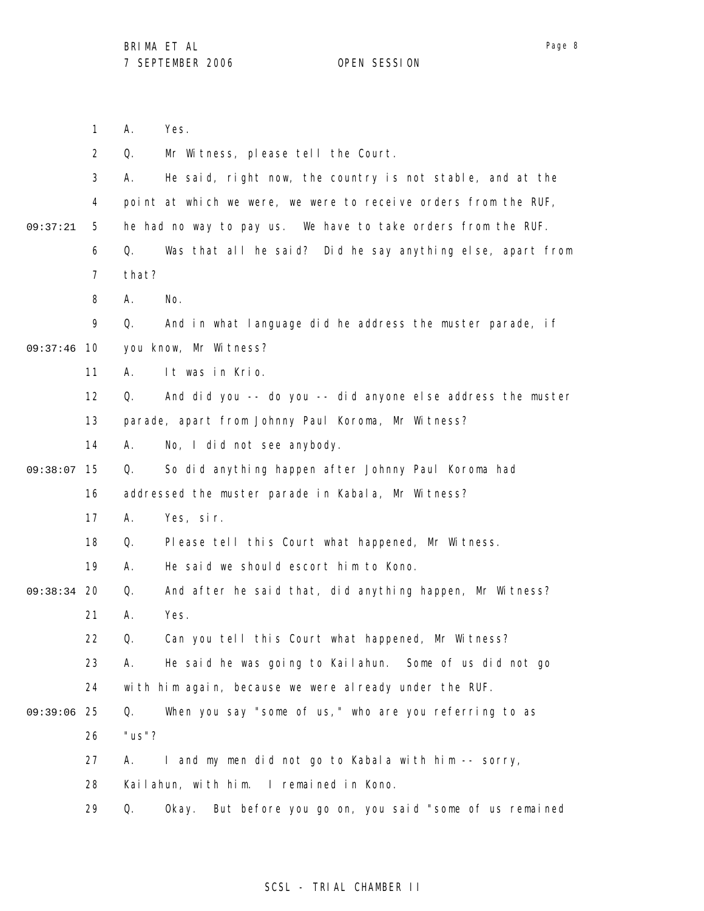1 A. Yes.

2 Q. Mr Witness, please tell the Court.

3 A. He said, right now, the country is not stable, and at the

4 point at which we were, we were to receive orders from the RUF,

09:37:21 5 he had no way to pay us. We have to take orders from the RUF.

6 Q. Was that all he said? Did he say anything else, apart from

7 that?

8 A. No.

9 Q. And in what language did he address the muster parade, if

09:37:46 10 you know, Mr Witness?

11 A. It was in Krio.

12 Q. And did you -- do you -- did anyone else address the muster

13 parade, apart from Johnny Paul Koroma, Mr Witness?

14 A. No, I did not see anybody.

09:38:07 15 Q. So did anything happen after Johnny Paul Koroma had

16 addressed the muster parade in Kabala, Mr Witness?

17 A. Yes, sir.

18 Q. Please tell this Court what happened, Mr Witness.

19 A. He said we should escort him to Kono.

09:38:34 20 Q. And after he said that, did anything happen, Mr Witness?

21 A. Yes.

22 Q. Can you tell this Court what happened, Mr Witness?

23 A. He said he was going to Kailahun. Some of us did not go

24 with him again, because we were already under the RUF.

09:39:06 25 Q. When you say "some of us," who are you referring to as

26 "us"?

27 A. I and my men did not go to Kabala with him -- sorry,

28 Kailahun, with him. I remained in Kono.

29 Q. Okay. But before you go on, you said "some of us remained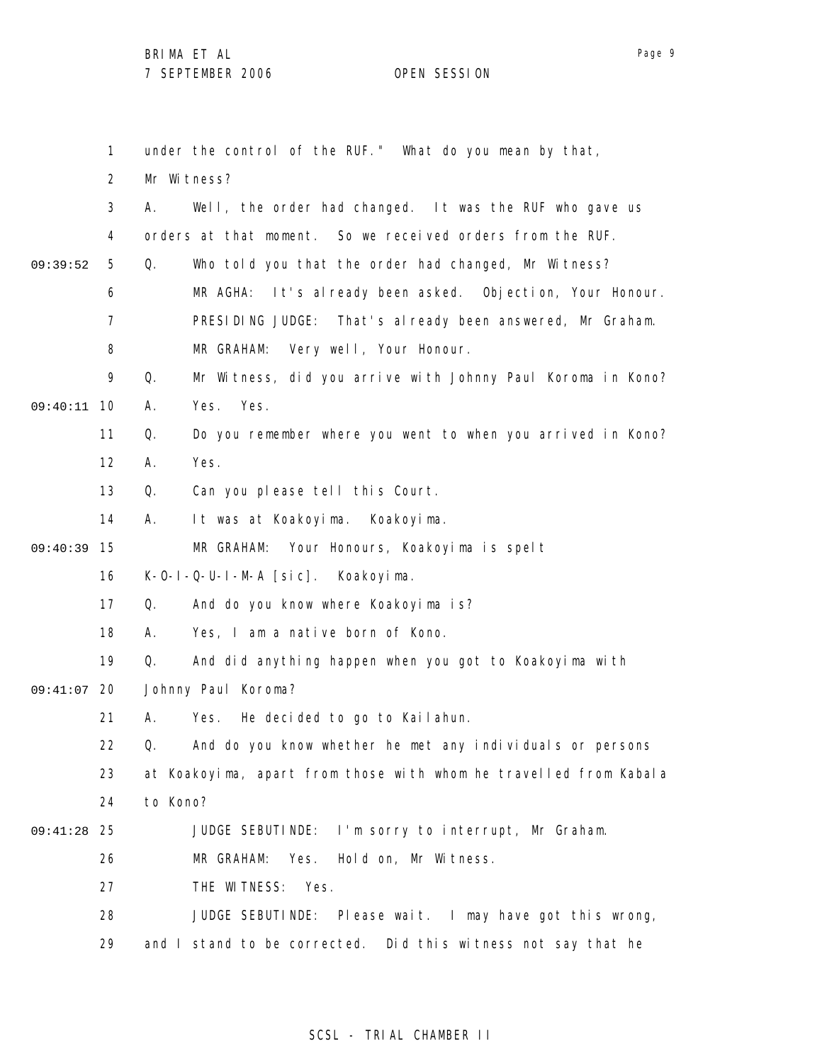under the control of the RUF." What do you mean by that, Mr Witness?

A. Well, the order had changed. It was the RUF who gave us orders at that moment. So we received orders from the RUF.

Q. Who told you that the order had changed, Mr Witness?

MR AGHA: It's already been asked. Objection, Your Honour.

PRESIDING JUDGE: That's already been answered, Mr Graham.

MR GRAHAM: Very well, Your Honour.

Q. Mr Witness, did you arrive with Johnny Paul Koroma in Kono?

A. Yes. Yes.

Q. Do you remember where you went to when you arrived in Kono?

A. Yes.

Q. Can you please tell this Court.

A. It was at Koakoyima. Koakoyima.

MR GRAHAM: Your Honours, Koakoyima is spelt K-O-I-Q-U-I-M-A [sic]. Koakoyima.

Q. And do you know where Koakoyima is?

A. Yes, I am a native born of Kono.

Q. And did anything happen when you got to Koakoyima with Johnny Paul Koroma?

A. Yes. He decided to go to Kailahun.

Q. And do you know whether he met any individuals or persons at Koakoyima, apart from those with whom he travelled from Kabala to Kono?

JUDGE SEBUTINDE: I'm sorry to interrupt, Mr Graham.

MR GRAHAM: Yes. Hold on, Mr Witness.

THE WITNESS: Yes.

JUDGE SEBUTINDE: Please wait. I may have got this wrong, and I stand to be corrected. Did this witness not say that he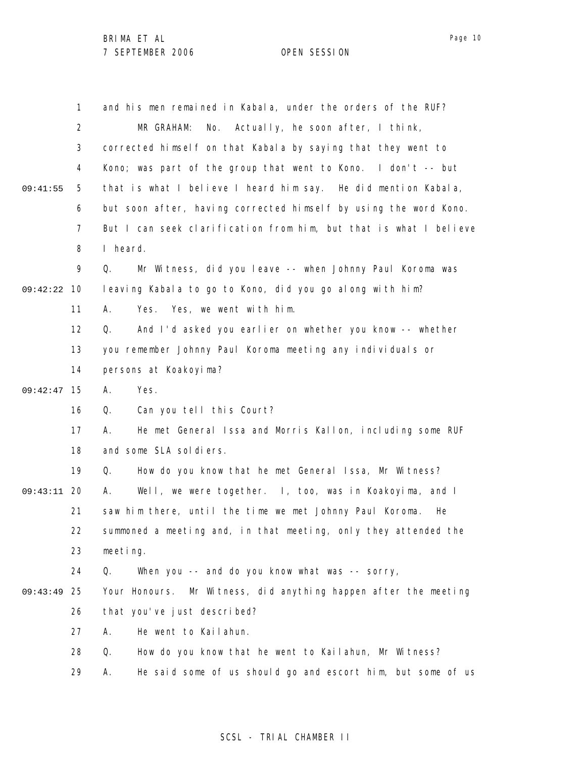and his men remained in Kabala, under the orders of the RUF?

MR GRAHAM: No. Actually, he soon after, I think, corrected himself on that Kabala by saying that they went to Kono; was part of the group that went to Kono. I don't -- but that is what I believe I heard him say. He did mention Kabala, but soon after, having corrected himself by using the word Kono. But I can seek clarification from him, but that is what I believe I heard.

Q. Mr Witness, did you leave -- when Johnny Paul Koroma was leaving Kabala to go to Kono, did you go along with him?

A. Yes. Yes, we went with him.

Q. And I'd asked you earlier on whether you know -- whether you remember Johnny Paul Koroma meeting any individuals or persons at Koakoyima?

A. Yes.

Q. Can you tell this Court?

A. He met General Issa and Morris Kallon, including some RUF and some SLA soldiers.

Q. How do you know that he met General Issa, Mr Witness?

A. Well, we were together. I, too, was in Koakoyima, and I saw him there, until the time we met Johnny Paul Koroma. He summoned a meeting and, in that meeting, only they attended the meeting.

Q. When you -- and do you know what was -- sorry, Your Honours. Mr Witness, did anything happen after the meeting that you've just described?

A. He went to Kailahun.

Q. How do you know that he went to Kailahun, Mr Witness?

A. He said some of us should go and escort him, but some of us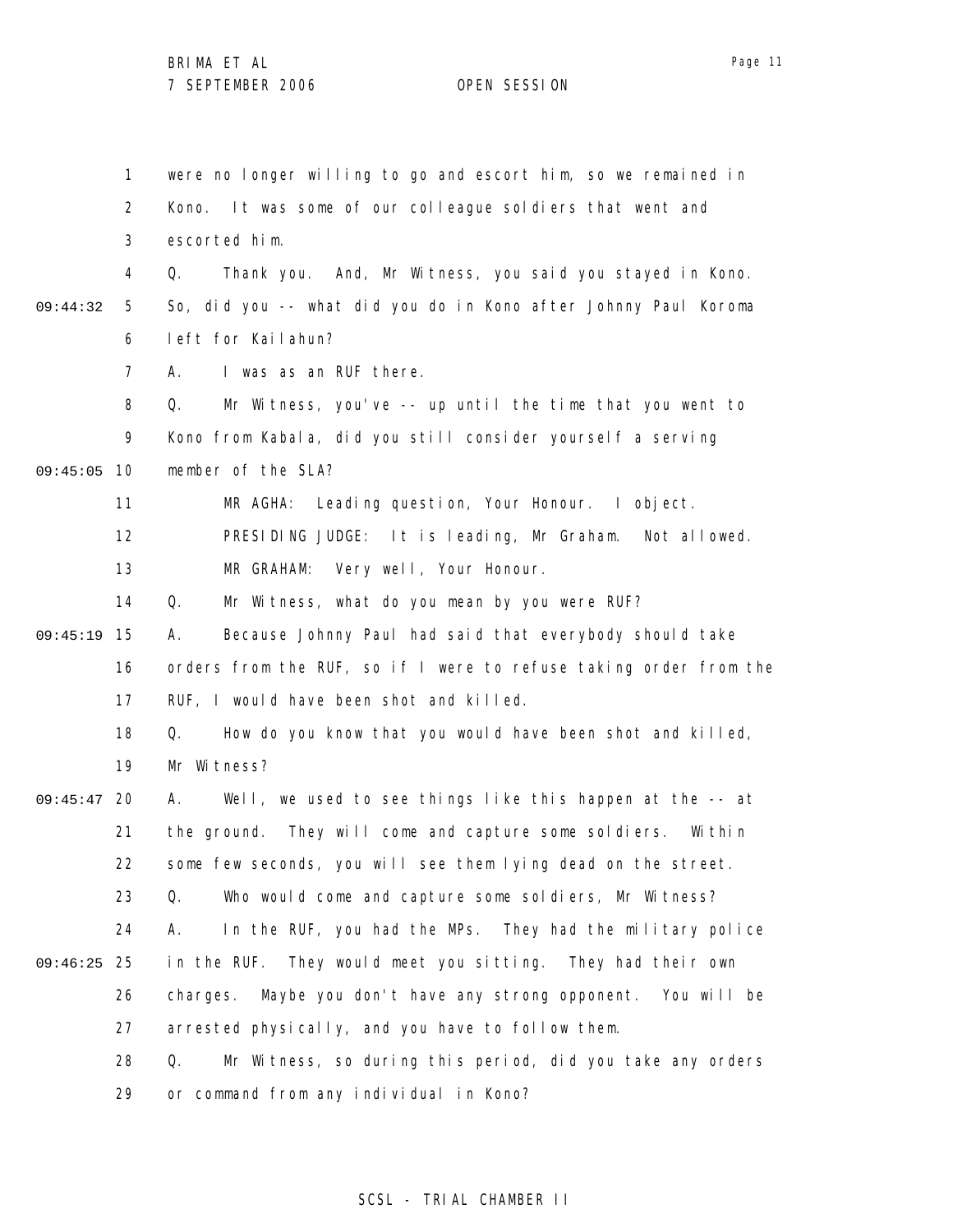were no longer willing to go and escort him, so we remained in Kono. It was some of our colleague soldiers that went and escorted him.

Q. Thank you. And, Mr Witness, you said you stayed in Kono. So, did you -- what did you do in Kono after Johnny Paul Koroma left for Kailahun?

A. I was as an RUF there.

Q. Mr Witness, you've -- up until the time that you went to Kono from Kabala, did you still consider yourself a serving member of the SLA?

MR AGHA: Leading question, Your Honour. I object.

PRESIDING JUDGE: It is leading, Mr Graham. Not allowed.

MR GRAHAM: Very well, Your Honour.

Q. Mr Witness, what do you mean by you were RUF?

A. Because Johnny Paul had said that everybody should take orders from the RUF, so if I were to refuse taking order from the RUF, I would have been shot and killed.

Q. How do you know that you would have been shot and killed, Mr Witness?

A. Well, we used to see things like this happen at the -- at the ground. They will come and capture some soldiers. Within some few seconds, you will see them lying dead on the street.

Q. Who would come and capture some soldiers, Mr Witness?

A. In the RUF, you had the MPs. They had the military police in the RUF. They would meet you sitting. They had their own charges. Maybe you don't have any strong opponent. You will be arrested physically, and you have to follow them.

Q. Mr Witness, so during this period, did you take any orders or command from any individual in Kono?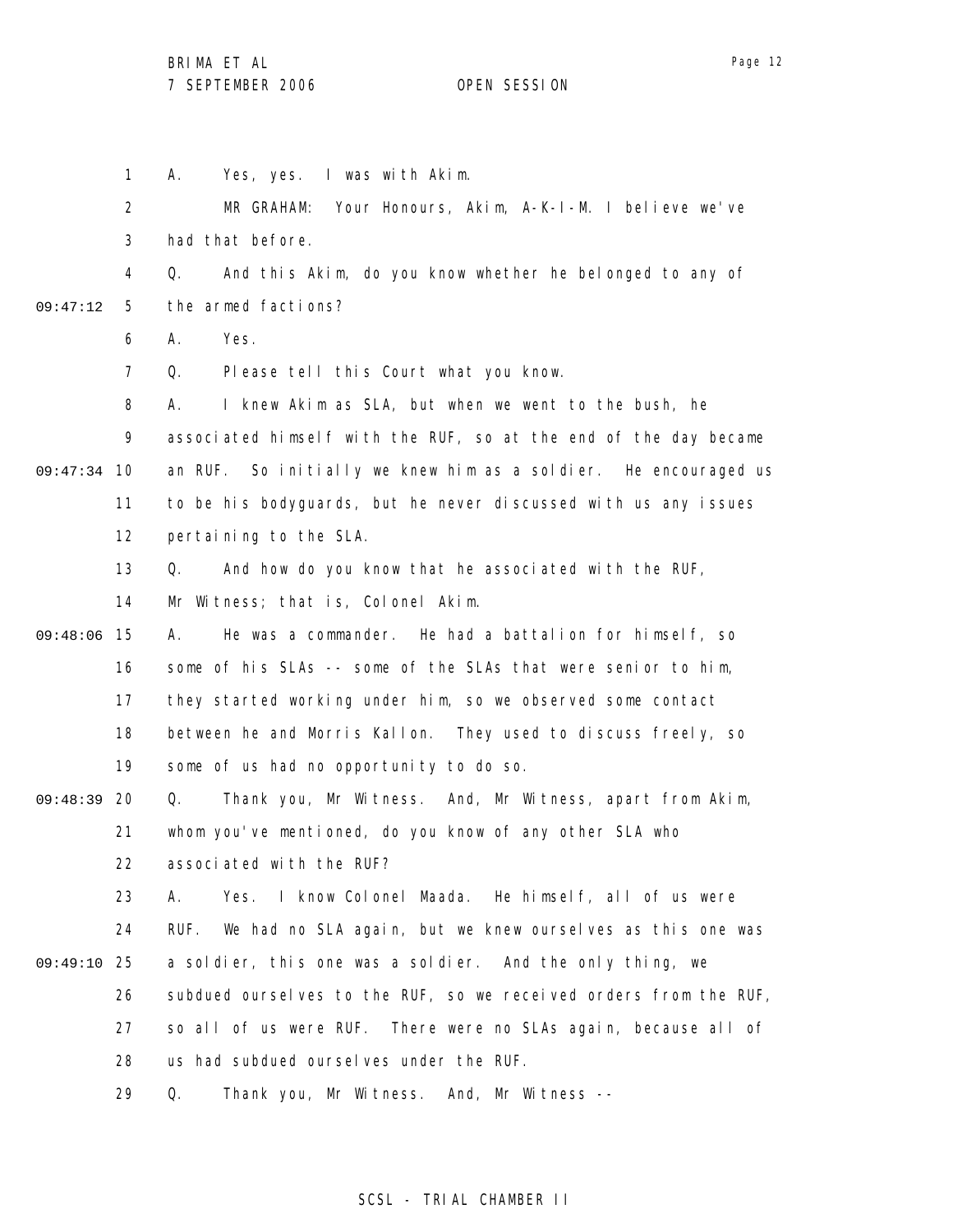A. Yes, yes. I was with Akim.

MR GRAHAM: Your Honours, Akim, A-K-I-M. I believe we've had that before.

Q. And this Akim, do you know whether he belonged to any of the armed factions?

A. Yes.

Q. Please tell this Court what you know.

A. I knew Akim as SLA, but when we went to the bush, he associated himself with the RUF, so at the end of the day became an RUF. So initially we knew him as a soldier. He encouraged us to be his bodyguards, but he never discussed with us any issues pertaining to the SLA.

Q. And how do you know that he associated with the RUF, Mr Witness; that is, Colonel Akim.

A. He was a commander. He had a battalion for himself, so some of his SLAs -- some of the SLAs that were senior to him, they started working under him, so we observed some contact between he and Morris Kallon. They used to discuss freely, so some of us had no opportunity to do so.

Q. Thank you, Mr Witness. And, Mr Witness, apart from Akim, whom you've mentioned, do you know of any other SLA who associated with the RUF?

A. Yes. I know Colonel Maada. He himself, all of us were RUF. We had no SLA again, but we knew ourselves as this one was a soldier, this one was a soldier. And the only thing, we subdued ourselves to the RUF, so we received orders from the RUF, so all of us were RUF. There were no SLAs again, because all of us had subdued ourselves under the RUF.

Q. Thank you, Mr Witness. And, Mr Witness --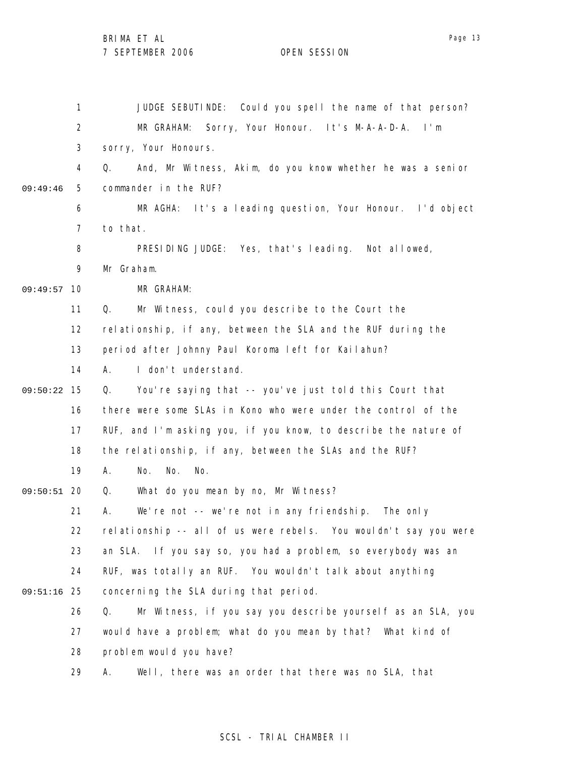JUDGE SEBUTINDE: Could you spell the name of that person?

MR GRAHAM: Sorry, Your Honour. It's M-A-A-D-A. I'm sorry, Your Honours.

Q. And, Mr Witness, Akim, do you know whether he was a senior commander in the RUF?

MR AGHA: It's a leading question, Your Honour. I'd object to that.

PRESIDING JUDGE: Yes, that's leading. Not allowed, Mr Graham.

MR GRAHAM:

Q. Mr Witness, could you describe to the Court the relationship, if any, between the SLA and the RUF during the period after Johnny Paul Koroma left for Kailahun?

A. I don't understand.

Q. You're saying that -- you've just told this Court that there were some SLAs in Kono who were under the control of the RUF, and I'm asking you, if you know, to describe the nature of the relationship, if any, between the SLAs and the RUF?

A. No. No. No.

Q. What do you mean by no, Mr Witness?

A. We're not -- we're not in any friendship. The only relationship -- all of us were rebels. You wouldn't say you were an SLA. If you say so, you had a problem, so everybody was an RUF, was totally an RUF. You wouldn't talk about anything concerning the SLA during that period.

Q. Mr Witness, if you say you describe yourself as an SLA, you would have a problem; what do you mean by that? What kind of problem would you have?

A. Well, there was an order that there was no SLA, that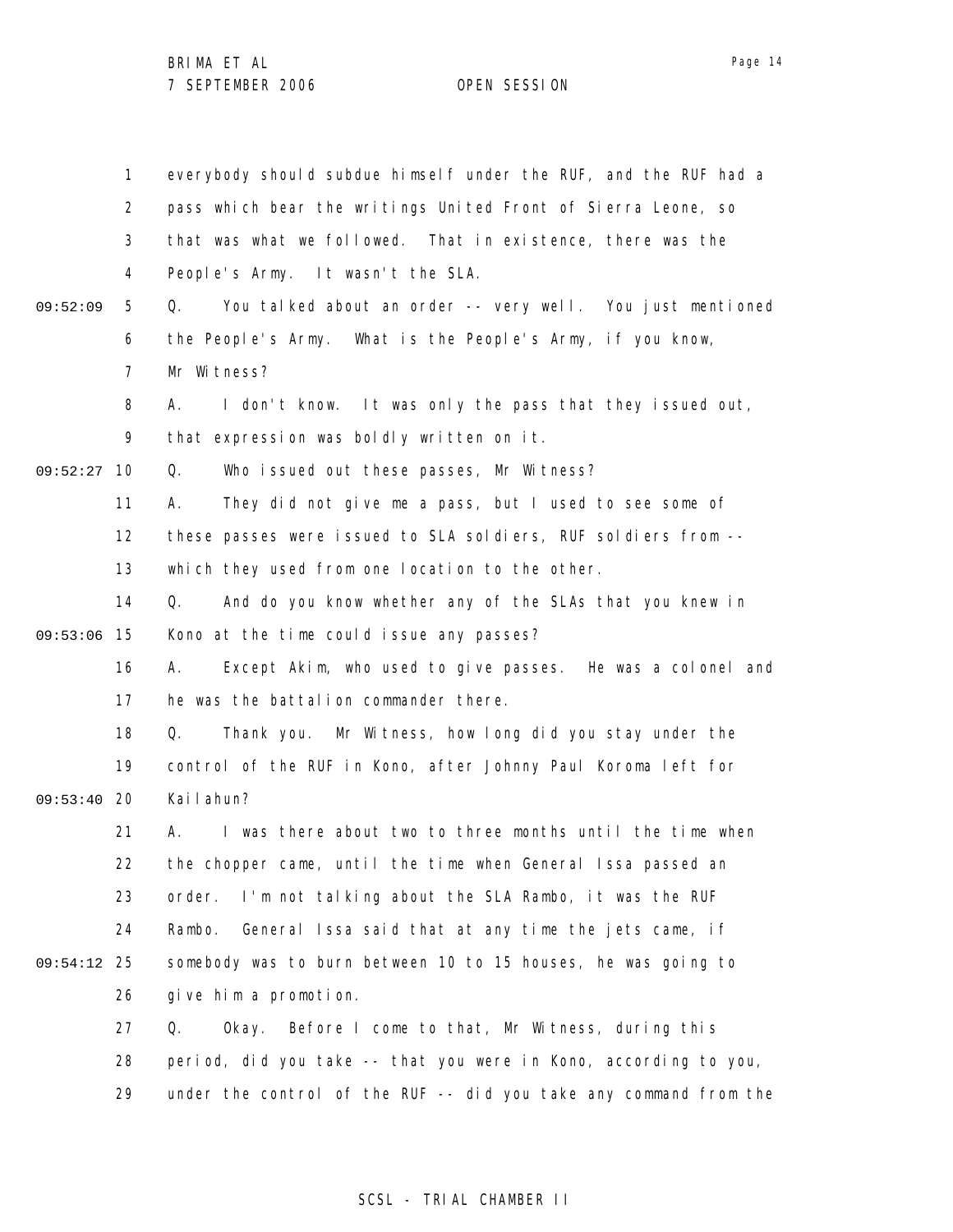1 everybody should subdue himself under the RUF, and the RUF had a
2 pass which bear the writings United Front of Sierra Leone, so
3 that was what we followed. That in existence, there was the
4 People's Army. It wasn't the SLA.

09:52:09 5 Q. You talked about an order -- very well. You just mentioned
6 the People's Army. What is the People's Army, if you know,
7 Mr Witness?
8 A. I don't know. It was only the pass that they issued out,
9 that expression was boldly written on it.

09:52:27 10 Q. Who issued out these passes, Mr Witness?
11 A. They did not give me a pass, but I used to see some of
12 these passes were issued to SLA soldiers, RUF soldiers from --
13 which they used from one location to the other.
14 Q. And do you know whether any of the SLAs that you knew in

09:53:06 15 Kono at the time could issue any passes?
16 A. Except Akim, who used to give passes. He was a colonel and
17 he was the battalion commander there.
18 Q. Thank you. Mr Witness, how long did you stay under the
19 control of the RUF in Kono, after Johnny Paul Koroma left for

09:53:40 20 Kailahun?
21 A. I was there about two to three months until the time when
22 the chopper came, until the time when General Issa passed an
23 order. I'm not talking about the SLA Rambo, it was the RUF
24 Rambo. General Issa said that at any time the jets came, if

09:54:12 25 somebody was to burn between 10 to 15 houses, he was going to
26 give him a promotion.
27 Q. Okay. Before I come to that, Mr Witness, during this
28 period, did you take -- that you were in Kono, according to you,
29 under the control of the RUF -- did you take any command from the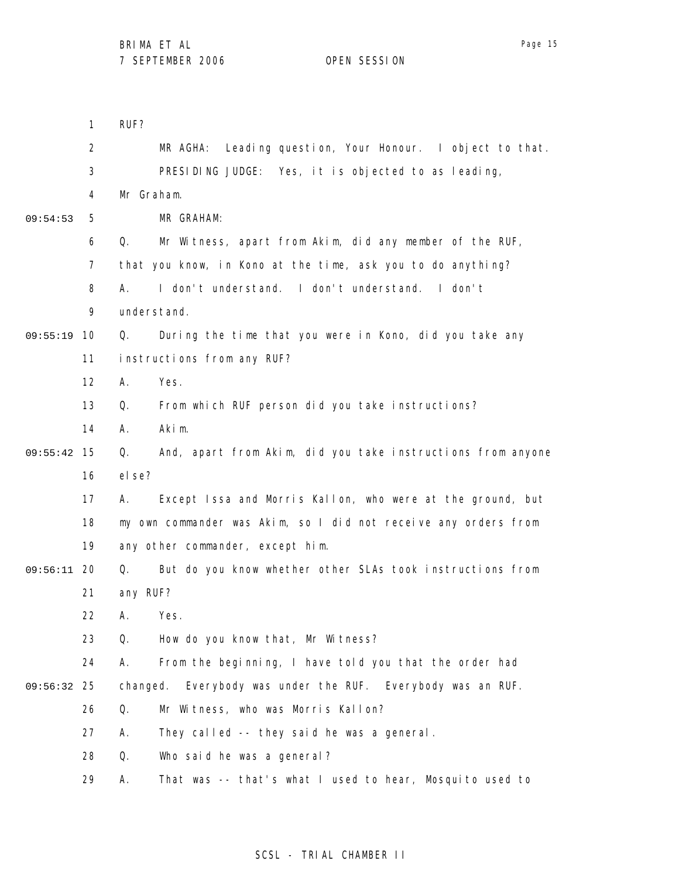RUF?

MR AGHA: Leading question, Your Honour. I object to that.

PRESIDING JUDGE: Yes, it is objected to as leading, Mr Graham.

MR GRAHAM:

Q. Mr Witness, apart from Akim, did any member of the RUF, that you know, in Kono at the time, ask you to do anything?

A. I don't understand. I don't understand. I don't understand.

Q. During the time that you were in Kono, did you take any instructions from any RUF?

A. Yes.

Q. From which RUF person did you take instructions?

A. Akim.

Q. And, apart from Akim, did you take instructions from anyone else?

A. Except Issa and Morris Kallon, who were at the ground, but my own commander was Akim, so I did not receive any orders from any other commander, except him.

Q. But do you know whether other SLAs took instructions from any RUF?

A. Yes.

Q. How do you know that, Mr Witness?

A. From the beginning, I have told you that the order had changed. Everybody was under the RUF. Everybody was an RUF.

Q. Mr Witness, who was Morris Kallon?

A. They called -- they said he was a general.

Q. Who said he was a general?

A. That was -- that's what I used to hear, Mosquito used to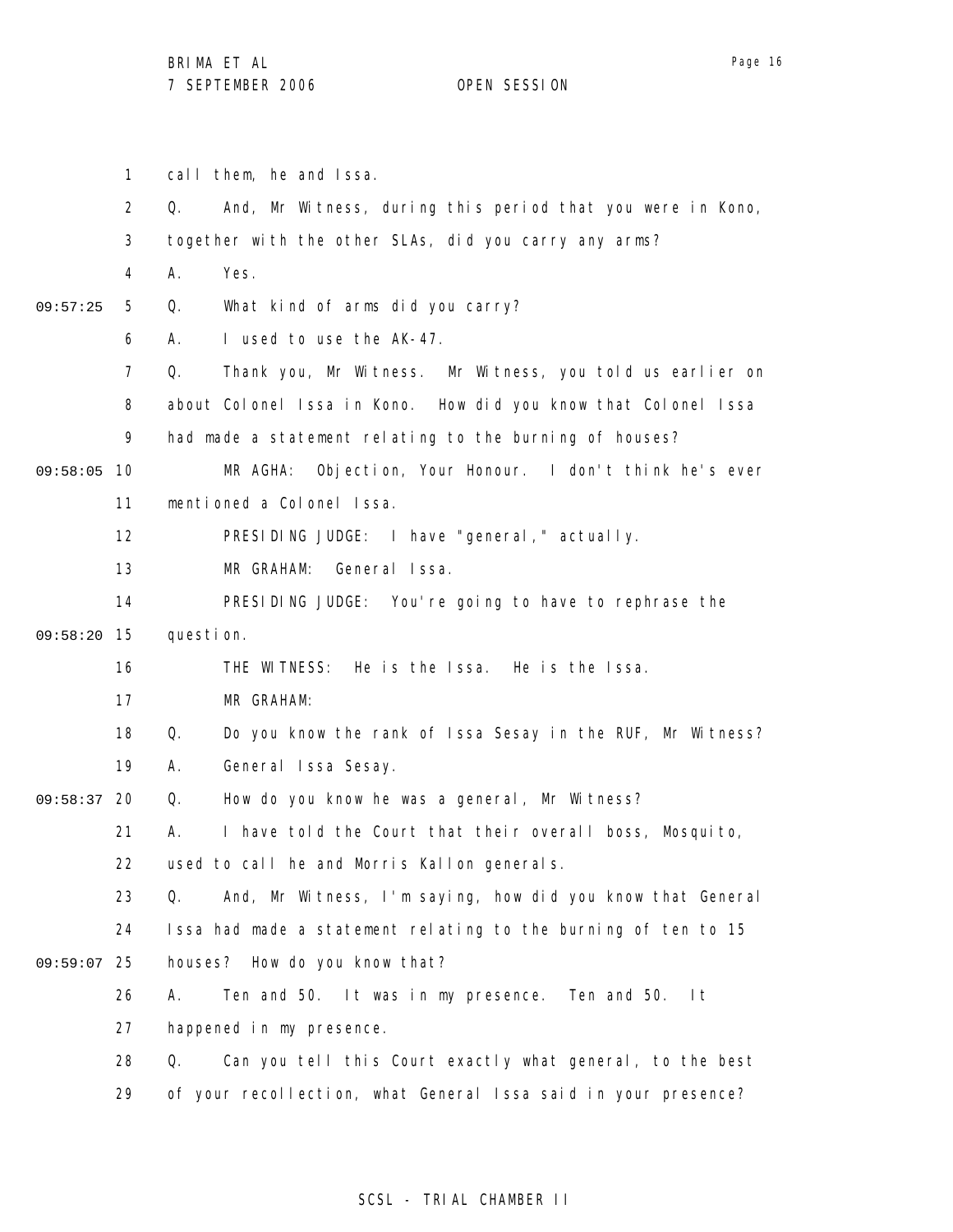call them, he and Issa.

Q. And, Mr Witness, during this period that you were in Kono, together with the other SLAs, did you carry any arms?

A. Yes.

Q. What kind of arms did you carry?

A. I used to use the AK-47.

Q. Thank you, Mr Witness. Mr Witness, you told us earlier on about Colonel Issa in Kono. How did you know that Colonel Issa had made a statement relating to the burning of houses?

MR AGHA: Objection, Your Honour. I don't think he's ever mentioned a Colonel Issa.

PRESIDING JUDGE: I have "general," actually.

MR GRAHAM: General Issa.

PRESIDING JUDGE: You're going to have to rephrase the question.

THE WITNESS: He is the Issa. He is the Issa.

MR GRAHAM:

Q. Do you know the rank of Issa Sesay in the RUF, Mr Witness?

A. General Issa Sesay.

Q. How do you know he was a general, Mr Witness?

A. I have told the Court that their overall boss, Mosquito, used to call he and Morris Kallon generals.

Q. And, Mr Witness, I'm saying, how did you know that General Issa had made a statement relating to the burning of ten to 15 houses? How do you know that?

A. Ten and 50. It was in my presence. Ten and 50. It happened in my presence.

Q. Can you tell this Court exactly what general, to the best of your recollection, what General Issa said in your presence?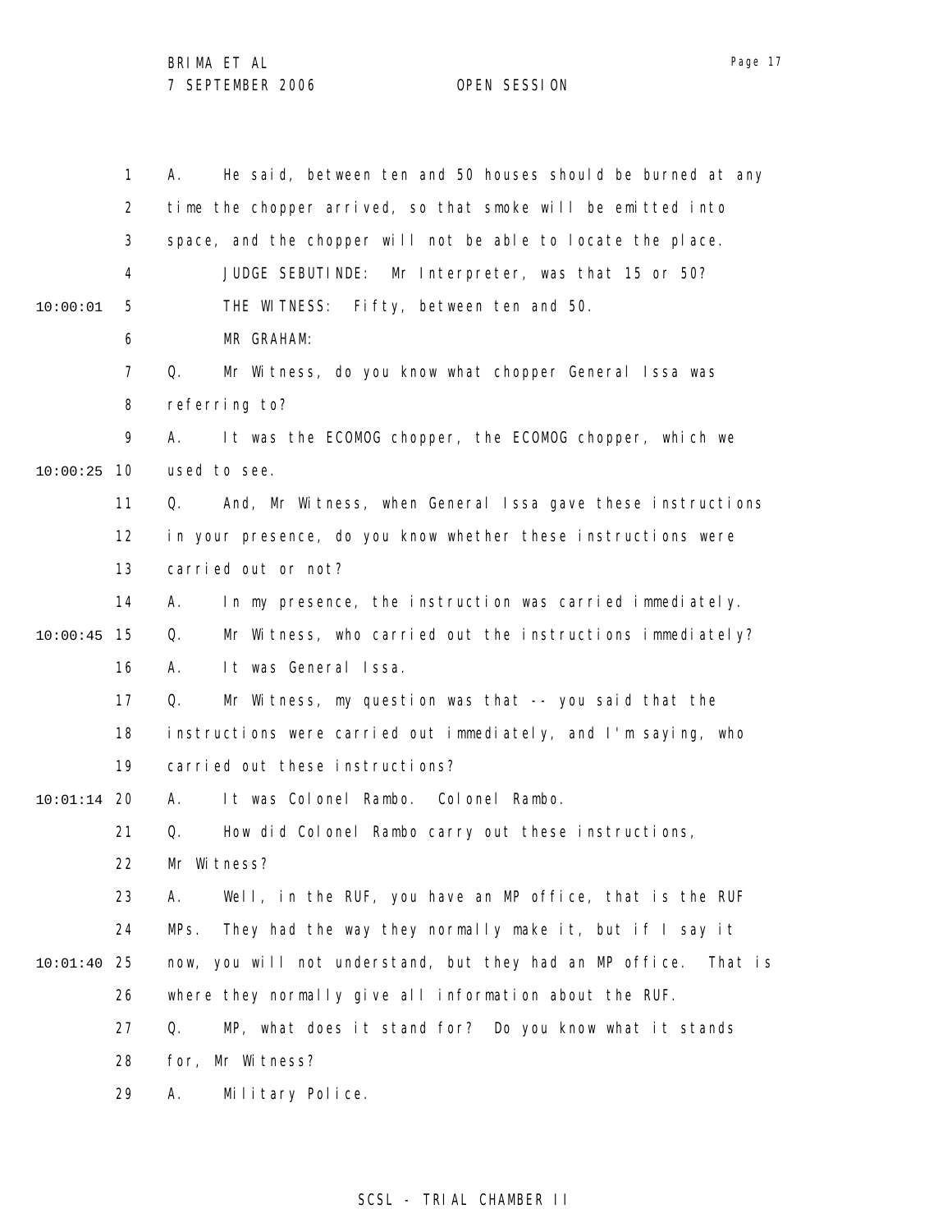1 A. He said, between ten and 50 houses should be burned at any
2 time the chopper arrived, so that smoke will be emitted into
3 space, and the chopper will not be able to locate the place.
4 JUDGE SEBUTINDE: Mr Interpreter, was that 15 or 50?
10:00:01 5 THE WITNESS: Fifty, between ten and 50.
6 MR GRAHAM:
7 Q. Mr Witness, do you know what chopper General Issa was
8 referring to?
9 A. It was the ECOMOG chopper, the ECOMOG chopper, which we
10:00:25 10 used to see.
11 Q. And, Mr Witness, when General Issa gave these instructions
12 in your presence, do you know whether these instructions were
13 carried out or not?
14 A. In my presence, the instruction was carried immediately.
10:00:45 15 Q. Mr Witness, who carried out the instructions immediately?
16 A. It was General Issa.
17 Q. Mr Witness, my question was that -- you said that the
18 instructions were carried out immediately, and I'm saying, who
19 carried out these instructions?
10:01:14 20 A. It was Colonel Rambo. Colonel Rambo.
21 Q. How did Colonel Rambo carry out these instructions,
22 Mr Witness?
23 A. Well, in the RUF, you have an MP office, that is the RUF
24 MPs. They had the way they normally make it, but if I say it
10:01:40 25 now, you will not understand, but they had an MP office. That is
26 where they normally give all information about the RUF.
27 Q. MP, what does it stand for? Do you know what it stands
28 for, Mr Witness?
29 A. Military Police.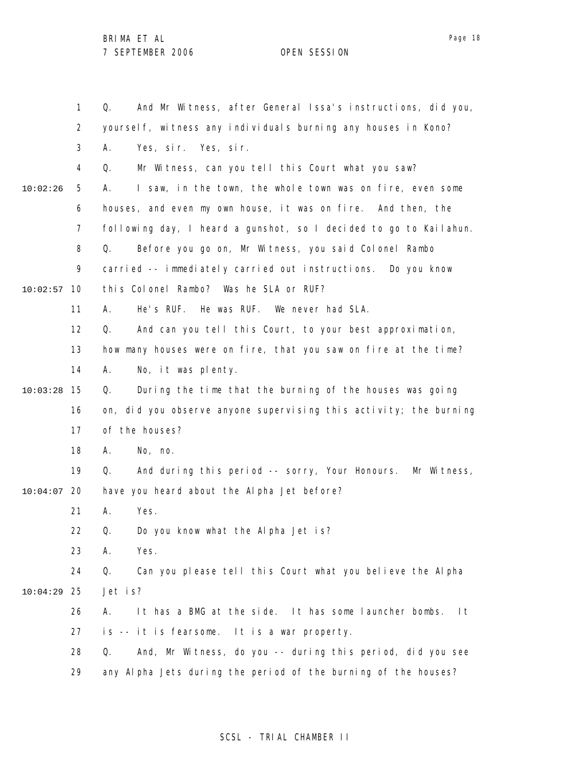1 Q. And Mr Witness, after General Issa's instructions, did you,
2 yourself, witness any individuals burning any houses in Kono?
3 A. Yes, sir. Yes, sir.
4 Q. Mr Witness, can you tell this Court what you saw?
10:02:26 5 A. I saw, in the town, the whole town was on fire, even some
6 houses, and even my own house, it was on fire. And then, the
7 following day, I heard a gunshot, so I decided to go to Kailahun.
8 Q. Before you go on, Mr Witness, you said Colonel Rambo
9 carried -- immediately carried out instructions. Do you know
10:02:57 10 this Colonel Rambo? Was he SLA or RUF?
11 A. He's RUF. He was RUF. We never had SLA.
12 Q. And can you tell this Court, to your best approximation,
13 how many houses were on fire, that you saw on fire at the time?
14 A. No, it was plenty.
10:03:28 15 Q. During the time that the burning of the houses was going
16 on, did you observe anyone supervising this activity; the burning
17 of the houses?
18 A. No, no.
19 Q. And during this period -- sorry, Your Honours. Mr Witness,
10:04:07 20 have you heard about the Alpha Jet before?
21 A. Yes.
22 Q. Do you know what the Alpha Jet is?
23 A. Yes.
24 Q. Can you please tell this Court what you believe the Alpha
10:04:29 25 Jet is?
26 A. It has a BMG at the side. It has some launcher bombs. It
27 is -- it is fearsome. It is a war property.
28 Q. And, Mr Witness, do you -- during this period, did you see
29 any Alpha Jets during the period of the burning of the houses?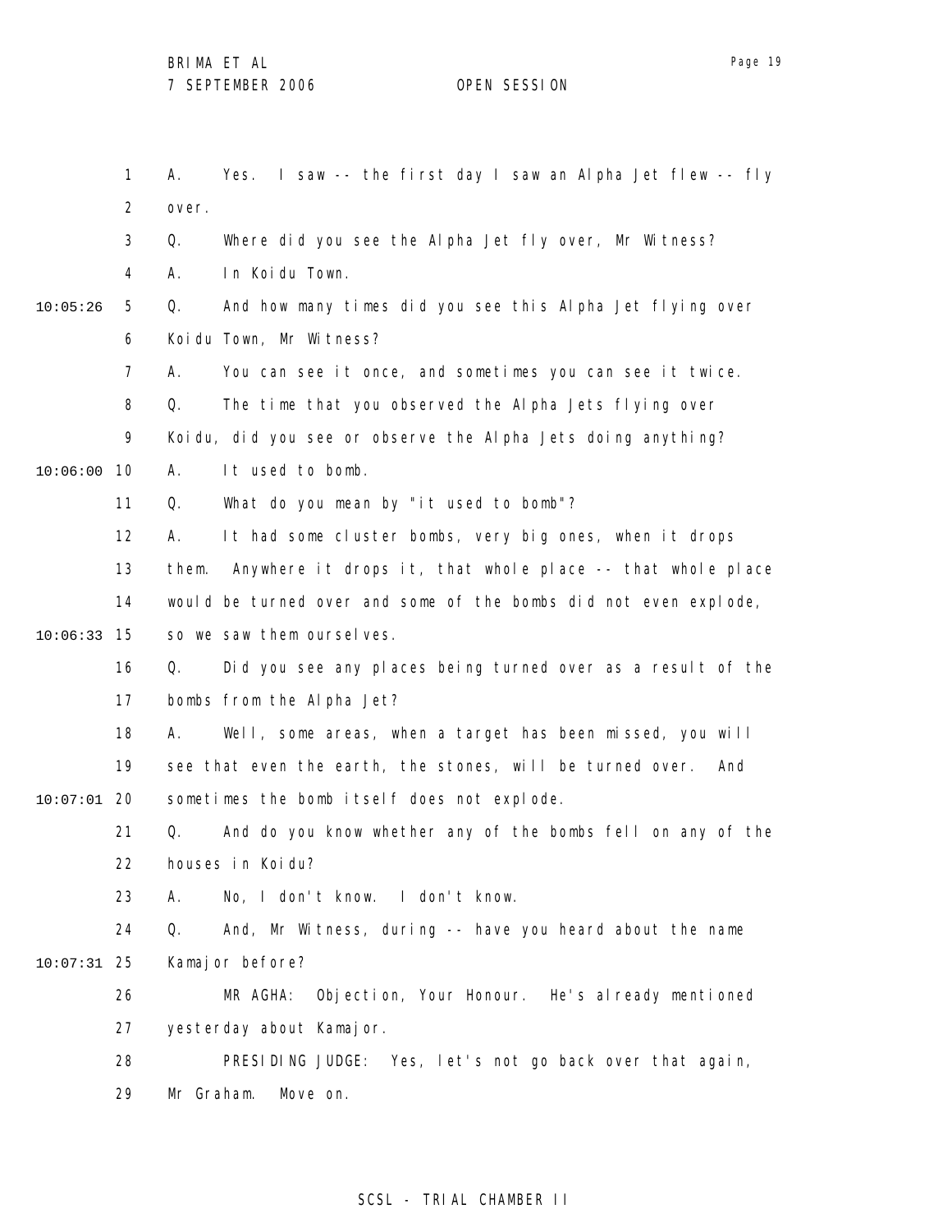A. Yes. I saw -- the first day I saw an Alpha Jet flew -- fly over.

Q. Where did you see the Alpha Jet fly over, Mr Witness?

A. In Koidu Town.

Q. And how many times did you see this Alpha Jet flying over Koidu Town, Mr Witness?

A. You can see it once, and sometimes you can see it twice.

Q. The time that you observed the Alpha Jets flying over Koidu, did you see or observe the Alpha Jets doing anything?

A. It used to bomb.

Q. What do you mean by "it used to bomb"?

A. It had some cluster bombs, very big ones, when it drops them. Anywhere it drops it, that whole place -- that whole place would be turned over and some of the bombs did not even explode, so we saw them ourselves.

Q. Did you see any places being turned over as a result of the bombs from the Alpha Jet?

A. Well, some areas, when a target has been missed, you will see that even the earth, the stones, will be turned over. And sometimes the bomb itself does not explode.

Q. And do you know whether any of the bombs fell on any of the houses in Koidu?

A. No, I don't know. I don't know.

Q. And, Mr Witness, during -- have you heard about the name Kamajor before?

MR AGHA: Objection, Your Honour. He's already mentioned yesterday about Kamajor.

PRESIDING JUDGE: Yes, let's not go back over that again, Mr Graham. Move on.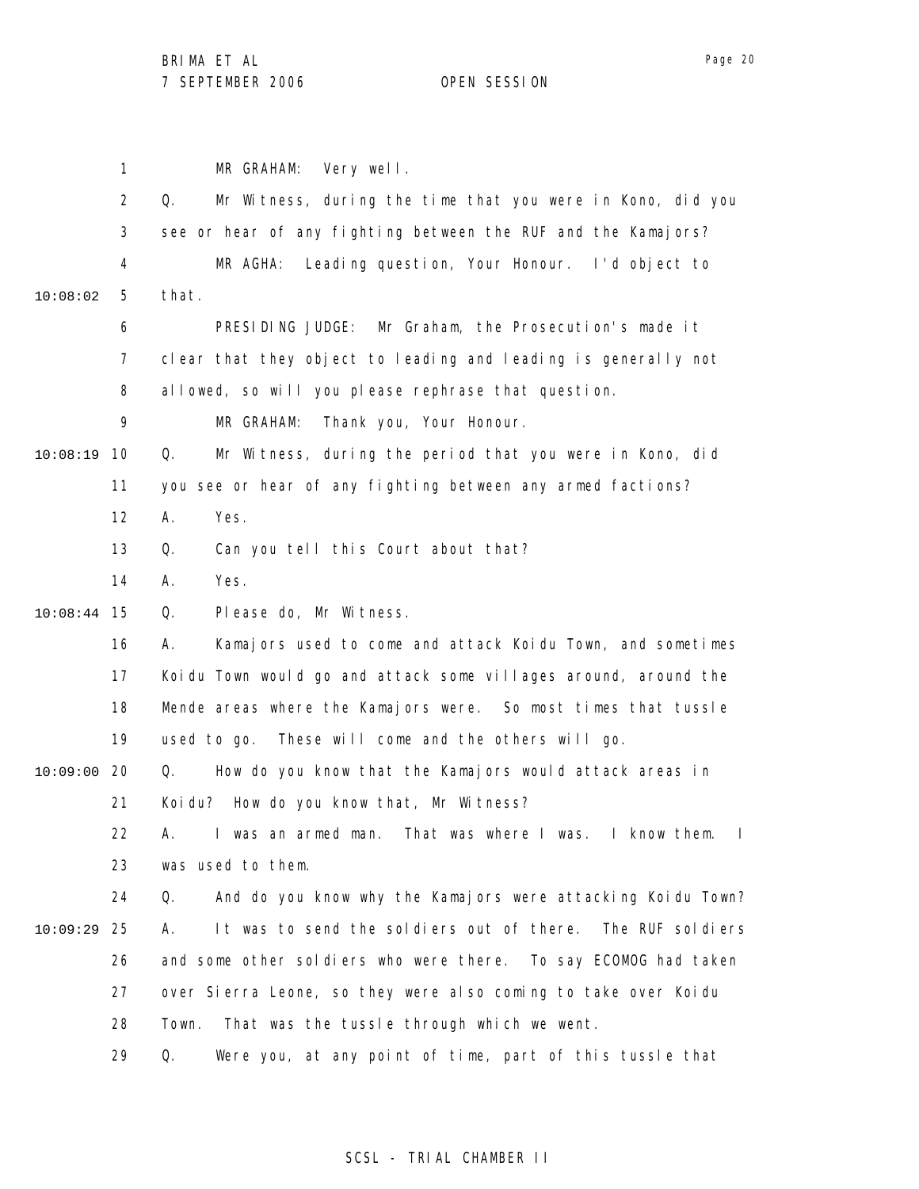MR GRAHAM: Very well.

Q. Mr Witness, during the time that you were in Kono, did you see or hear of any fighting between the RUF and the Kamajors?

MR AGHA: Leading question, Your Honour. I'd object to that.

PRESIDING JUDGE: Mr Graham, the Prosecution's made it clear that they object to leading and leading is generally not allowed, so will you please rephrase that question.

MR GRAHAM: Thank you, Your Honour.

Q. Mr Witness, during the period that you were in Kono, did you see or hear of any fighting between any armed factions?

A. Yes.

Q. Can you tell this Court about that?

A. Yes.

Q. Please do, Mr Witness.

A. Kamajors used to come and attack Koidu Town, and sometimes Koidu Town would go and attack some villages around, around the Mende areas where the Kamajors were. So most times that tussle used to go. These will come and the others will go.

Q. How do you know that the Kamajors would attack areas in Koidu? How do you know that, Mr Witness?

A. I was an armed man. That was where I was. I know them. I was used to them.

Q. And do you know why the Kamajors were attacking Koidu Town?

A. It was to send the soldiers out of there. The RUF soldiers and some other soldiers who were there. To say ECOMOG had taken over Sierra Leone, so they were also coming to take over Koidu Town. That was the tussle through which we went.

Q. Were you, at any point of time, part of this tussle that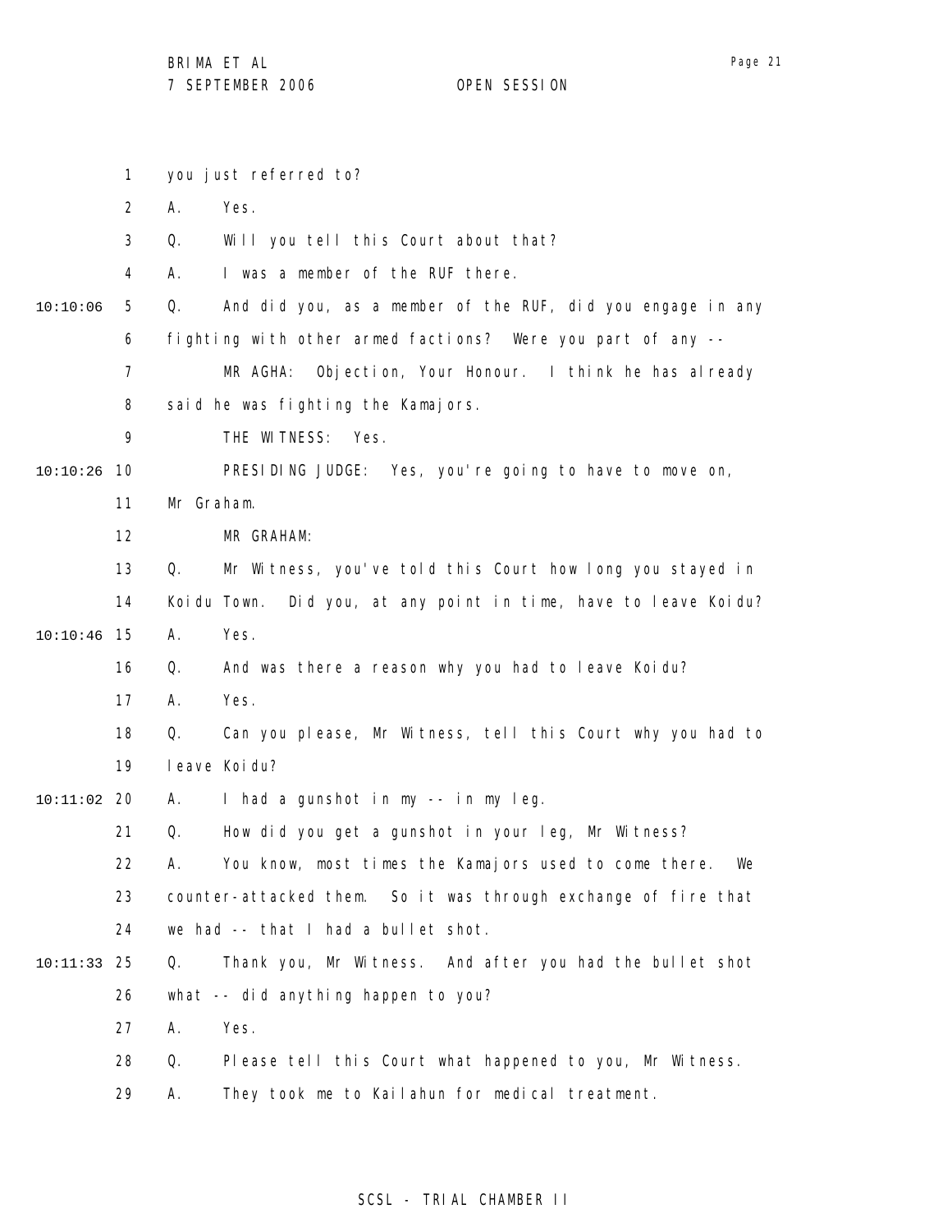you just referred to?

A. Yes.

Q. Will you tell this Court about that?

A. I was a member of the RUF there.

Q. And did you, as a member of the RUF, did you engage in any fighting with other armed factions? Were you part of any --

MR AGHA: Objection, Your Honour. I think he has already said he was fighting the Kamajors.

THE WITNESS: Yes.

PRESIDING JUDGE: Yes, you're going to have to move on, Mr Graham.

MR GRAHAM:

Q. Mr Witness, you've told this Court how long you stayed in Koidu Town. Did you, at any point in time, have to leave Koidu?

A. Yes.

Q. And was there a reason why you had to leave Koidu?

A. Yes.

Q. Can you please, Mr Witness, tell this Court why you had to leave Koidu?

A. I had a gunshot in my -- in my leg.

Q. How did you get a gunshot in your leg, Mr Witness?

A. You know, most times the Kamajors used to come there. We counter-attacked them. So it was through exchange of fire that we had -- that I had a bullet shot.

Q. Thank you, Mr Witness. And after you had the bullet shot what -- did anything happen to you?

A. Yes.

Q. Please tell this Court what happened to you, Mr Witness.

A. They took me to Kailahun for medical treatment.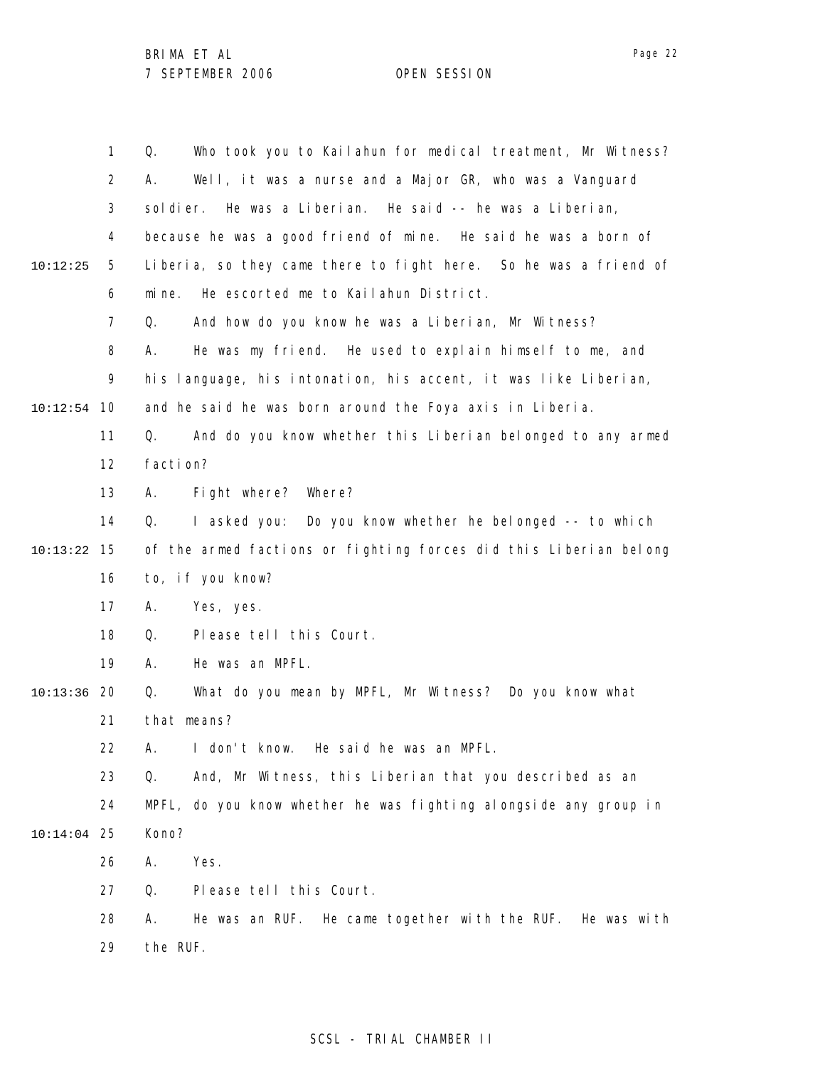Q. Who took you to Kailahun for medical treatment, Mr Witness?

A. Well, it was a nurse and a Major GR, who was a Vanguard soldier. He was a Liberian. He said -- he was a Liberian, because he was a good friend of mine. He said he was a born of Liberia, so they came there to fight here. So he was a friend of mine. He escorted me to Kailahun District.

Q. And how do you know he was a Liberian, Mr Witness?

A. He was my friend. He used to explain himself to me, and his language, his intonation, his accent, it was like Liberian, and he said he was born around the Foya axis in Liberia.

Q. And do you know whether this Liberian belonged to any armed faction?

A. Fight where? Where?

Q. I asked you: Do you know whether he belonged -- to which of the armed factions or fighting forces did this Liberian belong to, if you know?

A. Yes, yes.

Q. Please tell this Court.

A. He was an MPFL.

Q. What do you mean by MPFL, Mr Witness? Do you know what that means?

A. I don't know. He said he was an MPFL.

Q. And, Mr Witness, this Liberian that you described as an MPFL, do you know whether he was fighting alongside any group in Kono?

A. Yes.

Q. Please tell this Court.

A. He was an RUF. He came together with the RUF. He was with the RUF.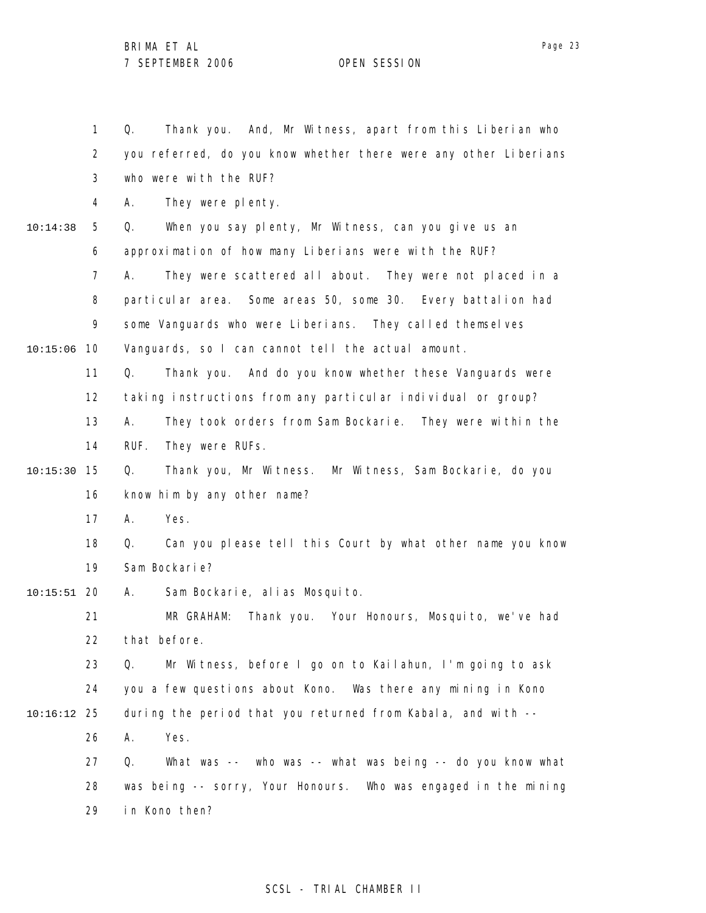Q. Thank you. And, Mr Witness, apart from this Liberian who you referred, do you know whether there were any other Liberians who were with the RUF?

A. They were plenty.

Q. When you say plenty, Mr Witness, can you give us an approximation of how many Liberians were with the RUF?

A. They were scattered all about. They were not placed in a particular area. Some areas 50, some 30. Every battalion had some Vanguards who were Liberians. They called themselves Vanguards, so I can cannot tell the actual amount.

Q. Thank you. And do you know whether these Vanguards were taking instructions from any particular individual or group?

A. They took orders from Sam Bockarie. They were within the RUF. They were RUFs.

Q. Thank you, Mr Witness. Mr Witness, Sam Bockarie, do you know him by any other name?

A. Yes.

Q. Can you please tell this Court by what other name you know Sam Bockarie?

A. Sam Bockarie, alias Mosquito.

MR GRAHAM: Thank you. Your Honours, Mosquito, we've had that before.

Q. Mr Witness, before I go on to Kailahun, I'm going to ask you a few questions about Kono. Was there any mining in Kono during the period that you returned from Kabala, and with --

A. Yes.

Q. What was -- who was -- what was being -- do you know what was being -- sorry, Your Honours. Who was engaged in the mining in Kono then?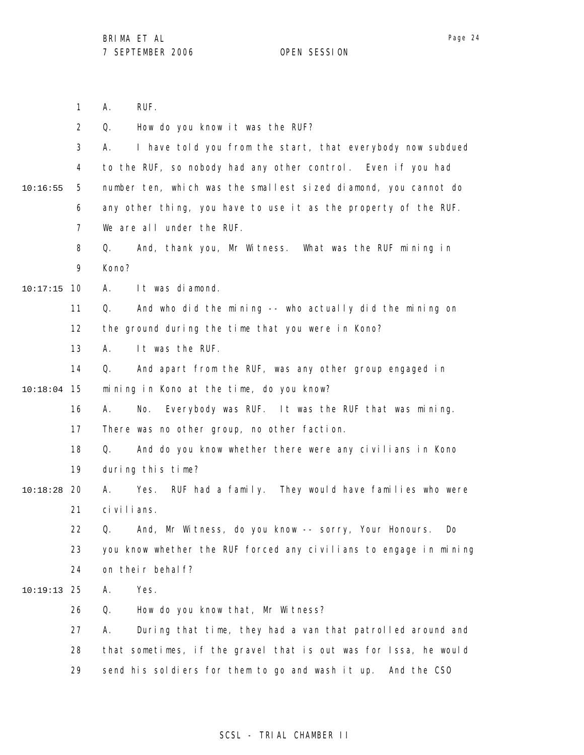A. RUF.

Q. How do you know it was the RUF?

A. I have told you from the start, that everybody now subdued to the RUF, so nobody had any other control. Even if you had number ten, which was the smallest sized diamond, you cannot do any other thing, you have to use it as the property of the RUF. We are all under the RUF.

Q. And, thank you, Mr Witness. What was the RUF mining in Kono?

A. It was diamond.

Q. And who did the mining -- who actually did the mining on the ground during the time that you were in Kono?

A. It was the RUF.

Q. And apart from the RUF, was any other group engaged in mining in Kono at the time, do you know?

A. No. Everybody was RUF. It was the RUF that was mining. There was no other group, no other faction.

Q. And do you know whether there were any civilians in Kono during this time?

A. Yes. RUF had a family. They would have families who were civilians.

Q. And, Mr Witness, do you know -- sorry, Your Honours. Do you know whether the RUF forced any civilians to engage in mining on their behalf?

A. Yes.

Q. How do you know that, Mr Witness?

A. During that time, they had a van that patrolled around and that sometimes, if the gravel that is out was for Issa, he would send his soldiers for them to go and wash it up. And the CSO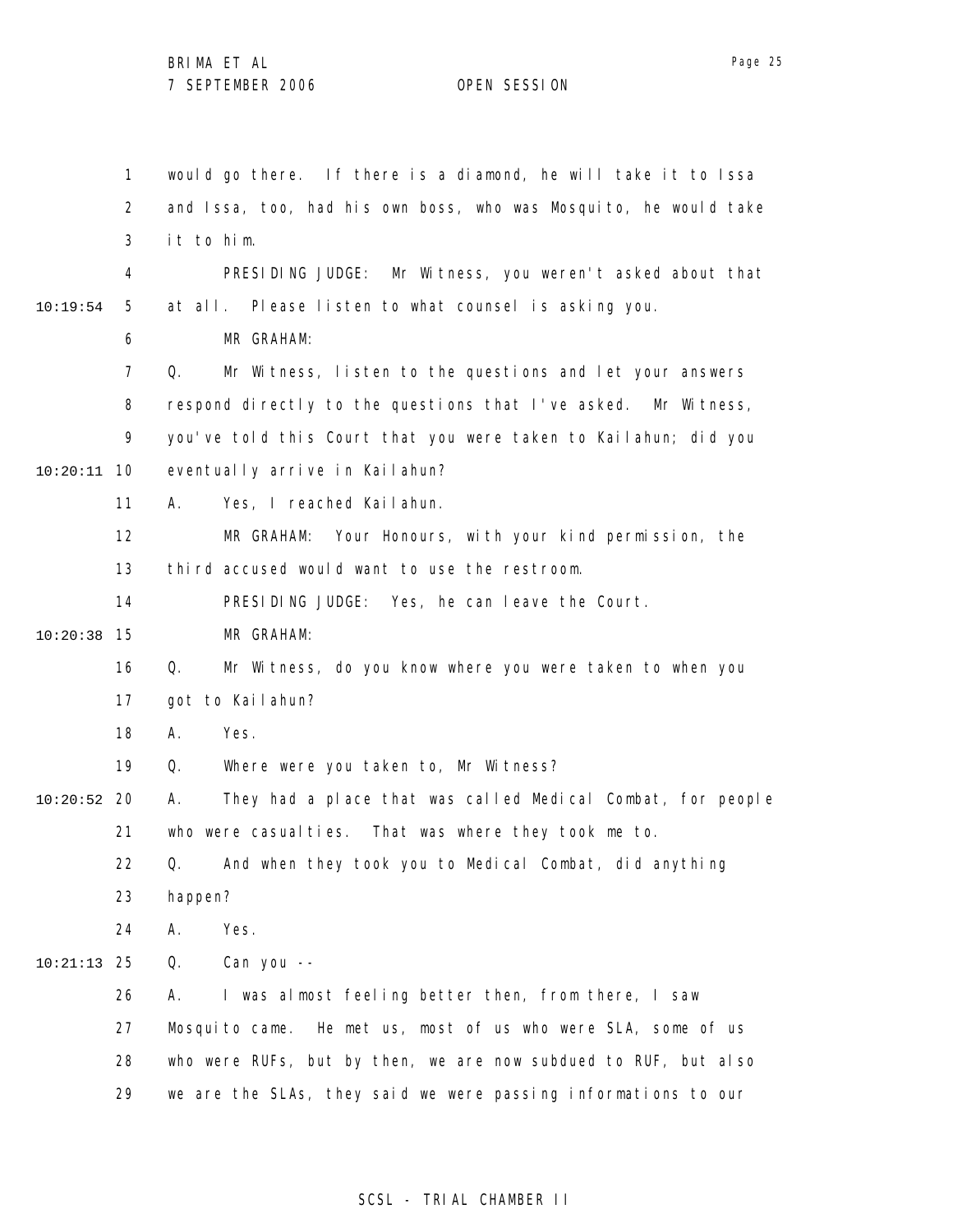would go there. If there is a diamond, he will take it to Issa and Issa, too, had his own boss, who was Mosquito, he would take it to him.

PRESIDING JUDGE: Mr Witness, you weren't asked about that at all. Please listen to what counsel is asking you.

MR GRAHAM:

Q. Mr Witness, listen to the questions and let your answers respond directly to the questions that I've asked. Mr Witness, you've told this Court that you were taken to Kailahun; did you eventually arrive in Kailahun?

A. Yes, I reached Kailahun.

MR GRAHAM: Your Honours, with your kind permission, the third accused would want to use the restroom.

PRESIDING JUDGE: Yes, he can leave the Court.

MR GRAHAM:

Q. Mr Witness, do you know where you were taken to when you got to Kailahun?

A. Yes.

Q. Where were you taken to, Mr Witness?

A. They had a place that was called Medical Combat, for people who were casualties. That was where they took me to.

Q. And when they took you to Medical Combat, did anything happen?

A. Yes.

Q. Can you --

A. I was almost feeling better then, from there, I saw Mosquito came. He met us, most of us who were SLA, some of us who were RUFs, but by then, we are now subdued to RUF, but also we are the SLAs, they said we were passing informations to our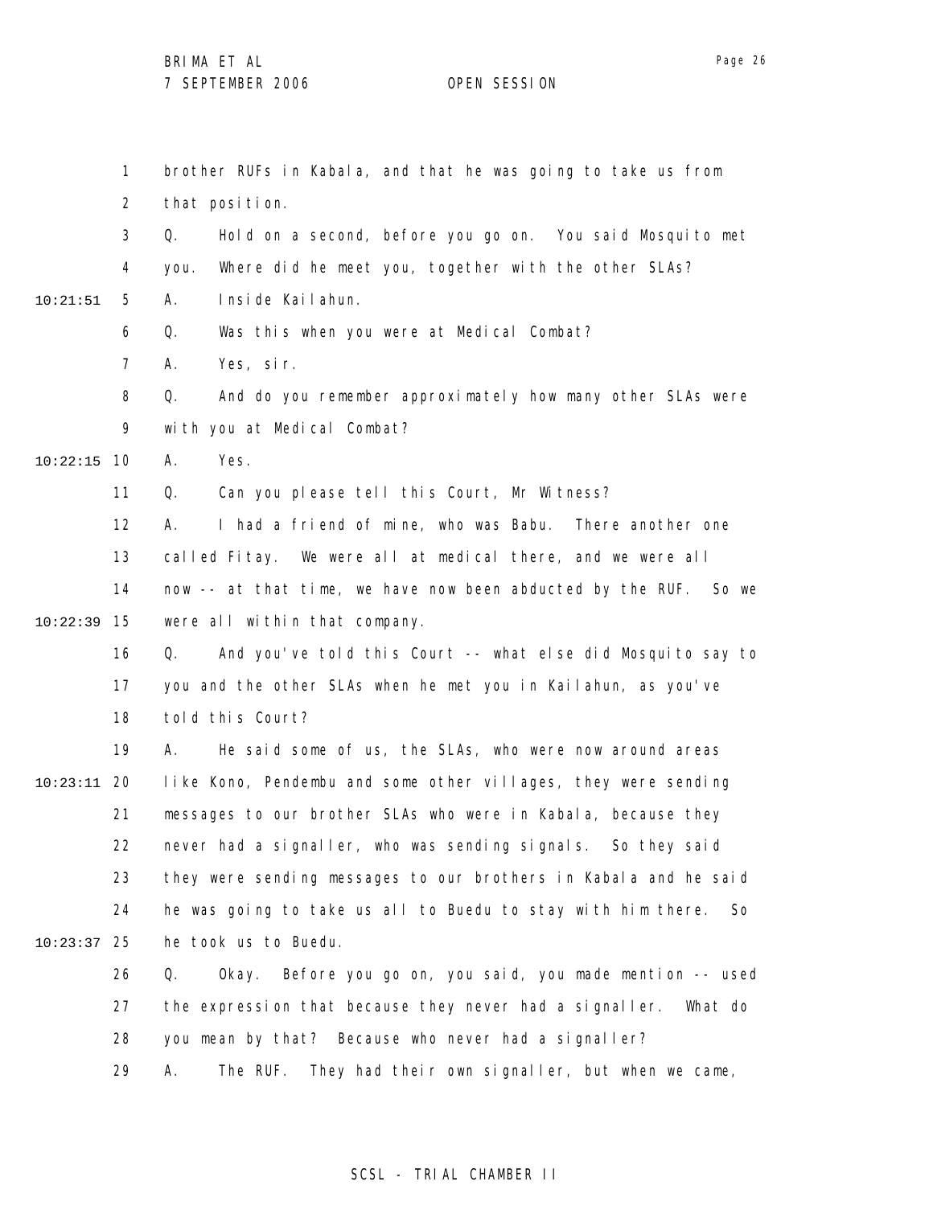brother RUFs in Kabala, and that he was going to take us from that position.

Q. Hold on a second, before you go on. You said Mosquito met you. Where did he meet you, together with the other SLAs?

A. Inside Kailahun.

Q. Was this when you were at Medical Combat?

A. Yes, sir.

Q. And do you remember approximately how many other SLAs were with you at Medical Combat?

A. Yes.

Q. Can you please tell this Court, Mr Witness?

A. I had a friend of mine, who was Babu. There another one called Fitay. We were all at medical there, and we were all now -- at that time, we have now been abducted by the RUF. So we were all within that company.

Q. And you've told this Court -- what else did Mosquito say to you and the other SLAs when he met you in Kailahun, as you've told this Court?

A. He said some of us, the SLAs, who were now around areas like Kono, Pendembu and some other villages, they were sending messages to our brother SLAs who were in Kabala, because they never had a signaller, who was sending signals. So they said they were sending messages to our brothers in Kabala and he said he was going to take us all to Buedu to stay with him there. So he took us to Buedu.

Q. Okay. Before you go on, you said, you made mention -- used the expression that because they never had a signaller. What do you mean by that? Because who never had a signaller?

A. The RUF. They had their own signaller, but when we came,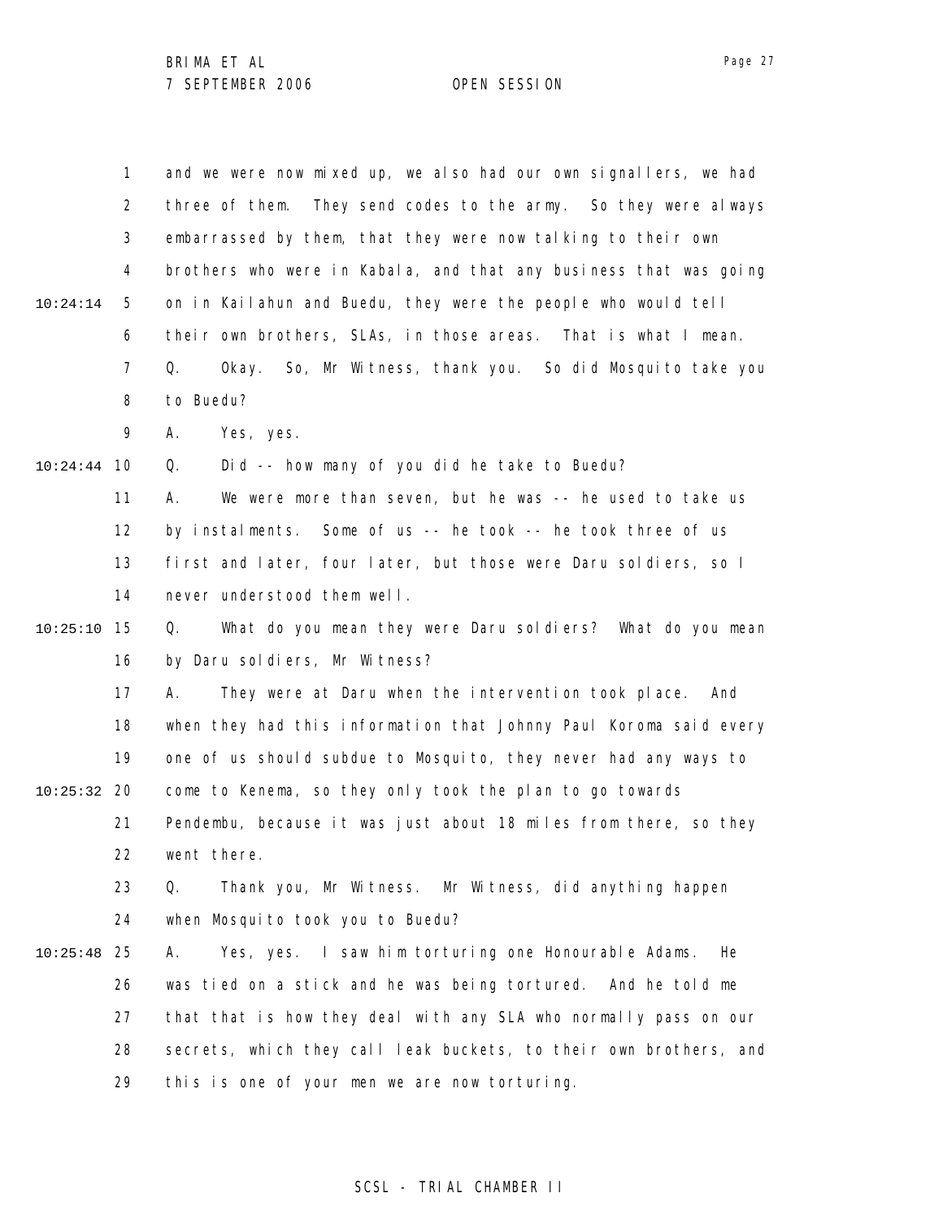and we were now mixed up, we also had our own signallers, we had three of them. They send codes to the army. So they were always embarrassed by them, that they were now talking to their own brothers who were in Kabala, and that any business that was going on in Kailahun and Buedu, they were the people who would tell their own brothers, SLAs, in those areas. That is what I mean.

Q. Okay. So, Mr Witness, thank you. So did Mosquito take you to Buedu?

A. Yes, yes.

Q. Did -- how many of you did he take to Buedu?

A. We were more than seven, but he was -- he used to take us by instalments. Some of us -- he took -- he took three of us first and later, four later, but those were Daru soldiers, so I never understood them well.

Q. What do you mean they were Daru soldiers? What do you mean by Daru soldiers, Mr Witness?

A. They were at Daru when the intervention took place. And when they had this information that Johnny Paul Koroma said every one of us should subdue to Mosquito, they never had any ways to come to Kenema, so they only took the plan to go towards Pendembu, because it was just about 18 miles from there, so they went there.

Q. Thank you, Mr Witness. Mr Witness, did anything happen when Mosquito took you to Buedu?

A. Yes, yes. I saw him torturing one Honourable Adams. He was tied on a stick and he was being tortured. And he told me that that is how they deal with any SLA who normally pass on our secrets, which they call leak buckets, to their own brothers, and this is one of your men we are now torturing.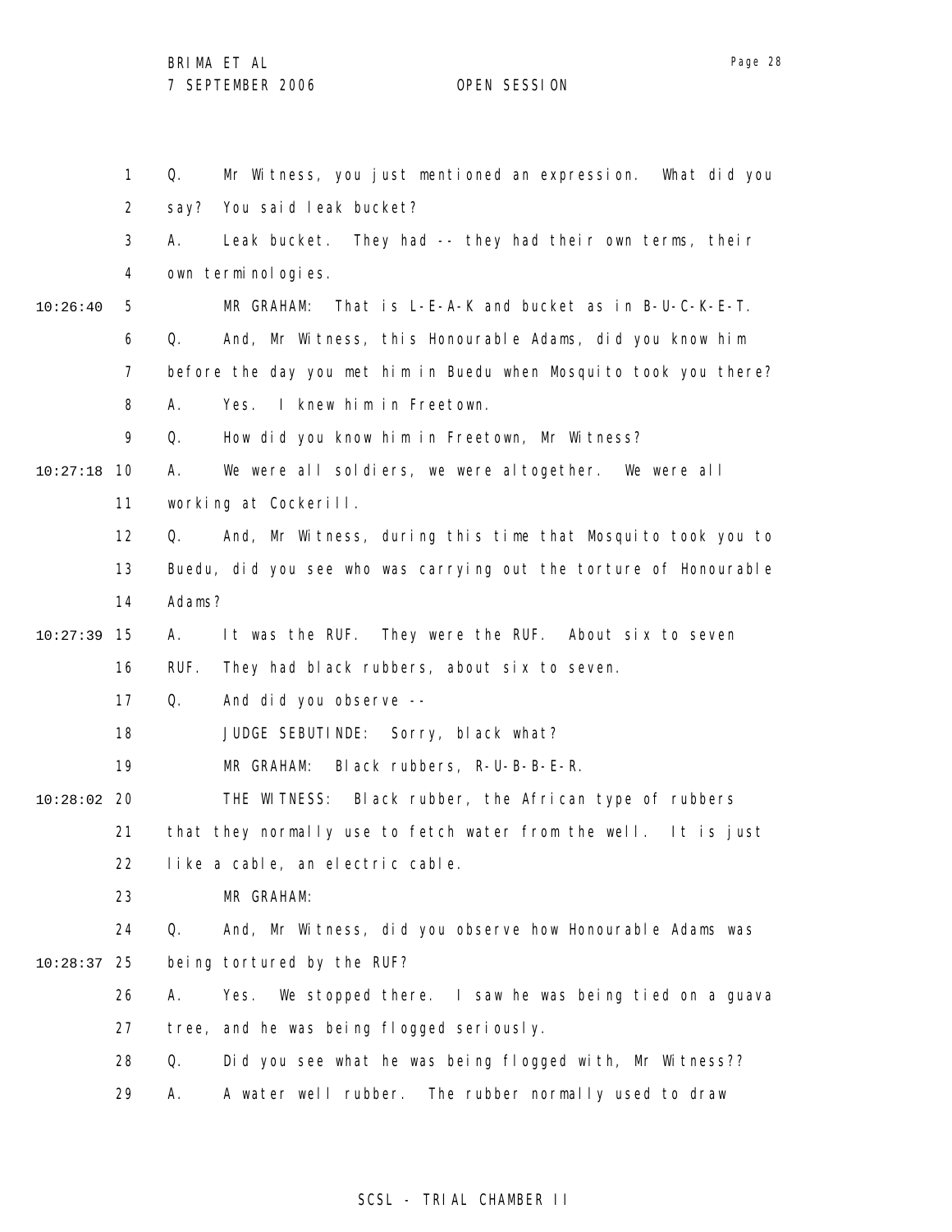Q. Mr Witness, you just mentioned an expression. What did you say? You said leak bucket?

A. Leak bucket. They had -- they had their own terms, their own terminologies.

MR GRAHAM: That is L-E-A-K and bucket as in B-U-C-K-E-T.

Q. And, Mr Witness, this Honourable Adams, did you know him before the day you met him in Buedu when Mosquito took you there?

A. Yes. I knew him in Freetown.

Q. How did you know him in Freetown, Mr Witness?

A. We were all soldiers, we were altogether. We were all working at Cockerill.

Q. And, Mr Witness, during this time that Mosquito took you to Buedu, did you see who was carrying out the torture of Honourable Adams?

A. It was the RUF. They were the RUF. About six to seven RUF. They had black rubbers, about six to seven.

Q. And did you observe --

JUDGE SEBUTINDE: Sorry, black what?

MR GRAHAM: Black rubbers, R-U-B-B-E-R.

THE WITNESS: Black rubber, the African type of rubbers that they normally use to fetch water from the well. It is just like a cable, an electric cable.

MR GRAHAM:

Q. And, Mr Witness, did you observe how Honourable Adams was being tortured by the RUF?

A. Yes. We stopped there. I saw he was being tied on a guava tree, and he was being flogged seriously.

Q. Did you see what he was being flogged with, Mr Witness??

A. A water well rubber. The rubber normally used to draw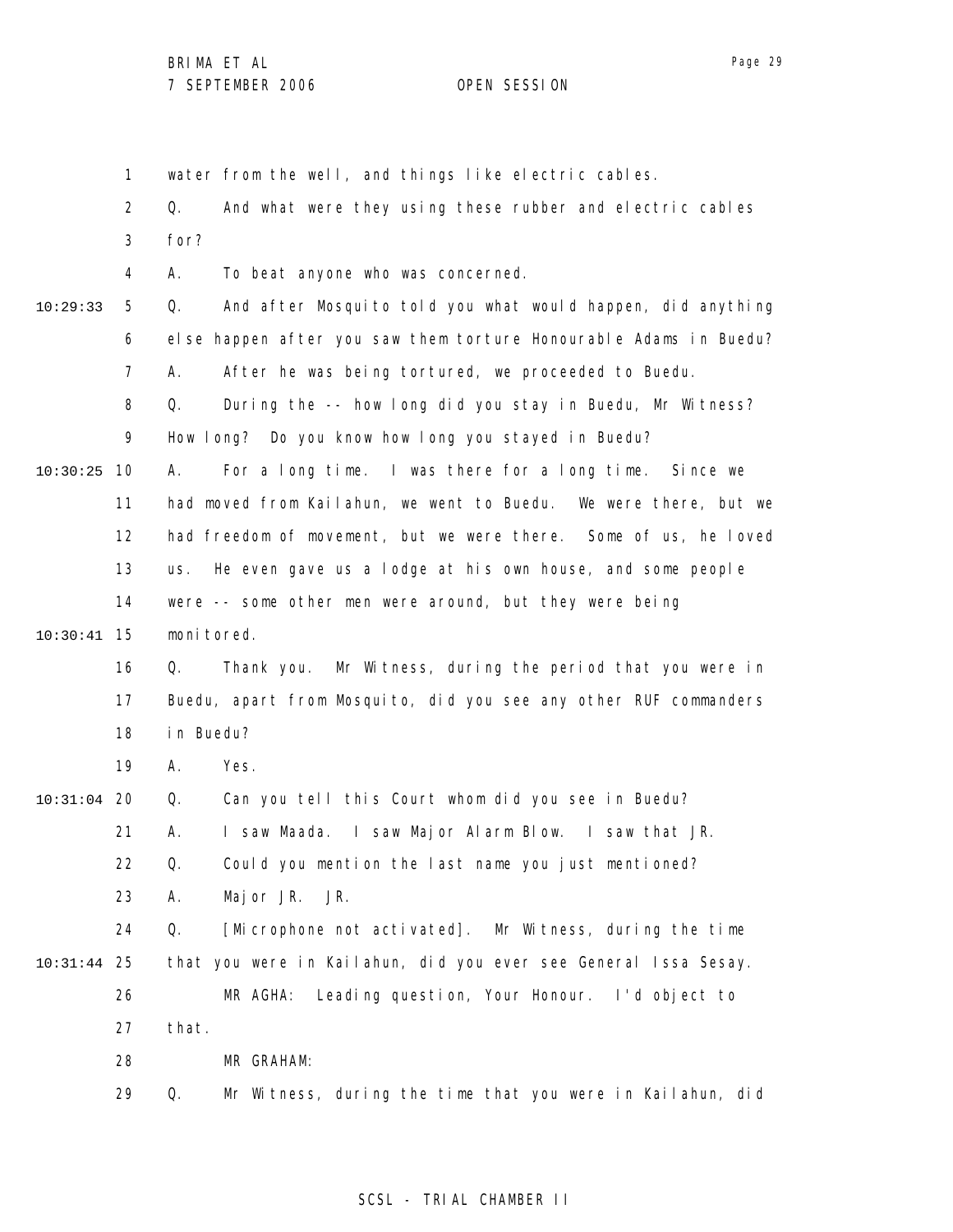1 water from the well, and things like electric cables.

2 Q. And what were they using these rubber and electric cables

3 for?

4 A. To beat anyone who was concerned.

10:29:33 5 Q. And after Mosquito told you what would happen, did anything

6 else happen after you saw them torture Honourable Adams in Buedu?

7 A. After he was being tortured, we proceeded to Buedu.

8 Q. During the -- how long did you stay in Buedu, Mr Witness?

9 How long? Do you know how long you stayed in Buedu?

10:30:25 10 A. For a long time. I was there for a long time. Since we

11 had moved from Kailahun, we went to Buedu. We were there, but we

12 had freedom of movement, but we were there. Some of us, he loved

13 us. He even gave us a lodge at his own house, and some people

14 were -- some other men were around, but they were being

10:30:41 15 monitored.

16 Q. Thank you. Mr Witness, during the period that you were in

17 Buedu, apart from Mosquito, did you see any other RUF commanders

18 in Buedu?

19 A. Yes.

10:31:04 20 Q. Can you tell this Court whom did you see in Buedu?

21 A. I saw Maada. I saw Major Alarm Blow. I saw that JR.

22 Q. Could you mention the last name you just mentioned?

23 A. Major JR. JR.

24 Q. [Microphone not activated]. Mr Witness, during the time

10:31:44 25 that you were in Kailahun, did you ever see General Issa Sesay.

26 MR AGHA: Leading question, Your Honour. I'd object to

27 that.

28 MR GRAHAM:

29 Q. Mr Witness, during the time that you were in Kailahun, did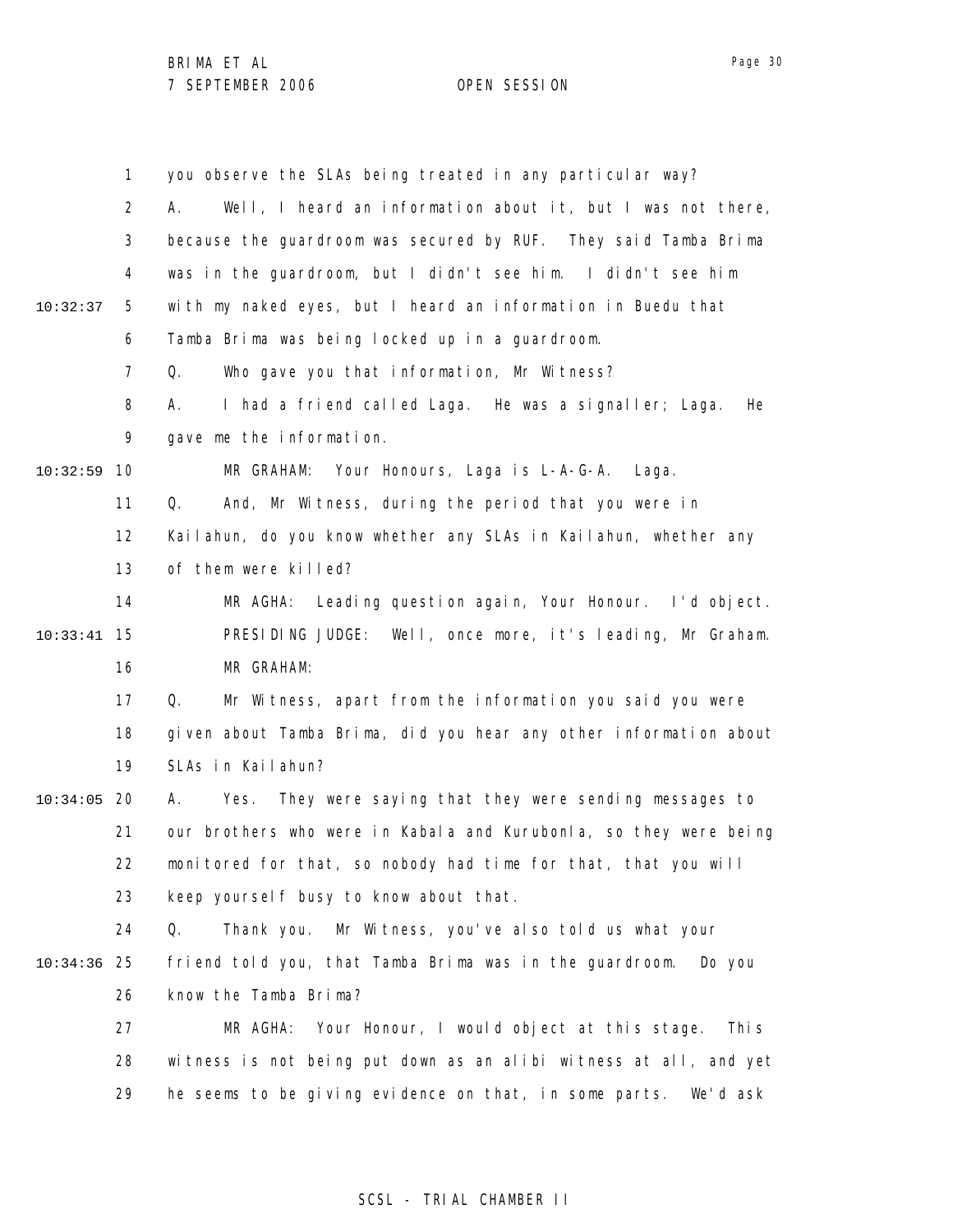you observe the SLAs being treated in any particular way?

A. Well, I heard an information about it, but I was not there, because the guardroom was secured by RUF. They said Tamba Brima was in the guardroom, but I didn't see him. I didn't see him with my naked eyes, but I heard an information in Buedu that Tamba Brima was being locked up in a guardroom.

Q. Who gave you that information, Mr Witness?

A. I had a friend called Laga. He was a signaller; Laga. He gave me the information.

MR GRAHAM: Your Honours, Laga is L-A-G-A. Laga.

Q. And, Mr Witness, during the period that you were in Kailahun, do you know whether any SLAs in Kailahun, whether any of them were killed?

MR AGHA: Leading question again, Your Honour. I'd object.

PRESIDING JUDGE: Well, once more, it's leading, Mr Graham.

MR GRAHAM:

Q. Mr Witness, apart from the information you said you were given about Tamba Brima, did you hear any other information about SLAs in Kailahun?

A. Yes. They were saying that they were sending messages to our brothers who were in Kabala and Kurubonla, so they were being monitored for that, so nobody had time for that, that you will keep yourself busy to know about that.

Q. Thank you. Mr Witness, you've also told us what your friend told you, that Tamba Brima was in the guardroom. Do you know the Tamba Brima?

MR AGHA: Your Honour, I would object at this stage. This witness is not being put down as an alibi witness at all, and yet he seems to be giving evidence on that, in some parts. We'd ask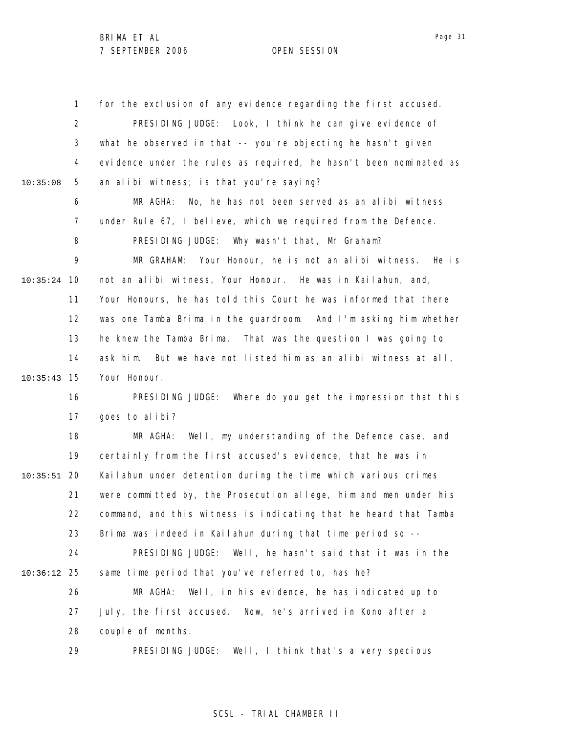for the exclusion of any evidence regarding the first accused.

PRESIDING JUDGE: Look, I think he can give evidence of what he observed in that -- you're objecting he hasn't given evidence under the rules as required, he hasn't been nominated as an alibi witness; is that you're saying?

MR AGHA: No, he has not been served as an alibi witness under Rule 67, I believe, which we required from the Defence.

PRESIDING JUDGE: Why wasn't that, Mr Graham?

MR GRAHAM: Your Honour, he is not an alibi witness. He is not an alibi witness, Your Honour. He was in Kailahun, and, Your Honours, he has told this Court he was informed that there was one Tamba Brima in the guardroom. And I'm asking him whether he knew the Tamba Brima. That was the question I was going to ask him. But we have not listed him as an alibi witness at all, Your Honour.

PRESIDING JUDGE: Where do you get the impression that this goes to alibi?

MR AGHA: Well, my understanding of the Defence case, and certainly from the first accused's evidence, that he was in Kailahun under detention during the time which various crimes were committed by, the Prosecution allege, him and men under his command, and this witness is indicating that he heard that Tamba Brima was indeed in Kailahun during that time period so --

PRESIDING JUDGE: Well, he hasn't said that it was in the same time period that you've referred to, has he?

MR AGHA: Well, in his evidence, he has indicated up to July, the first accused. Now, he's arrived in Kono after a couple of months.

PRESIDING JUDGE: Well, I think that's a very specious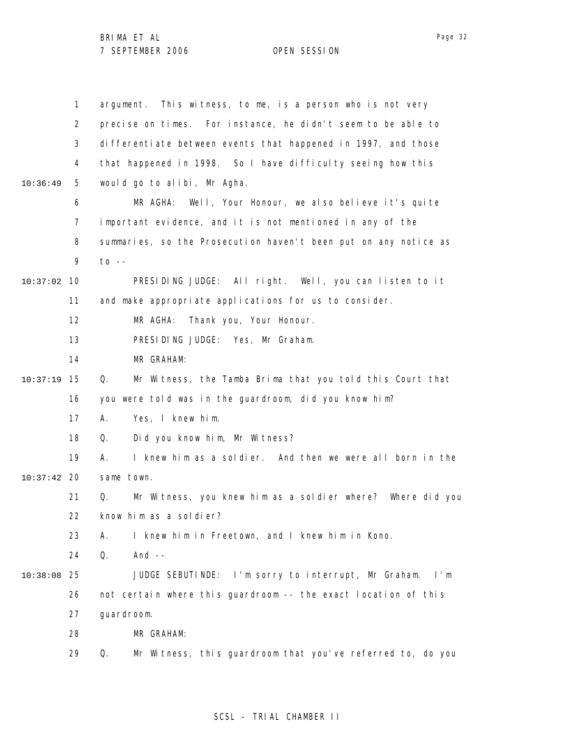argument. This witness, to me, is a person who is not very precise on times. For instance, he didn't seem to be able to differentiate between events that happened in 1997, and those that happened in 1998. So I have difficulty seeing how this would go to alibi, Mr Agha.

MR AGHA: Well, Your Honour, we also believe it's quite important evidence, and it is not mentioned in any of the summaries, so the Prosecution haven't been put on any notice as to --

PRESIDING JUDGE: All right. Well, you can listen to it and make appropriate applications for us to consider.

MR AGHA: Thank you, Your Honour.

PRESIDING JUDGE: Yes, Mr Graham.

MR GRAHAM:

Q. Mr Witness, the Tamba Brima that you told this Court that you were told was in the guardroom, did you know him?

A. Yes, I knew him.

Q. Did you know him, Mr Witness?

A. I knew him as a soldier. And then we were all born in the same town.

Q. Mr Witness, you knew him as a soldier where? Where did you know him as a soldier?

A. I knew him in Freetown, and I knew him in Kono.

Q. And --

JUDGE SEBUTINDE: I'm sorry to interrupt, Mr Graham. I'm not certain where this guardroom -- the exact location of this guardroom.

MR GRAHAM:

Q. Mr Witness, this guardroom that you've referred to, do you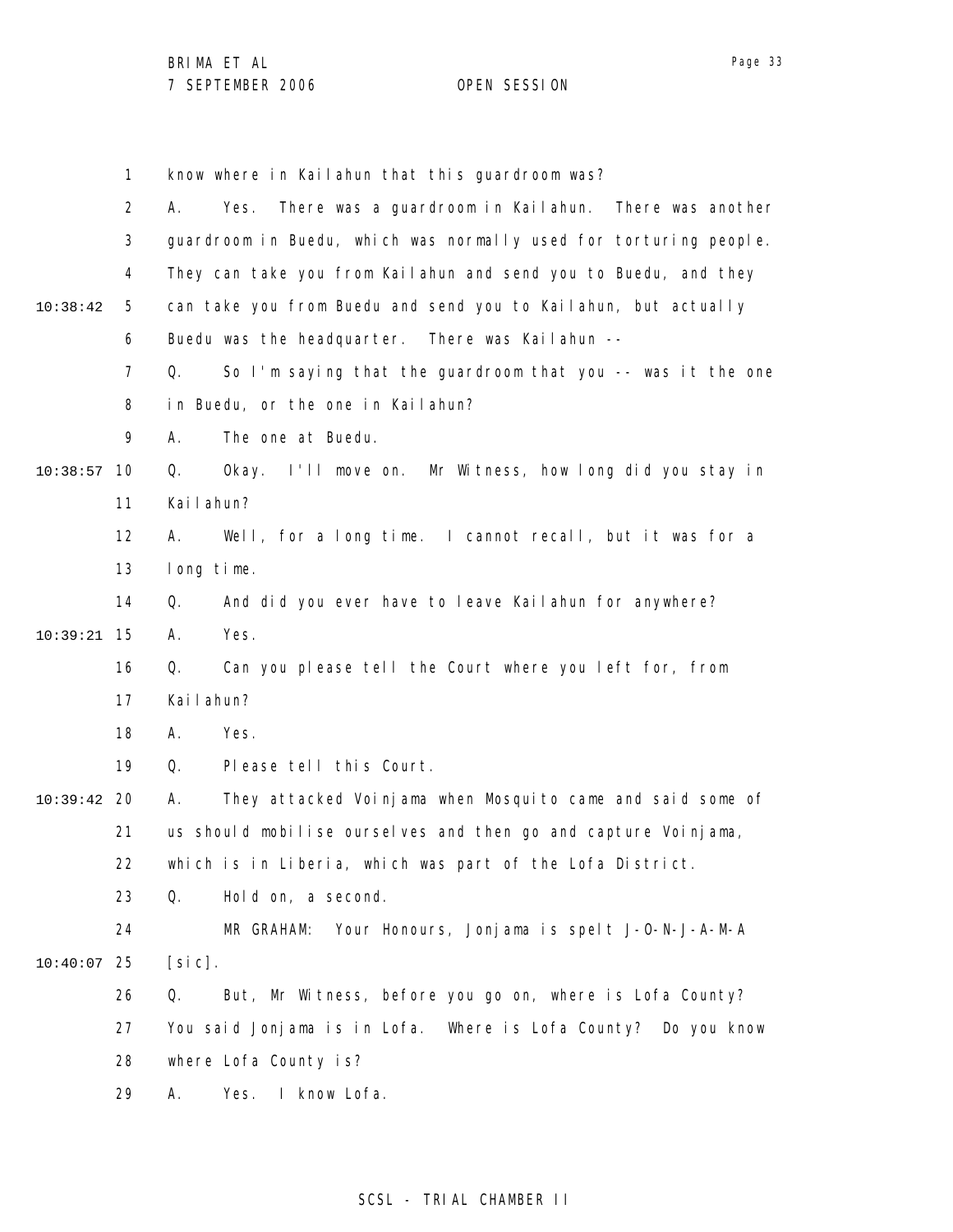know where in Kailahun that this guardroom was?

A. Yes. There was a guardroom in Kailahun. There was another guardroom in Buedu, which was normally used for torturing people. They can take you from Kailahun and send you to Buedu, and they can take you from Buedu and send you to Kailahun, but actually Buedu was the headquarter. There was Kailahun --

Q. So I'm saying that the guardroom that you -- was it the one in Buedu, or the one in Kailahun?

A. The one at Buedu.

Q. Okay. I'll move on. Mr Witness, how long did you stay in Kailahun?

A. Well, for a long time. I cannot recall, but it was for a long time.

Q. And did you ever have to leave Kailahun for anywhere?

A. Yes.

Q. Can you please tell the Court where you left for, from Kailahun?

A. Yes.

Q. Please tell this Court.

A. They attacked Voinjama when Mosquito came and said some of us should mobilise ourselves and then go and capture Voinjama, which is in Liberia, which was part of the Lofa District.

Q. Hold on, a second.

MR GRAHAM: Your Honours, Jonjama is spelt J-O-N-J-A-M-A [sic].

Q. But, Mr Witness, before you go on, where is Lofa County? You said Jonjama is in Lofa. Where is Lofa County? Do you know where Lofa County is?

A. Yes. I know Lofa.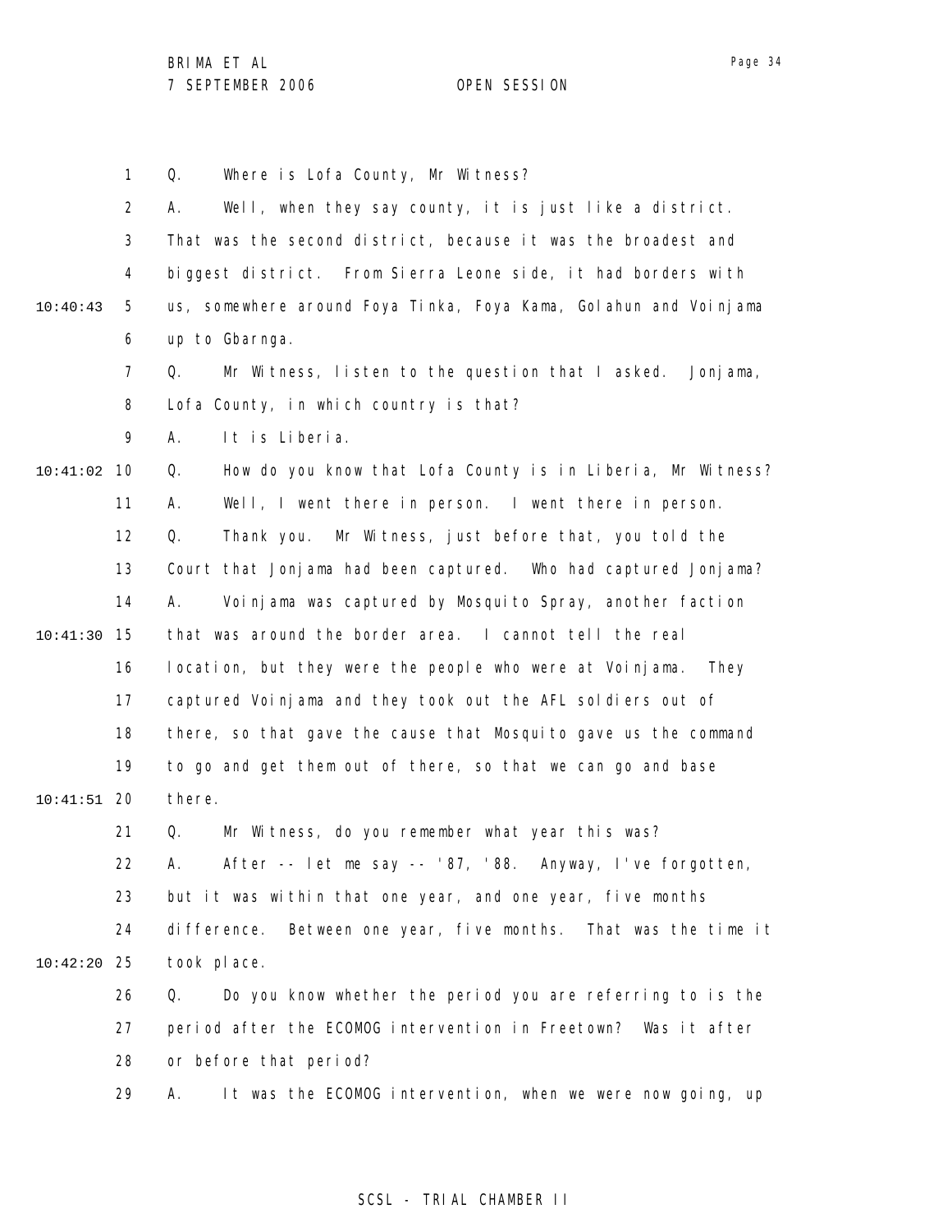Q. Where is Lofa County, Mr Witness?

A. Well, when they say county, it is just like a district. That was the second district, because it was the broadest and biggest district. From Sierra Leone side, it had borders with us, somewhere around Foya Tinka, Foya Kama, Golahun and Voinjama up to Gbarnga.

Q. Mr Witness, listen to the question that I asked. Jonjama, Lofa County, in which country is that?

A. It is Liberia.

Q. How do you know that Lofa County is in Liberia, Mr Witness?

A. Well, I went there in person. I went there in person.

Q. Thank you. Mr Witness, just before that, you told the Court that Jonjama had been captured. Who had captured Jonjama?

A. Voinjama was captured by Mosquito Spray, another faction that was around the border area. I cannot tell the real location, but they were the people who were at Voinjama. They captured Voinjama and they took out the AFL soldiers out of there, so that gave the cause that Mosquito gave us the command to go and get them out of there, so that we can go and base there.

Q. Mr Witness, do you remember what year this was?

A. After -- let me say -- '87, '88. Anyway, I've forgotten, but it was within that one year, and one year, five months difference. Between one year, five months. That was the time it took place.

Q. Do you know whether the period you are referring to is the period after the ECOMOG intervention in Freetown? Was it after or before that period?

A. It was the ECOMOG intervention, when we were now going, up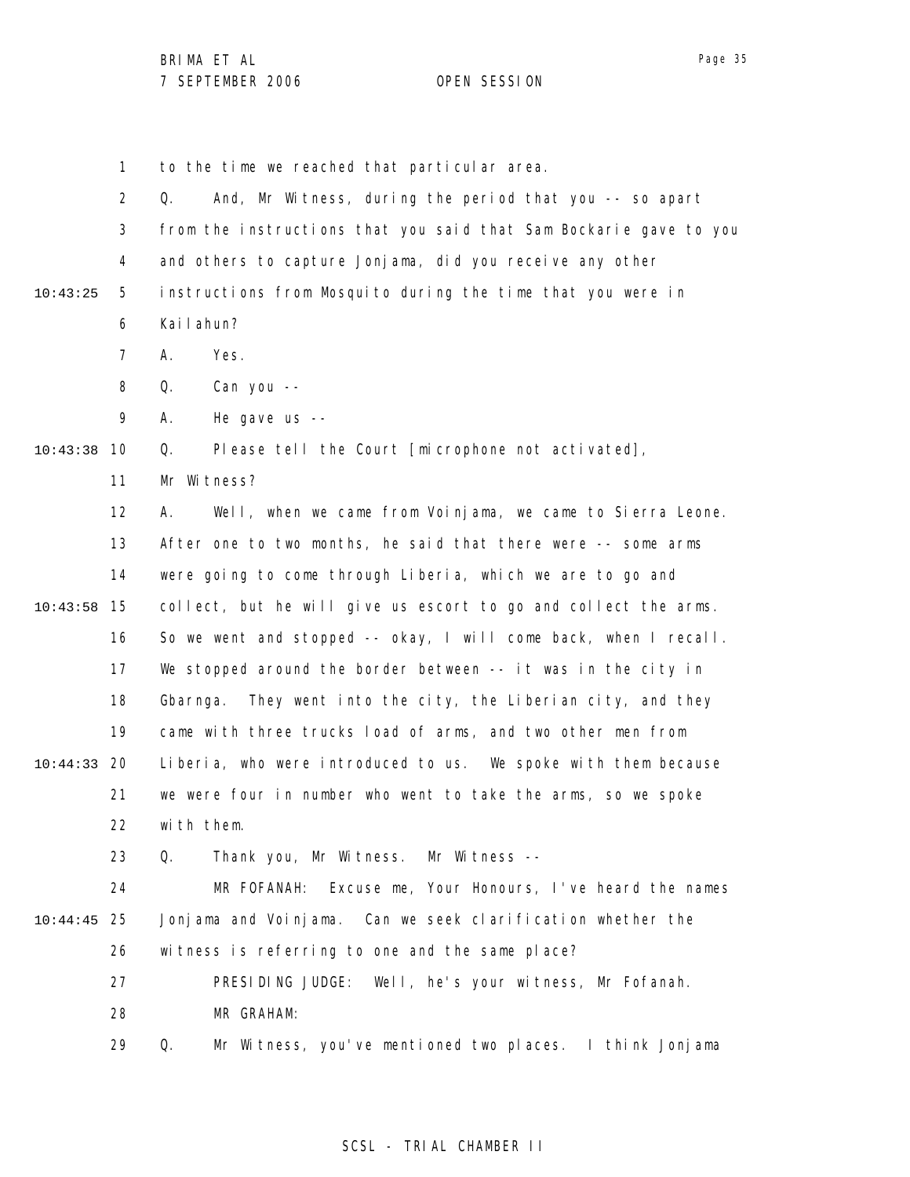to the time we reached that particular area.

Q. And, Mr Witness, during the period that you -- so apart from the instructions that you said that Sam Bockarie gave to you and others to capture Jonjama, did you receive any other instructions from Mosquito during the time that you were in Kailahun?

A. Yes.

Q. Can you --

A. He gave us --

Q. Please tell the Court [microphone not activated], Mr Witness?

A. Well, when we came from Voinjama, we came to Sierra Leone. After one to two months, he said that there were -- some arms were going to come through Liberia, which we are to go and collect, but he will give us escort to go and collect the arms. So we went and stopped -- okay, I will come back, when I recall. We stopped around the border between -- it was in the city in Gbarnga. They went into the city, the Liberian city, and they came with three trucks load of arms, and two other men from Liberia, who were introduced to us. We spoke with them because we were four in number who went to take the arms, so we spoke with them.

Q. Thank you, Mr Witness. Mr Witness --

MR FOFANAH: Excuse me, Your Honours, I've heard the names Jonjama and Voinjama. Can we seek clarification whether the witness is referring to one and the same place?

PRESIDING JUDGE: Well, he's your witness, Mr Fofanah.

MR GRAHAM:

Q. Mr Witness, you've mentioned two places. I think Jonjama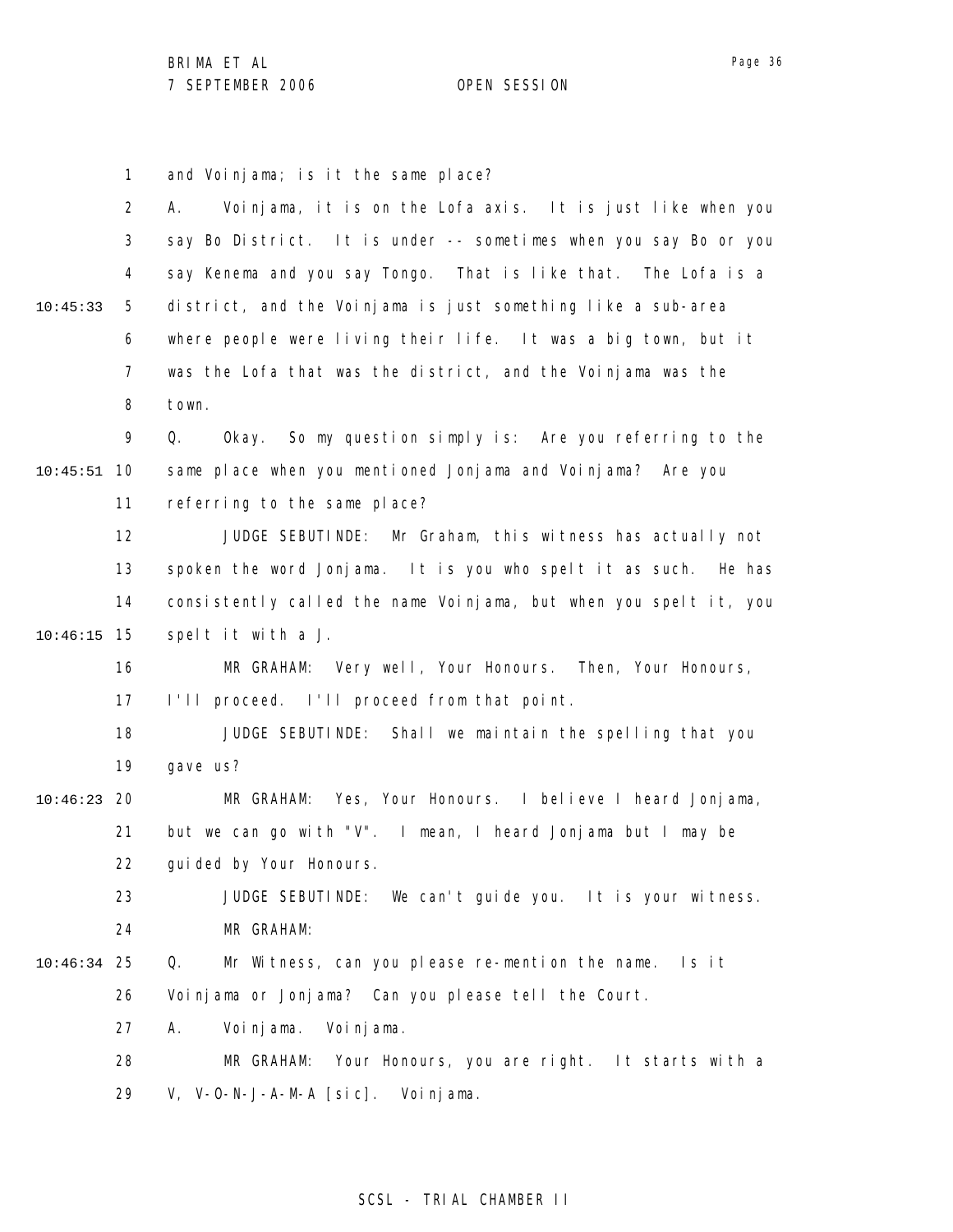and Voinjama; is it the same place?

A. Voinjama, it is on the Lofa axis. It is just like when you say Bo District. It is under -- sometimes when you say Bo or you say Kenema and you say Tongo. That is like that. The Lofa is a district, and the Voinjama is just something like a sub-area where people were living their life. It was a big town, but it was the Lofa that was the district, and the Voinjama was the town.

Q. Okay. So my question simply is: Are you referring to the same place when you mentioned Jonjama and Voinjama? Are you referring to the same place?

JUDGE SEBUTINDE: Mr Graham, this witness has actually not spoken the word Jonjama. It is you who spelt it as such. He has consistently called the name Voinjama, but when you spelt it, you spelt it with a J.

MR GRAHAM: Very well, Your Honours. Then, Your Honours, I'll proceed. I'll proceed from that point.

JUDGE SEBUTINDE: Shall we maintain the spelling that you gave us?

MR GRAHAM: Yes, Your Honours. I believe I heard Jonjama, but we can go with "V". I mean, I heard Jonjama but I may be guided by Your Honours.

JUDGE SEBUTINDE: We can't guide you. It is your witness.

MR GRAHAM:

Q. Mr Witness, can you please re-mention the name. Is it Voinjama or Jonjama? Can you please tell the Court.

A. Voinjama. Voinjama.

MR GRAHAM: Your Honours, you are right. It starts with a V, V-O-N-J-A-M-A [sic]. Voinjama.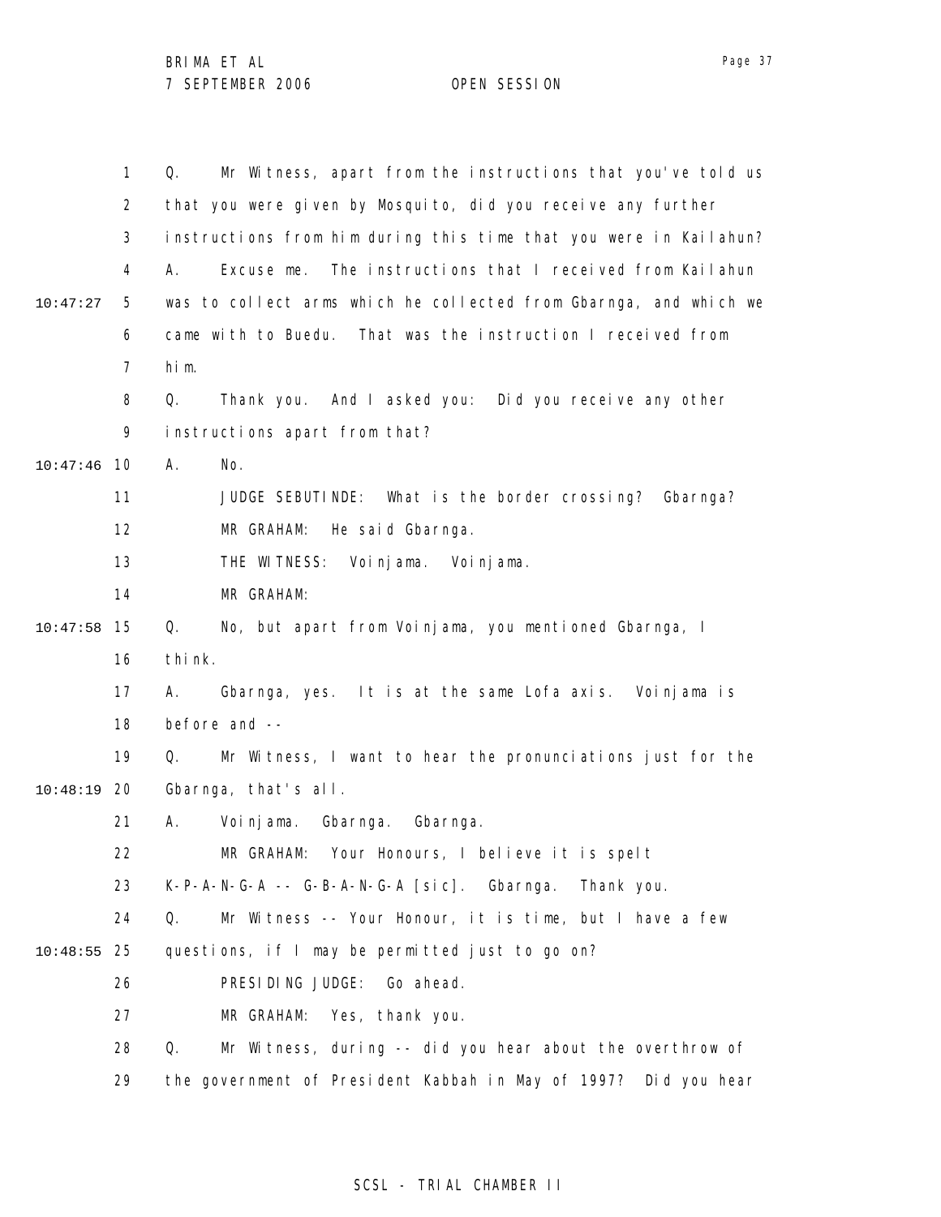1 Q. Mr Witness, apart from the instructions that you've told us
2 that you were given by Mosquito, did you receive any further
3 instructions from him during this time that you were in Kailahun?
4 A. Excuse me. The instructions that I received from Kailahun
10:47:27 5 was to collect arms which he collected from Gbarnga, and which we
6 came with to Buedu. That was the instruction I received from
7 him.
8 Q. Thank you. And I asked you: Did you receive any other
9 instructions apart from that?
10:47:46 10 A. No.
11 JUDGE SEBUTINDE: What is the border crossing? Gbarnga?
12 MR GRAHAM: He said Gbarnga.
13 THE WITNESS: Voinjama. Voinjama.
14 MR GRAHAM:
10:47:58 15 Q. No, but apart from Voinjama, you mentioned Gbarnga, I
16 think.
17 A. Gbarnga, yes. It is at the same Lofa axis. Voinjama is
18 before and --
19 Q. Mr Witness, I want to hear the pronunciations just for the
10:48:19 20 Gbarnga, that's all.
21 A. Voinjama. Gbarnga. Gbarnga.
22 MR GRAHAM: Your Honours, I believe it is spelt
23 K-P-A-N-G-A -- G-B-A-N-G-A [sic]. Gbarnga. Thank you.
24 Q. Mr Witness -- Your Honour, it is time, but I have a few
10:48:55 25 questions, if I may be permitted just to go on?
26 PRESIDING JUDGE: Go ahead.
27 MR GRAHAM: Yes, thank you.
28 Q. Mr Witness, during -- did you hear about the overthrow of
29 the government of President Kabbah in May of 1997? Did you hear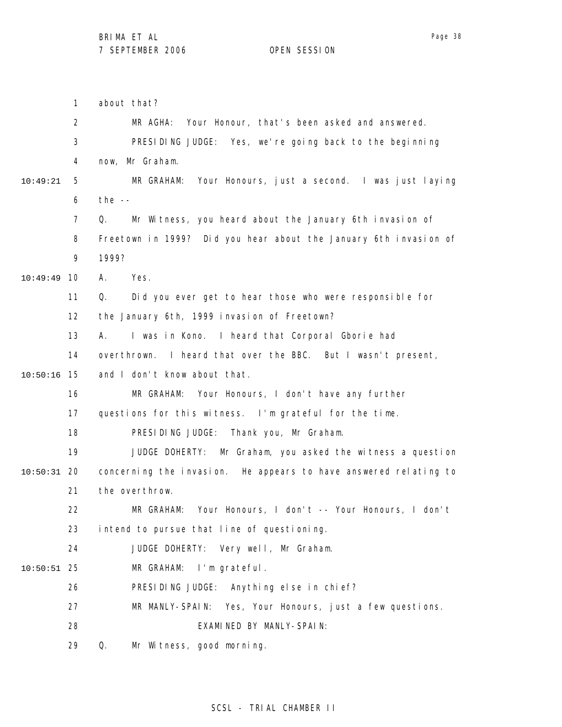about that?

MR AGHA: Your Honour, that's been asked and answered.

PRESIDING JUDGE: Yes, we're going back to the beginning now, Mr Graham.

MR GRAHAM: Your Honours, just a second. I was just laying the --

Q. Mr Witness, you heard about the January 6th invasion of Freetown in 1999? Did you hear about the January 6th invasion of 1999?

A. Yes.

Q. Did you ever get to hear those who were responsible for the January 6th, 1999 invasion of Freetown?

A. I was in Kono. I heard that Corporal Gborie had overthrown. I heard that over the BBC. But I wasn't present, and I don't know about that.

MR GRAHAM: Your Honours, I don't have any further questions for this witness. I'm grateful for the time.

PRESIDING JUDGE: Thank you, Mr Graham.

JUDGE DOHERTY: Mr Graham, you asked the witness a question concerning the invasion. He appears to have answered relating to the overthrow.

MR GRAHAM: Your Honours, I don't -- Your Honours, I don't intend to pursue that line of questioning.

JUDGE DOHERTY: Very well, Mr Graham.

MR GRAHAM: I'm grateful.

PRESIDING JUDGE: Anything else in chief?

MR MANLY-SPAIN: Yes, Your Honours, just a few questions.

EXAMINED BY MANLY-SPAIN:

Q. Mr Witness, good morning.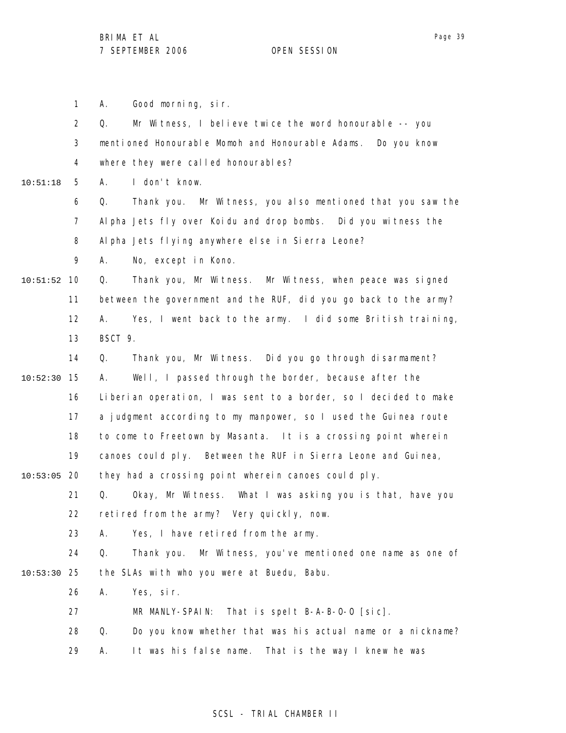A. Good morning, sir.

Q. Mr Witness, I believe twice the word honourable -- you mentioned Honourable Momoh and Honourable Adams. Do you know where they were called honourables?

A. I don't know.

Q. Thank you. Mr Witness, you also mentioned that you saw the Alpha Jets fly over Koidu and drop bombs. Did you witness the Alpha Jets flying anywhere else in Sierra Leone?

A. No, except in Kono.

Q. Thank you, Mr Witness. Mr Witness, when peace was signed between the government and the RUF, did you go back to the army?

A. Yes, I went back to the army. I did some British training, BSCT 9.

Q. Thank you, Mr Witness. Did you go through disarmament?

A. Well, I passed through the border, because after the Liberian operation, I was sent to a border, so I decided to make a judgment according to my manpower, so I used the Guinea route to come to Freetown by Masanta. It is a crossing point wherein canoes could ply. Between the RUF in Sierra Leone and Guinea, they had a crossing point wherein canoes could ply.

Q. Okay, Mr Witness. What I was asking you is that, have you retired from the army? Very quickly, now.

A. Yes, I have retired from the army.

Q. Thank you. Mr Witness, you've mentioned one name as one of the SLAs with who you were at Buedu, Babu.

A. Yes, sir.

MR MANLY-SPAIN: That is spelt B-A-B-O-O [sic].

Q. Do you know whether that was his actual name or a nickname?

A. It was his false name. That is the way I knew he was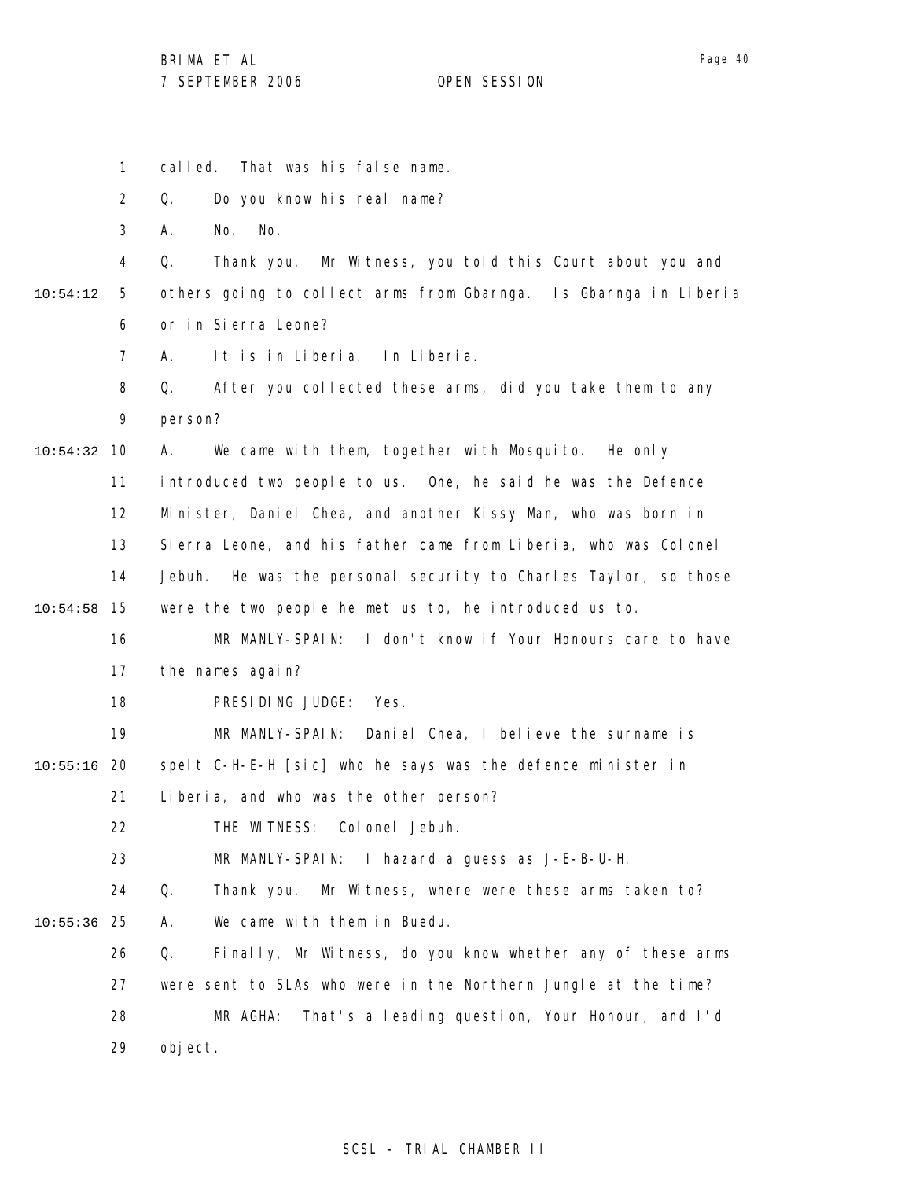called. That was his false name.

Q. Do you know his real name?

A. No. No.

Q. Thank you. Mr Witness, you told this Court about you and others going to collect arms from Gbarnga. Is Gbarnga in Liberia or in Sierra Leone?

A. It is in Liberia. In Liberia.

Q. After you collected these arms, did you take them to any person?

A. We came with them, together with Mosquito. He only introduced two people to us. One, he said he was the Defence Minister, Daniel Chea, and another Kissy Man, who was born in Sierra Leone, and his father came from Liberia, who was Colonel Jebuh. He was the personal security to Charles Taylor, so those were the two people he met us to, he introduced us to.

MR MANLY-SPAIN: I don't know if Your Honours care to have the names again?

PRESIDING JUDGE: Yes.

MR MANLY-SPAIN: Daniel Chea, I believe the surname is spelt C-H-E-H [sic] who he says was the defence minister in Liberia, and who was the other person?

THE WITNESS: Colonel Jebuh.

MR MANLY-SPAIN: I hazard a guess as J-E-B-U-H.

Q. Thank you. Mr Witness, where were these arms taken to?

A. We came with them in Buedu.

Q. Finally, Mr Witness, do you know whether any of these arms were sent to SLAs who were in the Northern Jungle at the time?

MR AGHA: That's a leading question, Your Honour, and I'd object.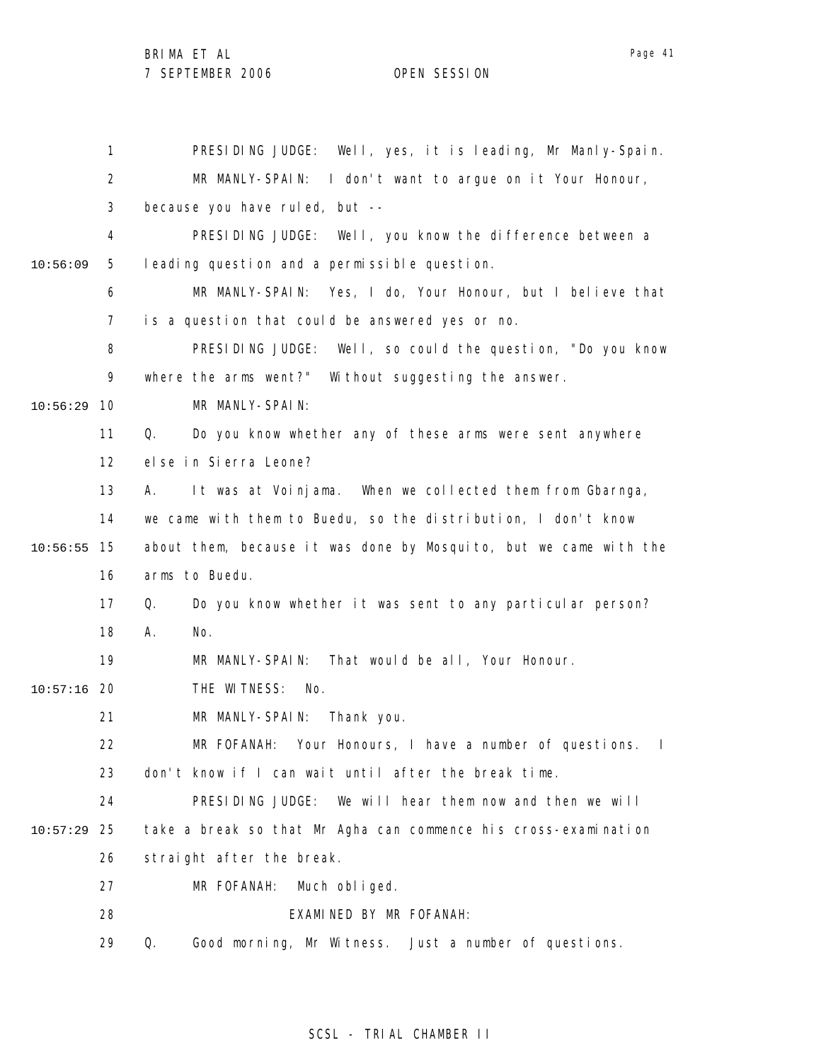PRESIDING JUDGE: Well, yes, it is leading, Mr Manly-Spain.

MR MANLY-SPAIN: I don't want to argue on it Your Honour, because you have ruled, but --

PRESIDING JUDGE: Well, you know the difference between a leading question and a permissible question.

MR MANLY-SPAIN: Yes, I do, Your Honour, but I believe that is a question that could be answered yes or no.

PRESIDING JUDGE: Well, so could the question, "Do you know where the arms went?" Without suggesting the answer.

MR MANLY-SPAIN:

Q. Do you know whether any of these arms were sent anywhere else in Sierra Leone?

A. It was at Voinjama. When we collected them from Gbarnga, we came with them to Buedu, so the distribution, I don't know about them, because it was done by Mosquito, but we came with the arms to Buedu.

Q. Do you know whether it was sent to any particular person?

A. No.

MR MANLY-SPAIN: That would be all, Your Honour.

THE WITNESS: No.

MR MANLY-SPAIN: Thank you.

MR FOFANAH: Your Honours, I have a number of questions. I don't know if I can wait until after the break time.

PRESIDING JUDGE: We will hear them now and then we will take a break so that Mr Agha can commence his cross-examination straight after the break.

MR FOFANAH: Much obliged.

EXAMINED BY MR FOFANAH:

Q. Good morning, Mr Witness. Just a number of questions.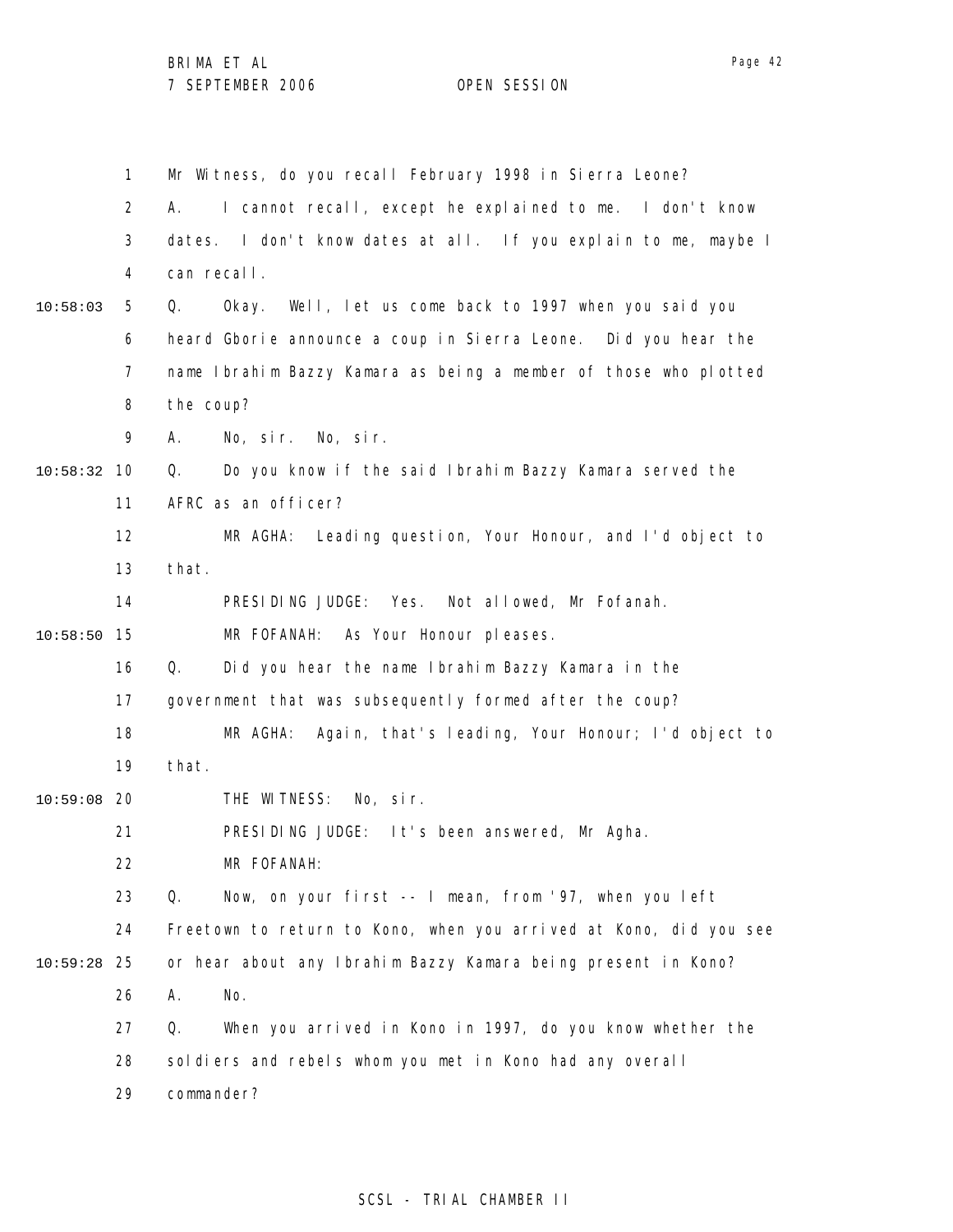Mr Witness, do you recall February 1998 in Sierra Leone?

A. I cannot recall, except he explained to me. I don't know dates. I don't know dates at all. If you explain to me, maybe I can recall.

Q. Okay. Well, let us come back to 1997 when you said you heard Gborie announce a coup in Sierra Leone. Did you hear the name Ibrahim Bazzy Kamara as being a member of those who plotted the coup?

A. No, sir. No, sir.

Q. Do you know if the said Ibrahim Bazzy Kamara served the AFRC as an officer?

MR AGHA: Leading question, Your Honour, and I'd object to that.

PRESIDING JUDGE: Yes. Not allowed, Mr Fofanah.

MR FOFANAH: As Your Honour pleases.

Q. Did you hear the name Ibrahim Bazzy Kamara in the government that was subsequently formed after the coup?

MR AGHA: Again, that's leading, Your Honour; I'd object to that.

THE WITNESS: No, sir.

PRESIDING JUDGE: It's been answered, Mr Agha.

MR FOFANAH:

Q. Now, on your first -- I mean, from '97, when you left Freetown to return to Kono, when you arrived at Kono, did you see or hear about any Ibrahim Bazzy Kamara being present in Kono?

A. No.

Q. When you arrived in Kono in 1997, do you know whether the soldiers and rebels whom you met in Kono had any overall commander?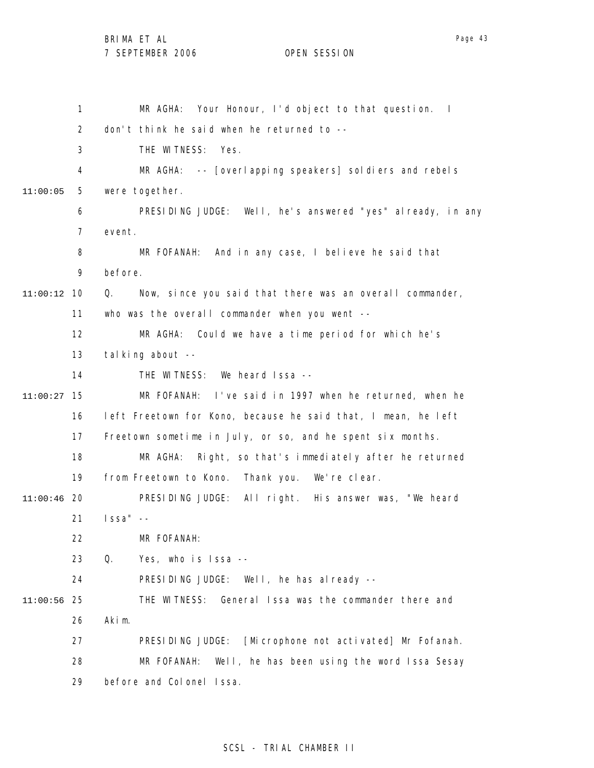1 MR AGHA: Your Honour, I'd object to that question. I

2 don't think he said when he returned to --

3 THE WITNESS: Yes.

4 MR AGHA: -- [overlapping speakers] soldiers and rebels

11:00:05 5 were together.

6 PRESIDING JUDGE: Well, he's answered "yes" already, in any

7 event.

8 MR FOFANAH: And in any case, I believe he said that

9 before.

11:00:12 10 Q. Now, since you said that there was an overall commander,

11 who was the overall commander when you went --

12 MR AGHA: Could we have a time period for which he's

13 talking about --

14 THE WITNESS: We heard Issa --

11:00:27 15 MR FOFANAH: I've said in 1997 when he returned, when he

16 left Freetown for Kono, because he said that, I mean, he left

17 Freetown sometime in July, or so, and he spent six months.

18 MR AGHA: Right, so that's immediately after he returned

19 from Freetown to Kono. Thank you. We're clear.

11:00:46 20 PRESIDING JUDGE: All right. His answer was, "We heard

21 Issa" --

22 MR FOFANAH:

23 Q. Yes, who is Issa --

24 PRESIDING JUDGE: Well, he has already --

11:00:56 25 THE WITNESS: General Issa was the commander there and

26 Akim.

27 PRESIDING JUDGE: [Microphone not activated] Mr Fofanah.

28 MR FOFANAH: Well, he has been using the word Issa Sesay

29 before and Colonel Issa.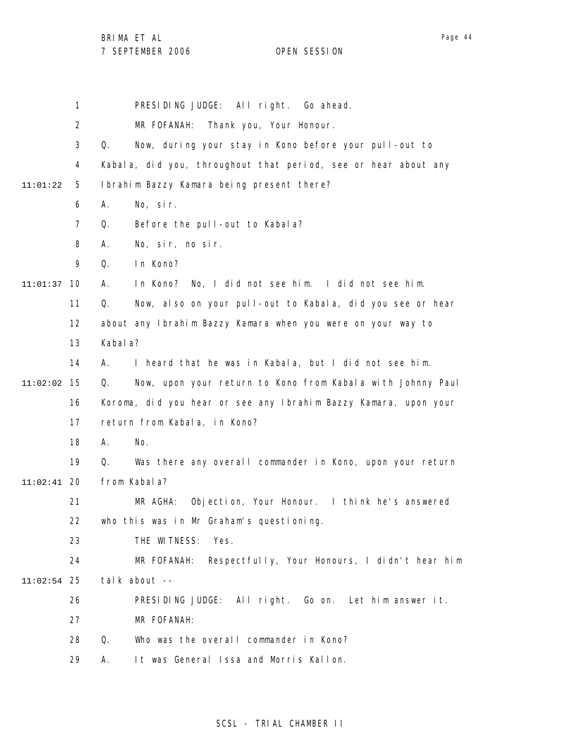PRESIDING JUDGE: All right. Go ahead.

MR FOFANAH: Thank you, Your Honour.

Q. Now, during your stay in Kono before your pull-out to Kabala, did you, throughout that period, see or hear about any Ibrahim Bazzy Kamara being present there?

A. No, sir.

Q. Before the pull-out to Kabala?

A. No, sir, no sir.

Q. In Kono?

A. In Kono? No, I did not see him. I did not see him.

Q. Now, also on your pull-out to Kabala, did you see or hear about any Ibrahim Bazzy Kamara when you were on your way to Kabala?

A. I heard that he was in Kabala, but I did not see him.

Q. Now, upon your return to Kono from Kabala with Johnny Paul Koroma, did you hear or see any Ibrahim Bazzy Kamara, upon your return from Kabala, in Kono?

A. No.

Q. Was there any overall commander in Kono, upon your return from Kabala?

MR AGHA: Objection, Your Honour. I think he's answered who this was in Mr Graham's questioning.

THE WITNESS: Yes.

MR FOFANAH: Respectfully, Your Honours, I didn't hear him talk about --

PRESIDING JUDGE: All right. Go on. Let him answer it.

MR FOFANAH:

Q. Who was the overall commander in Kono?

A. It was General Issa and Morris Kallon.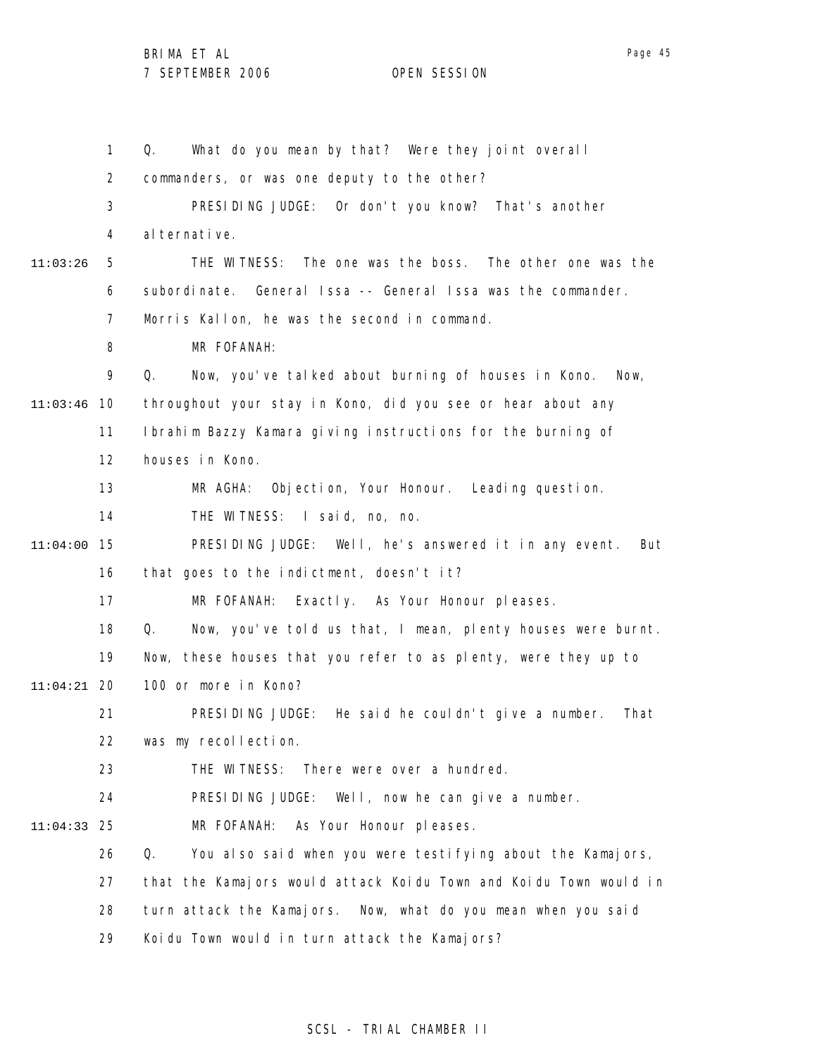Q. What do you mean by that? Were they joint overall commanders, or was one deputy to the other?

PRESIDING JUDGE: Or don't you know? That's another alternative.

THE WITNESS: The one was the boss. The other one was the subordinate. General Issa -- General Issa was the commander. Morris Kallon, he was the second in command.

MR FOFANAH:

Q. Now, you've talked about burning of houses in Kono. Now, throughout your stay in Kono, did you see or hear about any Ibrahim Bazzy Kamara giving instructions for the burning of houses in Kono.

MR AGHA: Objection, Your Honour. Leading question.

THE WITNESS: I said, no, no.

PRESIDING JUDGE: Well, he's answered it in any event. But that goes to the indictment, doesn't it?

MR FOFANAH: Exactly. As Your Honour pleases.

Q. Now, you've told us that, I mean, plenty houses were burnt. Now, these houses that you refer to as plenty, were they up to 100 or more in Kono?

PRESIDING JUDGE: He said he couldn't give a number. That was my recollection.

THE WITNESS: There were over a hundred.

PRESIDING JUDGE: Well, now he can give a number.

MR FOFANAH: As Your Honour pleases.

Q. You also said when you were testifying about the Kamajors, that the Kamajors would attack Koidu Town and Koidu Town would in turn attack the Kamajors. Now, what do you mean when you said Koidu Town would in turn attack the Kamajors?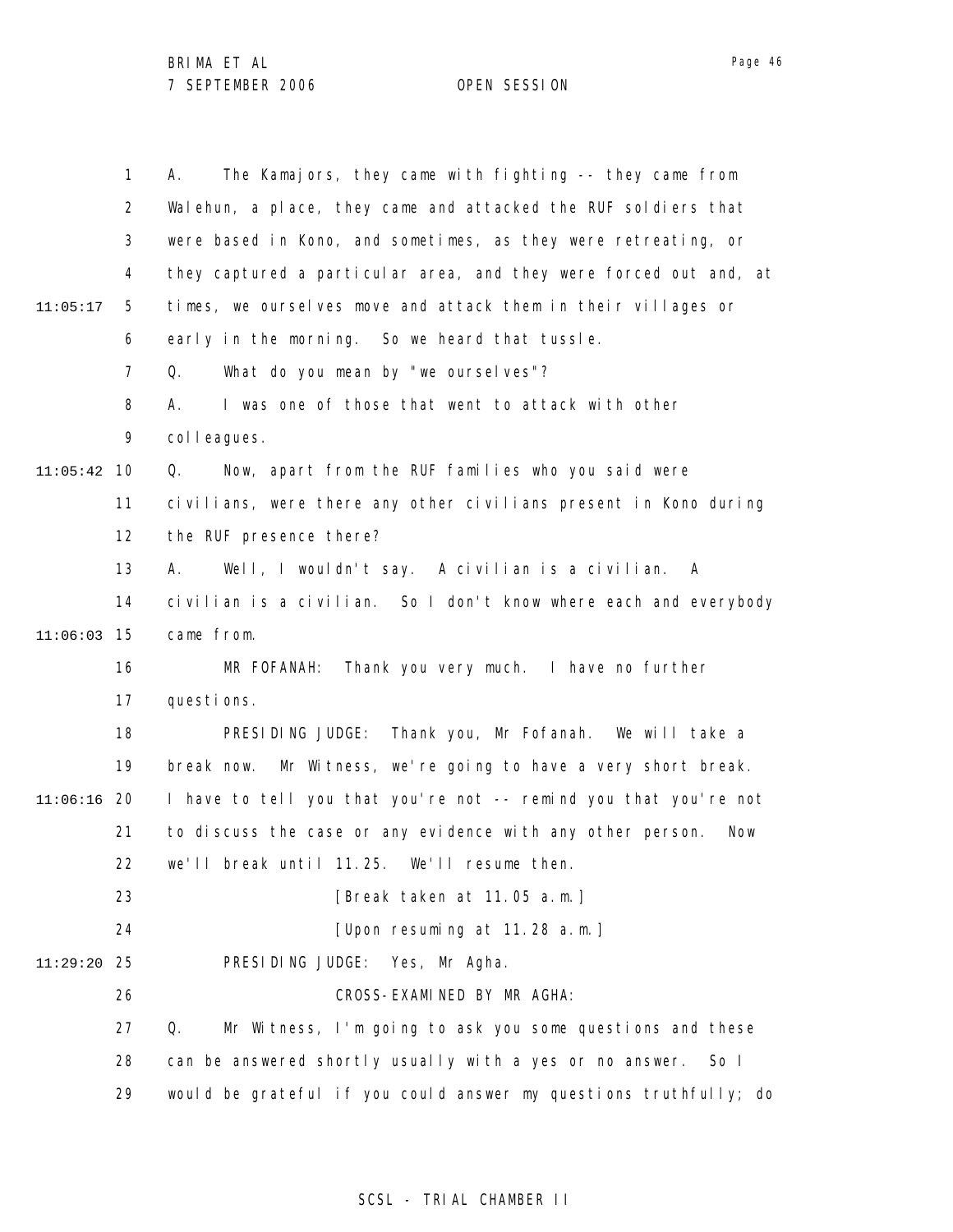A. The Kamajors, they came with fighting -- they came from Walehun, a place, they came and attacked the RUF soldiers that were based in Kono, and sometimes, as they were retreating, or they captured a particular area, and they were forced out and, at times, we ourselves move and attack them in their villages or early in the morning. So we heard that tussle.

Q. What do you mean by "we ourselves"?

A. I was one of those that went to attack with other colleagues.

Q. Now, apart from the RUF families who you said were civilians, were there any other civilians present in Kono during the RUF presence there?

A. Well, I wouldn't say. A civilian is a civilian. A civilian is a civilian. So I don't know where each and everybody came from.

MR FOFANAH: Thank you very much. I have no further questions.

PRESIDING JUDGE: Thank you, Mr Fofanah. We will take a break now. Mr Witness, we're going to have a very short break. I have to tell you that you're not -- remind you that you're not to discuss the case or any evidence with any other person. Now we'll break until 11.25. We'll resume then.

[Break taken at 11.05 a.m.]

[Upon resuming at 11.28 a.m.]

PRESIDING JUDGE: Yes, Mr Agha.

CROSS-EXAMINED BY MR AGHA:

Q. Mr Witness, I'm going to ask you some questions and these can be answered shortly usually with a yes or no answer. So I would be grateful if you could answer my questions truthfully; do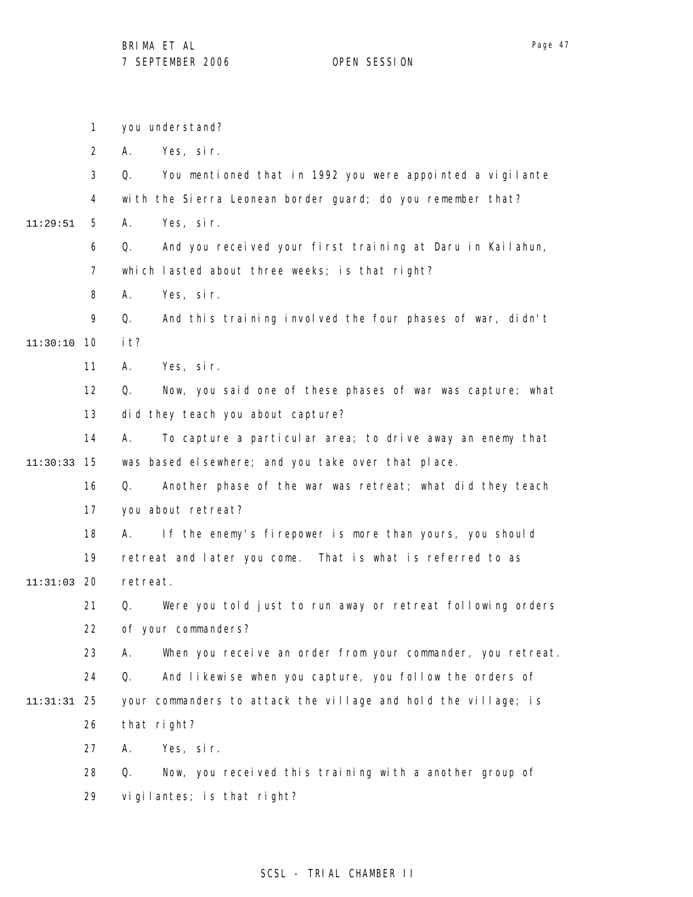you understand?

A. Yes, sir.

Q. You mentioned that in 1992 you were appointed a vigilante with the Sierra Leonean border guard; do you remember that?

A. Yes, sir.

Q. And you received your first training at Daru in Kailahun, which lasted about three weeks; is that right?

A. Yes, sir.

Q. And this training involved the four phases of war, didn't it?

A. Yes, sir.

Q. Now, you said one of these phases of war was capture; what did they teach you about capture?

A. To capture a particular area; to drive away an enemy that was based elsewhere; and you take over that place.

Q. Another phase of the war was retreat; what did they teach you about retreat?

A. If the enemy's firepower is more than yours, you should retreat and later you come. That is what is referred to as retreat.

Q. Were you told just to run away or retreat following orders of your commanders?

A. When you receive an order from your commander, you retreat.

Q. And likewise when you capture, you follow the orders of your commanders to attack the village and hold the village; is that right?

A. Yes, sir.

Q. Now, you received this training with a another group of vigilantes; is that right?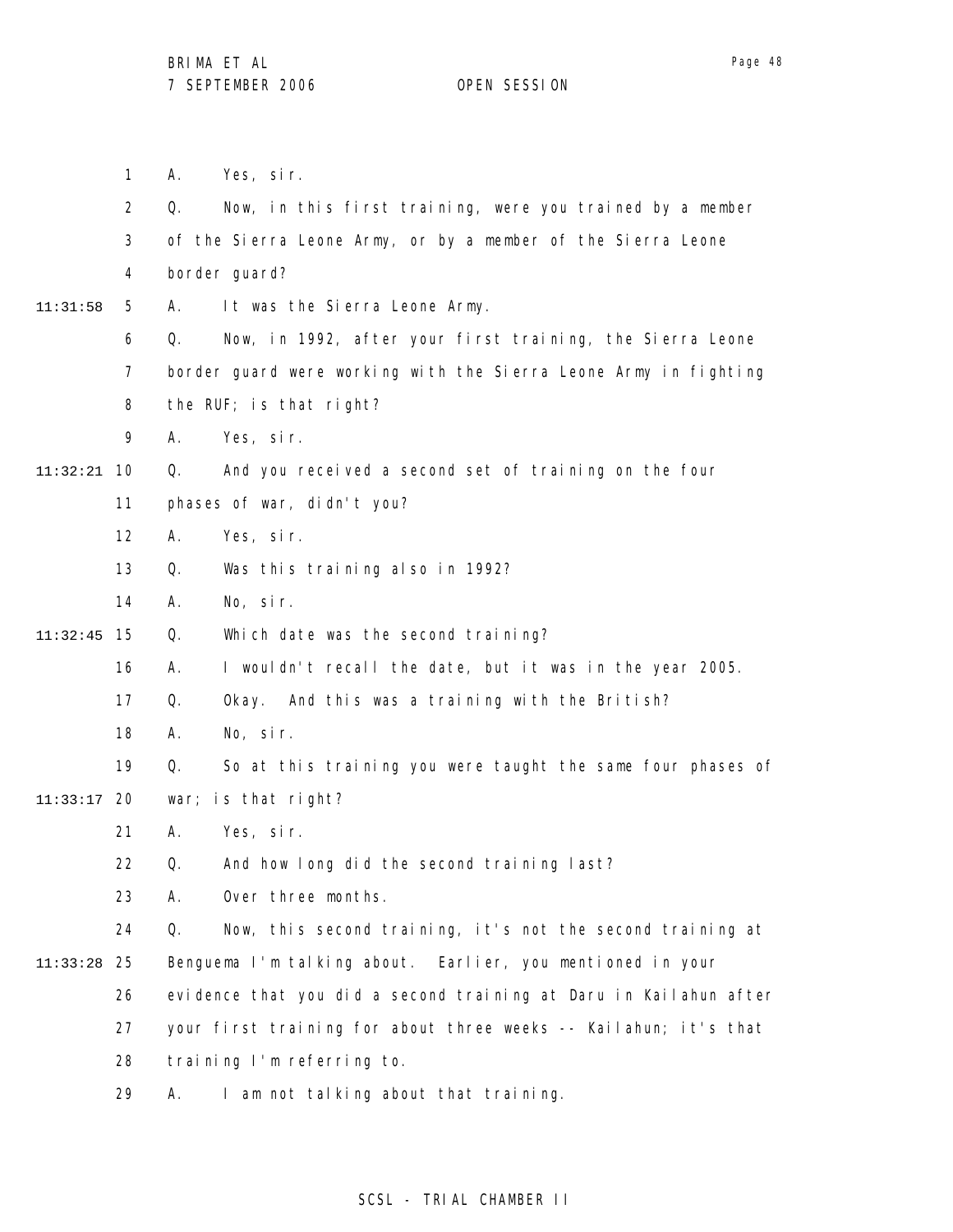1 A. Yes, sir.

2 Q. Now, in this first training, were you trained by a member

3 of the Sierra Leone Army, or by a member of the Sierra Leone

4 border guard?

11:31:58 5 A. It was the Sierra Leone Army.

6 Q. Now, in 1992, after your first training, the Sierra Leone

7 border guard were working with the Sierra Leone Army in fighting

8 the RUF; is that right?

9 A. Yes, sir.

11:32:21 10 Q. And you received a second set of training on the four

11 phases of war, didn't you?

12 A. Yes, sir.

13 Q. Was this training also in 1992?

14 A. No, sir.

11:32:45 15 Q. Which date was the second training?

16 A. I wouldn't recall the date, but it was in the year 2005.

17 Q. Okay. And this was a training with the British?

18 A. No, sir.

19 Q. So at this training you were taught the same four phases of

11:33:17 20 war; is that right?

21 A. Yes, sir.

22 Q. And how long did the second training last?

23 A. Over three months.

24 Q. Now, this second training, it's not the second training at

11:33:28 25 Benguema I'm talking about. Earlier, you mentioned in your

26 evidence that you did a second training at Daru in Kailahun after

27 your first training for about three weeks -- Kailahun; it's that

28 training I'm referring to.

29 A. I am not talking about that training.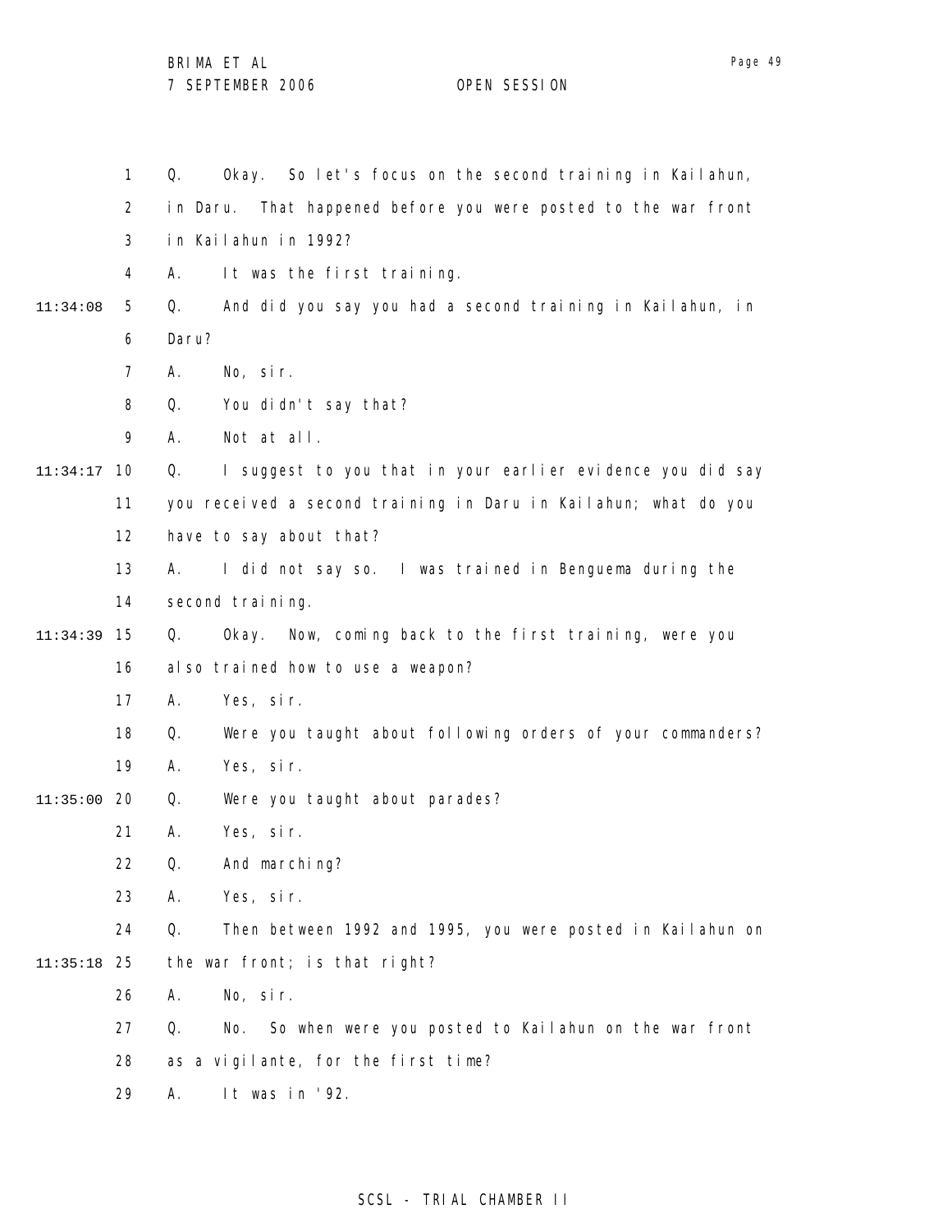1 Q. Okay. So let's focus on the second training in Kailahun,
2 in Daru. That happened before you were posted to the war front
3 in Kailahun in 1992?
4 A. It was the first training.
11:34:08 5 Q. And did you say you had a second training in Kailahun, in
6 Daru?
7 A. No, sir.
8 Q. You didn't say that?
9 A. Not at all.
11:34:17 10 Q. I suggest to you that in your earlier evidence you did say
11 you received a second training in Daru in Kailahun; what do you
12 have to say about that?
13 A. I did not say so. I was trained in Benguema during the
14 second training.
11:34:39 15 Q. Okay. Now, coming back to the first training, were you
16 also trained how to use a weapon?
17 A. Yes, sir.
18 Q. Were you taught about following orders of your commanders?
19 A. Yes, sir.
11:35:00 20 Q. Were you taught about parades?
21 A. Yes, sir.
22 Q. And marching?
23 A. Yes, sir.
24 Q. Then between 1992 and 1995, you were posted in Kailahun on
11:35:18 25 the war front; is that right?
26 A. No, sir.
27 Q. No. So when were you posted to Kailahun on the war front
28 as a vigilante, for the first time?
29 A. It was in '92.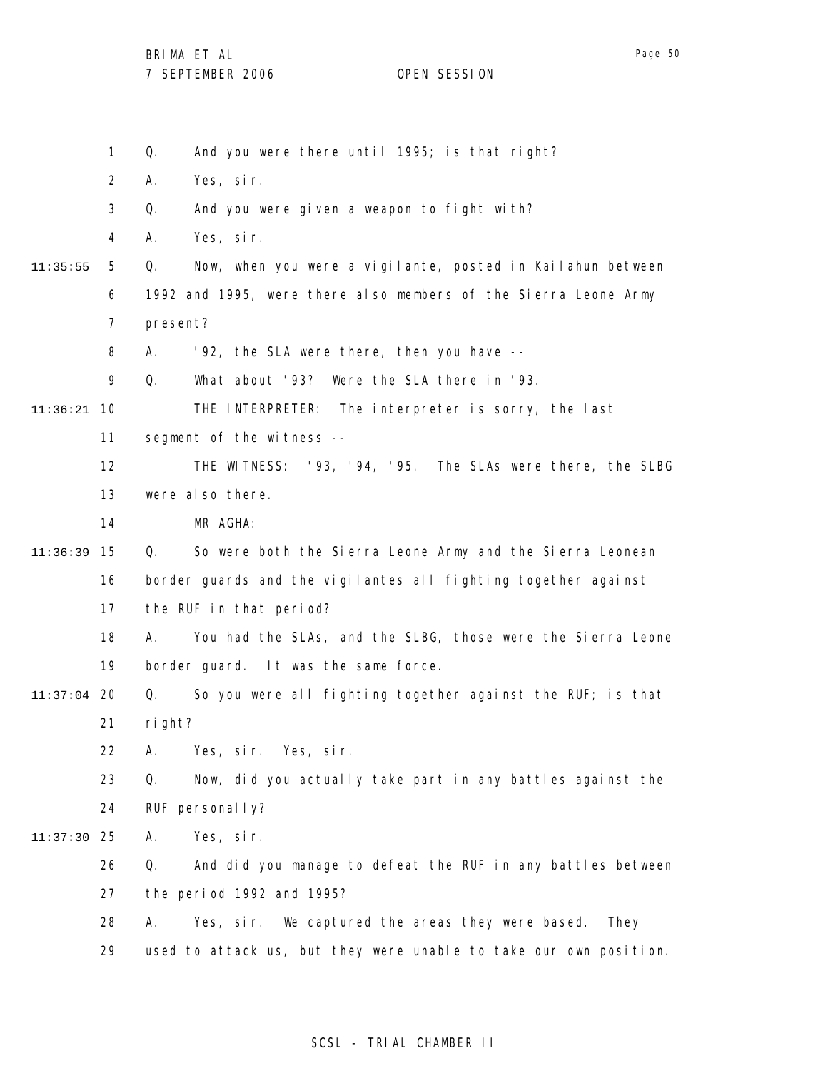Q. And you were there until 1995; is that right?

A. Yes, sir.

Q. And you were given a weapon to fight with?

A. Yes, sir.

Q. Now, when you were a vigilante, posted in Kailahun between 1992 and 1995, were there also members of the Sierra Leone Army present?

A. '92, the SLA were there, then you have --

Q. What about '93? Were the SLA there in '93.

THE INTERPRETER: The interpreter is sorry, the last segment of the witness --

THE WITNESS: '93, '94, '95. The SLAs were there, the SLBG were also there.

MR AGHA:

Q. So were both the Sierra Leone Army and the Sierra Leonean border guards and the vigilantes all fighting together against the RUF in that period?

A. You had the SLAs, and the SLBG, those were the Sierra Leone border guard. It was the same force.

Q. So you were all fighting together against the RUF; is that right?

A. Yes, sir. Yes, sir.

Q. Now, did you actually take part in any battles against the RUF personally?

A. Yes, sir.

Q. And did you manage to defeat the RUF in any battles between the period 1992 and 1995?

A. Yes, sir. We captured the areas they were based. They used to attack us, but they were unable to take our own position.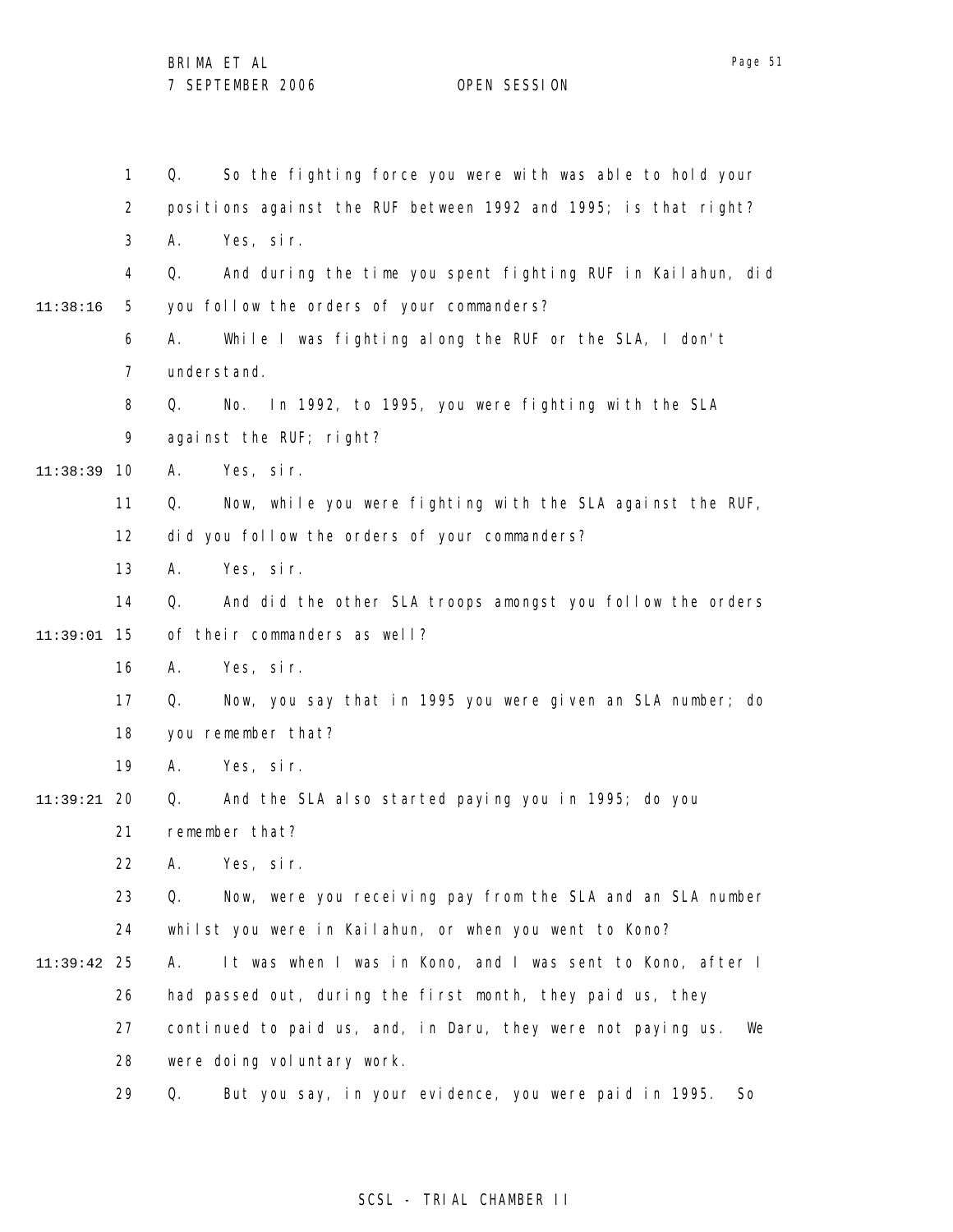Q. So the fighting force you were with was able to hold your positions against the RUF between 1992 and 1995; is that right?

A. Yes, sir.

Q. And during the time you spent fighting RUF in Kailahun, did you follow the orders of your commanders?

A. While I was fighting along the RUF or the SLA, I don't understand.

Q. No. In 1992, to 1995, you were fighting with the SLA against the RUF; right?

A. Yes, sir.

Q. Now, while you were fighting with the SLA against the RUF, did you follow the orders of your commanders?

A. Yes, sir.

Q. And did the other SLA troops amongst you follow the orders of their commanders as well?

A. Yes, sir.

Q. Now, you say that in 1995 you were given an SLA number; do you remember that?

A. Yes, sir.

Q. And the SLA also started paying you in 1995; do you remember that?

A. Yes, sir.

Q. Now, were you receiving pay from the SLA and an SLA number whilst you were in Kailahun, or when you went to Kono?

A. It was when I was in Kono, and I was sent to Kono, after I had passed out, during the first month, they paid us, they continued to paid us, and, in Daru, they were not paying us. We were doing voluntary work.

Q. But you say, in your evidence, you were paid in 1995. So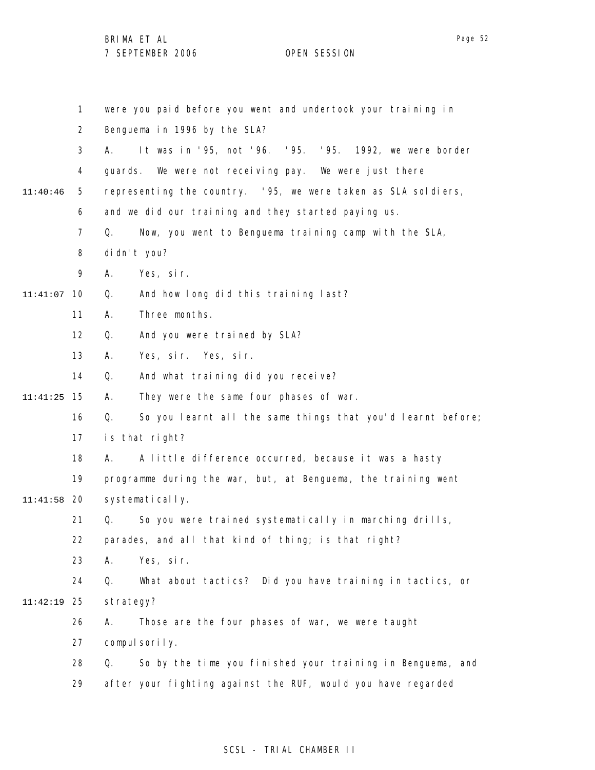were you paid before you went and undertook your training in Benguema in 1996 by the SLA?

A. It was in '95, not '96. '95. '95. 1992, we were border guards. We were not receiving pay. We were just there representing the country. '95, we were taken as SLA soldiers, and we did our training and they started paying us.

Q. Now, you went to Benguema training camp with the SLA, didn't you?

A. Yes, sir.

Q. And how long did this training last?

A. Three months.

Q. And you were trained by SLA?

A. Yes, sir. Yes, sir.

Q. And what training did you receive?

A. They were the same four phases of war.

Q. So you learnt all the same things that you'd learnt before; is that right?

A. A little difference occurred, because it was a hasty programme during the war, but, at Benguema, the training went systematically.

Q. So you were trained systematically in marching drills, parades, and all that kind of thing; is that right?

A. Yes, sir.

Q. What about tactics? Did you have training in tactics, or strategy?

A. Those are the four phases of war, we were taught compulsorily.

Q. So by the time you finished your training in Benguema, and after your fighting against the RUF, would you have regarded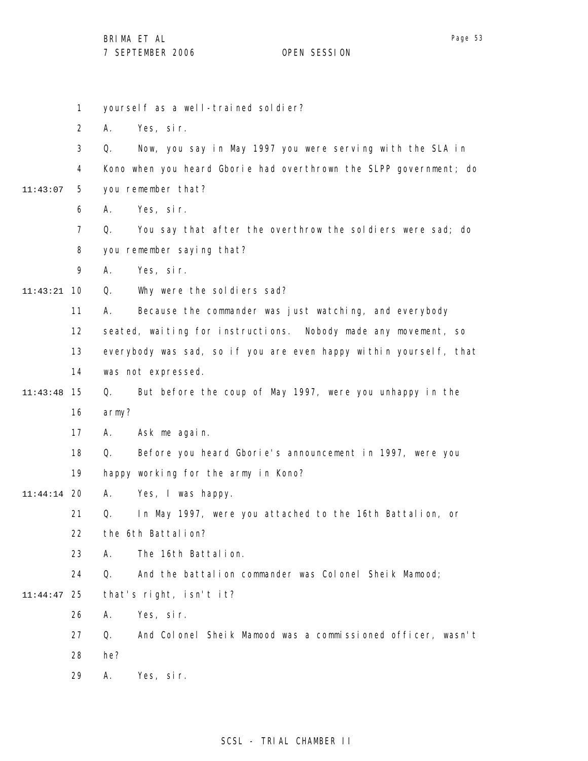yourself as a well-trained soldier?

A. Yes, sir.

Q. Now, you say in May 1997 you were serving with the SLA in Kono when you heard Gborie had overthrown the SLPP government; do you remember that?

A. Yes, sir.

Q. You say that after the overthrow the soldiers were sad; do you remember saying that?

A. Yes, sir.

Q. Why were the soldiers sad?

A. Because the commander was just watching, and everybody seated, waiting for instructions. Nobody made any movement, so everybody was sad, so if you are even happy within yourself, that was not expressed.

Q. But before the coup of May 1997, were you unhappy in the army?

A. Ask me again.

Q. Before you heard Gborie's announcement in 1997, were you happy working for the army in Kono?

A. Yes, I was happy.

Q. In May 1997, were you attached to the 16th Battalion, or the 6th Battalion?

A. The 16th Battalion.

Q. And the battalion commander was Colonel Sheik Mamood; that's right, isn't it?

A. Yes, sir.

Q. And Colonel Sheik Mamood was a commissioned officer, wasn't he?

A. Yes, sir.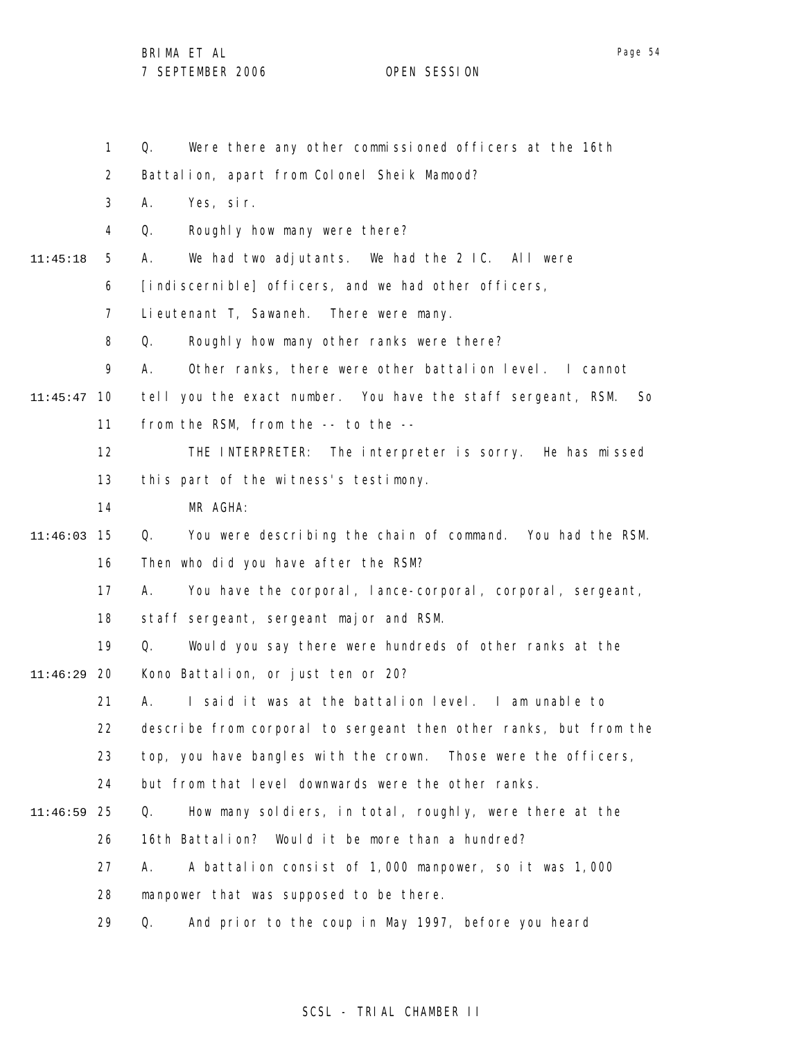Q. Were there any other commissioned officers at the 16th Battalion, apart from Colonel Sheik Mamood?

A. Yes, sir.

Q. Roughly how many were there?

A. We had two adjutants. We had the 2 IC. All were [indiscernible] officers, and we had other officers, Lieutenant T, Sawaneh. There were many.

Q. Roughly how many other ranks were there?

A. Other ranks, there were other battalion level. I cannot tell you the exact number. You have the staff sergeant, RSM. So from the RSM, from the -- to the --

THE INTERPRETER: The interpreter is sorry. He has missed this part of the witness's testimony.

MR AGHA:

Q. You were describing the chain of command. You had the RSM. Then who did you have after the RSM?

A. You have the corporal, lance-corporal, corporal, sergeant, staff sergeant, sergeant major and RSM.

Q. Would you say there were hundreds of other ranks at the Kono Battalion, or just ten or 20?

A. I said it was at the battalion level. I am unable to describe from corporal to sergeant then other ranks, but from the top, you have bangles with the crown. Those were the officers, but from that level downwards were the other ranks.

Q. How many soldiers, in total, roughly, were there at the 16th Battalion? Would it be more than a hundred?

A. A battalion consist of 1,000 manpower, so it was 1,000 manpower that was supposed to be there.

Q. And prior to the coup in May 1997, before you heard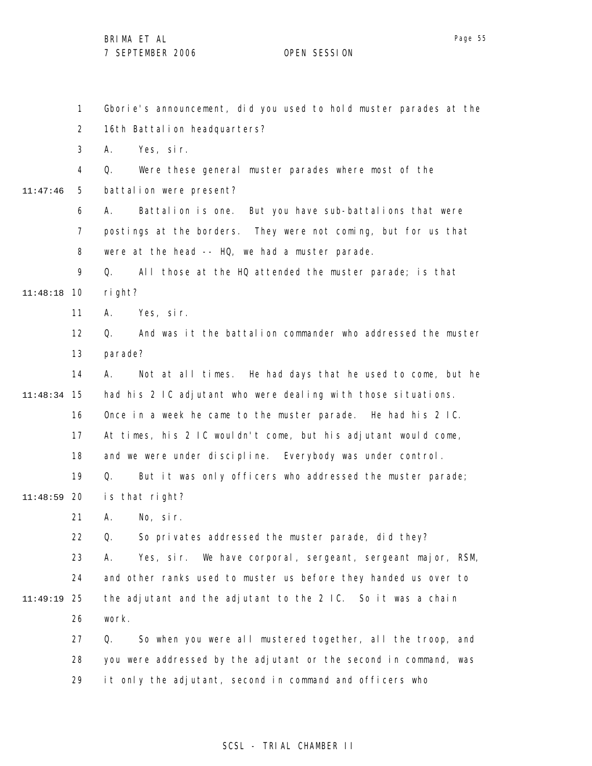Gborie's announcement, did you used to hold muster parades at the 16th Battalion headquarters?

A. Yes, sir.

Q. Were these general muster parades where most of the battalion were present?

A. Battalion is one. But you have sub-battalions that were postings at the borders. They were not coming, but for us that were at the head -- HQ, we had a muster parade.

Q. All those at the HQ attended the muster parade; is that right?

A. Yes, sir.

Q. And was it the battalion commander who addressed the muster parade?

A. Not at all times. He had days that he used to come, but he had his 2 IC adjutant who were dealing with those situations. Once in a week he came to the muster parade. He had his 2 IC. At times, his 2 IC wouldn't come, but his adjutant would come, and we were under discipline. Everybody was under control.

Q. But it was only officers who addressed the muster parade; is that right?

A. No, sir.

Q. So privates addressed the muster parade, did they?

A. Yes, sir. We have corporal, sergeant, sergeant major, RSM, and other ranks used to muster us before they handed us over to the adjutant and the adjutant to the 2 IC. So it was a chain work.

Q. So when you were all mustered together, all the troop, and you were addressed by the adjutant or the second in command, was it only the adjutant, second in command and officers who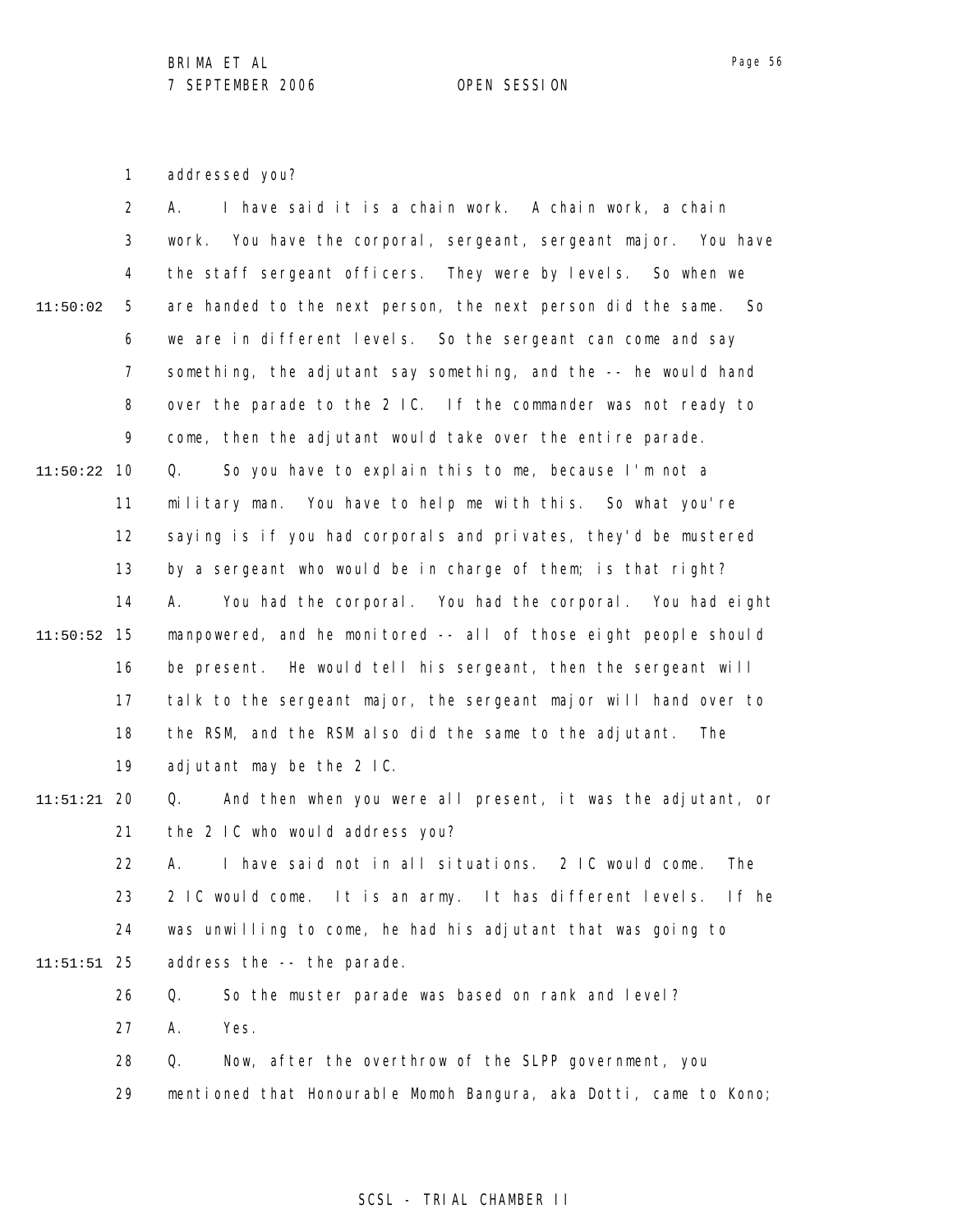addressed you?

A. I have said it is a chain work. A chain work, a chain work. You have the corporal, sergeant, sergeant major. You have the staff sergeant officers. They were by levels. So when we are handed to the next person, the next person did the same. So we are in different levels. So the sergeant can come and say something, the adjutant say something, and the -- he would hand over the parade to the 2 IC. If the commander was not ready to come, then the adjutant would take over the entire parade.

Q. So you have to explain this to me, because I'm not a military man. You have to help me with this. So what you're saying is if you had corporals and privates, they'd be mustered by a sergeant who would be in charge of them; is that right?

A. You had the corporal. You had the corporal. You had eight manpowered, and he monitored -- all of those eight people should be present. He would tell his sergeant, then the sergeant will talk to the sergeant major, the sergeant major will hand over to the RSM, and the RSM also did the same to the adjutant. The adjutant may be the 2 IC.

Q. And then when you were all present, it was the adjutant, or the 2 IC who would address you?

A. I have said not in all situations. 2 IC would come. The 2 IC would come. It is an army. It has different levels. If he was unwilling to come, he had his adjutant that was going to address the -- the parade.

Q. So the muster parade was based on rank and level?

A. Yes.

Q. Now, after the overthrow of the SLPP government, you mentioned that Honourable Momoh Bangura, aka Dotti, came to Kono;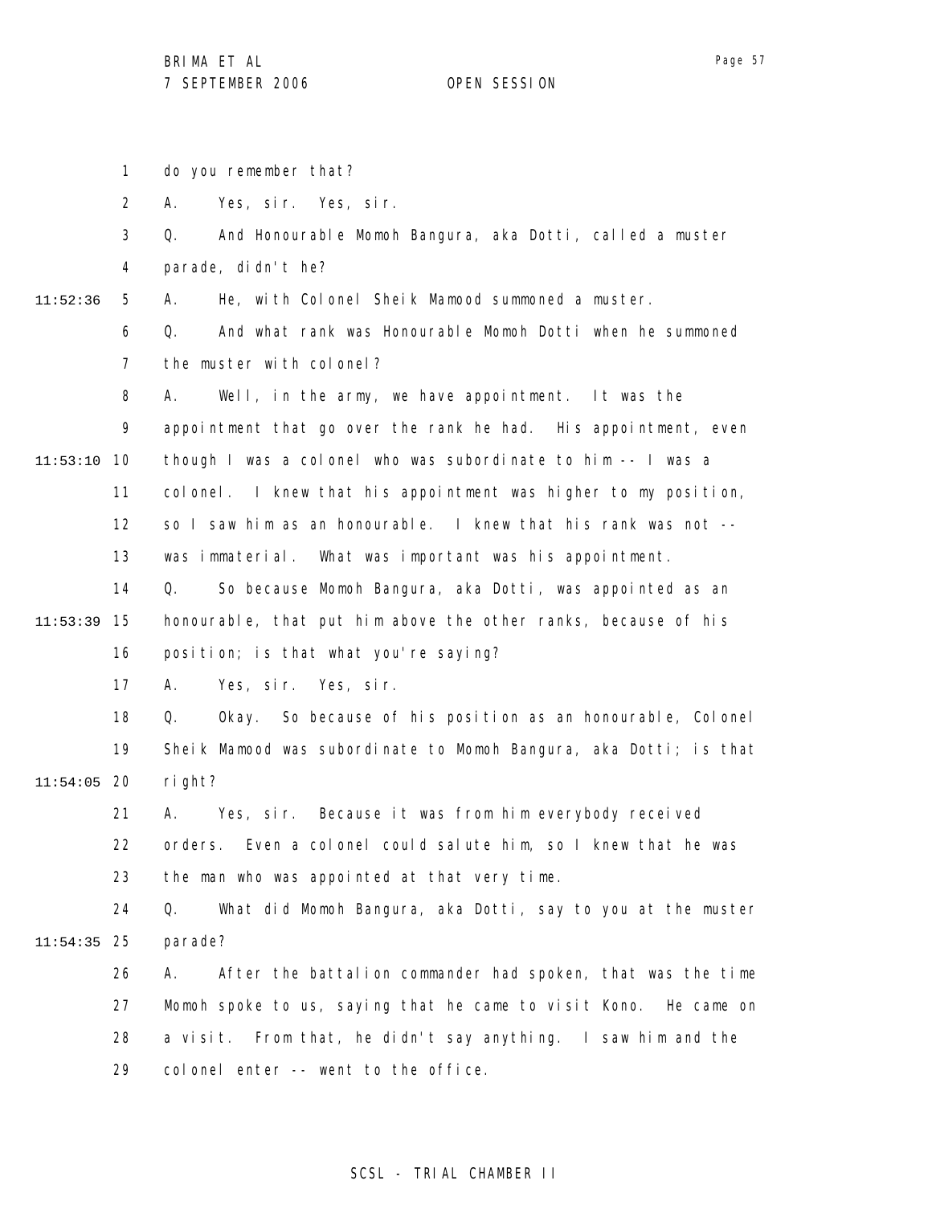do you remember that?

A. Yes, sir. Yes, sir.

Q. And Honourable Momoh Bangura, aka Dotti, called a muster parade, didn't he?

A. He, with Colonel Sheik Mamood summoned a muster.

Q. And what rank was Honourable Momoh Dotti when he summoned the muster with colonel?

A. Well, in the army, we have appointment. It was the appointment that go over the rank he had. His appointment, even though I was a colonel who was subordinate to him -- I was a colonel. I knew that his appointment was higher to my position, so I saw him as an honourable. I knew that his rank was not -- was immaterial. What was important was his appointment.

Q. So because Momoh Bangura, aka Dotti, was appointed as an honourable, that put him above the other ranks, because of his position; is that what you're saying?

A. Yes, sir. Yes, sir.

Q. Okay. So because of his position as an honourable, Colonel Sheik Mamood was subordinate to Momoh Bangura, aka Dotti; is that right?

A. Yes, sir. Because it was from him everybody received orders. Even a colonel could salute him, so I knew that he was the man who was appointed at that very time.

Q. What did Momoh Bangura, aka Dotti, say to you at the muster parade?

A. After the battalion commander had spoken, that was the time Momoh spoke to us, saying that he came to visit Kono. He came on a visit. From that, he didn't say anything. I saw him and the colonel enter -- went to the office.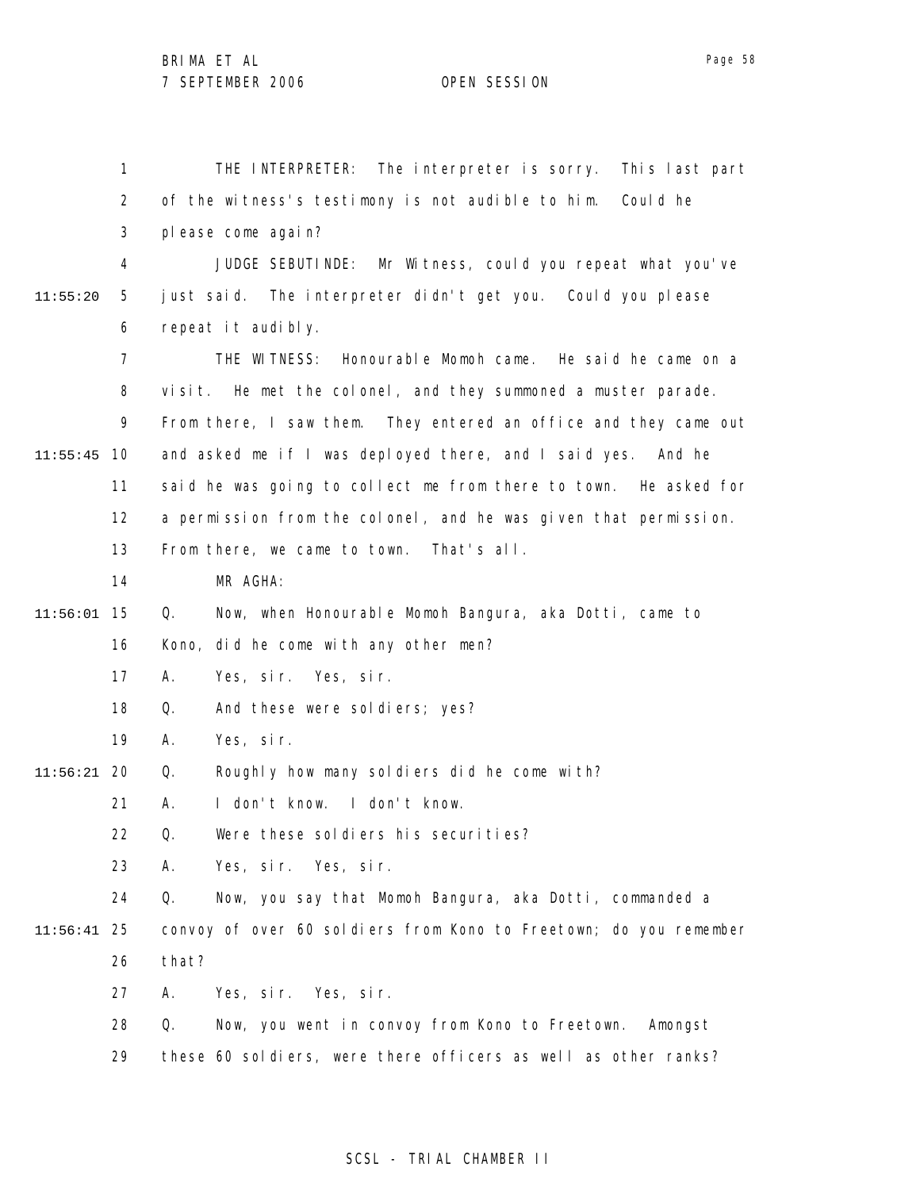THE INTERPRETER: The interpreter is sorry. This last part of the witness's testimony is not audible to him. Could he please come again?

JUDGE SEBUTINDE: Mr Witness, could you repeat what you've just said. The interpreter didn't get you. Could you please repeat it audibly.

THE WITNESS: Honourable Momoh came. He said he came on a visit. He met the colonel, and they summoned a muster parade. From there, I saw them. They entered an office and they came out and asked me if I was deployed there, and I said yes. And he said he was going to collect me from there to town. He asked for a permission from the colonel, and he was given that permission. From there, we came to town. That's all.

MR AGHA:

Q. Now, when Honourable Momoh Bangura, aka Dotti, came to Kono, did he come with any other men?

A. Yes, sir. Yes, sir.

Q. And these were soldiers; yes?

A. Yes, sir.

Q. Roughly how many soldiers did he come with?

A. I don't know. I don't know.

Q. Were these soldiers his securities?

A. Yes, sir. Yes, sir.

Q. Now, you say that Momoh Bangura, aka Dotti, commanded a convoy of over 60 soldiers from Kono to Freetown; do you remember that?

A. Yes, sir. Yes, sir.

Q. Now, you went in convoy from Kono to Freetown. Amongst these 60 soldiers, were there officers as well as other ranks?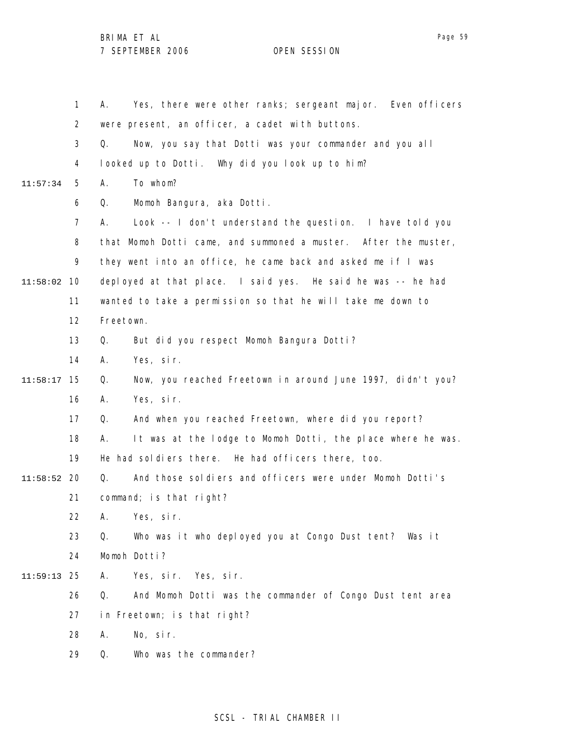A. Yes, there were other ranks; sergeant major. Even officers were present, an officer, a cadet with buttons.

Q. Now, you say that Dotti was your commander and you all looked up to Dotti. Why did you look up to him?

A. To whom?

Q. Momoh Bangura, aka Dotti.

A. Look -- I don't understand the question. I have told you that Momoh Dotti came, and summoned a muster. After the muster, they went into an office, he came back and asked me if I was deployed at that place. I said yes. He said he was -- he had wanted to take a permission so that he will take me down to Freetown.

Q. But did you respect Momoh Bangura Dotti?

A. Yes, sir.

Q. Now, you reached Freetown in around June 1997, didn't you?

A. Yes, sir.

Q. And when you reached Freetown, where did you report?

A. It was at the lodge to Momoh Dotti, the place where he was. He had soldiers there. He had officers there, too.

Q. And those soldiers and officers were under Momoh Dotti's command; is that right?

A. Yes, sir.

Q. Who was it who deployed you at Congo Dust tent? Was it Momoh Dotti?

A. Yes, sir. Yes, sir.

Q. And Momoh Dotti was the commander of Congo Dust tent area in Freetown; is that right?

A. No, sir.

Q. Who was the commander?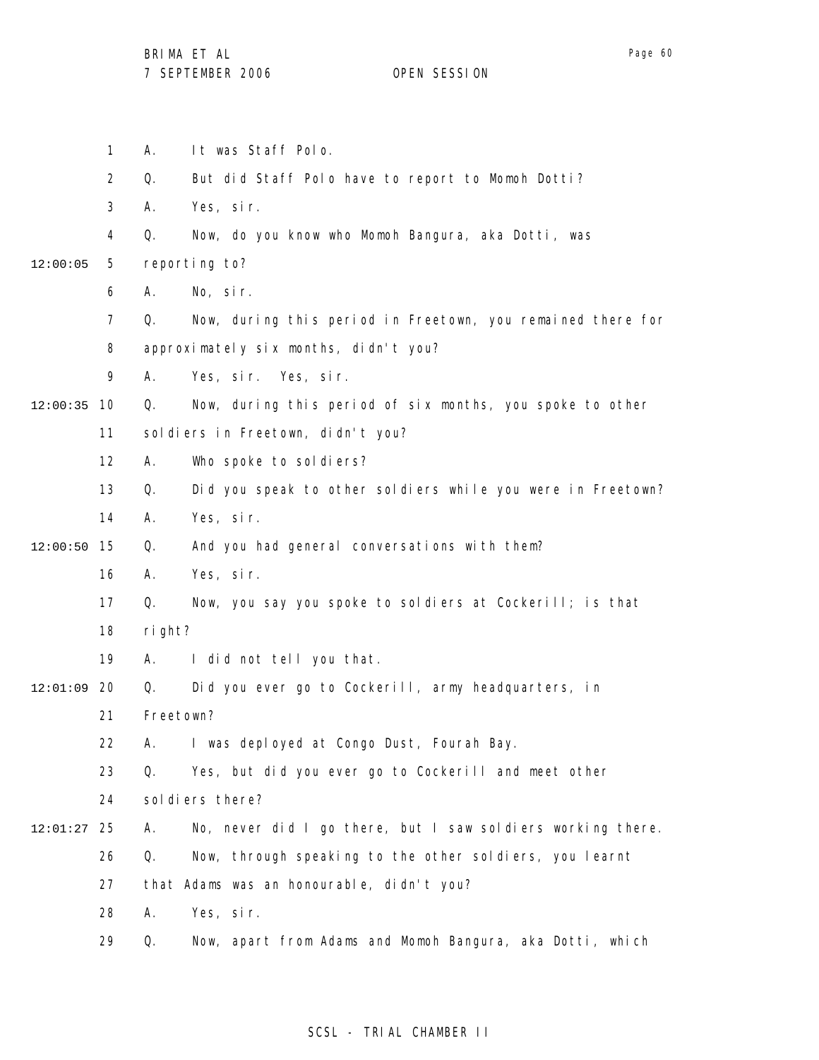A. It was Staff Polo.

Q. But did Staff Polo have to report to Momoh Dotti?

A. Yes, sir.

Q. Now, do you know who Momoh Bangura, aka Dotti, was reporting to?

A. No, sir.

Q. Now, during this period in Freetown, you remained there for approximately six months, didn't you?

A. Yes, sir. Yes, sir.

Q. Now, during this period of six months, you spoke to other soldiers in Freetown, didn't you?

A. Who spoke to soldiers?

Q. Did you speak to other soldiers while you were in Freetown?

A. Yes, sir.

Q. And you had general conversations with them?

A. Yes, sir.

Q. Now, you say you spoke to soldiers at Cockerill; is that right?

A. I did not tell you that.

Q. Did you ever go to Cockerill, army headquarters, in Freetown?

A. I was deployed at Congo Dust, Fourah Bay.

Q. Yes, but did you ever go to Cockerill and meet other soldiers there?

A. No, never did I go there, but I saw soldiers working there.

Q. Now, through speaking to the other soldiers, you learnt that Adams was an honourable, didn't you?

A. Yes, sir.

Q. Now, apart from Adams and Momoh Bangura, aka Dotti, which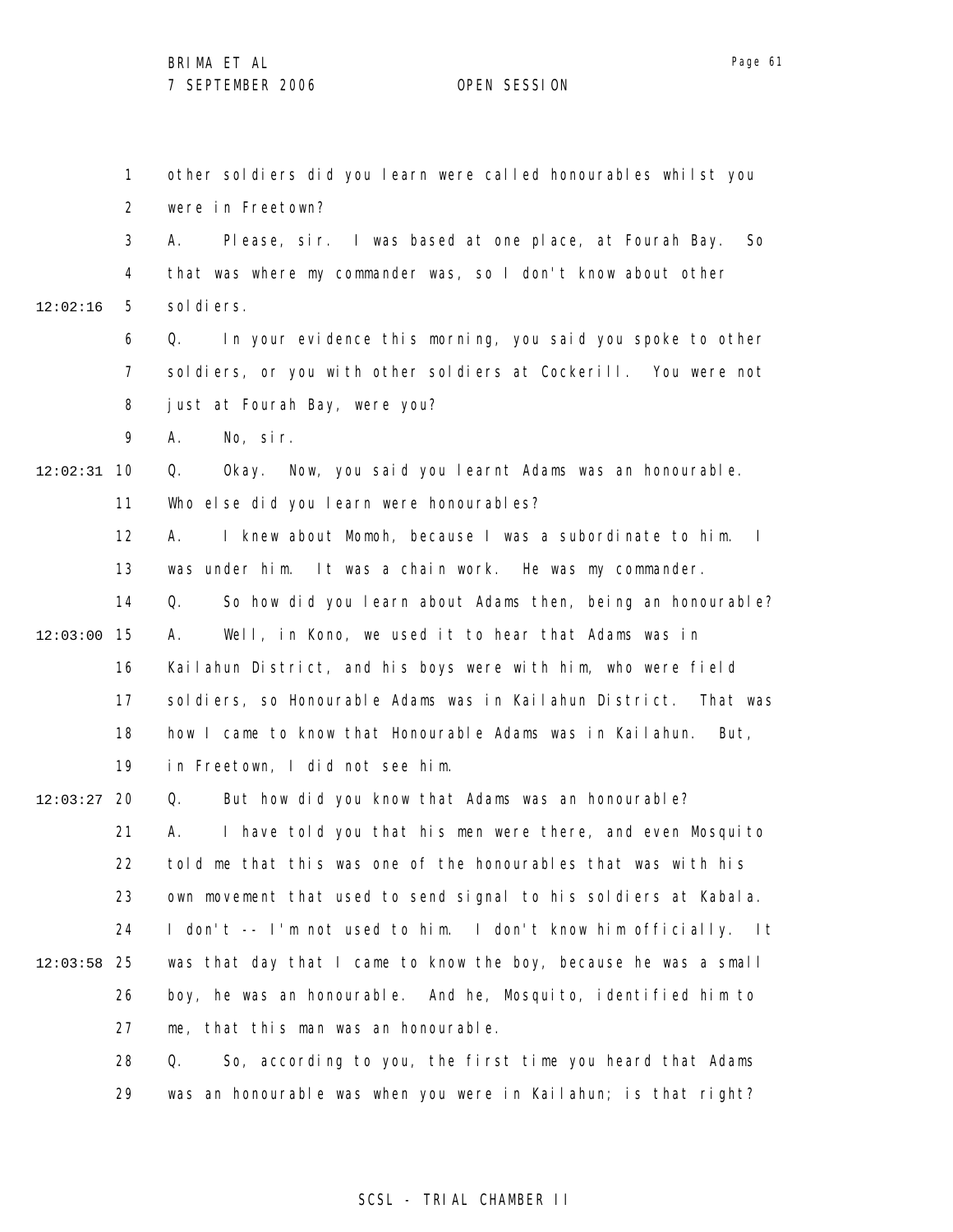other soldiers did you learn were called honourables whilst you were in Freetown?

A. Please, sir. I was based at one place, at Fourah Bay. So that was where my commander was, so I don't know about other soldiers.

Q. In your evidence this morning, you said you spoke to other soldiers, or you with other soldiers at Cockerill. You were not just at Fourah Bay, were you?

A. No, sir.

Q. Okay. Now, you said you learnt Adams was an honourable. Who else did you learn were honourables?

A. I knew about Momoh, because I was a subordinate to him. I was under him. It was a chain work. He was my commander.

Q. So how did you learn about Adams then, being an honourable?

A. Well, in Kono, we used it to hear that Adams was in Kailahun District, and his boys were with him, who were field soldiers, so Honourable Adams was in Kailahun District. That was how I came to know that Honourable Adams was in Kailahun. But, in Freetown, I did not see him.

Q. But how did you know that Adams was an honourable?

A. I have told you that his men were there, and even Mosquito told me that this was one of the honourables that was with his own movement that used to send signal to his soldiers at Kabala. I don't -- I'm not used to him. I don't know him officially. It was that day that I came to know the boy, because he was a small boy, he was an honourable. And he, Mosquito, identified him to me, that this man was an honourable.

Q. So, according to you, the first time you heard that Adams was an honourable was when you were in Kailahun; is that right?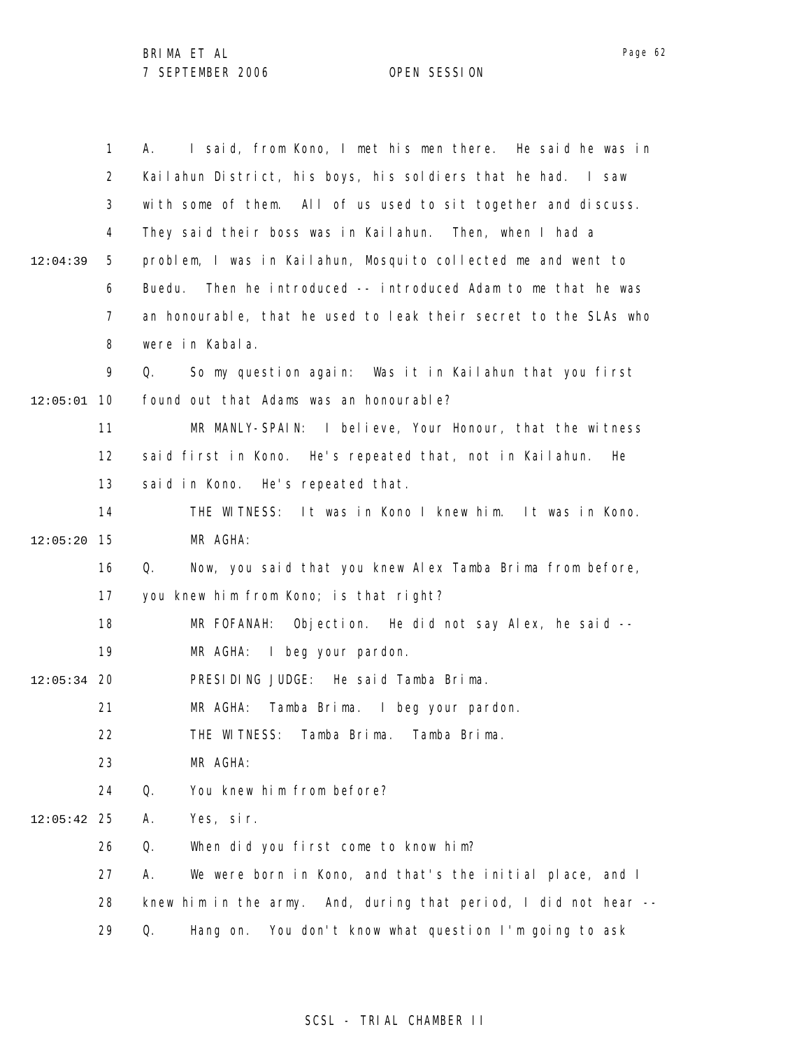A. I said, from Kono, I met his men there. He said he was in Kailahun District, his boys, his soldiers that he had. I saw with some of them. All of us used to sit together and discuss. They said their boss was in Kailahun. Then, when I had a problem, I was in Kailahun, Mosquito collected me and went to Buedu. Then he introduced -- introduced Adam to me that he was an honourable, that he used to leak their secret to the SLAs who were in Kabala.

Q. So my question again: Was it in Kailahun that you first found out that Adams was an honourable?

MR MANLY-SPAIN: I believe, Your Honour, that the witness said first in Kono. He's repeated that, not in Kailahun. He said in Kono. He's repeated that.

THE WITNESS: It was in Kono I knew him. It was in Kono.

MR AGHA:

Q. Now, you said that you knew Alex Tamba Brima from before, you knew him from Kono; is that right?

MR FOFANAH: Objection. He did not say Alex, he said --

MR AGHA: I beg your pardon.

PRESIDING JUDGE: He said Tamba Brima.

MR AGHA: Tamba Brima. I beg your pardon.

THE WITNESS: Tamba Brima. Tamba Brima.

MR AGHA:

Q. You knew him from before?

A. Yes, sir.

Q. When did you first come to know him?

A. We were born in Kono, and that's the initial place, and I knew him in the army. And, during that period, I did not hear --

Q. Hang on. You don't know what question I'm going to ask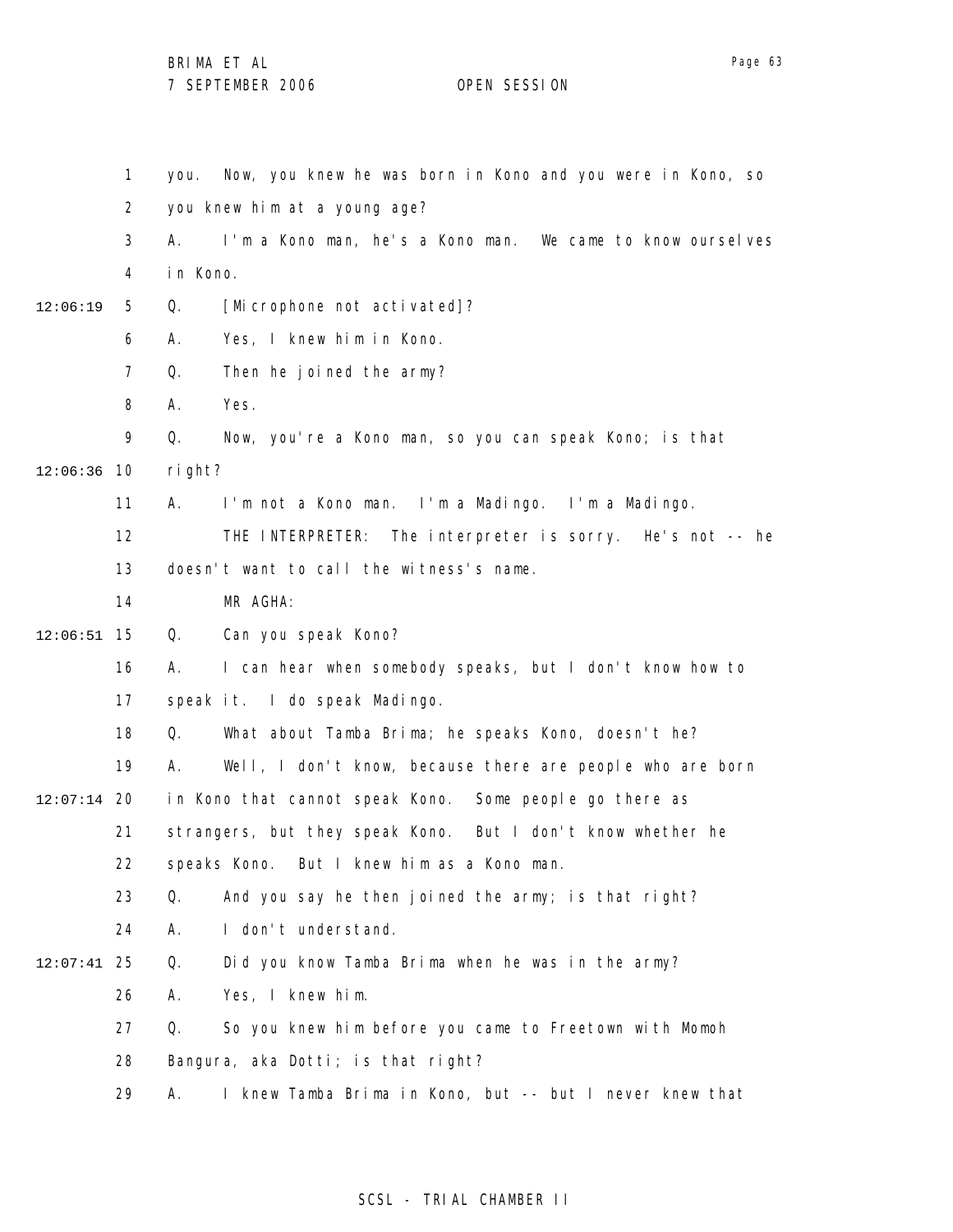you. Now, you knew he was born in Kono and you were in Kono, so you knew him at a young age?

A. I'm a Kono man, he's a Kono man. We came to know ourselves in Kono.

Q. [Microphone not activated]?

A. Yes, I knew him in Kono.

Q. Then he joined the army?

A. Yes.

Q. Now, you're a Kono man, so you can speak Kono; is that right?

A. I'm not a Kono man. I'm a Madingo. I'm a Madingo.

THE INTERPRETER: The interpreter is sorry. He's not -- he doesn't want to call the witness's name.

MR AGHA:

Q. Can you speak Kono?

A. I can hear when somebody speaks, but I don't know how to speak it. I do speak Madingo.

Q. What about Tamba Brima; he speaks Kono, doesn't he?

A. Well, I don't know, because there are people who are born in Kono that cannot speak Kono. Some people go there as strangers, but they speak Kono. But I don't know whether he speaks Kono. But I knew him as a Kono man.

Q. And you say he then joined the army; is that right?

A. I don't understand.

Q. Did you know Tamba Brima when he was in the army?

A. Yes, I knew him.

Q. So you knew him before you came to Freetown with Momoh Bangura, aka Dotti; is that right?

A. I knew Tamba Brima in Kono, but -- but I never knew that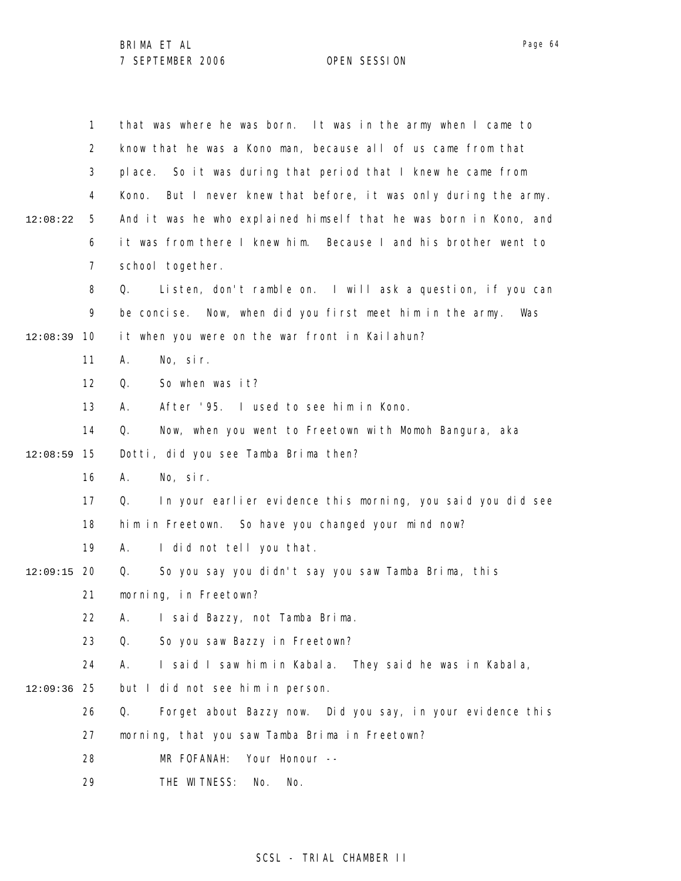that was where he was born. It was in the army when I came to know that he was a Kono man, because all of us came from that place. So it was during that period that I knew he came from Kono. But I never knew that before, it was only during the army. And it was he who explained himself that he was born in Kono, and it was from there I knew him. Because I and his brother went to school together.

Q. Listen, don't ramble on. I will ask a question, if you can be concise. Now, when did you first meet him in the army. Was it when you were on the war front in Kailahun?

A. No, sir.

Q. So when was it?

A. After '95. I used to see him in Kono.

Q. Now, when you went to Freetown with Momoh Bangura, aka Dotti, did you see Tamba Brima then?

A. No, sir.

Q. In your earlier evidence this morning, you said you did see him in Freetown. So have you changed your mind now?

A. I did not tell you that.

Q. So you say you didn't say you saw Tamba Brima, this morning, in Freetown?

A. I said Bazzy, not Tamba Brima.

Q. So you saw Bazzy in Freetown?

A. I said I saw him in Kabala. They said he was in Kabala, but I did not see him in person.

Q. Forget about Bazzy now. Did you say, in your evidence this morning, that you saw Tamba Brima in Freetown?

MR FOFANAH: Your Honour --

THE WITNESS: No. No.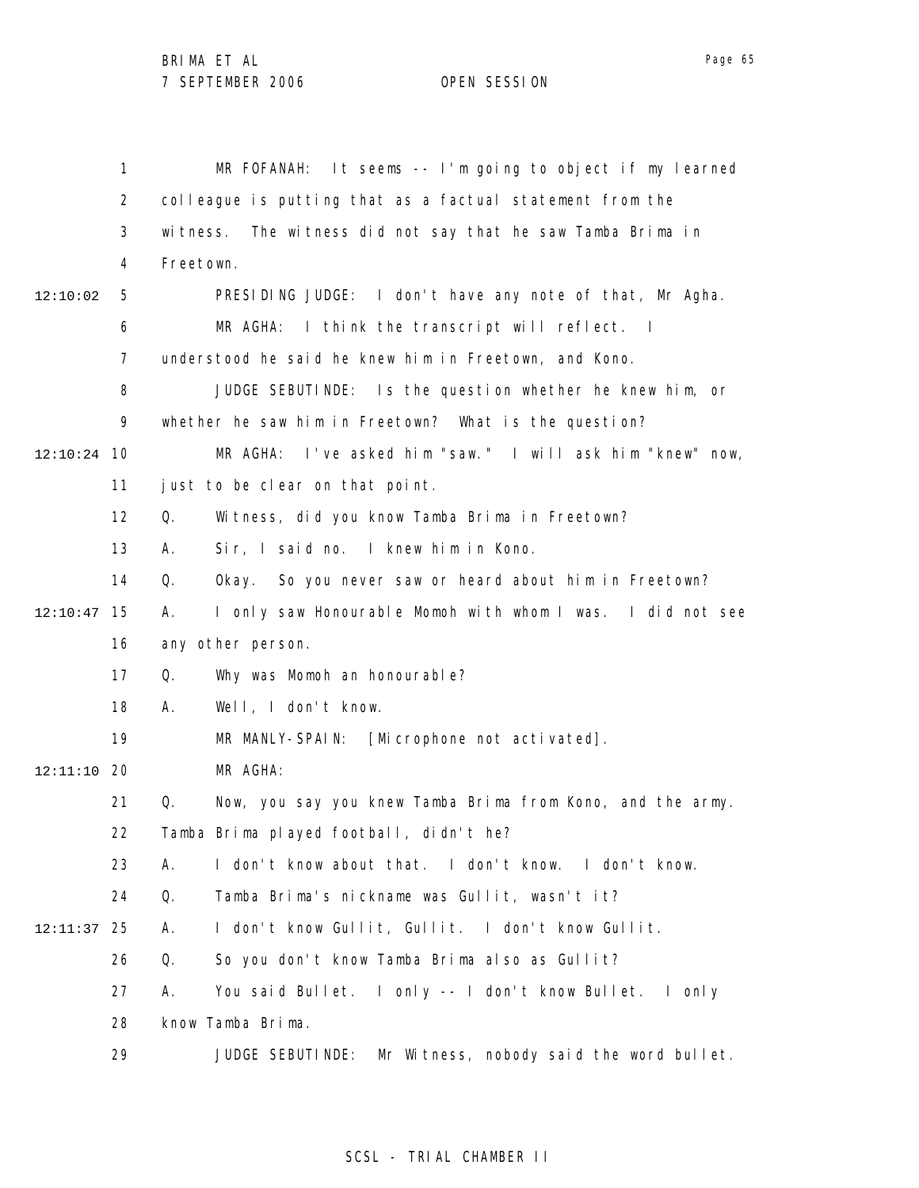MR FOFANAH: It seems -- I'm going to object if my learned colleague is putting that as a factual statement from the witness. The witness did not say that he saw Tamba Brima in Freetown.

PRESIDING JUDGE: I don't have any note of that, Mr Agha.

MR AGHA: I think the transcript will reflect. I understood he said he knew him in Freetown, and Kono.

JUDGE SEBUTINDE: Is the question whether he knew him, or whether he saw him in Freetown? What is the question?

MR AGHA: I've asked him "saw." I will ask him "knew" now, just to be clear on that point.

Q. Witness, did you know Tamba Brima in Freetown?

A. Sir, I said no. I knew him in Kono.

Q. Okay. So you never saw or heard about him in Freetown?

A. I only saw Honourable Momoh with whom I was. I did not see any other person.

Q. Why was Momoh an honourable?

A. Well, I don't know.

MR MANLY-SPAIN: [Microphone not activated].

MR AGHA:

Q. Now, you say you knew Tamba Brima from Kono, and the army. Tamba Brima played football, didn't he?

A. I don't know about that. I don't know. I don't know.

Q. Tamba Brima's nickname was Gullit, wasn't it?

A. I don't know Gullit, Gullit. I don't know Gullit.

Q. So you don't know Tamba Brima also as Gullit?

A. You said Bullet. I only -- I don't know Bullet. I only know Tamba Brima.

JUDGE SEBUTINDE: Mr Witness, nobody said the word bullet.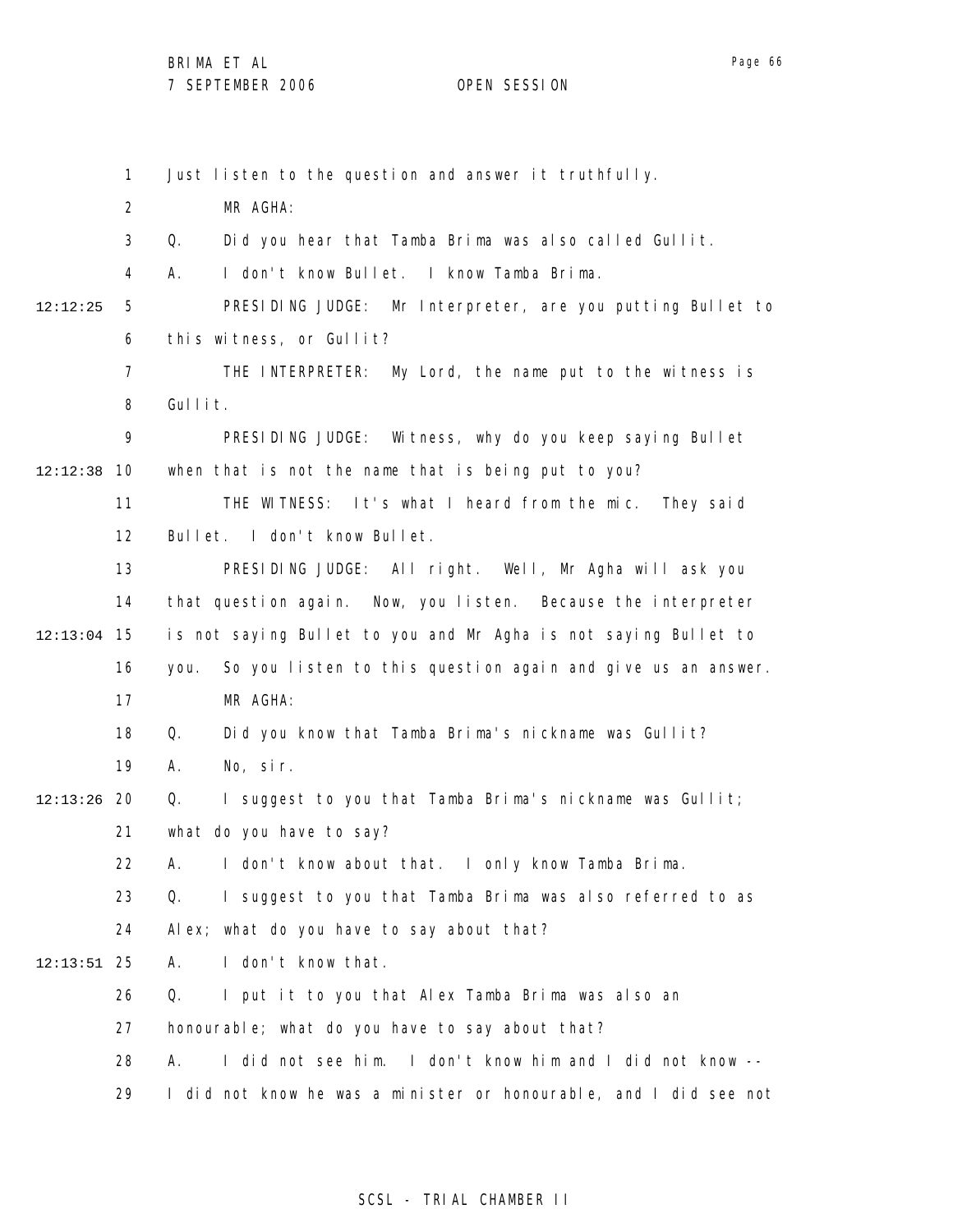Just listen to the question and answer it truthfully.

MR AGHA:

Q. Did you hear that Tamba Brima was also called Gullit.

A. I don't know Bullet. I know Tamba Brima.

PRESIDING JUDGE: Mr Interpreter, are you putting Bullet to this witness, or Gullit?

THE INTERPRETER: My Lord, the name put to the witness is Gullit.

PRESIDING JUDGE: Witness, why do you keep saying Bullet when that is not the name that is being put to you?

THE WITNESS: It's what I heard from the mic. They said Bullet. I don't know Bullet.

PRESIDING JUDGE: All right. Well, Mr Agha will ask you that question again. Now, you listen. Because the interpreter is not saying Bullet to you and Mr Agha is not saying Bullet to you. So you listen to this question again and give us an answer.

MR AGHA:

Q. Did you know that Tamba Brima's nickname was Gullit?

A. No, sir.

Q. I suggest to you that Tamba Brima's nickname was Gullit; what do you have to say?

A. I don't know about that. I only know Tamba Brima.

Q. I suggest to you that Tamba Brima was also referred to as Alex; what do you have to say about that?

A. I don't know that.

Q. I put it to you that Alex Tamba Brima was also an honourable; what do you have to say about that?

A. I did not see him. I don't know him and I did not know -- I did not know he was a minister or honourable, and I did see not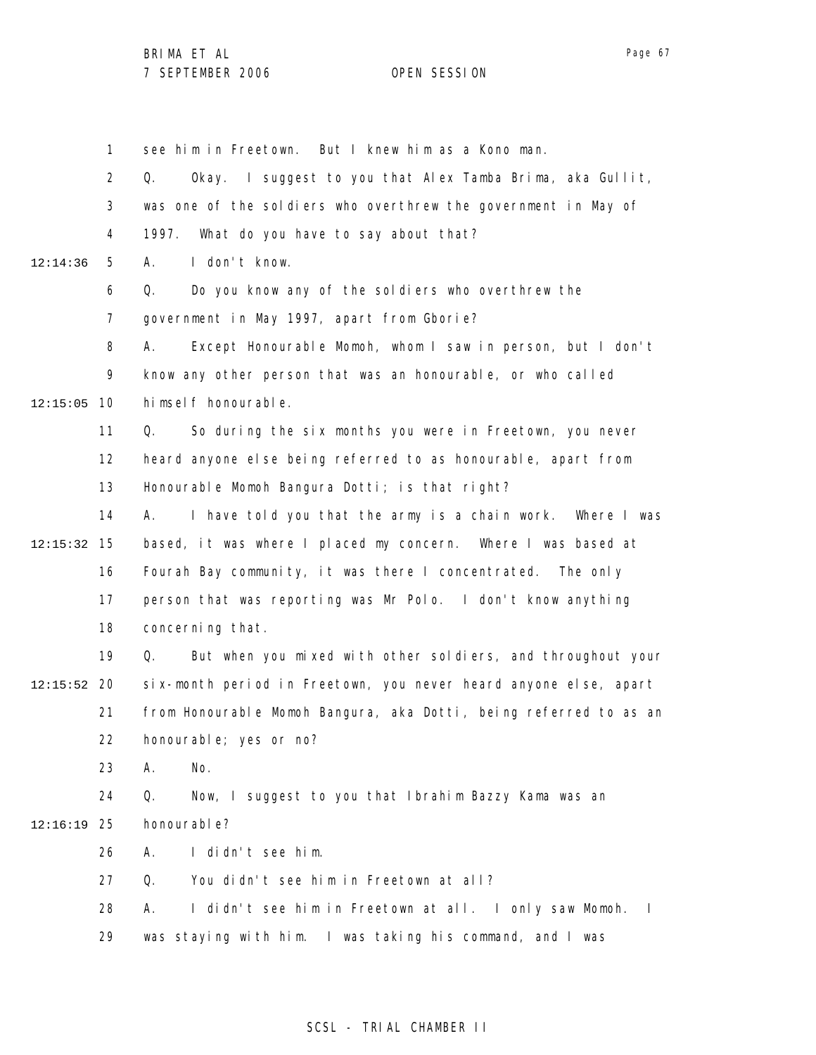see him in Freetown. But I knew him as a Kono man.

Q. Okay. I suggest to you that Alex Tamba Brima, aka Gullit, was one of the soldiers who overthrew the government in May of 1997. What do you have to say about that?

A. I don't know.

Q. Do you know any of the soldiers who overthrew the government in May 1997, apart from Gborie?

A. Except Honourable Momoh, whom I saw in person, but I don't know any other person that was an honourable, or who called himself honourable.

Q. So during the six months you were in Freetown, you never heard anyone else being referred to as honourable, apart from Honourable Momoh Bangura Dotti; is that right?

A. I have told you that the army is a chain work. Where I was based, it was where I placed my concern. Where I was based at Fourah Bay community, it was there I concentrated. The only person that was reporting was Mr Polo. I don't know anything concerning that.

Q. But when you mixed with other soldiers, and throughout your six-month period in Freetown, you never heard anyone else, apart from Honourable Momoh Bangura, aka Dotti, being referred to as an honourable; yes or no?

A. No.

Q. Now, I suggest to you that Ibrahim Bazzy Kama was an honourable?

A. I didn't see him.

Q. You didn't see him in Freetown at all?

A. I didn't see him in Freetown at all. I only saw Momoh. I was staying with him. I was taking his command, and I was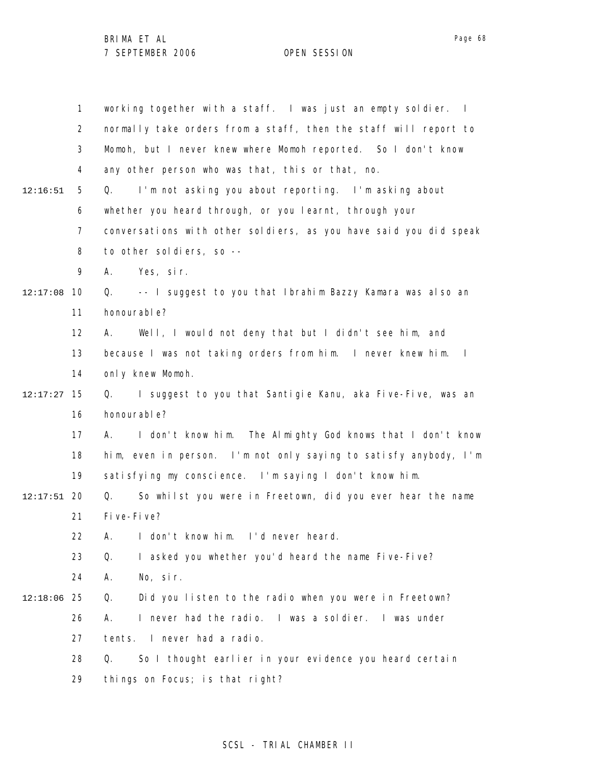working together with a staff. I was just an empty soldier. I normally take orders from a staff, then the staff will report to Momoh, but I never knew where Momoh reported. So I don't know any other person who was that, this or that, no.

Q. I'm not asking you about reporting. I'm asking about whether you heard through, or you learnt, through your conversations with other soldiers, as you have said you did speak to other soldiers, so --

A. Yes, sir.

Q. -- I suggest to you that Ibrahim Bazzy Kamara was also an honourable?

A. Well, I would not deny that but I didn't see him, and because I was not taking orders from him. I never knew him. I only knew Momoh.

Q. I suggest to you that Santigie Kanu, aka Five-Five, was an honourable?

A. I don't know him. The Almighty God knows that I don't know him, even in person. I'm not only saying to satisfy anybody, I'm satisfying my conscience. I'm saying I don't know him.

Q. So whilst you were in Freetown, did you ever hear the name Five-Five?

A. I don't know him. I'd never heard.

Q. I asked you whether you'd heard the name Five-Five?

A. No, sir.

Q. Did you listen to the radio when you were in Freetown?

A. I never had the radio. I was a soldier. I was under tents. I never had a radio.

Q. So I thought earlier in your evidence you heard certain things on Focus; is that right?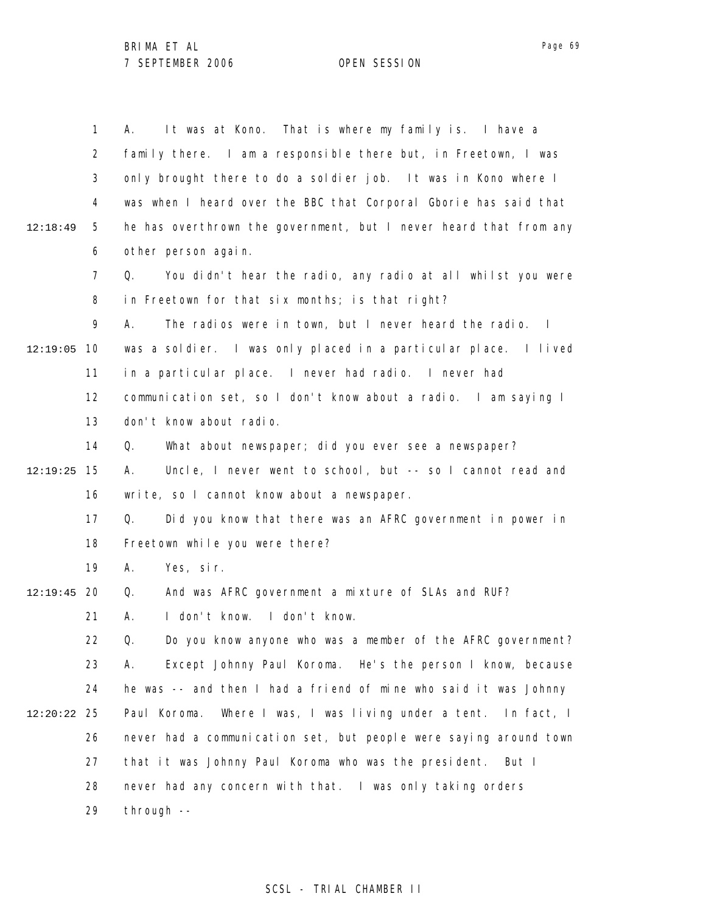A. It was at Kono. That is where my family is. I have a family there. I am a responsible there but, in Freetown, I was only brought there to do a soldier job. It was in Kono where I was when I heard over the BBC that Corporal Gborie has said that he has overthrown the government, but I never heard that from any other person again.

Q. You didn't hear the radio, any radio at all whilst you were in Freetown for that six months; is that right?

A. The radios were in town, but I never heard the radio. I was a soldier. I was only placed in a particular place. I lived in a particular place. I never had radio. I never had communication set, so I don't know about a radio. I am saying I don't know about radio.

Q. What about newspaper; did you ever see a newspaper?

A. Uncle, I never went to school, but -- so I cannot read and write, so I cannot know about a newspaper.

Q. Did you know that there was an AFRC government in power in Freetown while you were there?

A. Yes, sir.

Q. And was AFRC government a mixture of SLAs and RUF?

A. I don't know. I don't know.

Q. Do you know anyone who was a member of the AFRC government?

A. Except Johnny Paul Koroma. He's the person I know, because he was -- and then I had a friend of mine who said it was Johnny Paul Koroma. Where I was, I was living under a tent. In fact, I never had a communication set, but people were saying around town that it was Johnny Paul Koroma who was the president. But I never had any concern with that. I was only taking orders through --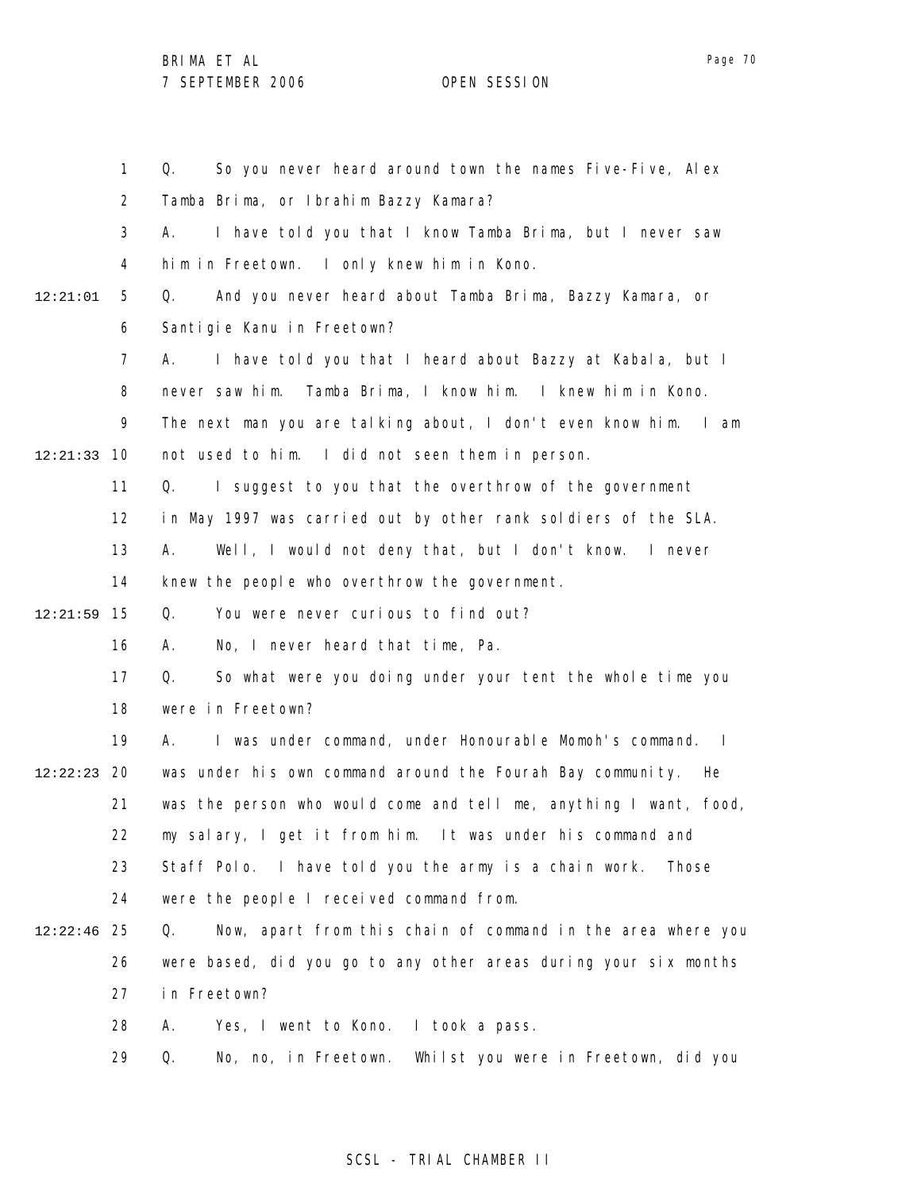1 Q. So you never heard around town the names Five-Five, Alex

2 Tamba Brima, or Ibrahim Bazzy Kamara?

3 A. I have told you that I know Tamba Brima, but I never saw

4 him in Freetown. I only knew him in Kono.

12:21:01 5 Q. And you never heard about Tamba Brima, Bazzy Kamara, or

6 Santigie Kanu in Freetown?

7 A. I have told you that I heard about Bazzy at Kabala, but I

8 never saw him. Tamba Brima, I know him. I knew him in Kono.

9 The next man you are talking about, I don't even know him. I am

12:21:33 10 not used to him. I did not seen them in person.

11 Q. I suggest to you that the overthrow of the government

12 in May 1997 was carried out by other rank soldiers of the SLA.

13 A. Well, I would not deny that, but I don't know. I never

14 knew the people who overthrow the government.

12:21:59 15 Q. You were never curious to find out?

16 A. No, I never heard that time, Pa.

17 Q. So what were you doing under your tent the whole time you

18 were in Freetown?

19 A. I was under command, under Honourable Momoh's command. I

12:22:23 20 was under his own command around the Fourah Bay community. He

21 was the person who would come and tell me, anything I want, food,

22 my salary, I get it from him. It was under his command and

23 Staff Polo. I have told you the army is a chain work. Those

24 were the people I received command from.

12:22:46 25 Q. Now, apart from this chain of command in the area where you

26 were based, did you go to any other areas during your six months

27 in Freetown?

28 A. Yes, I went to Kono. I took a pass.

29 Q. No, no, in Freetown. Whilst you were in Freetown, did you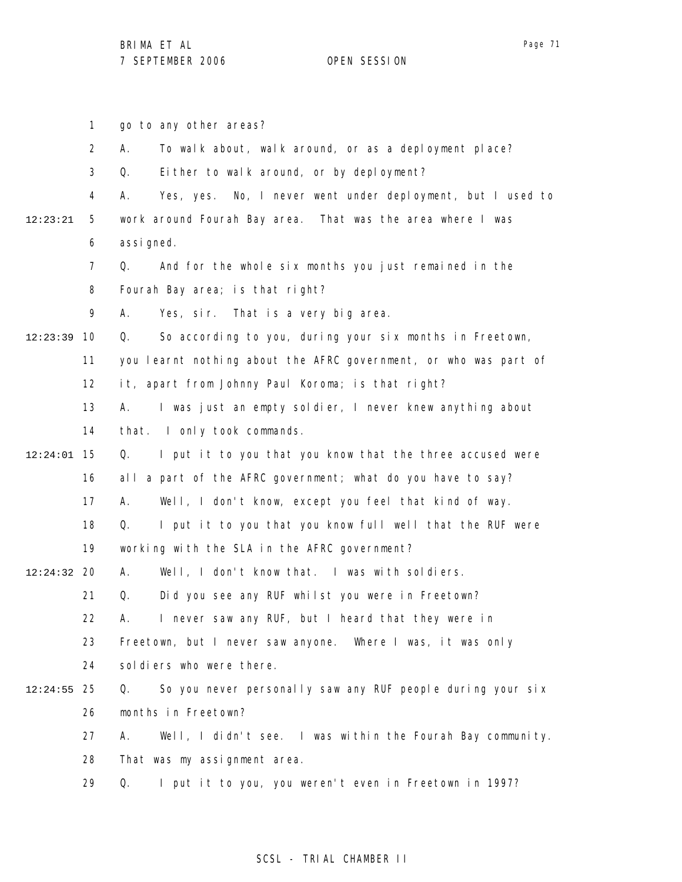go to any other areas?

A. To walk about, walk around, or as a deployment place?

Q. Either to walk around, or by deployment?

A. Yes, yes. No, I never went under deployment, but I used to work around Fourah Bay area. That was the area where I was assigned.

Q. And for the whole six months you just remained in the Fourah Bay area; is that right?

A. Yes, sir. That is a very big area.

Q. So according to you, during your six months in Freetown, you learnt nothing about the AFRC government, or who was part of it, apart from Johnny Paul Koroma; is that right?

A. I was just an empty soldier, I never knew anything about that. I only took commands.

Q. I put it to you that you know that the three accused were all a part of the AFRC government; what do you have to say?

A. Well, I don't know, except you feel that kind of way.

Q. I put it to you that you know full well that the RUF were working with the SLA in the AFRC government?

A. Well, I don't know that. I was with soldiers.

Q. Did you see any RUF whilst you were in Freetown?

A. I never saw any RUF, but I heard that they were in Freetown, but I never saw anyone. Where I was, it was only soldiers who were there.

Q. So you never personally saw any RUF people during your six months in Freetown?

A. Well, I didn't see. I was within the Fourah Bay community. That was my assignment area.

Q. I put it to you, you weren't even in Freetown in 1997?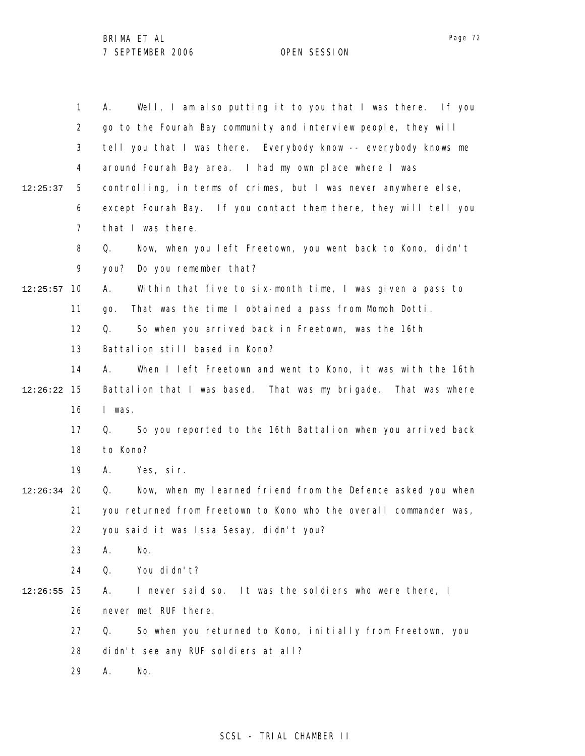A. Well, I am also putting it to you that I was there. If you go to the Fourah Bay community and interview people, they will tell you that I was there. Everybody know -- everybody knows me around Fourah Bay area. I had my own place where I was controlling, in terms of crimes, but I was never anywhere else, except Fourah Bay. If you contact them there, they will tell you that I was there.

Q. Now, when you left Freetown, you went back to Kono, didn't you? Do you remember that?

A. Within that five to six-month time, I was given a pass to go. That was the time I obtained a pass from Momoh Dotti.

Q. So when you arrived back in Freetown, was the 16th Battalion still based in Kono?

A. When I left Freetown and went to Kono, it was with the 16th Battalion that I was based. That was my brigade. That was where I was.

Q. So you reported to the 16th Battalion when you arrived back to Kono?

A. Yes, sir.

Q. Now, when my learned friend from the Defence asked you when you returned from Freetown to Kono who the overall commander was, you said it was Issa Sesay, didn't you?

A. No.

Q. You didn't?

A. I never said so. It was the soldiers who were there, I never met RUF there.

Q. So when you returned to Kono, initially from Freetown, you didn't see any RUF soldiers at all?

A. No.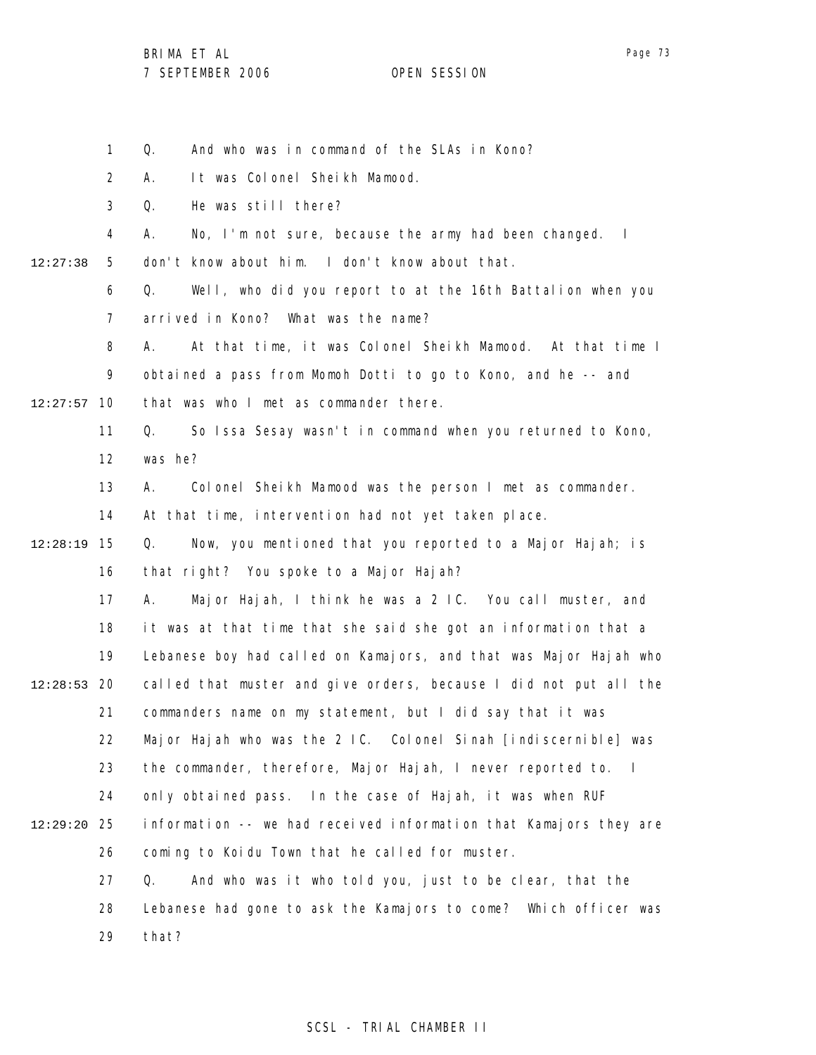1 Q. And who was in command of the SLAs in Kono?

2 A. It was Colonel Sheikh Mamood.

3 Q. He was still there?

4 A. No, I'm not sure, because the army had been changed. I

12:27:38 5 don't know about him. I don't know about that.

6 Q. Well, who did you report to at the 16th Battalion when you

7 arrived in Kono? What was the name?

8 A. At that time, it was Colonel Sheikh Mamood. At that time I

9 obtained a pass from Momoh Dotti to go to Kono, and he -- and

12:27:57 10 that was who I met as commander there.

11 Q. So Issa Sesay wasn't in command when you returned to Kono,

12 was he?

13 A. Colonel Sheikh Mamood was the person I met as commander.

14 At that time, intervention had not yet taken place.

12:28:19 15 Q. Now, you mentioned that you reported to a Major Hajah; is

16 that right? You spoke to a Major Hajah?

17 A. Major Hajah, I think he was a 2 IC. You call muster, and

18 it was at that time that she said she got an information that a

19 Lebanese boy had called on Kamajors, and that was Major Hajah who

12:28:53 20 called that muster and give orders, because I did not put all the

21 commanders name on my statement, but I did say that it was

22 Major Hajah who was the 2 IC. Colonel Sinah [indiscernible] was

23 the commander, therefore, Major Hajah, I never reported to. I

24 only obtained pass. In the case of Hajah, it was when RUF

12:29:20 25 information -- we had received information that Kamajors they are

26 coming to Koidu Town that he called for muster.

27 Q. And who was it who told you, just to be clear, that the

28 Lebanese had gone to ask the Kamajors to come? Which officer was

29 that?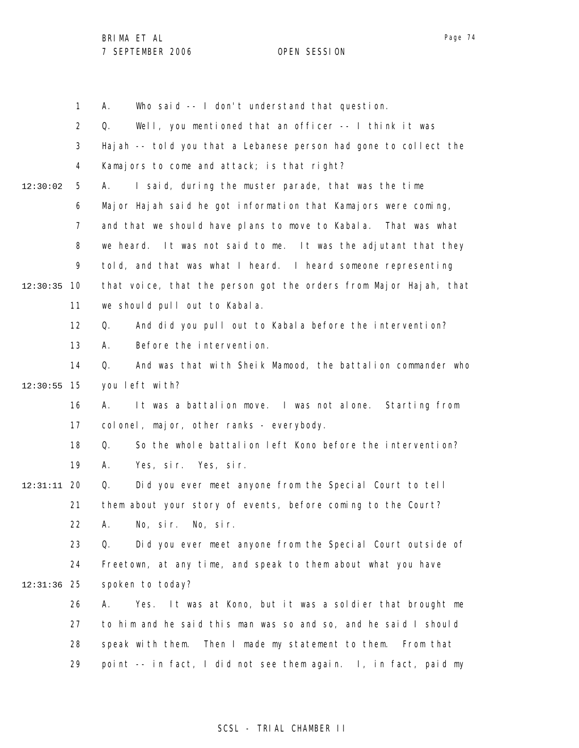A. Who said -- I don't understand that question.

Q. Well, you mentioned that an officer -- I think it was Hajah -- told you that a Lebanese person had gone to collect the Kamajors to come and attack; is that right?

A. I said, during the muster parade, that was the time Major Hajah said he got information that Kamajors were coming, and that we should have plans to move to Kabala. That was what we heard. It was not said to me. It was the adjutant that they told, and that was what I heard. I heard someone representing that voice, that the person got the orders from Major Hajah, that we should pull out to Kabala.

Q. And did you pull out to Kabala before the intervention?

A. Before the intervention.

Q. And was that with Sheik Mamood, the battalion commander who you left with?

A. It was a battalion move. I was not alone. Starting from colonel, major, other ranks - everybody.

Q. So the whole battalion left Kono before the intervention?

A. Yes, sir. Yes, sir.

Q. Did you ever meet anyone from the Special Court to tell them about your story of events, before coming to the Court?

A. No, sir. No, sir.

Q. Did you ever meet anyone from the Special Court outside of Freetown, at any time, and speak to them about what you have spoken to today?

A. Yes. It was at Kono, but it was a soldier that brought me to him and he said this man was so and so, and he said I should speak with them. Then I made my statement to them. From that point -- in fact, I did not see them again. I, in fact, paid my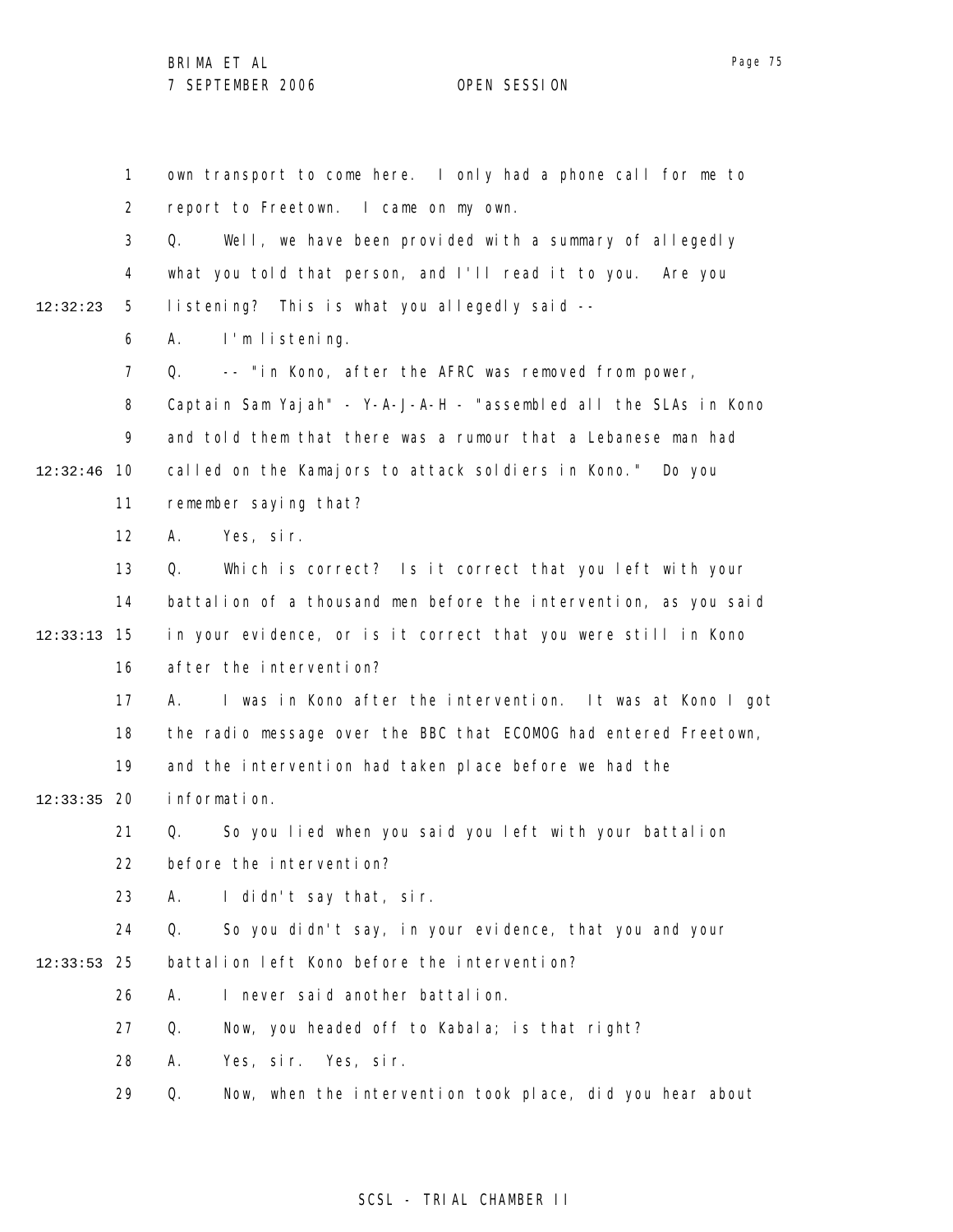1 own transport to come here. I only had a phone call for me to
2 report to Freetown. I came on my own.
3 Q. Well, we have been provided with a summary of allegedly
4 what you told that person, and I'll read it to you. Are you
12:32:23 5 listening? This is what you allegedly said --
6 A. I'm listening.
7 Q. -- "in Kono, after the AFRC was removed from power,
8 Captain Sam Yajah" - Y-A-J-A-H - "assembled all the SLAs in Kono
9 and told them that there was a rumour that a Lebanese man had
12:32:46 10 called on the Kamajors to attack soldiers in Kono." Do you
11 remember saying that?
12 A. Yes, sir.
13 Q. Which is correct? Is it correct that you left with your
14 battalion of a thousand men before the intervention, as you said
12:33:13 15 in your evidence, or is it correct that you were still in Kono
16 after the intervention?
17 A. I was in Kono after the intervention. It was at Kono I got
18 the radio message over the BBC that ECOMOG had entered Freetown,
19 and the intervention had taken place before we had the
12:33:35 20 information.
21 Q. So you lied when you said you left with your battalion
22 before the intervention?
23 A. I didn't say that, sir.
24 Q. So you didn't say, in your evidence, that you and your
12:33:53 25 battalion left Kono before the intervention?
26 A. I never said another battalion.
27 Q. Now, you headed off to Kabala; is that right?
28 A. Yes, sir. Yes, sir.
29 Q. Now, when the intervention took place, did you hear about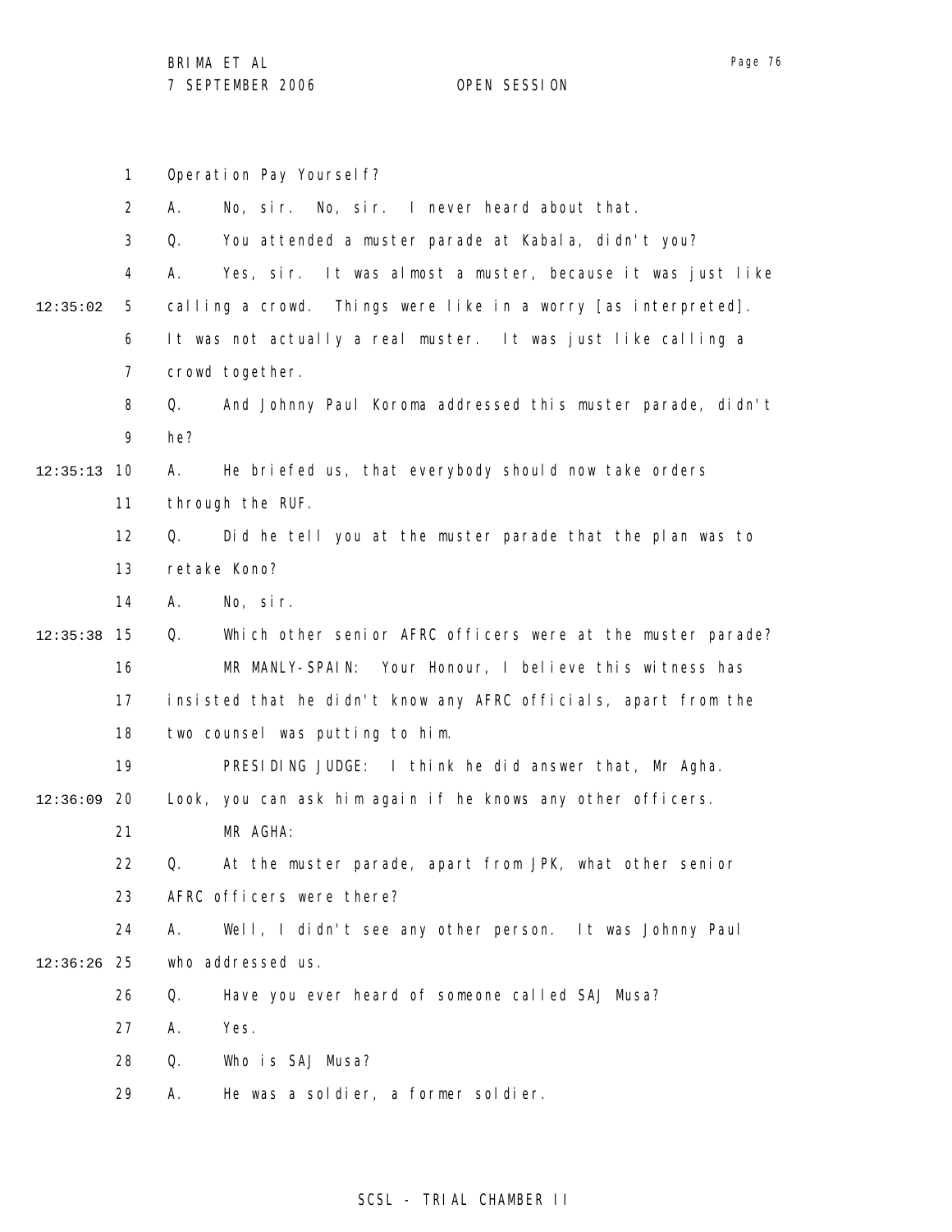Operation Pay Yourself?

A. No, sir. No, sir. I never heard about that.

Q. You attended a muster parade at Kabala, didn't you?

A. Yes, sir. It was almost a muster, because it was just like calling a crowd. Things were like in a worry [as interpreted]. It was not actually a real muster. It was just like calling a crowd together.

Q. And Johnny Paul Koroma addressed this muster parade, didn't he?

A. He briefed us, that everybody should now take orders through the RUF.

Q. Did he tell you at the muster parade that the plan was to retake Kono?

A. No, sir.

Q. Which other senior AFRC officers were at the muster parade?

MR MANLY-SPAIN: Your Honour, I believe this witness has insisted that he didn't know any AFRC officials, apart from the two counsel was putting to him.

PRESIDING JUDGE: I think he did answer that, Mr Agha. Look, you can ask him again if he knows any other officers.

MR AGHA:

Q. At the muster parade, apart from JPK, what other senior AFRC officers were there?

A. Well, I didn't see any other person. It was Johnny Paul who addressed us.

Q. Have you ever heard of someone called SAJ Musa?

A. Yes.

Q. Who is SAJ Musa?

A. He was a soldier, a former soldier.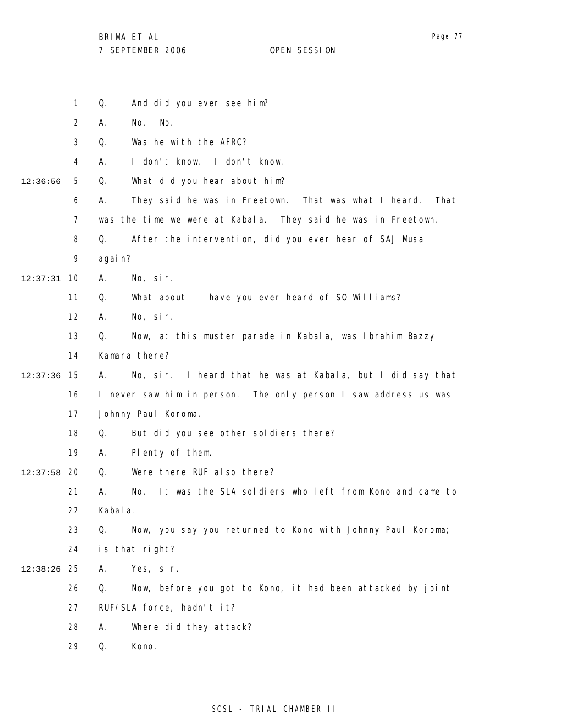1 Q. And did you ever see him?

2 A. No. No.

3 Q. Was he with the AFRC?

4 A. I don't know. I don't know.

12:36:56 5 Q. What did you hear about him?

6 A. They said he was in Freetown. That was what I heard. That

7 was the time we were at Kabala. They said he was in Freetown.

8 Q. After the intervention, did you ever hear of SAJ Musa

9 again?

12:37:31 10 A. No, sir.

11 Q. What about -- have you ever heard of SO Williams?

12 A. No, sir.

13 Q. Now, at this muster parade in Kabala, was Ibrahim Bazzy

14 Kamara there?

12:37:36 15 A. No, sir. I heard that he was at Kabala, but I did say that

16 I never saw him in person. The only person I saw address us was

17 Johnny Paul Koroma.

18 Q. But did you see other soldiers there?

19 A. Plenty of them.

12:37:58 20 Q. Were there RUF also there?

21 A. No. It was the SLA soldiers who left from Kono and came to

22 Kabala.

23 Q. Now, you say you returned to Kono with Johnny Paul Koroma;

24 is that right?

12:38:26 25 A. Yes, sir.

26 Q. Now, before you got to Kono, it had been attacked by joint

27 RUF/SLA force, hadn't it?

28 A. Where did they attack?

29 Q. Kono.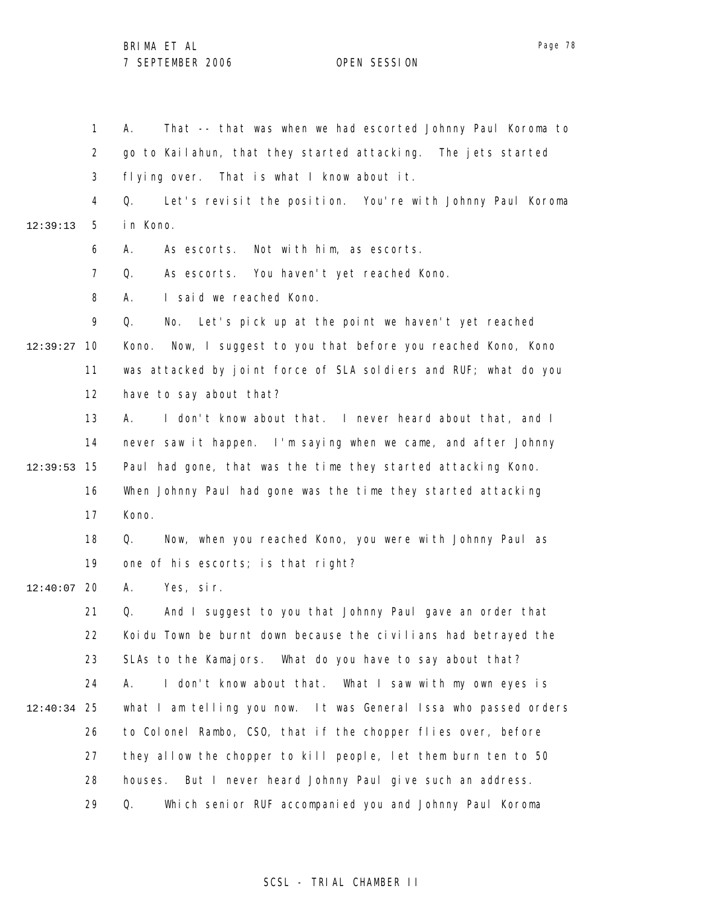A. That -- that was when we had escorted Johnny Paul Koroma to go to Kailahun, that they started attacking. The jets started flying over. That is what I know about it.

Q. Let's revisit the position. You're with Johnny Paul Koroma in Kono.

A. As escorts. Not with him, as escorts.

Q. As escorts. You haven't yet reached Kono.

A. I said we reached Kono.

Q. No. Let's pick up at the point we haven't yet reached Kono. Now, I suggest to you that before you reached Kono, Kono was attacked by joint force of SLA soldiers and RUF; what do you have to say about that?

A. I don't know about that. I never heard about that, and I never saw it happen. I'm saying when we came, and after Johnny Paul had gone, that was the time they started attacking Kono. When Johnny Paul had gone was the time they started attacking Kono.

Q. Now, when you reached Kono, you were with Johnny Paul as one of his escorts; is that right?

A. Yes, sir.

Q. And I suggest to you that Johnny Paul gave an order that Koidu Town be burnt down because the civilians had betrayed the SLAs to the Kamajors. What do you have to say about that?

A. I don't know about that. What I saw with my own eyes is what I am telling you now. It was General Issa who passed orders to Colonel Rambo, CSO, that if the chopper flies over, before they allow the chopper to kill people, let them burn ten to 50 houses. But I never heard Johnny Paul give such an address.

Q. Which senior RUF accompanied you and Johnny Paul Koroma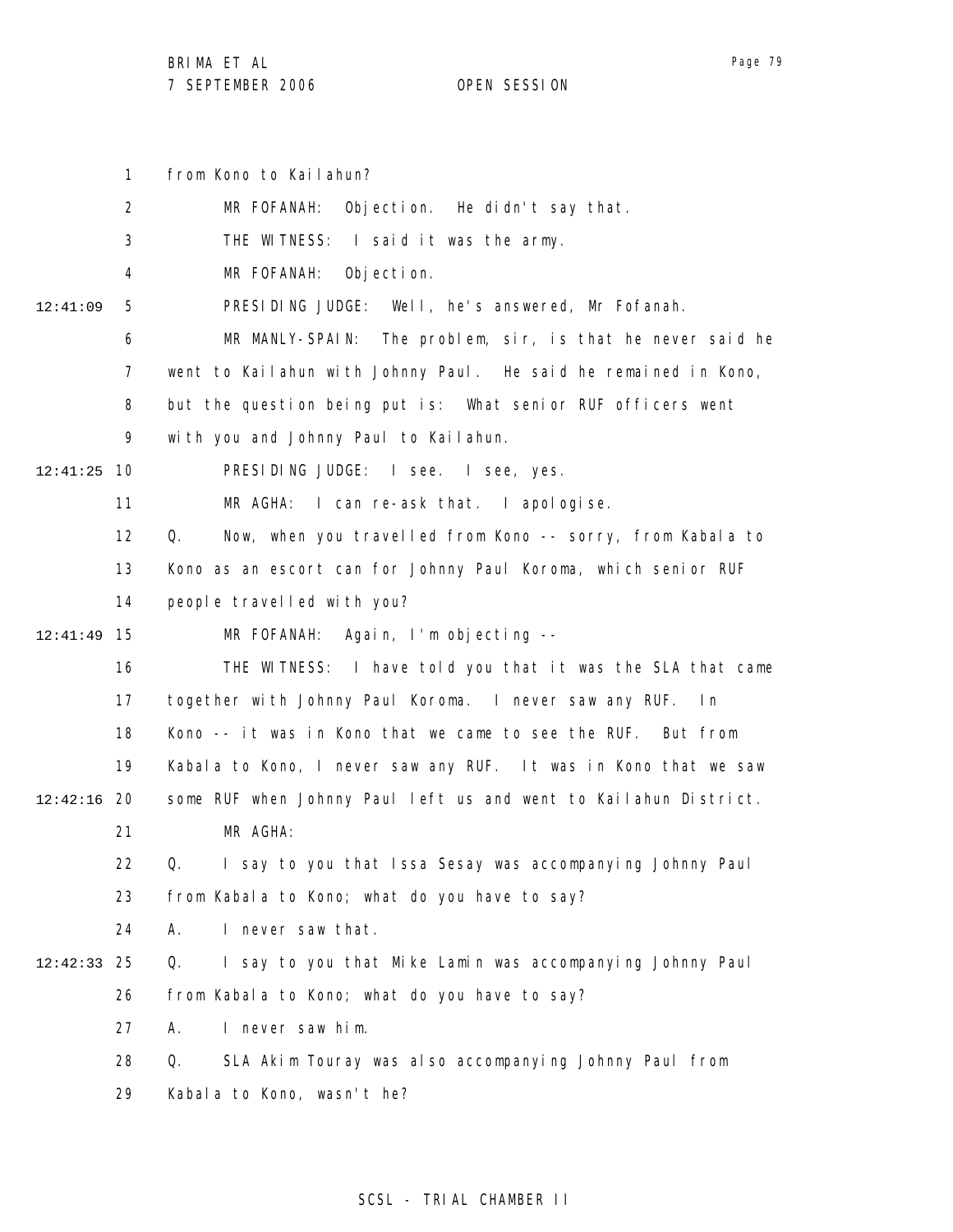from Kono to Kailahun?

MR FOFANAH: Objection. He didn't say that.

THE WITNESS: I said it was the army.

MR FOFANAH: Objection.

PRESIDING JUDGE: Well, he's answered, Mr Fofanah.

MR MANLY-SPAIN: The problem, sir, is that he never said he went to Kailahun with Johnny Paul. He said he remained in Kono, but the question being put is: What senior RUF officers went with you and Johnny Paul to Kailahun.

PRESIDING JUDGE: I see. I see, yes.

MR AGHA: I can re-ask that. I apologise.

Q. Now, when you travelled from Kono -- sorry, from Kabala to Kono as an escort can for Johnny Paul Koroma, which senior RUF people travelled with you?

MR FOFANAH: Again, I'm objecting --

THE WITNESS: I have told you that it was the SLA that came together with Johnny Paul Koroma. I never saw any RUF. In Kono -- it was in Kono that we came to see the RUF. But from Kabala to Kono, I never saw any RUF. It was in Kono that we saw some RUF when Johnny Paul left us and went to Kailahun District.

MR AGHA:

Q. I say to you that Issa Sesay was accompanying Johnny Paul from Kabala to Kono; what do you have to say?

A. I never saw that.

Q. I say to you that Mike Lamin was accompanying Johnny Paul from Kabala to Kono; what do you have to say?

A. I never saw him.

Q. SLA Akim Touray was also accompanying Johnny Paul from Kabala to Kono, wasn't he?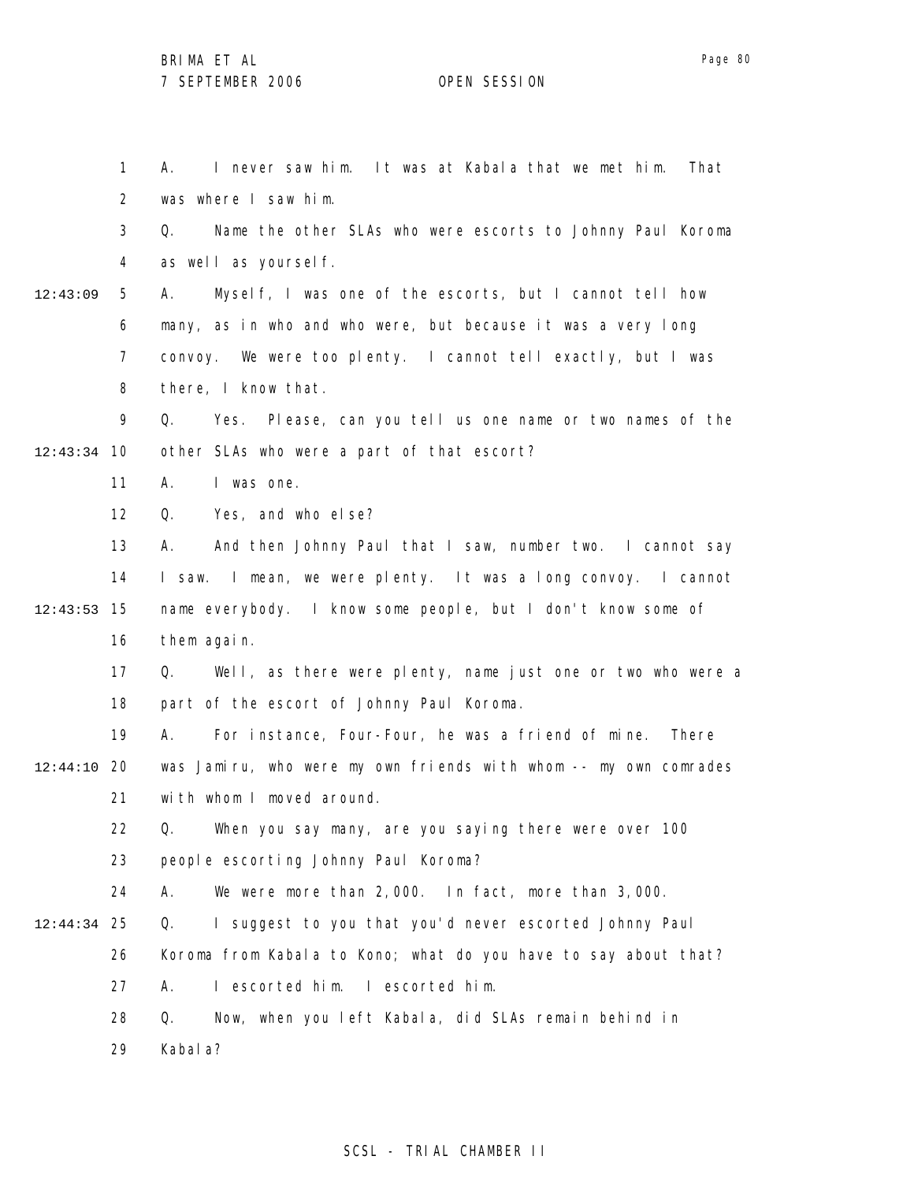A. I never saw him. It was at Kabala that we met him. That was where I saw him.

Q. Name the other SLAs who were escorts to Johnny Paul Koroma as well as yourself.

A. Myself, I was one of the escorts, but I cannot tell how many, as in who and who were, but because it was a very long convoy. We were too plenty. I cannot tell exactly, but I was there, I know that.

Q. Yes. Please, can you tell us one name or two names of the other SLAs who were a part of that escort?

A. I was one.

Q. Yes, and who else?

A. And then Johnny Paul that I saw, number two. I cannot say I saw. I mean, we were plenty. It was a long convoy. I cannot name everybody. I know some people, but I don't know some of them again.

Q. Well, as there were plenty, name just one or two who were a part of the escort of Johnny Paul Koroma.

A. For instance, Four-Four, he was a friend of mine. There was Jamiru, who were my own friends with whom -- my own comrades with whom I moved around.

Q. When you say many, are you saying there were over 100 people escorting Johnny Paul Koroma?

A. We were more than 2,000. In fact, more than 3,000.

Q. I suggest to you that you'd never escorted Johnny Paul Koroma from Kabala to Kono; what do you have to say about that?

A. I escorted him. I escorted him.

Q. Now, when you left Kabala, did SLAs remain behind in Kabala?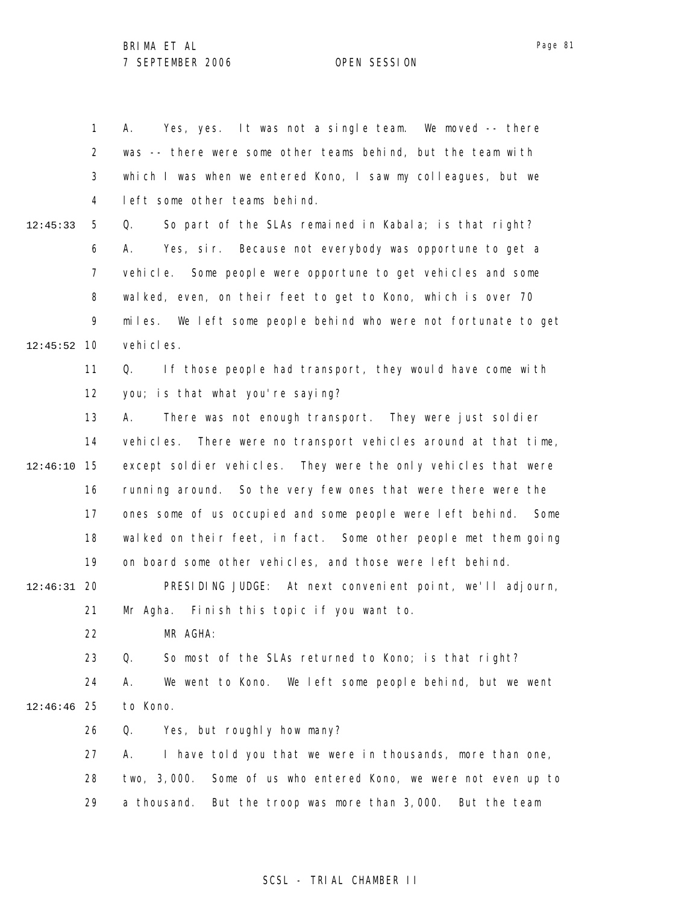A. Yes, yes. It was not a single team. We moved -- there was -- there were some other teams behind, but the team with which I was when we entered Kono, I saw my colleagues, but we left some other teams behind.

Q. So part of the SLAs remained in Kabala; is that right?

A. Yes, sir. Because not everybody was opportune to get a vehicle. Some people were opportune to get vehicles and some walked, even, on their feet to get to Kono, which is over 70 miles. We left some people behind who were not fortunate to get vehicles.

Q. If those people had transport, they would have come with you; is that what you're saying?

A. There was not enough transport. They were just soldier vehicles. There were no transport vehicles around at that time, except soldier vehicles. They were the only vehicles that were running around. So the very few ones that were there were the ones some of us occupied and some people were left behind. Some walked on their feet, in fact. Some other people met them going on board some other vehicles, and those were left behind.

PRESIDING JUDGE: At next convenient point, we'll adjourn, Mr Agha. Finish this topic if you want to.

MR AGHA:

Q. So most of the SLAs returned to Kono; is that right?

A. We went to Kono. We left some people behind, but we went to Kono.

Q. Yes, but roughly how many?

A. I have told you that we were in thousands, more than one, two, 3,000. Some of us who entered Kono, we were not even up to a thousand. But the troop was more than 3,000. But the team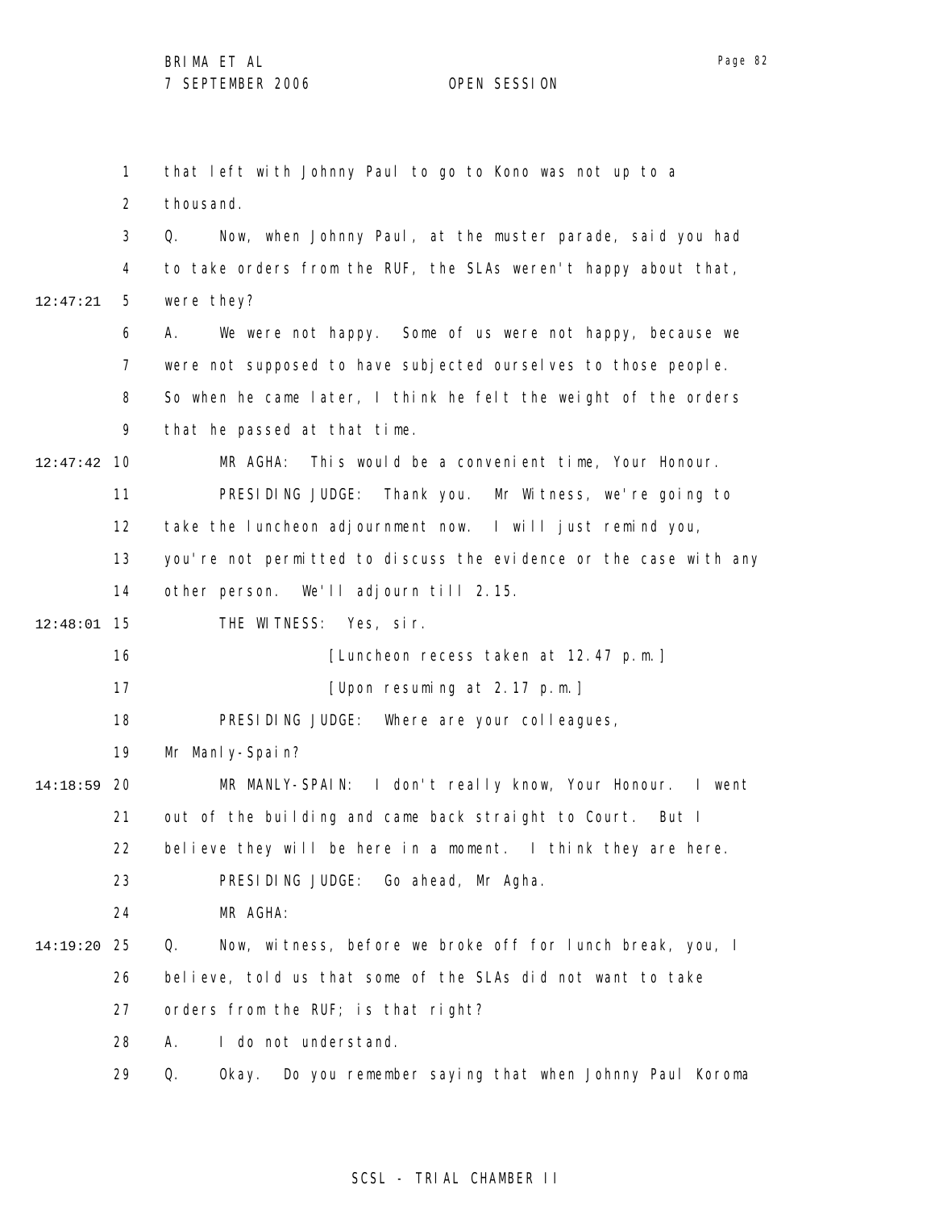that left with Johnny Paul to go to Kono was not up to a thousand.

Q. Now, when Johnny Paul, at the muster parade, said you had to take orders from the RUF, the SLAs weren't happy about that, were they?

A. We were not happy. Some of us were not happy, because we were not supposed to have subjected ourselves to those people. So when he came later, I think he felt the weight of the orders that he passed at that time.

MR AGHA: This would be a convenient time, Your Honour.

PRESIDING JUDGE: Thank you. Mr Witness, we're going to take the luncheon adjournment now. I will just remind you, you're not permitted to discuss the evidence or the case with any other person. We'll adjourn till 2.15.

THE WITNESS: Yes, sir.

[Luncheon recess taken at 12.47 p.m.]

[Upon resuming at 2.17 p.m.]

PRESIDING JUDGE: Where are your colleagues, Mr Manly-Spain?

MR MANLY-SPAIN: I don't really know, Your Honour. I went out of the building and came back straight to Court. But I believe they will be here in a moment. I think they are here.

PRESIDING JUDGE: Go ahead, Mr Agha.

MR AGHA:

Q. Now, witness, before we broke off for lunch break, you, I believe, told us that some of the SLAs did not want to take orders from the RUF; is that right?

A. I do not understand.

Q. Okay. Do you remember saying that when Johnny Paul Koroma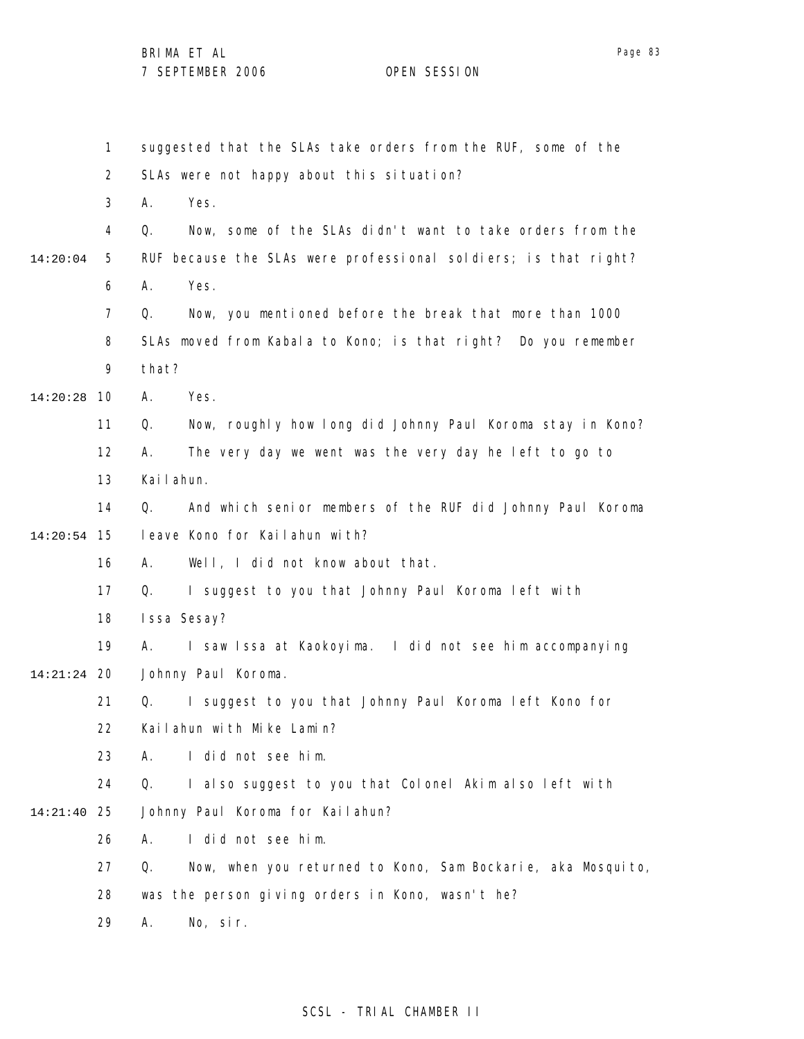1 suggested that the SLAs take orders from the RUF, some of the
2 SLAs were not happy about this situation?
3 A. Yes.
4 Q. Now, some of the SLAs didn't want to take orders from the
14:20:04 5 RUF because the SLAs were professional soldiers; is that right?
6 A. Yes.
7 Q. Now, you mentioned before the break that more than 1000
8 SLAs moved from Kabala to Kono; is that right? Do you remember
9 that?
14:20:28 10 A. Yes.
11 Q. Now, roughly how long did Johnny Paul Koroma stay in Kono?
12 A. The very day we went was the very day he left to go to
13 Kailahun.
14 Q. And which senior members of the RUF did Johnny Paul Koroma
14:20:54 15 leave Kono for Kailahun with?
16 A. Well, I did not know about that.
17 Q. I suggest to you that Johnny Paul Koroma left with
18 Issa Sesay?
19 A. I saw Issa at Kaokoyima. I did not see him accompanying
14:21:24 20 Johnny Paul Koroma.
21 Q. I suggest to you that Johnny Paul Koroma left Kono for
22 Kailahun with Mike Lamin?
23 A. I did not see him.
24 Q. I also suggest to you that Colonel Akim also left with
14:21:40 25 Johnny Paul Koroma for Kailahun?
26 A. I did not see him.
27 Q. Now, when you returned to Kono, Sam Bockarie, aka Mosquito,
28 was the person giving orders in Kono, wasn't he?
29 A. No, sir.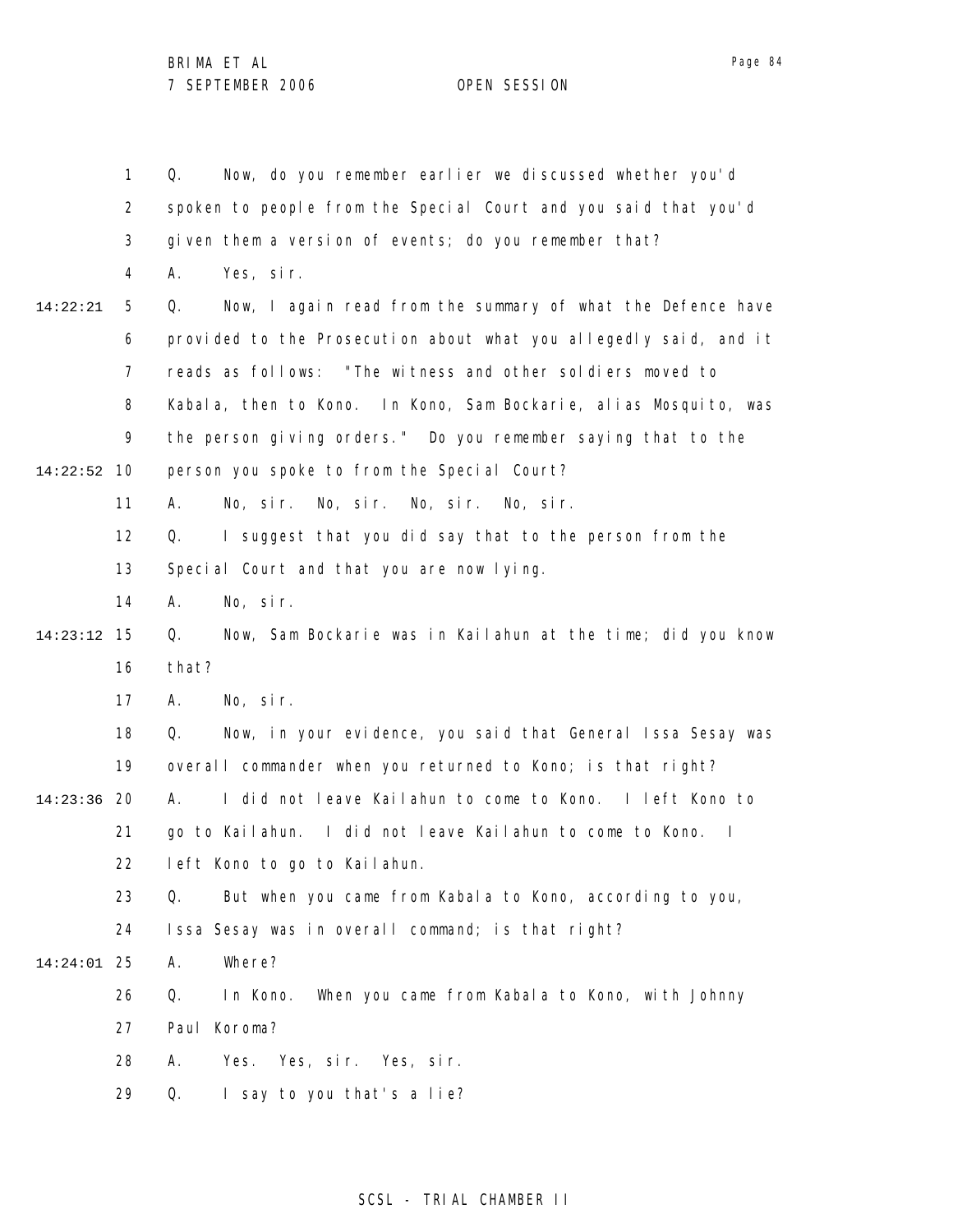Q. Now, do you remember earlier we discussed whether you'd spoken to people from the Special Court and you said that you'd given them a version of events; do you remember that?

A. Yes, sir.

Q. Now, I again read from the summary of what the Defence have provided to the Prosecution about what you allegedly said, and it reads as follows: "The witness and other soldiers moved to Kabala, then to Kono. In Kono, Sam Bockarie, alias Mosquito, was the person giving orders." Do you remember saying that to the person you spoke to from the Special Court?

A. No, sir. No, sir. No, sir. No, sir.

Q. I suggest that you did say that to the person from the Special Court and that you are now lying.

A. No, sir.

Q. Now, Sam Bockarie was in Kailahun at the time; did you know that?

A. No, sir.

Q. Now, in your evidence, you said that General Issa Sesay was overall commander when you returned to Kono; is that right?

A. I did not leave Kailahun to come to Kono. I left Kono to go to Kailahun. I did not leave Kailahun to come to Kono. I left Kono to go to Kailahun.

Q. But when you came from Kabala to Kono, according to you, Issa Sesay was in overall command; is that right?

A. Where?

Q. In Kono. When you came from Kabala to Kono, with Johnny Paul Koroma?

A. Yes. Yes, sir. Yes, sir.

Q. I say to you that's a lie?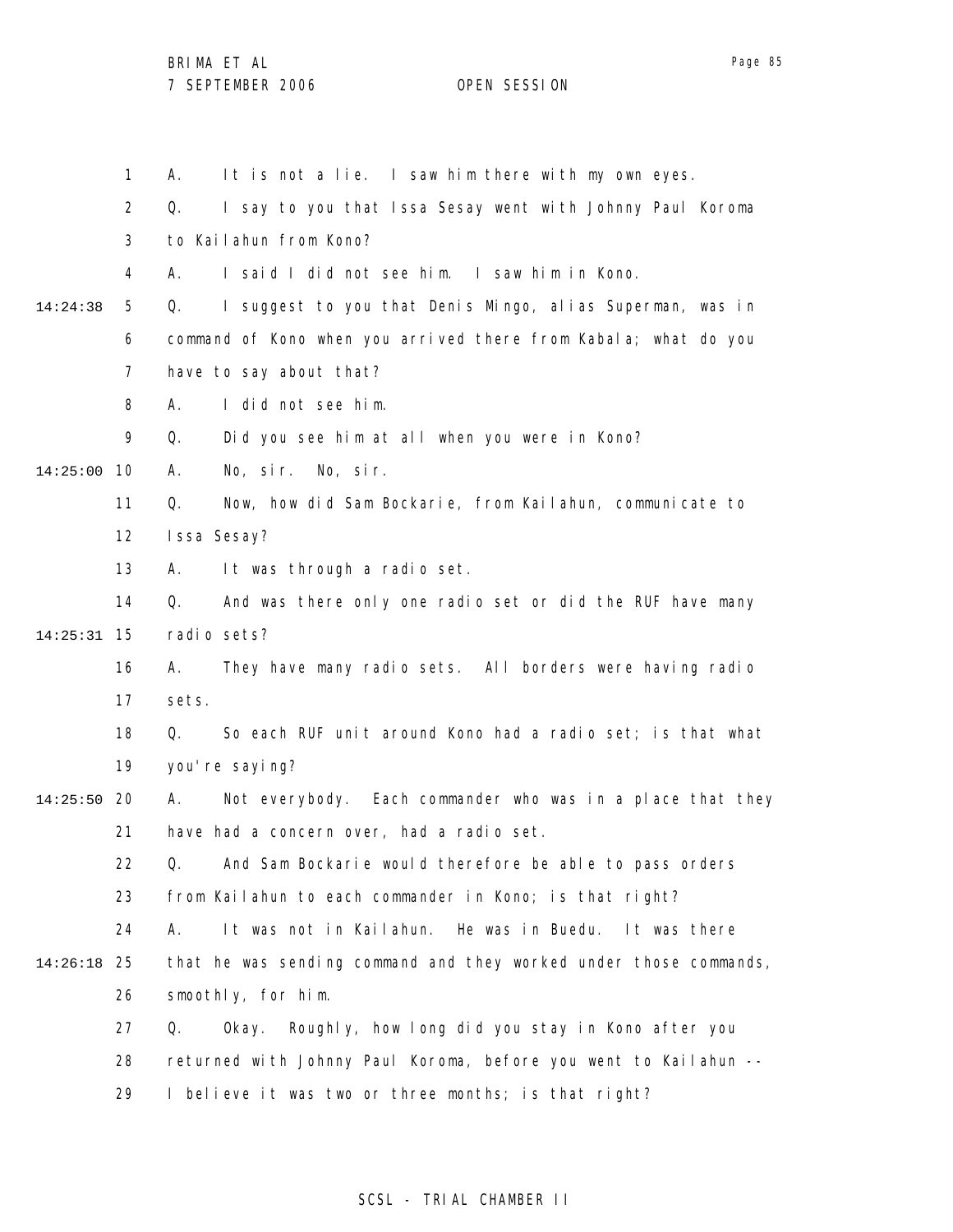1 A. It is not a lie. I saw him there with my own eyes.

2 Q. I say to you that Issa Sesay went with Johnny Paul Koroma

3 to Kailahun from Kono?

4 A. I said I did not see him. I saw him in Kono.

14:24:38 5 Q. I suggest to you that Denis Mingo, alias Superman, was in

6 command of Kono when you arrived there from Kabala; what do you

7 have to say about that?

8 A. I did not see him.

9 Q. Did you see him at all when you were in Kono?

14:25:00 10 A. No, sir. No, sir.

11 Q. Now, how did Sam Bockarie, from Kailahun, communicate to

12 Issa Sesay?

13 A. It was through a radio set.

14 Q. And was there only one radio set or did the RUF have many

14:25:31 15 radio sets?

16 A. They have many radio sets. All borders were having radio

17 sets.

18 Q. So each RUF unit around Kono had a radio set; is that what

19 you're saying?

14:25:50 20 A. Not everybody. Each commander who was in a place that they

21 have had a concern over, had a radio set.

22 Q. And Sam Bockarie would therefore be able to pass orders

23 from Kailahun to each commander in Kono; is that right?

24 A. It was not in Kailahun. He was in Buedu. It was there

14:26:18 25 that he was sending command and they worked under those commands,

26 smoothly, for him.

27 Q. Okay. Roughly, how long did you stay in Kono after you

28 returned with Johnny Paul Koroma, before you went to Kailahun --

29 I believe it was two or three months; is that right?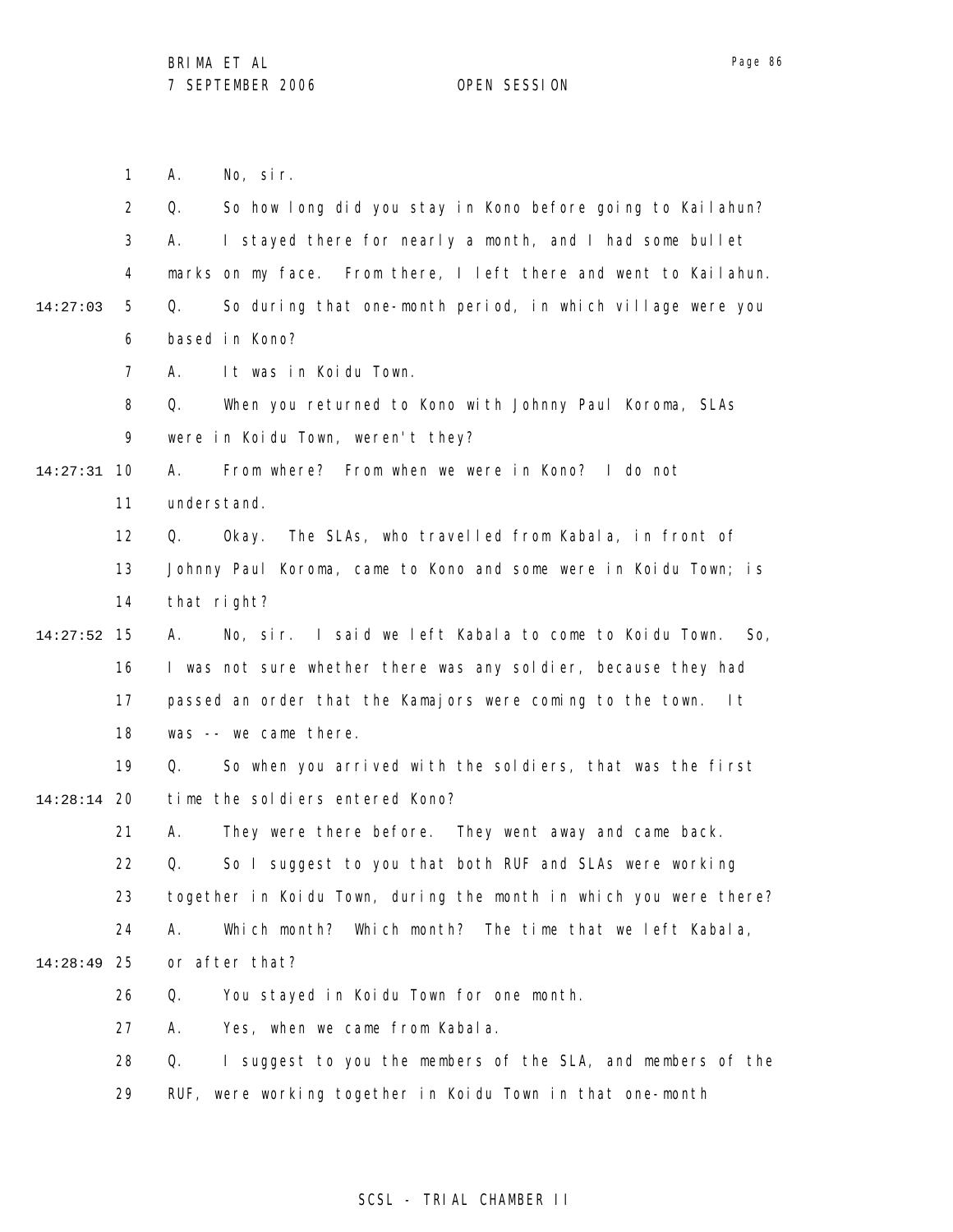1 A. No, sir.

2 Q. So how long did you stay in Kono before going to Kailahun?

3 A. I stayed there for nearly a month, and I had some bullet

4 marks on my face. From there, I left there and went to Kailahun.

14:27:03 5 Q. So during that one-month period, in which village were you

6 based in Kono?

7 A. It was in Koidu Town.

8 Q. When you returned to Kono with Johnny Paul Koroma, SLAs

9 were in Koidu Town, weren't they?

14:27:31 10 A. From where? From when we were in Kono? I do not

11 understand.

12 Q. Okay. The SLAs, who travelled from Kabala, in front of

13 Johnny Paul Koroma, came to Kono and some were in Koidu Town; is

14 that right?

14:27:52 15 A. No, sir. I said we left Kabala to come to Koidu Town. So,

16 I was not sure whether there was any soldier, because they had

17 passed an order that the Kamajors were coming to the town. It

18 was -- we came there.

19 Q. So when you arrived with the soldiers, that was the first

14:28:14 20 time the soldiers entered Kono?

21 A. They were there before. They went away and came back.

22 Q. So I suggest to you that both RUF and SLAs were working

23 together in Koidu Town, during the month in which you were there?

24 A. Which month? Which month? The time that we left Kabala,

14:28:49 25 or after that?

26 Q. You stayed in Koidu Town for one month.

27 A. Yes, when we came from Kabala.

28 Q. I suggest to you the members of the SLA, and members of the

29 RUF, were working together in Koidu Town in that one-month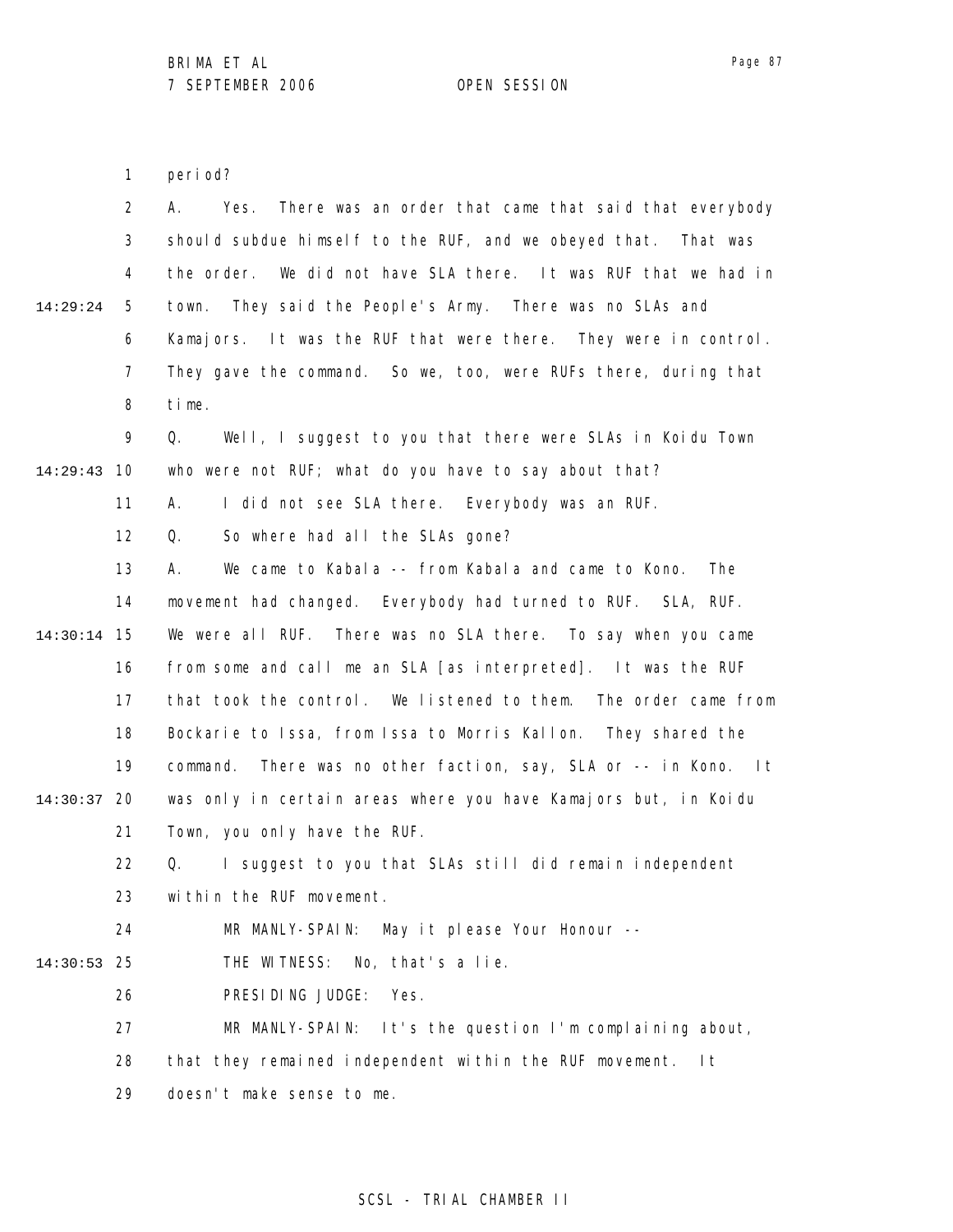period?

A. Yes. There was an order that came that said that everybody should subdue himself to the RUF, and we obeyed that. That was the order. We did not have SLA there. It was RUF that we had in town. They said the People's Army. There was no SLAs and Kamajors. It was the RUF that were there. They were in control. They gave the command. So we, too, were RUFs there, during that time.

Q. Well, I suggest to you that there were SLAs in Koidu Town who were not RUF; what do you have to say about that?

A. I did not see SLA there. Everybody was an RUF.

Q. So where had all the SLAs gone?

A. We came to Kabala -- from Kabala and came to Kono. The movement had changed. Everybody had turned to RUF. SLA, RUF. We were all RUF. There was no SLA there. To say when you came from some and call me an SLA [as interpreted]. It was the RUF that took the control. We listened to them. The order came from Bockarie to Issa, from Issa to Morris Kallon. They shared the command. There was no other faction, say, SLA or -- in Kono. It was only in certain areas where you have Kamajors but, in Koidu Town, you only have the RUF.

Q. I suggest to you that SLAs still did remain independent within the RUF movement.

MR MANLY-SPAIN: May it please Your Honour --

THE WITNESS: No, that's a lie.

PRESIDING JUDGE: Yes.

MR MANLY-SPAIN: It's the question I'm complaining about, that they remained independent within the RUF movement. It doesn't make sense to me.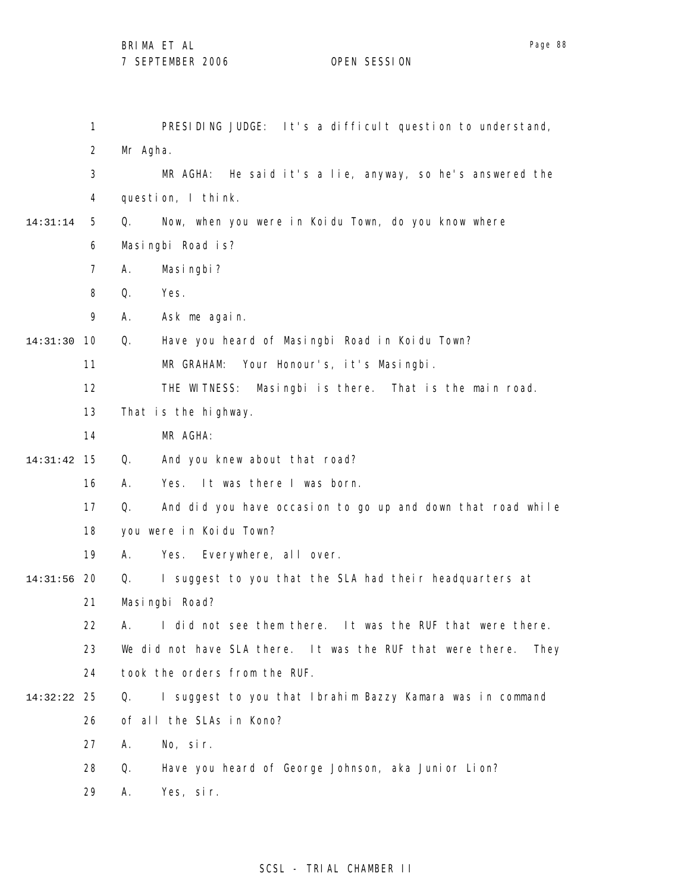PRESIDING JUDGE: It's a difficult question to understand, Mr Agha.

MR AGHA: He said it's a lie, anyway, so he's answered the question, I think.

14:31:14 Q. Now, when you were in Koidu Town, do you know where Masingbi Road is?

A. Masingbi?

Q. Yes.

A. Ask me again.

14:31:30 Q. Have you heard of Masingbi Road in Koidu Town?

MR GRAHAM: Your Honour's, it's Masingbi.

THE WITNESS: Masingbi is there. That is the main road. That is the highway.

MR AGHA:

14:31:42 Q. And you knew about that road?

A. Yes. It was there I was born.

Q. And did you have occasion to go up and down that road while you were in Koidu Town?

A. Yes. Everywhere, all over.

14:31:56 Q. I suggest to you that the SLA had their headquarters at Masingbi Road?

A. I did not see them there. It was the RUF that were there. We did not have SLA there. It was the RUF that were there. They took the orders from the RUF.

14:32:22 Q. I suggest to you that Ibrahim Bazzy Kamara was in command of all the SLAs in Kono?

A. No, sir.

Q. Have you heard of George Johnson, aka Junior Lion?

A. Yes, sir.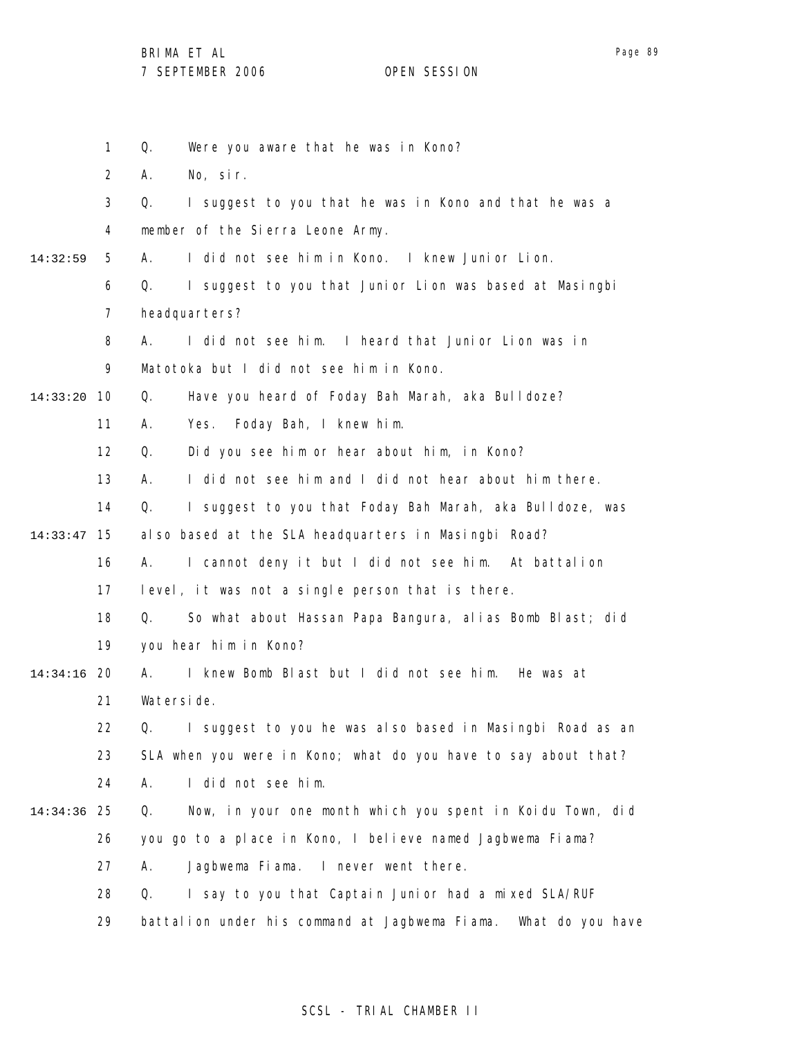1 Q. Were you aware that he was in Kono?

2 A. No, sir.

3 Q. I suggest to you that he was in Kono and that he was a

4 member of the Sierra Leone Army.

14:32:59 5 A. I did not see him in Kono. I knew Junior Lion.

6 Q. I suggest to you that Junior Lion was based at Masingbi

7 headquarters?

8 A. I did not see him. I heard that Junior Lion was in

9 Matotoka but I did not see him in Kono.

14:33:20 10 Q. Have you heard of Foday Bah Marah, aka Bulldoze?

11 A. Yes. Foday Bah, I knew him.

12 Q. Did you see him or hear about him, in Kono?

13 A. I did not see him and I did not hear about him there.

14 Q. I suggest to you that Foday Bah Marah, aka Bulldoze, was

14:33:47 15 also based at the SLA headquarters in Masingbi Road?

16 A. I cannot deny it but I did not see him. At battalion

17 level, it was not a single person that is there.

18 Q. So what about Hassan Papa Bangura, alias Bomb Blast; did

19 you hear him in Kono?

14:34:16 20 A. I knew Bomb Blast but I did not see him. He was at

21 Waterside.

22 Q. I suggest to you he was also based in Masingbi Road as an

23 SLA when you were in Kono; what do you have to say about that?

24 A. I did not see him.

14:34:36 25 Q. Now, in your one month which you spent in Koidu Town, did

26 you go to a place in Kono, I believe named Jagbwema Fiama?

27 A. Jagbwema Fiama. I never went there.

28 Q. I say to you that Captain Junior had a mixed SLA/RUF

29 battalion under his command at Jagbwema Fiama. What do you have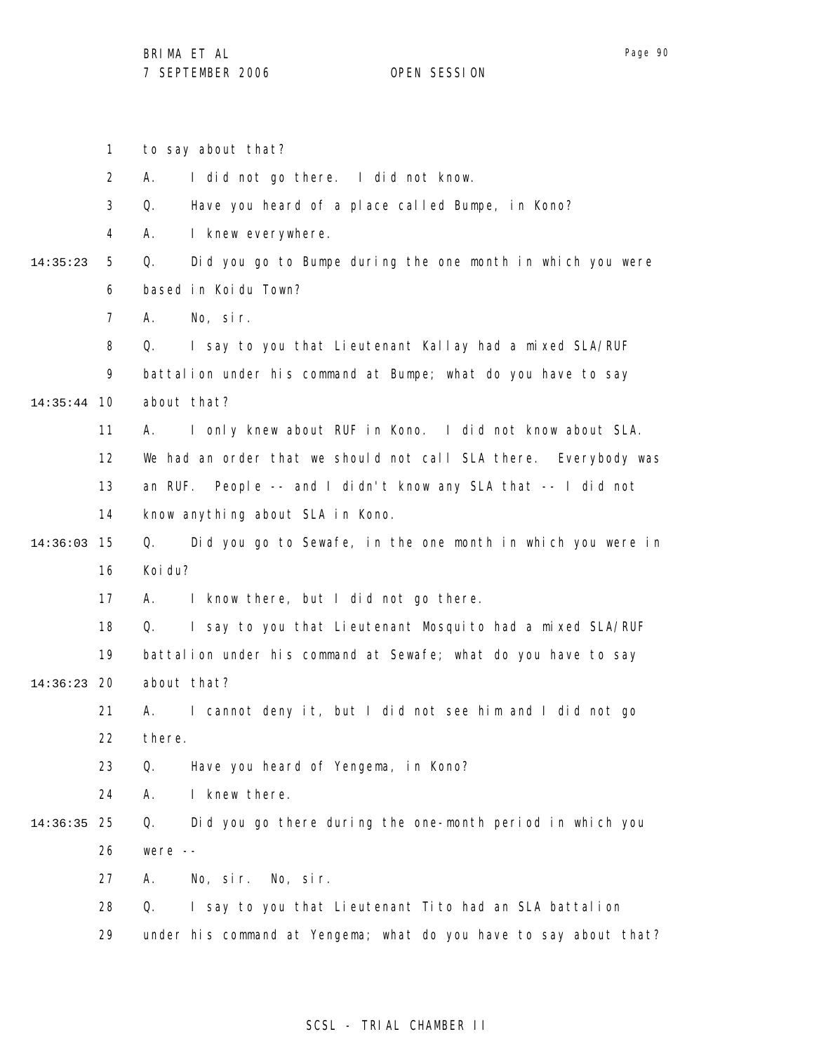to say about that?

A. I did not go there. I did not know.

Q. Have you heard of a place called Bumpe, in Kono?

A. I knew everywhere.

Q. Did you go to Bumpe during the one month in which you were based in Koidu Town?

A. No, sir.

Q. I say to you that Lieutenant Kallay had a mixed SLA/RUF battalion under his command at Bumpe; what do you have to say about that?

A. I only knew about RUF in Kono. I did not know about SLA. We had an order that we should not call SLA there. Everybody was an RUF. People -- and I didn't know any SLA that -- I did not know anything about SLA in Kono.

Q. Did you go to Sewafe, in the one month in which you were in Koidu?

A. I know there, but I did not go there.

Q. I say to you that Lieutenant Mosquito had a mixed SLA/RUF battalion under his command at Sewafe; what do you have to say about that?

A. I cannot deny it, but I did not see him and I did not go there.

Q. Have you heard of Yengema, in Kono?

A. I knew there.

Q. Did you go there during the one-month period in which you were --

A. No, sir. No, sir.

Q. I say to you that Lieutenant Tito had an SLA battalion under his command at Yengema; what do you have to say about that?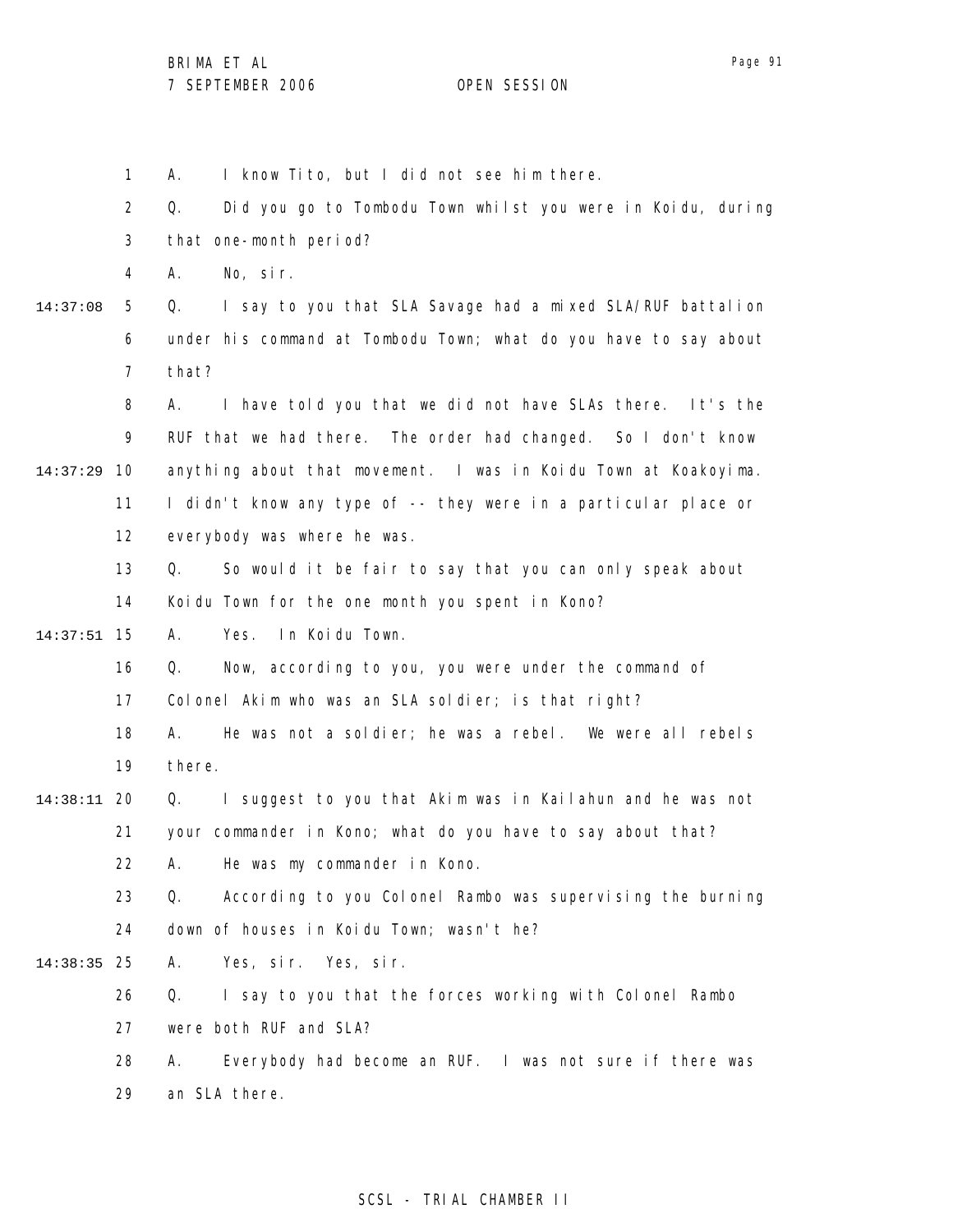1 A. I know Tito, but I did not see him there.

2 Q. Did you go to Tombodu Town whilst you were in Koidu, during

3 that one-month period?

4 A. No, sir.

14:37:08 5 Q. I say to you that SLA Savage had a mixed SLA/RUF battalion

6 under his command at Tombodu Town; what do you have to say about

7 that?

8 A. I have told you that we did not have SLAs there. It's the

9 RUF that we had there. The order had changed. So I don't know

14:37:29 10 anything about that movement. I was in Koidu Town at Koakoyima.

11 I didn't know any type of -- they were in a particular place or

12 everybody was where he was.

13 Q. So would it be fair to say that you can only speak about

14 Koidu Town for the one month you spent in Kono?

14:37:51 15 A. Yes. In Koidu Town.

16 Q. Now, according to you, you were under the command of

17 Colonel Akim who was an SLA soldier; is that right?

18 A. He was not a soldier; he was a rebel. We were all rebels

19 there.

14:38:11 20 Q. I suggest to you that Akim was in Kailahun and he was not

21 your commander in Kono; what do you have to say about that?

22 A. He was my commander in Kono.

23 Q. According to you Colonel Rambo was supervising the burning

24 down of houses in Koidu Town; wasn't he?

14:38:35 25 A. Yes, sir. Yes, sir.

26 Q. I say to you that the forces working with Colonel Rambo

27 were both RUF and SLA?

28 A. Everybody had become an RUF. I was not sure if there was

29 an SLA there.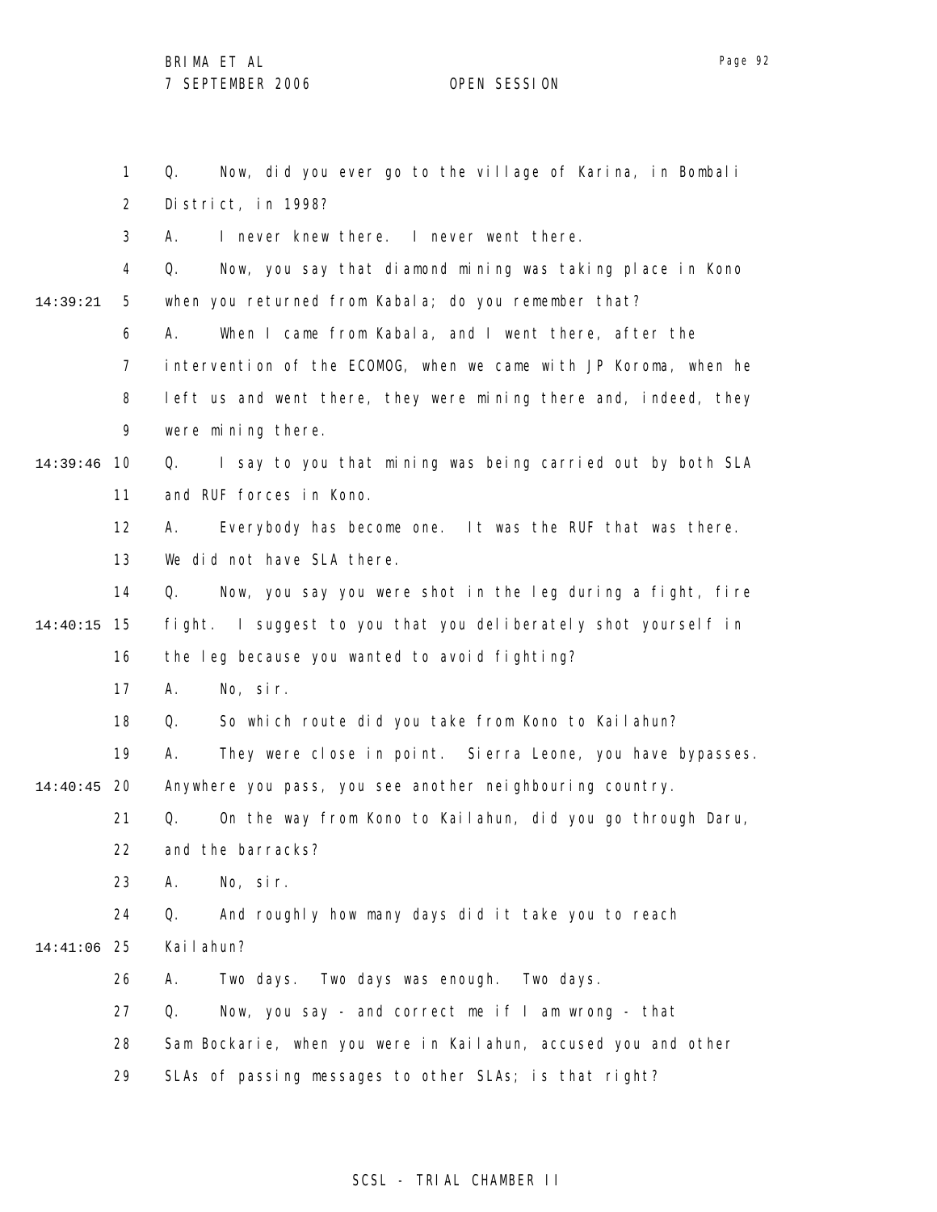Q. Now, did you ever go to the village of Karina, in Bombali District, in 1998?

A. I never knew there. I never went there.

Q. Now, you say that diamond mining was taking place in Kono when you returned from Kabala; do you remember that?

A. When I came from Kabala, and I went there, after the intervention of the ECOMOG, when we came with JP Koroma, when he left us and went there, they were mining there and, indeed, they were mining there.

Q. I say to you that mining was being carried out by both SLA and RUF forces in Kono.

A. Everybody has become one. It was the RUF that was there. We did not have SLA there.

Q. Now, you say you were shot in the leg during a fight, fire fight. I suggest to you that you deliberately shot yourself in the leg because you wanted to avoid fighting?

A. No, sir.

Q. So which route did you take from Kono to Kailahun?

A. They were close in point. Sierra Leone, you have bypasses. Anywhere you pass, you see another neighbouring country.

Q. On the way from Kono to Kailahun, did you go through Daru, and the barracks?

A. No, sir.

Q. And roughly how many days did it take you to reach Kailahun?

A. Two days. Two days was enough. Two days.

Q. Now, you say - and correct me if I am wrong - that Sam Bockarie, when you were in Kailahun, accused you and other SLAs of passing messages to other SLAs; is that right?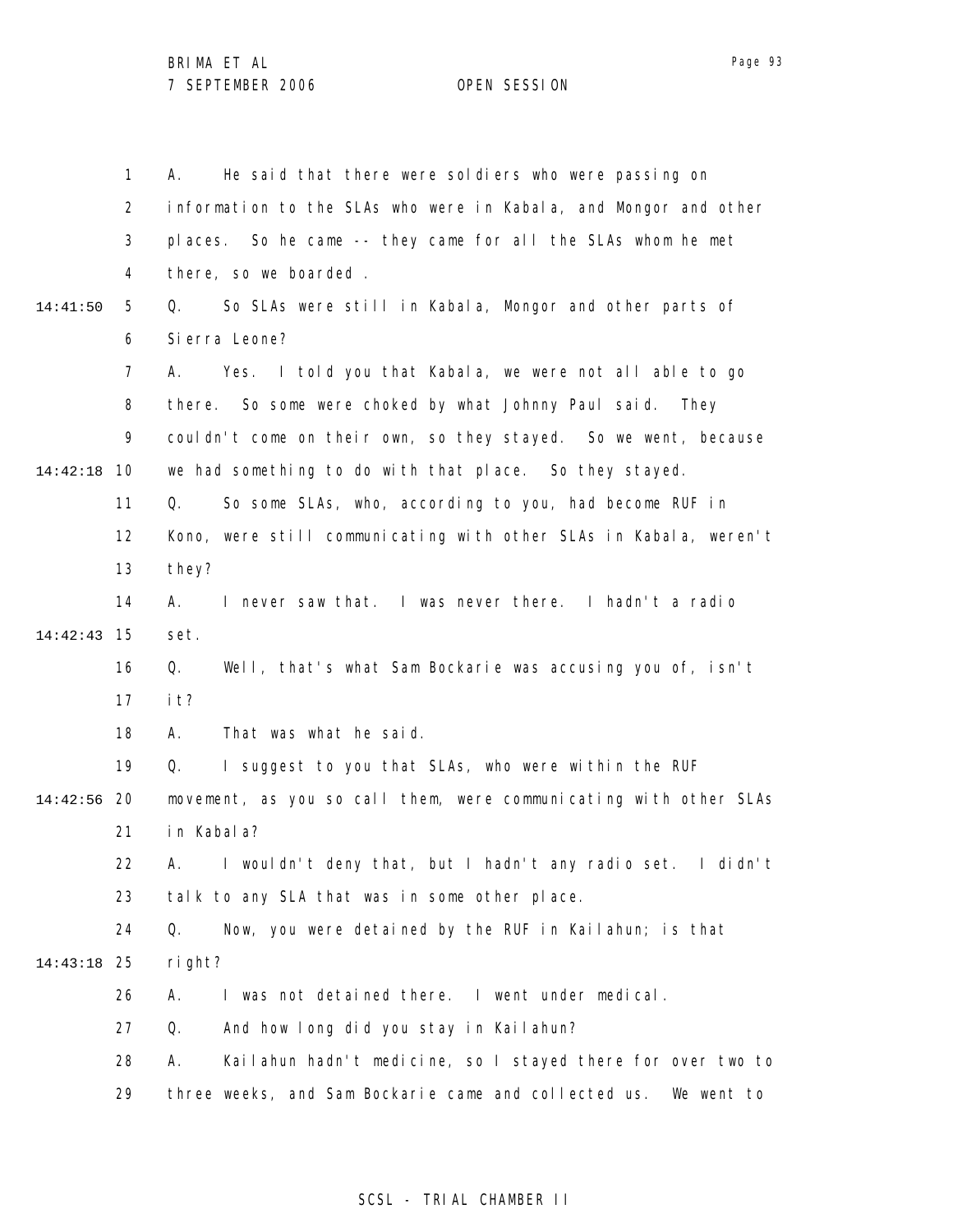A. He said that there were soldiers who were passing on information to the SLAs who were in Kabala, and Mongor and other places. So he came -- they came for all the SLAs whom he met there, so we boarded .

Q. So SLAs were still in Kabala, Mongor and other parts of Sierra Leone?

A. Yes. I told you that Kabala, we were not all able to go there. So some were choked by what Johnny Paul said. They couldn't come on their own, so they stayed. So we went, because we had something to do with that place. So they stayed.

Q. So some SLAs, who, according to you, had become RUF in Kono, were still communicating with other SLAs in Kabala, weren't they?

A. I never saw that. I was never there. I hadn't a radio set.

Q. Well, that's what Sam Bockarie was accusing you of, isn't it?

A. That was what he said.

Q. I suggest to you that SLAs, who were within the RUF movement, as you so call them, were communicating with other SLAs in Kabala?

A. I wouldn't deny that, but I hadn't any radio set. I didn't talk to any SLA that was in some other place.

Q. Now, you were detained by the RUF in Kailahun; is that right?

A. I was not detained there. I went under medical.

Q. And how long did you stay in Kailahun?

A. Kailahun hadn't medicine, so I stayed there for over two to three weeks, and Sam Bockarie came and collected us. We went to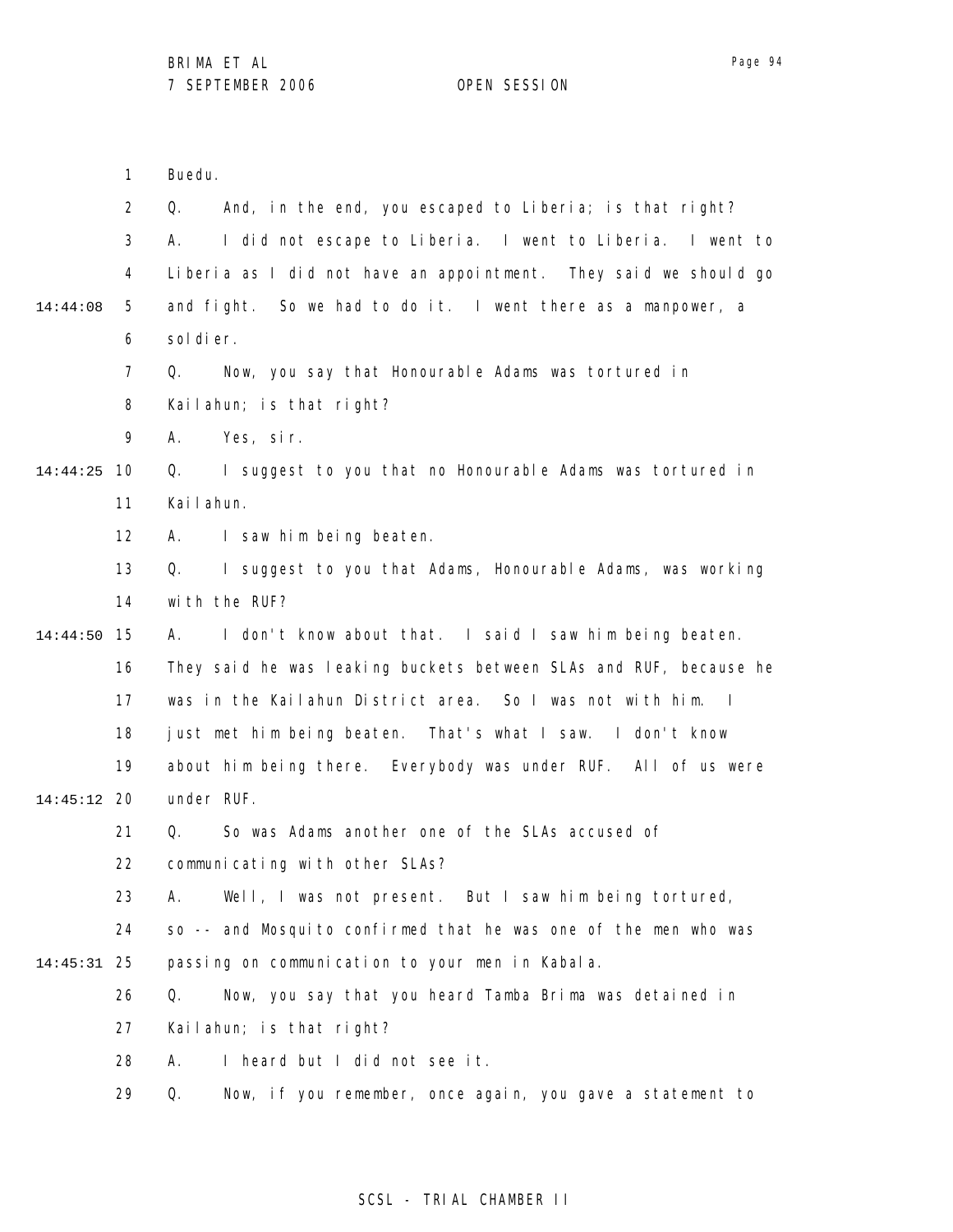1 Buedu.

2 Q. And, in the end, you escaped to Liberia; is that right?

3 A. I did not escape to Liberia. I went to Liberia. I went to

4 Liberia as I did not have an appointment. They said we should go

14:44:08 5 and fight. So we had to do it. I went there as a manpower, a

6 soldier.

7 Q. Now, you say that Honourable Adams was tortured in

8 Kailahun; is that right?

9 A. Yes, sir.

14:44:25 10 Q. I suggest to you that no Honourable Adams was tortured in

11 Kailahun.

12 A. I saw him being beaten.

13 Q. I suggest to you that Adams, Honourable Adams, was working

14 with the RUF?

14:44:50 15 A. I don't know about that. I said I saw him being beaten.

16 They said he was leaking buckets between SLAs and RUF, because he

17 was in the Kailahun District area. So I was not with him. I

18 just met him being beaten. That's what I saw. I don't know

19 about him being there. Everybody was under RUF. All of us were

14:45:12 20 under RUF.

21 Q. So was Adams another one of the SLAs accused of

22 communicating with other SLAs?

23 A. Well, I was not present. But I saw him being tortured,

24 so -- and Mosquito confirmed that he was one of the men who was

14:45:31 25 passing on communication to your men in Kabala.

26 Q. Now, you say that you heard Tamba Brima was detained in

27 Kailahun; is that right?

28 A. I heard but I did not see it.

29 Q. Now, if you remember, once again, you gave a statement to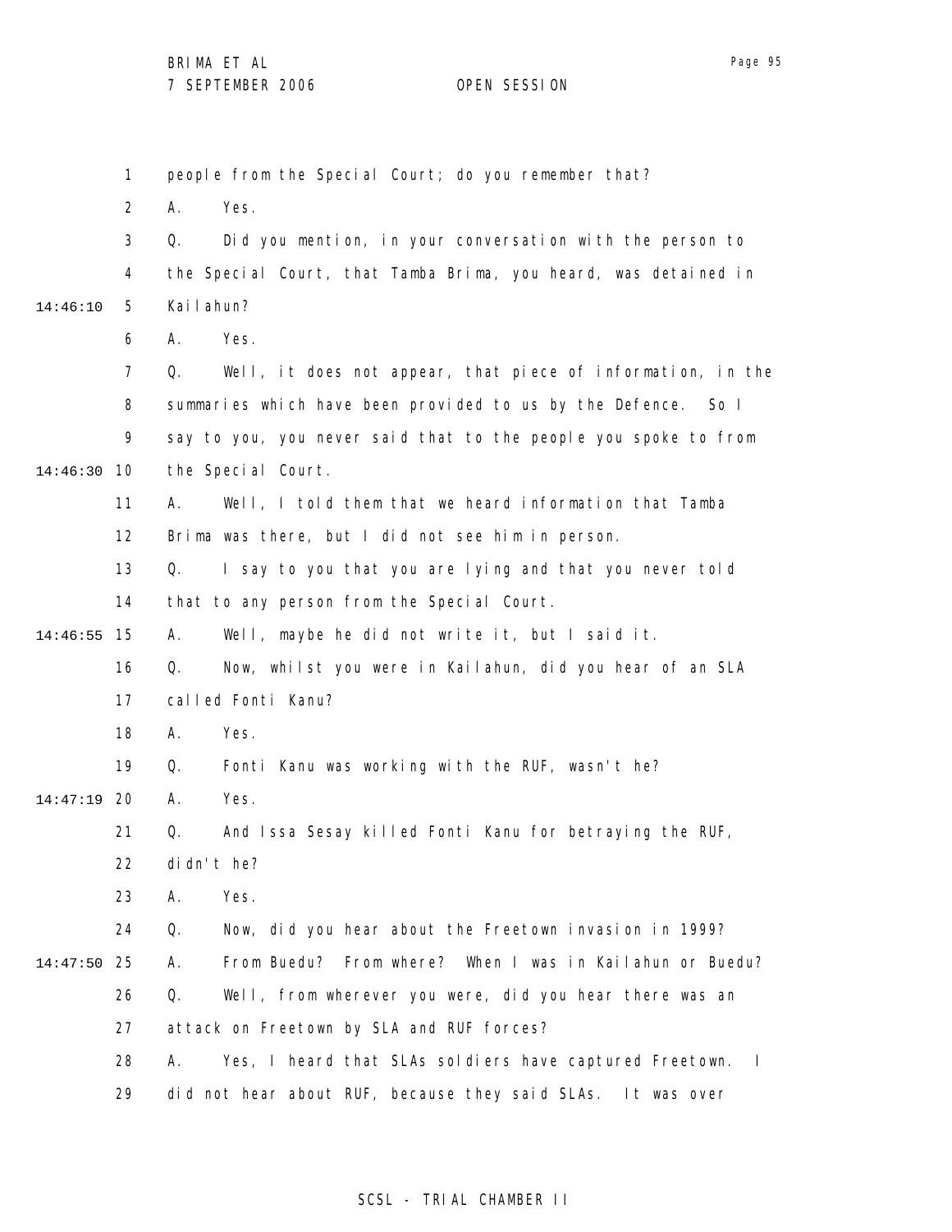people from the Special Court; do you remember that?

A. Yes.

Q. Did you mention, in your conversation with the person to the Special Court, that Tamba Brima, you heard, was detained in Kailahun?

A. Yes.

Q. Well, it does not appear, that piece of information, in the summaries which have been provided to us by the Defence. So I say to you, you never said that to the people you spoke to from the Special Court.

A. Well, I told them that we heard information that Tamba Brima was there, but I did not see him in person.

Q. I say to you that you are lying and that you never told that to any person from the Special Court.

A. Well, maybe he did not write it, but I said it.

Q. Now, whilst you were in Kailahun, did you hear of an SLA called Fonti Kanu?

A. Yes.

Q. Fonti Kanu was working with the RUF, wasn't he?

A. Yes.

Q. And Issa Sesay killed Fonti Kanu for betraying the RUF, didn't he?

A. Yes.

Q. Now, did you hear about the Freetown invasion in 1999?

A. From Buedu? From where? When I was in Kailahun or Buedu?

Q. Well, from wherever you were, did you hear there was an attack on Freetown by SLA and RUF forces?

A. Yes, I heard that SLAs soldiers have captured Freetown. I did not hear about RUF, because they said SLAs. It was over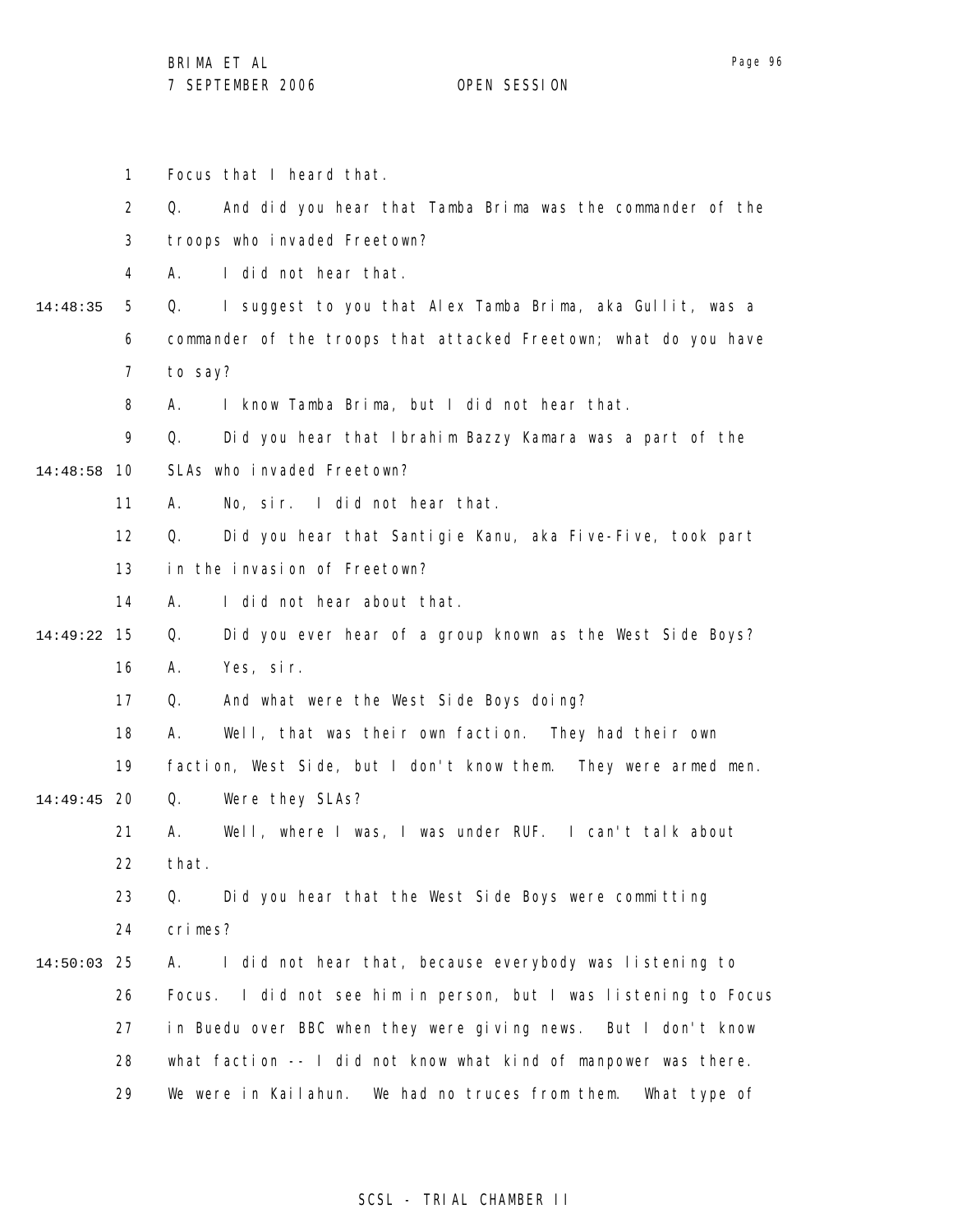Focus that I heard that.

Q. And did you hear that Tamba Brima was the commander of the troops who invaded Freetown?

A. I did not hear that.

Q. I suggest to you that Alex Tamba Brima, aka Gullit, was a commander of the troops that attacked Freetown; what do you have to say?

A. I know Tamba Brima, but I did not hear that.

Q. Did you hear that Ibrahim Bazzy Kamara was a part of the SLAs who invaded Freetown?

A. No, sir. I did not hear that.

Q. Did you hear that Santigie Kanu, aka Five-Five, took part in the invasion of Freetown?

A. I did not hear about that.

Q. Did you ever hear of a group known as the West Side Boys?

A. Yes, sir.

Q. And what were the West Side Boys doing?

A. Well, that was their own faction. They had their own faction, West Side, but I don't know them. They were armed men.

Q. Were they SLAs?

A. Well, where I was, I was under RUF. I can't talk about that.

Q. Did you hear that the West Side Boys were committing crimes?

A. I did not hear that, because everybody was listening to Focus. I did not see him in person, but I was listening to Focus in Buedu over BBC when they were giving news. But I don't know what faction -- I did not know what kind of manpower was there. We were in Kailahun. We had no truces from them. What type of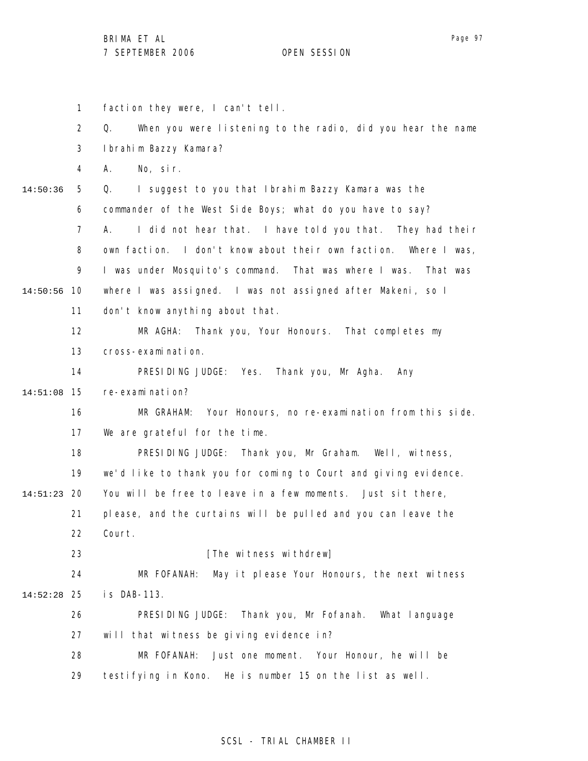faction they were, I can't tell.

Q. When you were listening to the radio, did you hear the name Ibrahim Bazzy Kamara?

A. No, sir.

Q. I suggest to you that Ibrahim Bazzy Kamara was the commander of the West Side Boys; what do you have to say?

A. I did not hear that. I have told you that. They had their own faction. I don't know about their own faction. Where I was, I was under Mosquito's command. That was where I was. That was where I was assigned. I was not assigned after Makeni, so I don't know anything about that.

MR AGHA: Thank you, Your Honours. That completes my cross-examination.

PRESIDING JUDGE: Yes. Thank you, Mr Agha. Any re-examination?

MR GRAHAM: Your Honours, no re-examination from this side. We are grateful for the time.

PRESIDING JUDGE: Thank you, Mr Graham. Well, witness, we'd like to thank you for coming to Court and giving evidence. You will be free to leave in a few moments. Just sit there, please, and the curtains will be pulled and you can leave the Court.

[The witness withdrew]

MR FOFANAH: May it please Your Honours, the next witness is DAB-113.

PRESIDING JUDGE: Thank you, Mr Fofanah. What language will that witness be giving evidence in?

MR FOFANAH: Just one moment. Your Honour, he will be testifying in Kono. He is number 15 on the list as well.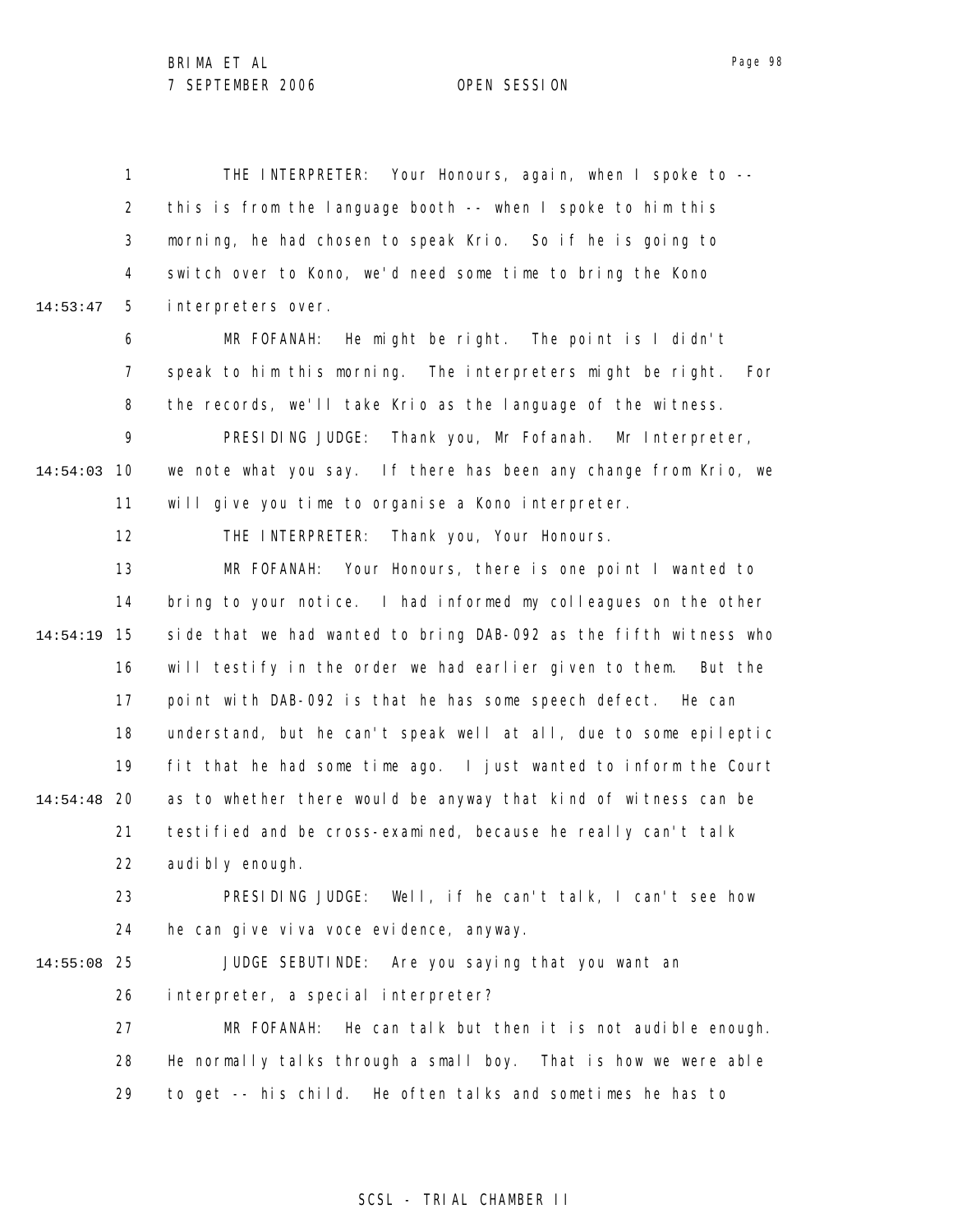THE INTERPRETER: Your Honours, again, when I spoke to -- this is from the language booth -- when I spoke to him this morning, he had chosen to speak Krio. So if he is going to switch over to Kono, we'd need some time to bring the Kono interpreters over.

MR FOFANAH: He might be right. The point is I didn't speak to him this morning. The interpreters might be right. For the records, we'll take Krio as the language of the witness.

PRESIDING JUDGE: Thank you, Mr Fofanah. Mr Interpreter, we note what you say. If there has been any change from Krio, we will give you time to organise a Kono interpreter.

THE INTERPRETER: Thank you, Your Honours.

MR FOFANAH: Your Honours, there is one point I wanted to bring to your notice. I had informed my colleagues on the other side that we had wanted to bring DAB-092 as the fifth witness who will testify in the order we had earlier given to them. But the point with DAB-092 is that he has some speech defect. He can understand, but he can't speak well at all, due to some epileptic fit that he had some time ago. I just wanted to inform the Court as to whether there would be anyway that kind of witness can be testified and be cross-examined, because he really can't talk audibly enough.

PRESIDING JUDGE: Well, if he can't talk, I can't see how he can give viva voce evidence, anyway.

JUDGE SEBUTINDE: Are you saying that you want an interpreter, a special interpreter?

MR FOFANAH: He can talk but then it is not audible enough. He normally talks through a small boy. That is how we were able to get -- his child. He often talks and sometimes he has to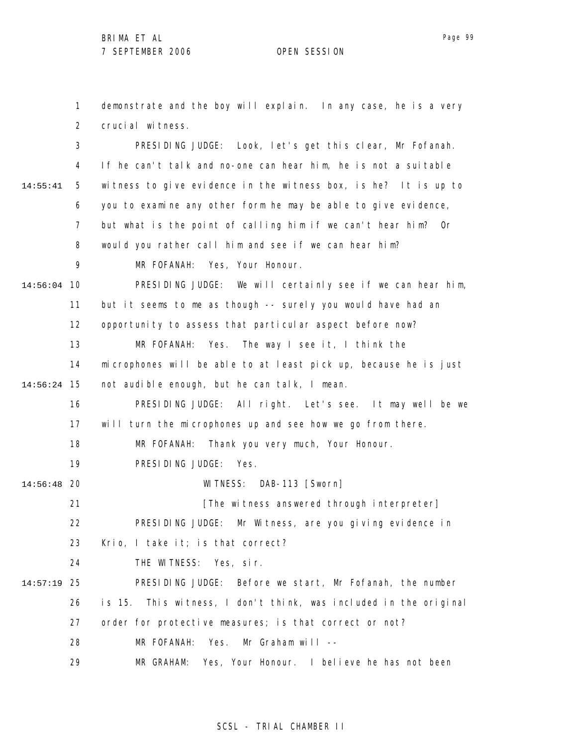demonstrate and the boy will explain. In any case, he is a very crucial witness.

PRESIDING JUDGE: Look, let's get this clear, Mr Fofanah. If he can't talk and no-one can hear him, he is not a suitable witness to give evidence in the witness box, is he? It is up to you to examine any other form he may be able to give evidence, but what is the point of calling him if we can't hear him? Or would you rather call him and see if we can hear him?

MR FOFANAH: Yes, Your Honour.

PRESIDING JUDGE: We will certainly see if we can hear him, but it seems to me as though -- surely you would have had an opportunity to assess that particular aspect before now?

MR FOFANAH: Yes. The way I see it, I think the microphones will be able to at least pick up, because he is just not audible enough, but he can talk, I mean.

PRESIDING JUDGE: All right. Let's see. It may well be we will turn the microphones up and see how we go from there.

MR FOFANAH: Thank you very much, Your Honour.

PRESIDING JUDGE: Yes.

WITNESS: DAB-113 [Sworn]

[The witness answered through interpreter]

PRESIDING JUDGE: Mr Witness, are you giving evidence in Krio, I take it; is that correct?

THE WITNESS: Yes, sir.

PRESIDING JUDGE: Before we start, Mr Fofanah, the number is 15. This witness, I don't think, was included in the original order for protective measures; is that correct or not?

MR FOFANAH: Yes. Mr Graham will --

MR GRAHAM: Yes, Your Honour. I believe he has not been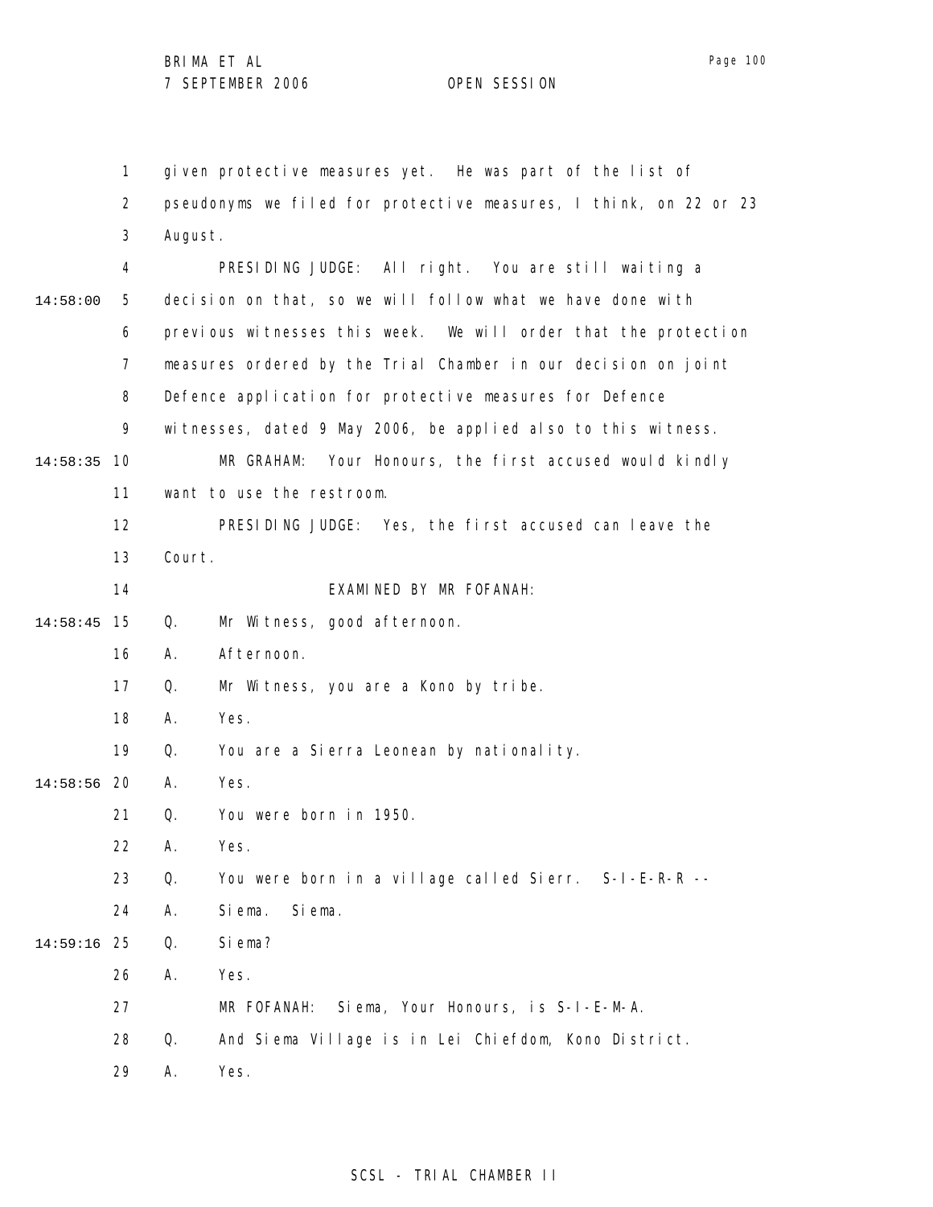given protective measures yet. He was part of the list of pseudonyms we filed for protective measures, I think, on 22 or 23 August.

PRESIDING JUDGE: All right. You are still waiting a decision on that, so we will follow what we have done with previous witnesses this week. We will order that the protection measures ordered by the Trial Chamber in our decision on joint Defence application for protective measures for Defence witnesses, dated 9 May 2006, be applied also to this witness.

MR GRAHAM: Your Honours, the first accused would kindly want to use the restroom.

PRESIDING JUDGE: Yes, the first accused can leave the Court.

EXAMINED BY MR FOFANAH:

Q. Mr Witness, good afternoon.

A. Afternoon.

Q. Mr Witness, you are a Kono by tribe.

A. Yes.

Q. You are a Sierra Leonean by nationality.

A. Yes.

Q. You were born in 1950.

A. Yes.

Q. You were born in a village called Sierr. S-I-E-R-R --

A. Siema. Siema.

Q. Siema?

A. Yes.

MR FOFANAH: Siema, Your Honours, is S-I-E-M-A.

Q. And Siema Village is in Lei Chiefdom, Kono District.

A. Yes.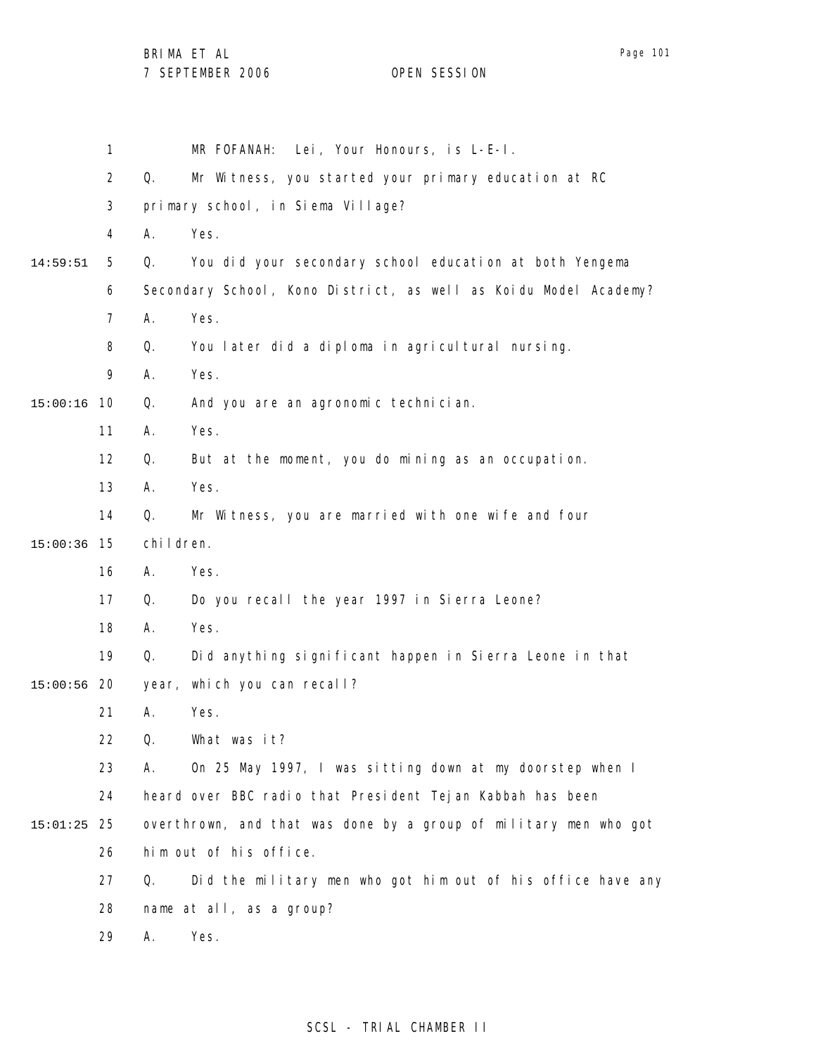MR FOFANAH: Lei, Your Honours, is L-E-I.

Q. Mr Witness, you started your primary education at RC primary school, in Siema Village?

A. Yes.

Q. You did your secondary school education at both Yengema Secondary School, Kono District, as well as Koidu Model Academy?

A. Yes.

Q. You later did a diploma in agricultural nursing.

A. Yes.

Q. And you are an agronomic technician.

A. Yes.

Q. But at the moment, you do mining as an occupation.

A. Yes.

Q. Mr Witness, you are married with one wife and four children.

A. Yes.

Q. Do you recall the year 1997 in Sierra Leone?

A. Yes.

Q. Did anything significant happen in Sierra Leone in that year, which you can recall?

A. Yes.

Q. What was it?

A. On 25 May 1997, I was sitting down at my doorstep when I heard over BBC radio that President Tejan Kabbah has been overthrown, and that was done by a group of military men who got him out of his office.

Q. Did the military men who got him out of his office have any name at all, as a group?

A. Yes.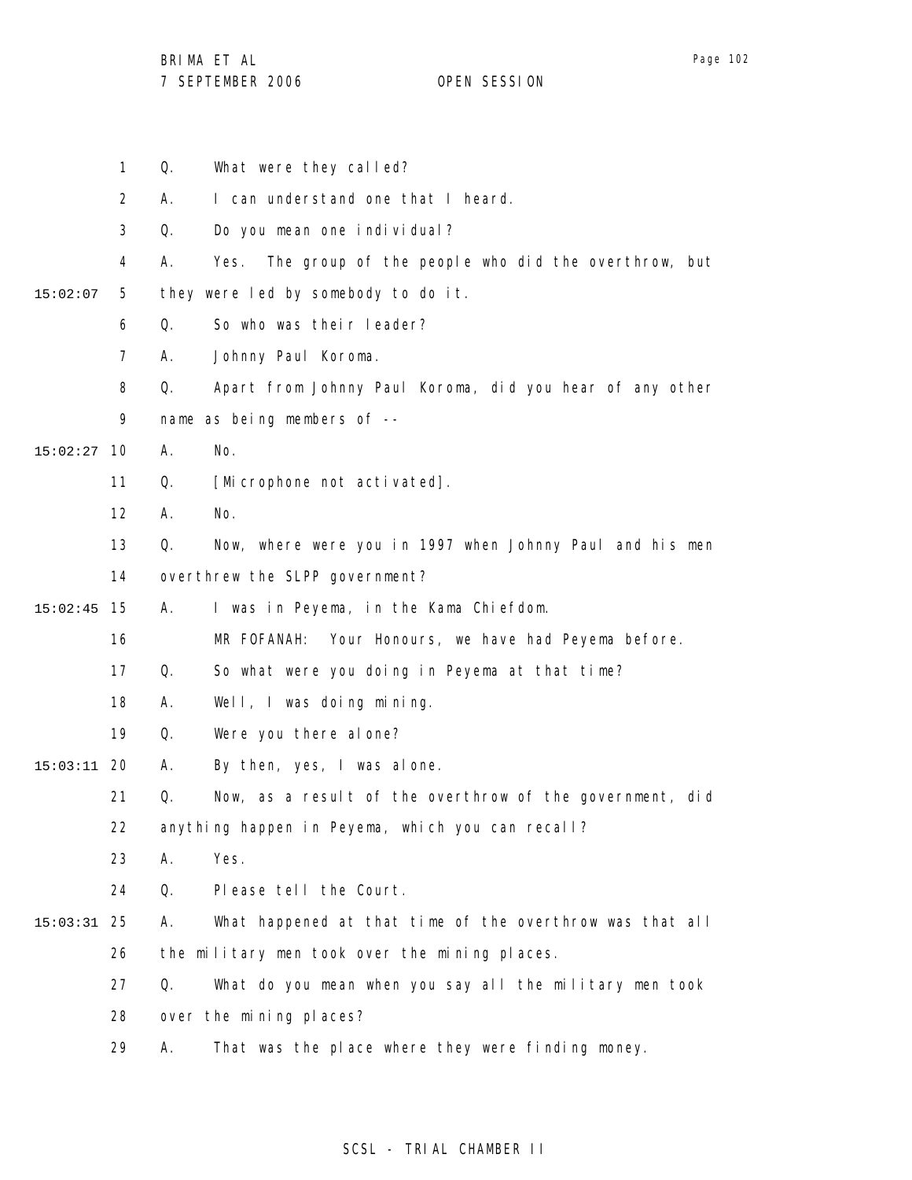Q. What were they called?

A. I can understand one that I heard.

Q. Do you mean one individual?

A. Yes. The group of the people who did the overthrow, but they were led by somebody to do it.

Q. So who was their leader?

A. Johnny Paul Koroma.

Q. Apart from Johnny Paul Koroma, did you hear of any other name as being members of --

A. No.

Q. [Microphone not activated].

A. No.

Q. Now, where were you in 1997 when Johnny Paul and his men overthrew the SLPP government?

A. I was in Peyema, in the Kama Chiefdom.

MR FOFANAH: Your Honours, we have had Peyema before.

Q. So what were you doing in Peyema at that time?

A. Well, I was doing mining.

Q. Were you there alone?

A. By then, yes, I was alone.

Q. Now, as a result of the overthrow of the government, did anything happen in Peyema, which you can recall?

A. Yes.

Q. Please tell the Court.

A. What happened at that time of the overthrow was that all the military men took over the mining places.

Q. What do you mean when you say all the military men took over the mining places?

A. That was the place where they were finding money.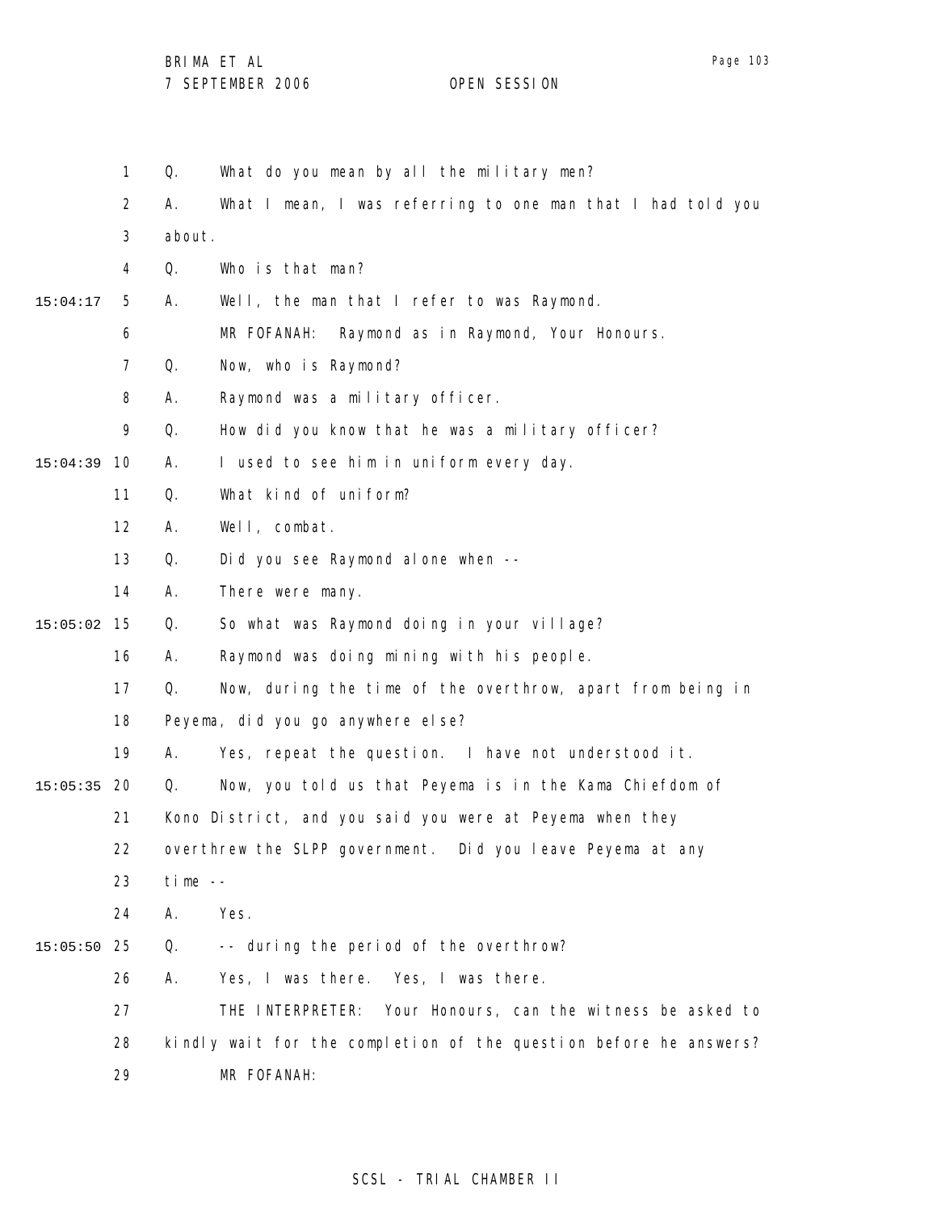Q. What do you mean by all the military men?

A. What I mean, I was referring to one man that I had told you about.

Q. Who is that man?

A. Well, the man that I refer to was Raymond.

MR FOFANAH: Raymond as in Raymond, Your Honours.

Q. Now, who is Raymond?

A. Raymond was a military officer.

Q. How did you know that he was a military officer?

A. I used to see him in uniform every day.

Q. What kind of uniform?

A. Well, combat.

Q. Did you see Raymond alone when --

A. There were many.

Q. So what was Raymond doing in your village?

A. Raymond was doing mining with his people.

Q. Now, during the time of the overthrow, apart from being in Peyema, did you go anywhere else?

A. Yes, repeat the question. I have not understood it.

Q. Now, you told us that Peyema is in the Kama Chiefdom of Kono District, and you said you were at Peyema when they overthrew the SLPP government. Did you leave Peyema at any time --

A. Yes.

Q. -- during the period of the overthrow?

A. Yes, I was there. Yes, I was there.

THE INTERPRETER: Your Honours, can the witness be asked to kindly wait for the completion of the question before he answers?

MR FOFANAH: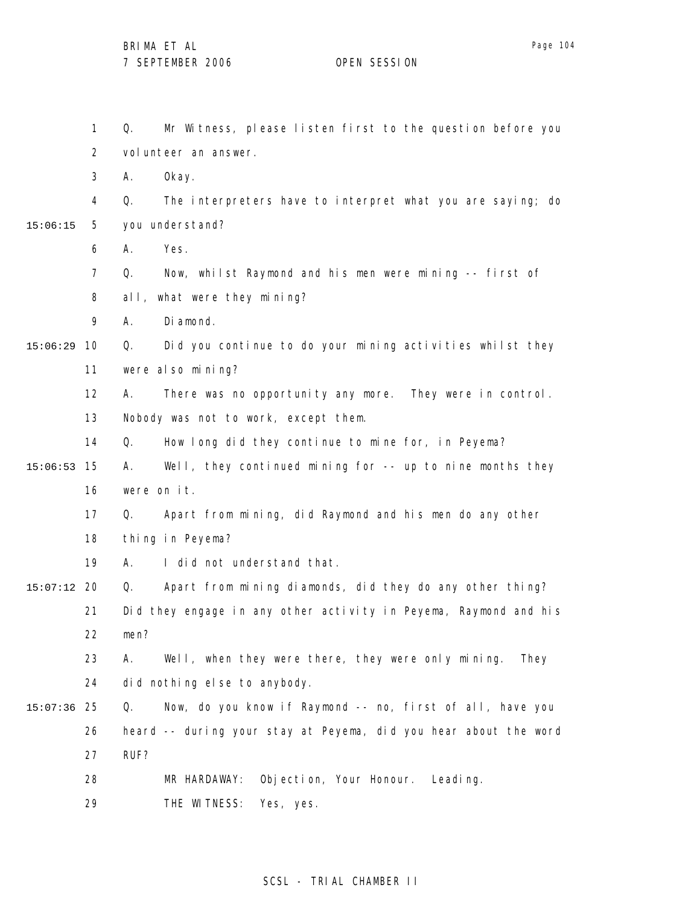Q. Mr Witness, please listen first to the question before you volunteer an answer.

A. Okay.

Q. The interpreters have to interpret what you are saying; do you understand?

A. Yes.

Q. Now, whilst Raymond and his men were mining -- first of all, what were they mining?

A. Diamond.

Q. Did you continue to do your mining activities whilst they were also mining?

A. There was no opportunity any more. They were in control. Nobody was not to work, except them.

Q. How long did they continue to mine for, in Peyema?

A. Well, they continued mining for -- up to nine months they were on it.

Q. Apart from mining, did Raymond and his men do any other thing in Peyema?

A. I did not understand that.

Q. Apart from mining diamonds, did they do any other thing? Did they engage in any other activity in Peyema, Raymond and his men?

A. Well, when they were there, they were only mining. They did nothing else to anybody.

Q. Now, do you know if Raymond -- no, first of all, have you heard -- during your stay at Peyema, did you hear about the word RUF?

MR HARDAWAY: Objection, Your Honour. Leading.

THE WITNESS: Yes, yes.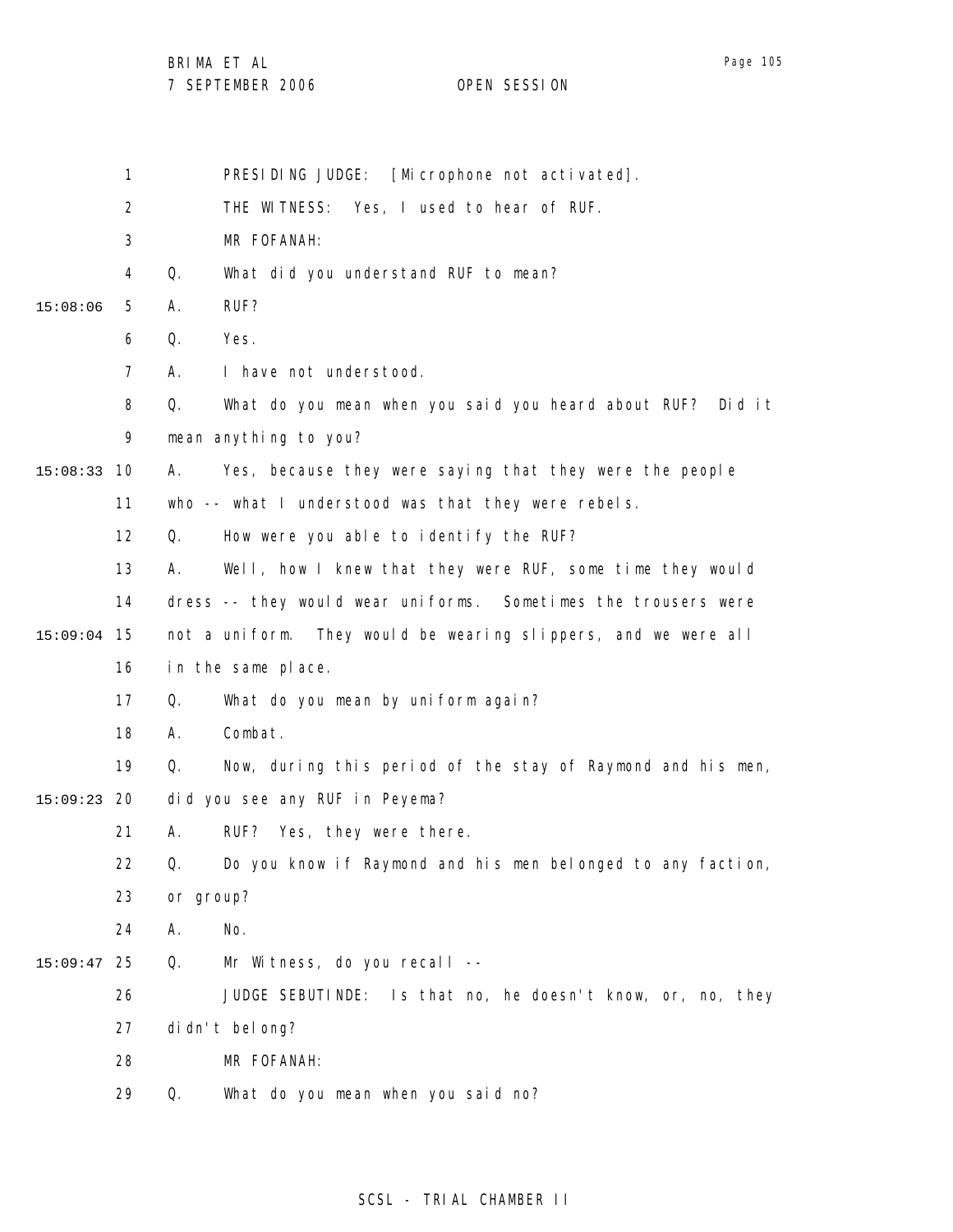PRESIDING JUDGE: [Microphone not activated].

THE WITNESS: Yes, I used to hear of RUF.

MR FOFANAH:

Q. What did you understand RUF to mean?

A. RUF?

Q. Yes.

A. I have not understood.

Q. What do you mean when you said you heard about RUF? Did it mean anything to you?

A. Yes, because they were saying that they were the people who -- what I understood was that they were rebels.

Q. How were you able to identify the RUF?

A. Well, how I knew that they were RUF, some time they would dress -- they would wear uniforms. Sometimes the trousers were not a uniform. They would be wearing slippers, and we were all in the same place.

Q. What do you mean by uniform again?

A. Combat.

Q. Now, during this period of the stay of Raymond and his men, did you see any RUF in Peyema?

A. RUF? Yes, they were there.

Q. Do you know if Raymond and his men belonged to any faction, or group?

A. No.

Q. Mr Witness, do you recall --

JUDGE SEBUTINDE: Is that no, he doesn't know, or, no, they didn't belong?

MR FOFANAH:

Q. What do you mean when you said no?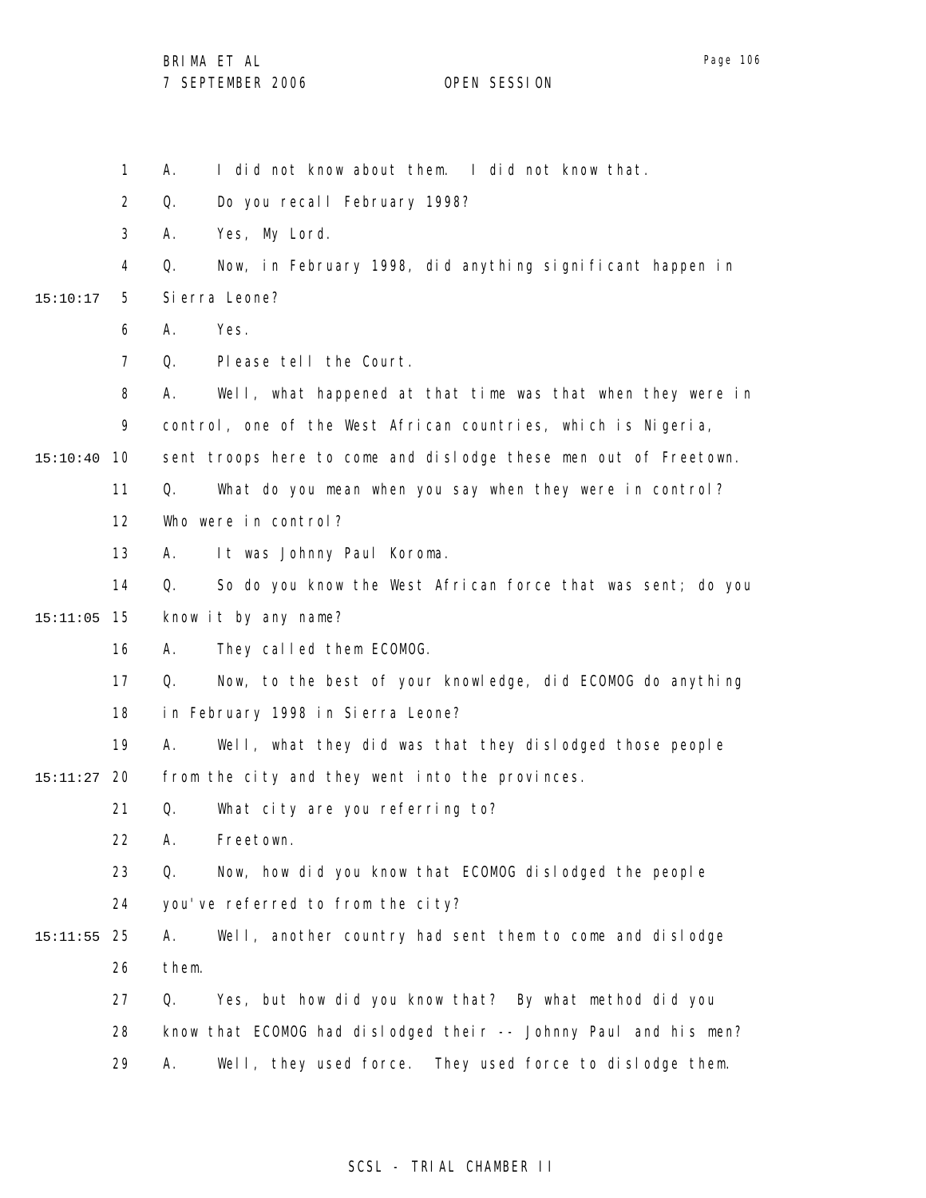A. I did not know about them. I did not know that.

Q. Do you recall February 1998?

A. Yes, My Lord.

Q. Now, in February 1998, did anything significant happen in Sierra Leone?

A. Yes.

Q. Please tell the Court.

A. Well, what happened at that time was that when they were in control, one of the West African countries, which is Nigeria, sent troops here to come and dislodge these men out of Freetown.

Q. What do you mean when you say when they were in control? Who were in control?

A. It was Johnny Paul Koroma.

Q. So do you know the West African force that was sent; do you know it by any name?

A. They called them ECOMOG.

Q. Now, to the best of your knowledge, did ECOMOG do anything in February 1998 in Sierra Leone?

A. Well, what they did was that they dislodged those people from the city and they went into the provinces.

Q. What city are you referring to?

A. Freetown.

Q. Now, how did you know that ECOMOG dislodged the people you've referred to from the city?

A. Well, another country had sent them to come and dislodge them.

Q. Yes, but how did you know that? By what method did you know that ECOMOG had dislodged their -- Johnny Paul and his men?

A. Well, they used force. They used force to dislodge them.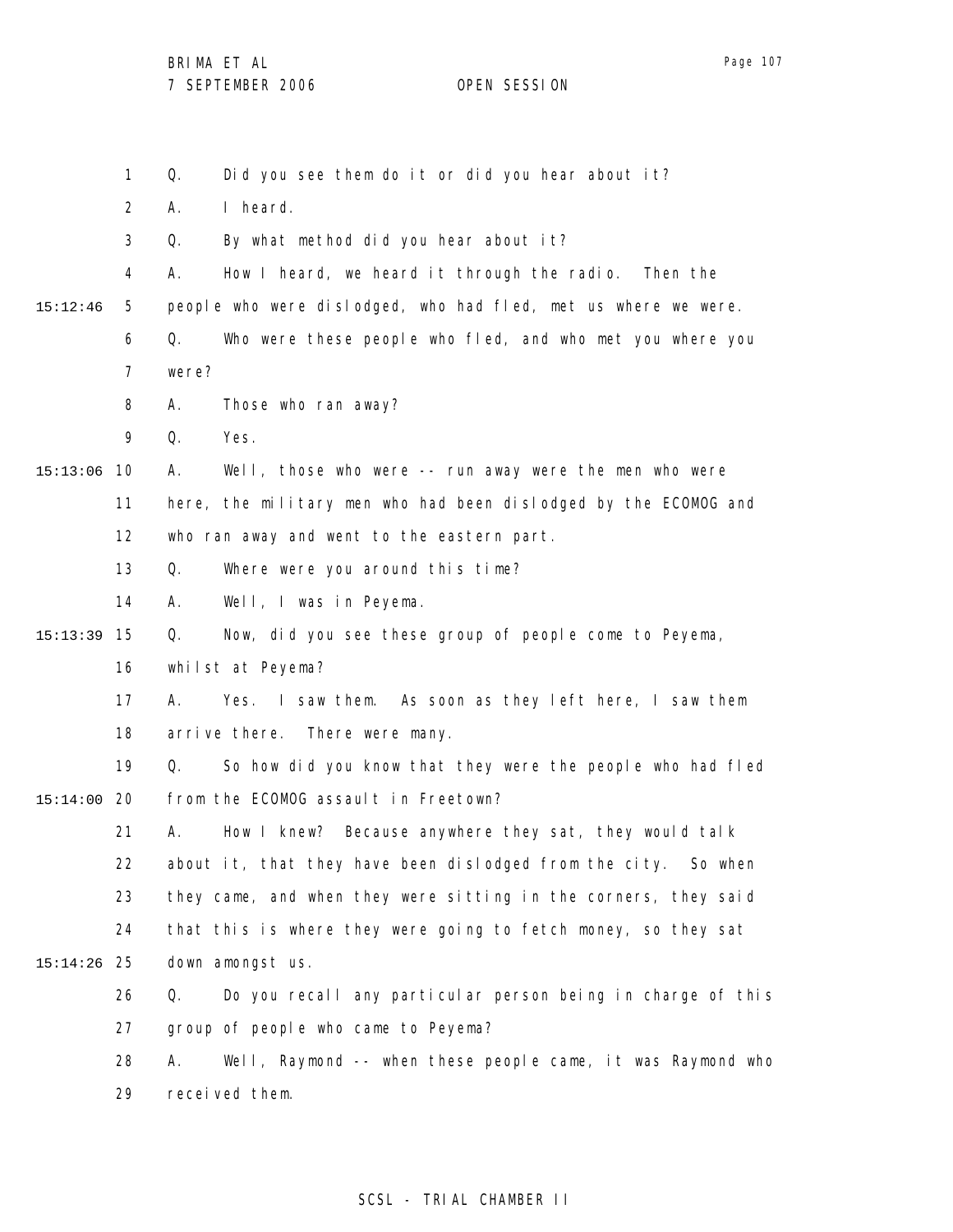1 Q. Did you see them do it or did you hear about it?

2 A. I heard.

3 Q. By what method did you hear about it?

4 A. How I heard, we heard it through the radio. Then the

15:12:46 5 people who were dislodged, who had fled, met us where we were.

6 Q. Who were these people who fled, and who met you where you

7 were?

8 A. Those who ran away?

9 Q. Yes.

15:13:06 10 A. Well, those who were -- run away were the men who were

11 here, the military men who had been dislodged by the ECOMOG and

12 who ran away and went to the eastern part.

13 Q. Where were you around this time?

14 A. Well, I was in Peyema.

15:13:39 15 Q. Now, did you see these group of people come to Peyema,

16 whilst at Peyema?

17 A. Yes. I saw them. As soon as they left here, I saw them

18 arrive there. There were many.

19 Q. So how did you know that they were the people who had fled

15:14:00 20 from the ECOMOG assault in Freetown?

21 A. How I knew? Because anywhere they sat, they would talk

22 about it, that they have been dislodged from the city. So when

23 they came, and when they were sitting in the corners, they said

24 that this is where they were going to fetch money, so they sat

15:14:26 25 down amongst us.

26 Q. Do you recall any particular person being in charge of this

27 group of people who came to Peyema?

28 A. Well, Raymond -- when these people came, it was Raymond who

29 received them.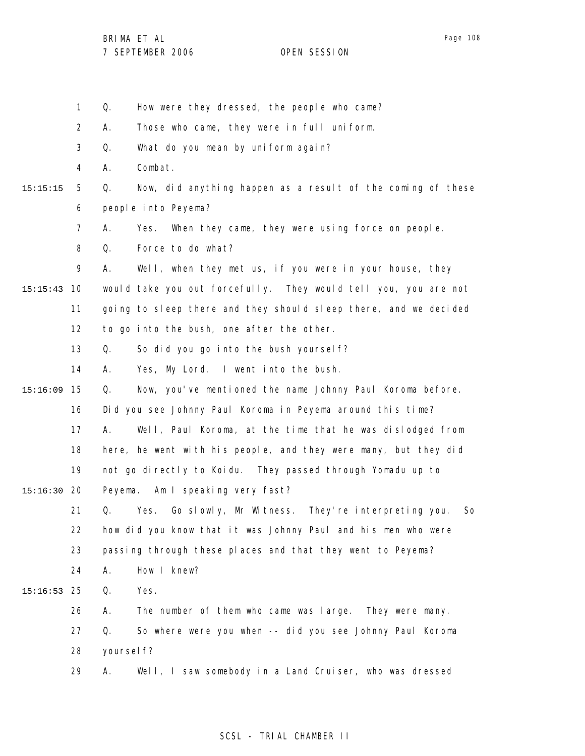1 Q. How were they dressed, the people who came?

2 A. Those who came, they were in full uniform.

3 Q. What do you mean by uniform again?

4 A. Combat.

15:15:15 5 Q. Now, did anything happen as a result of the coming of these

6 people into Peyema?

7 A. Yes. When they came, they were using force on people.

8 Q. Force to do what?

9 A. Well, when they met us, if you were in your house, they

15:15:43 10 would take you out forcefully. They would tell you, you are not

11 going to sleep there and they should sleep there, and we decided

12 to go into the bush, one after the other.

13 Q. So did you go into the bush yourself?

14 A. Yes, My Lord. I went into the bush.

15:16:09 15 Q. Now, you've mentioned the name Johnny Paul Koroma before.

16 Did you see Johnny Paul Koroma in Peyema around this time?

17 A. Well, Paul Koroma, at the time that he was dislodged from

18 here, he went with his people, and they were many, but they did

19 not go directly to Koidu. They passed through Yomadu up to

15:16:30 20 Peyema. Am I speaking very fast?

21 Q. Yes. Go slowly, Mr Witness. They're interpreting you. So

22 how did you know that it was Johnny Paul and his men who were

23 passing through these places and that they went to Peyema?

24 A. How I knew?

15:16:53 25 Q. Yes.

26 A. The number of them who came was large. They were many.

27 Q. So where were you when -- did you see Johnny Paul Koroma

28 yourself?

29 A. Well, I saw somebody in a Land Cruiser, who was dressed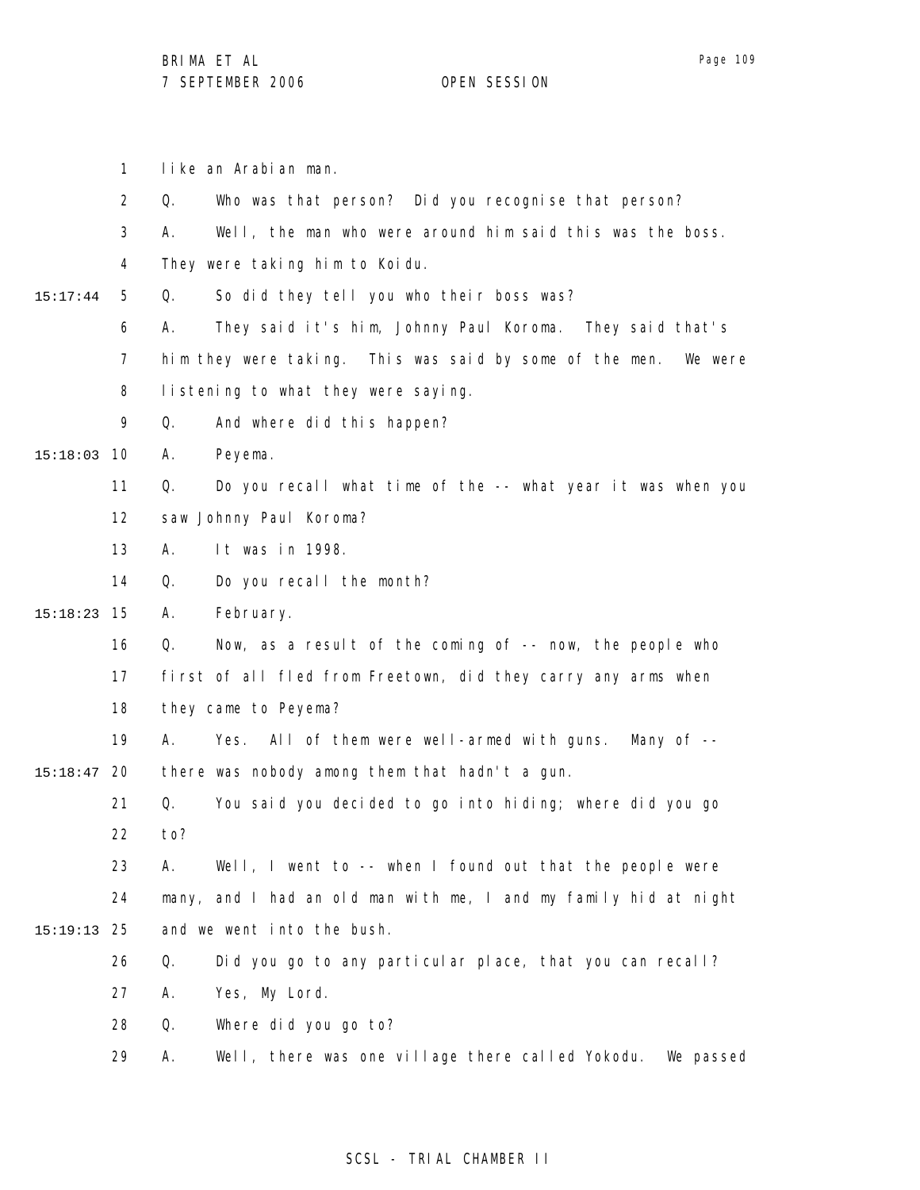like an Arabian man.

Q. Who was that person? Did you recognise that person?

A. Well, the man who were around him said this was the boss. They were taking him to Koidu.

Q. So did they tell you who their boss was?

A. They said it's him, Johnny Paul Koroma. They said that's him they were taking. This was said by some of the men. We were listening to what they were saying.

Q. And where did this happen?

A. Peyema.

Q. Do you recall what time of the -- what year it was when you saw Johnny Paul Koroma?

A. It was in 1998.

Q. Do you recall the month?

A. February.

Q. Now, as a result of the coming of -- now, the people who first of all fled from Freetown, did they carry any arms when they came to Peyema?

A. Yes. All of them were well-armed with guns. Many of -- there was nobody among them that hadn't a gun.

Q. You said you decided to go into hiding; where did you go to?

A. Well, I went to -- when I found out that the people were many, and I had an old man with me, I and my family hid at night and we went into the bush.

Q. Did you go to any particular place, that you can recall?

A. Yes, My Lord.

Q. Where did you go to?

A. Well, there was one village there called Yokodu. We passed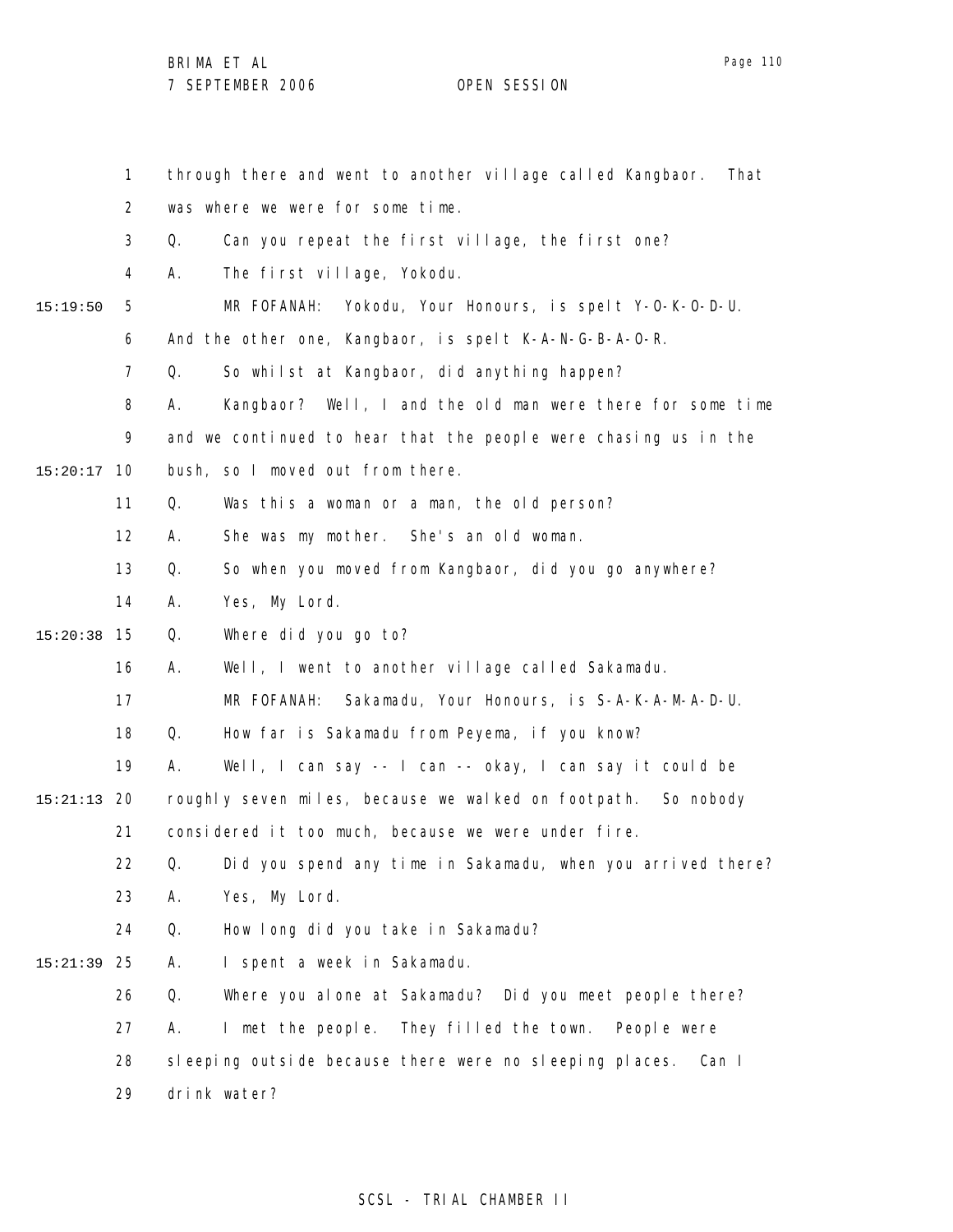through there and went to another village called Kangbaor. That was where we were for some time.

Q. Can you repeat the first village, the first one?

A. The first village, Yokodu.

MR FOFANAH: Yokodu, Your Honours, is spelt Y-O-K-O-D-U. And the other one, Kangbaor, is spelt K-A-N-G-B-A-O-R.

Q. So whilst at Kangbaor, did anything happen?

A. Kangbaor? Well, I and the old man were there for some time and we continued to hear that the people were chasing us in the bush, so I moved out from there.

Q. Was this a woman or a man, the old person?

A. She was my mother. She's an old woman.

Q. So when you moved from Kangbaor, did you go anywhere?

A. Yes, My Lord.

Q. Where did you go to?

A. Well, I went to another village called Sakamadu.

MR FOFANAH: Sakamadu, Your Honours, is S-A-K-A-M-A-D-U.

Q. How far is Sakamadu from Peyema, if you know?

A. Well, I can say -- I can -- okay, I can say it could be roughly seven miles, because we walked on footpath. So nobody considered it too much, because we were under fire.

Q. Did you spend any time in Sakamadu, when you arrived there?

A. Yes, My Lord.

Q. How long did you take in Sakamadu?

A. I spent a week in Sakamadu.

Q. Where you alone at Sakamadu? Did you meet people there?

A. I met the people. They filled the town. People were sleeping outside because there were no sleeping places. Can I drink water?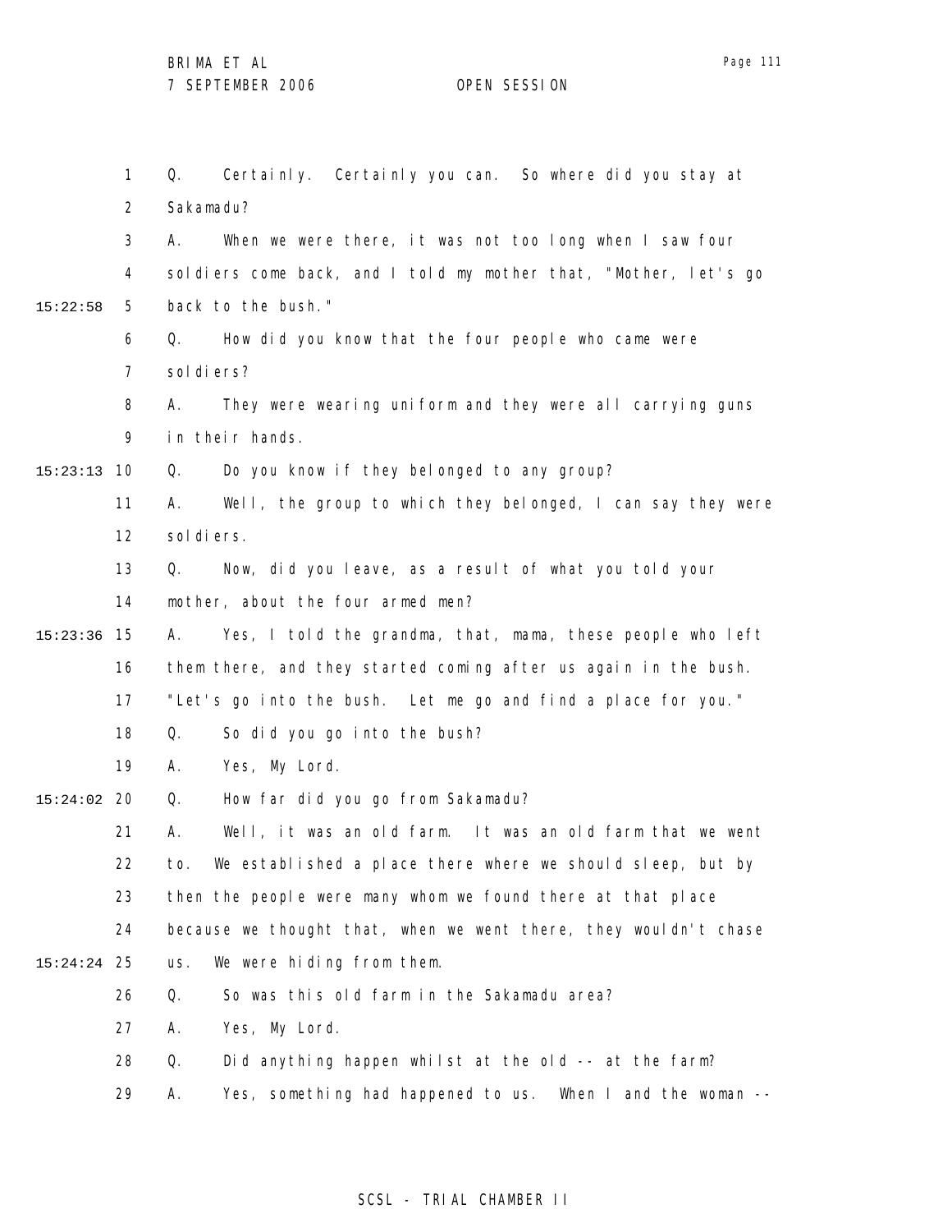Q. Certainly. Certainly you can. So where did you stay at Sakamadu?

A. When we were there, it was not too long when I saw four soldiers come back, and I told my mother that, "Mother, let's go back to the bush."

Q. How did you know that the four people who came were soldiers?

A. They were wearing uniform and they were all carrying guns in their hands.

Q. Do you know if they belonged to any group?

A. Well, the group to which they belonged, I can say they were soldiers.

Q. Now, did you leave, as a result of what you told your mother, about the four armed men?

A. Yes, I told the grandma, that, mama, these people who left them there, and they started coming after us again in the bush. "Let's go into the bush. Let me go and find a place for you."

Q. So did you go into the bush?

A. Yes, My Lord.

Q. How far did you go from Sakamadu?

A. Well, it was an old farm. It was an old farm that we went to. We established a place there where we should sleep, but by then the people were many whom we found there at that place because we thought that, when we went there, they wouldn't chase us. We were hiding from them.

Q. So was this old farm in the Sakamadu area?

A. Yes, My Lord.

Q. Did anything happen whilst at the old -- at the farm?

A. Yes, something had happened to us. When I and the woman --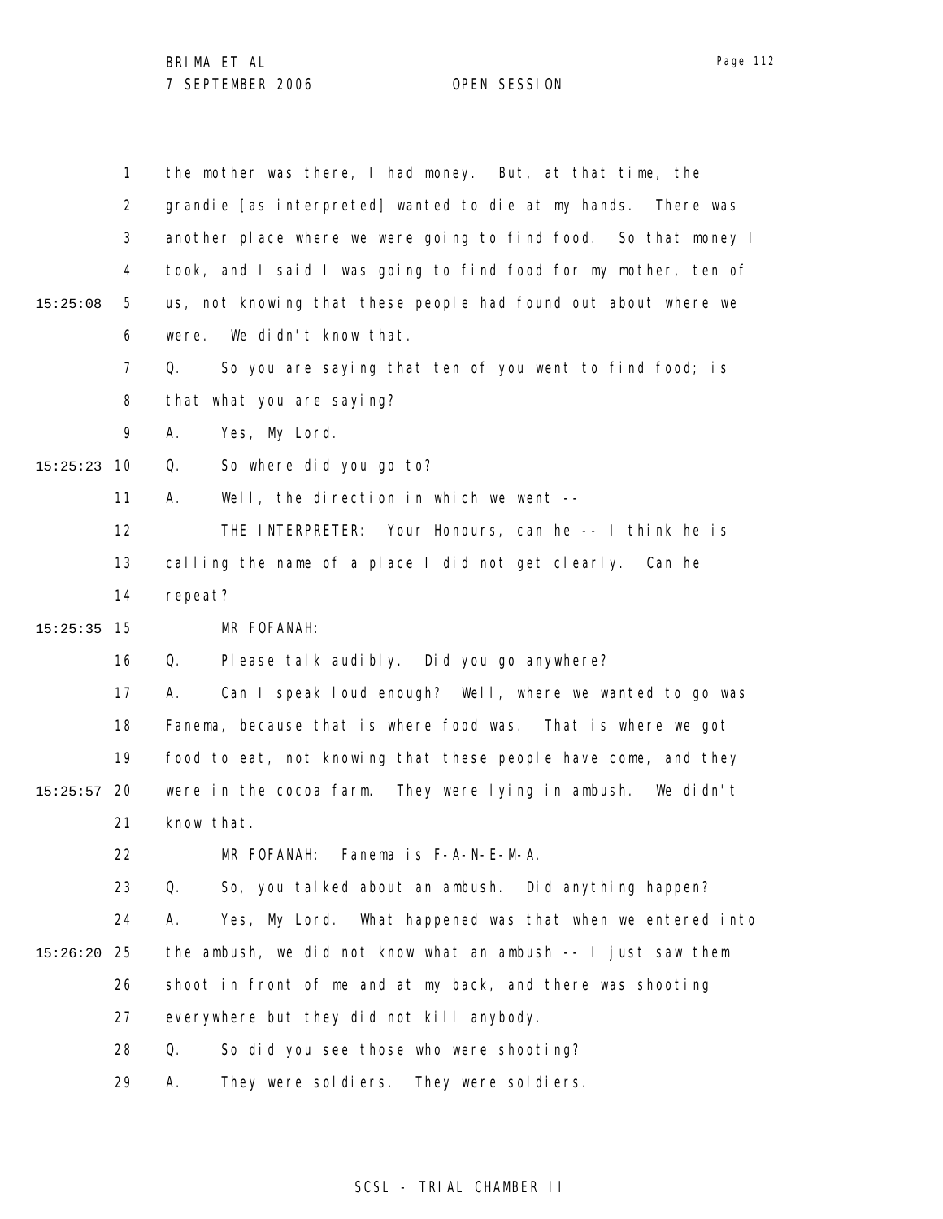the mother was there, I had money. But, at that time, the grandie [as interpreted] wanted to die at my hands. There was another place where we were going to find food. So that money I took, and I said I was going to find food for my mother, ten of us, not knowing that these people had found out about where we were. We didn't know that.

Q. So you are saying that ten of you went to find food; is that what you are saying?

A. Yes, My Lord.

Q. So where did you go to?

A. Well, the direction in which we went --

THE INTERPRETER: Your Honours, can he -- I think he is calling the name of a place I did not get clearly. Can he repeat?

MR FOFANAH:

Q. Please talk audibly. Did you go anywhere?

A. Can I speak loud enough? Well, where we wanted to go was Fanema, because that is where food was. That is where we got food to eat, not knowing that these people have come, and they were in the cocoa farm. They were lying in ambush. We didn't know that.

MR FOFANAH: Fanema is F-A-N-E-M-A.

Q. So, you talked about an ambush. Did anything happen?

A. Yes, My Lord. What happened was that when we entered into the ambush, we did not know what an ambush -- I just saw them shoot in front of me and at my back, and there was shooting everywhere but they did not kill anybody.

Q. So did you see those who were shooting?

A. They were soldiers. They were soldiers.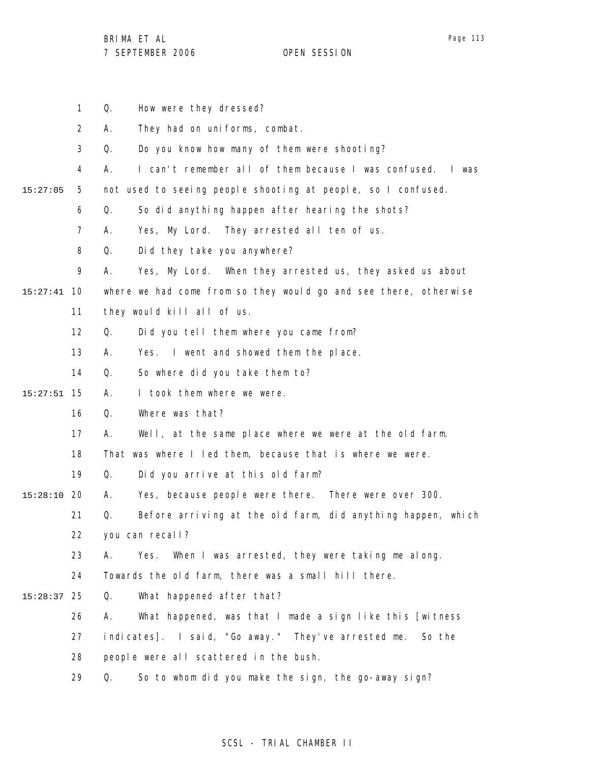Q. How were they dressed?

A. They had on uniforms, combat.

Q. Do you know how many of them were shooting?

A. I can't remember all of them because I was confused. I was not used to seeing people shooting at people, so I confused.

Q. So did anything happen after hearing the shots?

A. Yes, My Lord. They arrested all ten of us.

Q. Did they take you anywhere?

A. Yes, My Lord. When they arrested us, they asked us about where we had come from so they would go and see there, otherwise they would kill all of us.

Q. Did you tell them where you came from?

A. Yes. I went and showed them the place.

Q. So where did you take them to?

A. I took them where we were.

Q. Where was that?

A. Well, at the same place where we were at the old farm. That was where I led them, because that is where we were.

Q. Did you arrive at this old farm?

A. Yes, because people were there. There were over 300.

Q. Before arriving at the old farm, did anything happen, which you can recall?

A. Yes. When I was arrested, they were taking me along. Towards the old farm, there was a small hill there.

Q. What happened after that?

A. What happened, was that I made a sign like this [witness indicates]. I said, "Go away." They've arrested me. So the people were all scattered in the bush.

Q. So to whom did you make the sign, the go-away sign?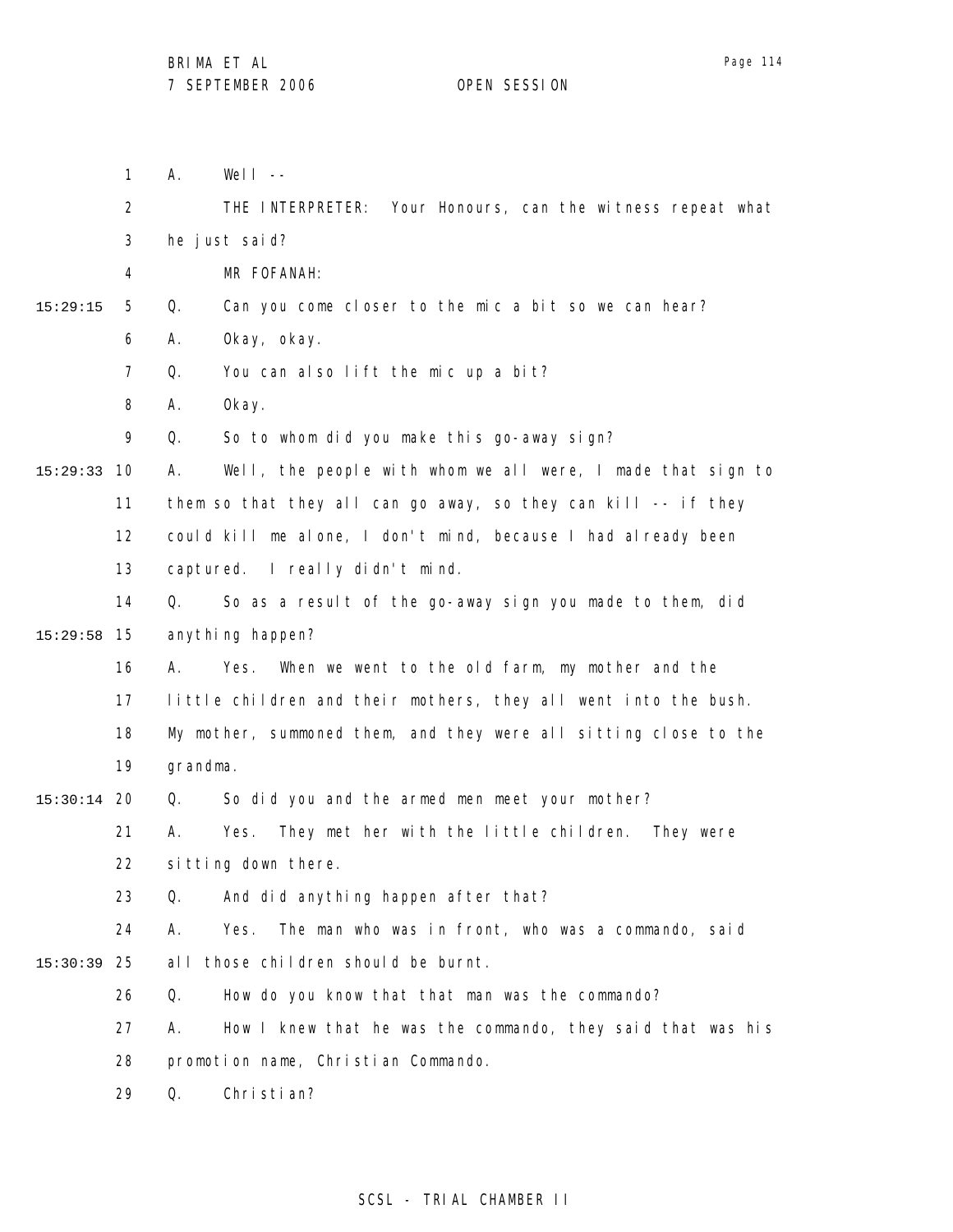A. Well --

THE INTERPRETER: Your Honours, can the witness repeat what he just said?

MR FOFANAH:

15:29:15 Q. Can you come closer to the mic a bit so we can hear?

A. Okay, okay.

Q. You can also lift the mic up a bit?

A. Okay.

Q. So to whom did you make this go-away sign?

15:29:33 A. Well, the people with whom we all were, I made that sign to them so that they all can go away, so they can kill -- if they could kill me alone, I don't mind, because I had already been captured. I really didn't mind.

Q. So as a result of the go-away sign you made to them, did

15:29:58 anything happen?

A. Yes. When we went to the old farm, my mother and the little children and their mothers, they all went into the bush. My mother, summoned them, and they were all sitting close to the grandma.

15:30:14 Q. So did you and the armed men meet your mother?

A. Yes. They met her with the little children. They were sitting down there.

Q. And did anything happen after that?

A. Yes. The man who was in front, who was a commando, said

15:30:39 all those children should be burnt.

Q. How do you know that that man was the commando?

A. How I knew that he was the commando, they said that was his promotion name, Christian Commando.

Q. Christian?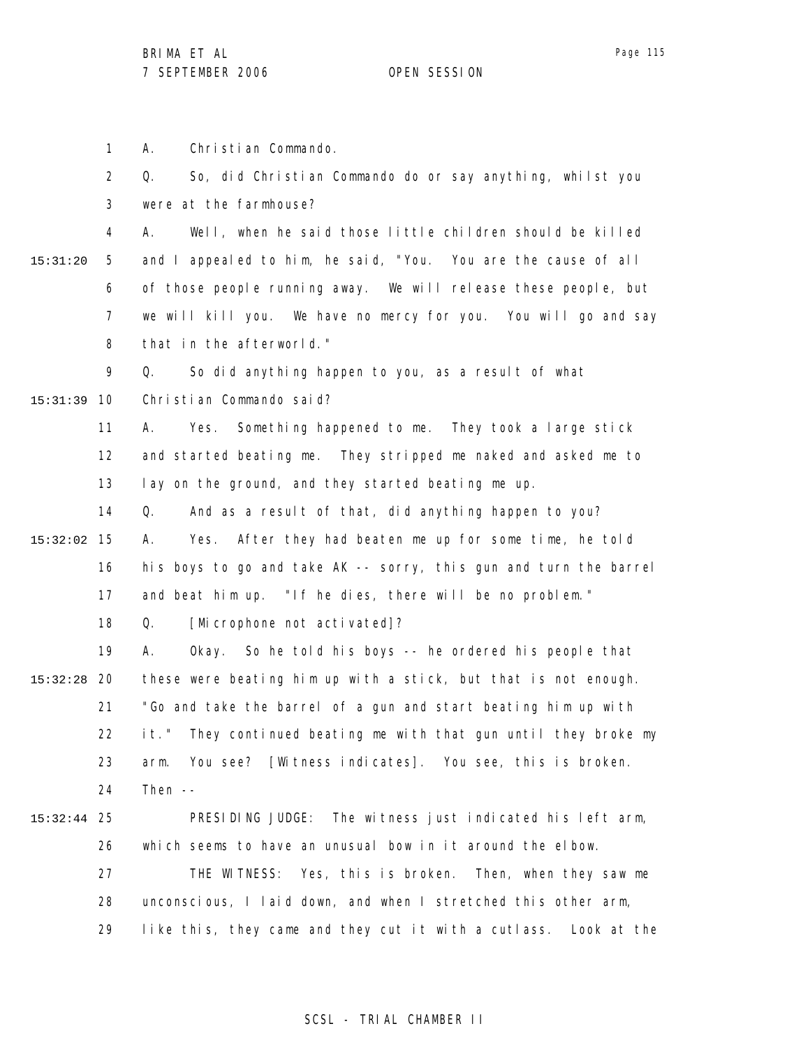A. Christian Commando.

Q. So, did Christian Commando do or say anything, whilst you were at the farmhouse?

A. Well, when he said those little children should be killed and I appealed to him, he said, "You. You are the cause of all of those people running away. We will release these people, but we will kill you. We have no mercy for you. You will go and say that in the afterworld."

Q. So did anything happen to you, as a result of what Christian Commando said?

A. Yes. Something happened to me. They took a large stick and started beating me. They stripped me naked and asked me to lay on the ground, and they started beating me up.

Q. And as a result of that, did anything happen to you?

A. Yes. After they had beaten me up for some time, he told his boys to go and take AK -- sorry, this gun and turn the barrel and beat him up. "If he dies, there will be no problem."

Q. [Microphone not activated]?

A. Okay. So he told his boys -- he ordered his people that these were beating him up with a stick, but that is not enough. "Go and take the barrel of a gun and start beating him up with it." They continued beating me with that gun until they broke my arm. You see? [Witness indicates]. You see, this is broken. Then --

PRESIDING JUDGE: The witness just indicated his left arm, which seems to have an unusual bow in it around the elbow.

THE WITNESS: Yes, this is broken. Then, when they saw me unconscious, I laid down, and when I stretched this other arm, like this, they came and they cut it with a cutlass. Look at the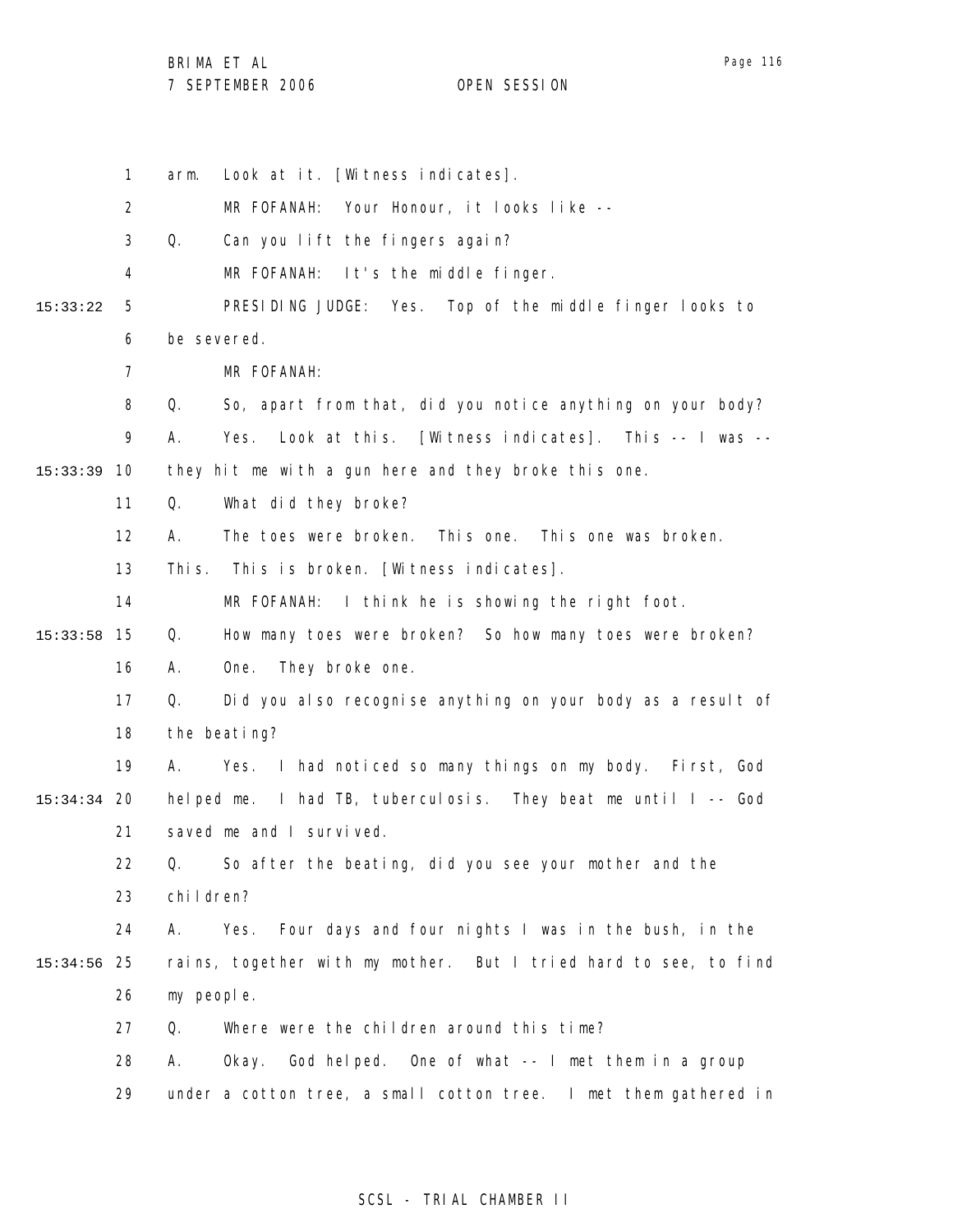arm. Look at it. [Witness indicates].

MR FOFANAH: Your Honour, it looks like --

Q. Can you lift the fingers again?

MR FOFANAH: It's the middle finger.

PRESIDING JUDGE: Yes. Top of the middle finger looks to be severed.

MR FOFANAH:

Q. So, apart from that, did you notice anything on your body?

A. Yes. Look at this. [Witness indicates]. This -- I was -- they hit me with a gun here and they broke this one.

Q. What did they broke?

A. The toes were broken. This one. This one was broken. This. This is broken. [Witness indicates].

MR FOFANAH: I think he is showing the right foot.

Q. How many toes were broken? So how many toes were broken?

A. One. They broke one.

Q. Did you also recognise anything on your body as a result of the beating?

A. Yes. I had noticed so many things on my body. First, God helped me. I had TB, tuberculosis. They beat me until I -- God saved me and I survived.

Q. So after the beating, did you see your mother and the children?

A. Yes. Four days and four nights I was in the bush, in the rains, together with my mother. But I tried hard to see, to find my people.

Q. Where were the children around this time?

A. Okay. God helped. One of what -- I met them in a group under a cotton tree, a small cotton tree. I met them gathered in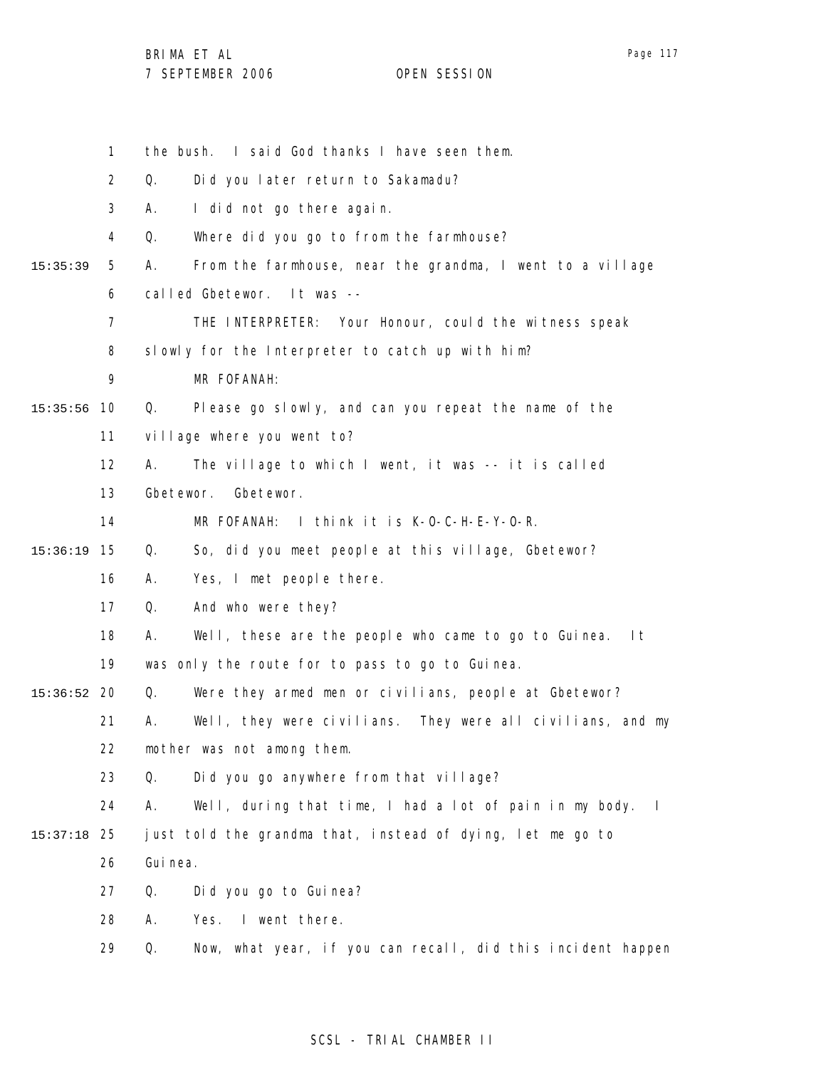1 the bush. I said God thanks I have seen them.

2 Q. Did you later return to Sakamadu?

3 A. I did not go there again.

4 Q. Where did you go to from the farmhouse?

15:35:39 5 A. From the farmhouse, near the grandma, I went to a village

6 called Gbetewor. It was --

7 THE INTERPRETER: Your Honour, could the witness speak

8 slowly for the Interpreter to catch up with him?

9 MR FOFANAH:

15:35:56 10 Q. Please go slowly, and can you repeat the name of the

11 village where you went to?

12 A. The village to which I went, it was -- it is called

13 Gbetewor. Gbetewor.

14 MR FOFANAH: I think it is K-O-C-H-E-Y-O-R.

15:36:19 15 Q. So, did you meet people at this village, Gbetewor?

16 A. Yes, I met people there.

17 Q. And who were they?

18 A. Well, these are the people who came to go to Guinea. It

19 was only the route for to pass to go to Guinea.

15:36:52 20 Q. Were they armed men or civilians, people at Gbetewor?

21 A. Well, they were civilians. They were all civilians, and my

22 mother was not among them.

23 Q. Did you go anywhere from that village?

24 A. Well, during that time, I had a lot of pain in my body. I

15:37:18 25 just told the grandma that, instead of dying, let me go to

26 Guinea.

27 Q. Did you go to Guinea?

28 A. Yes. I went there.

29 Q. Now, what year, if you can recall, did this incident happen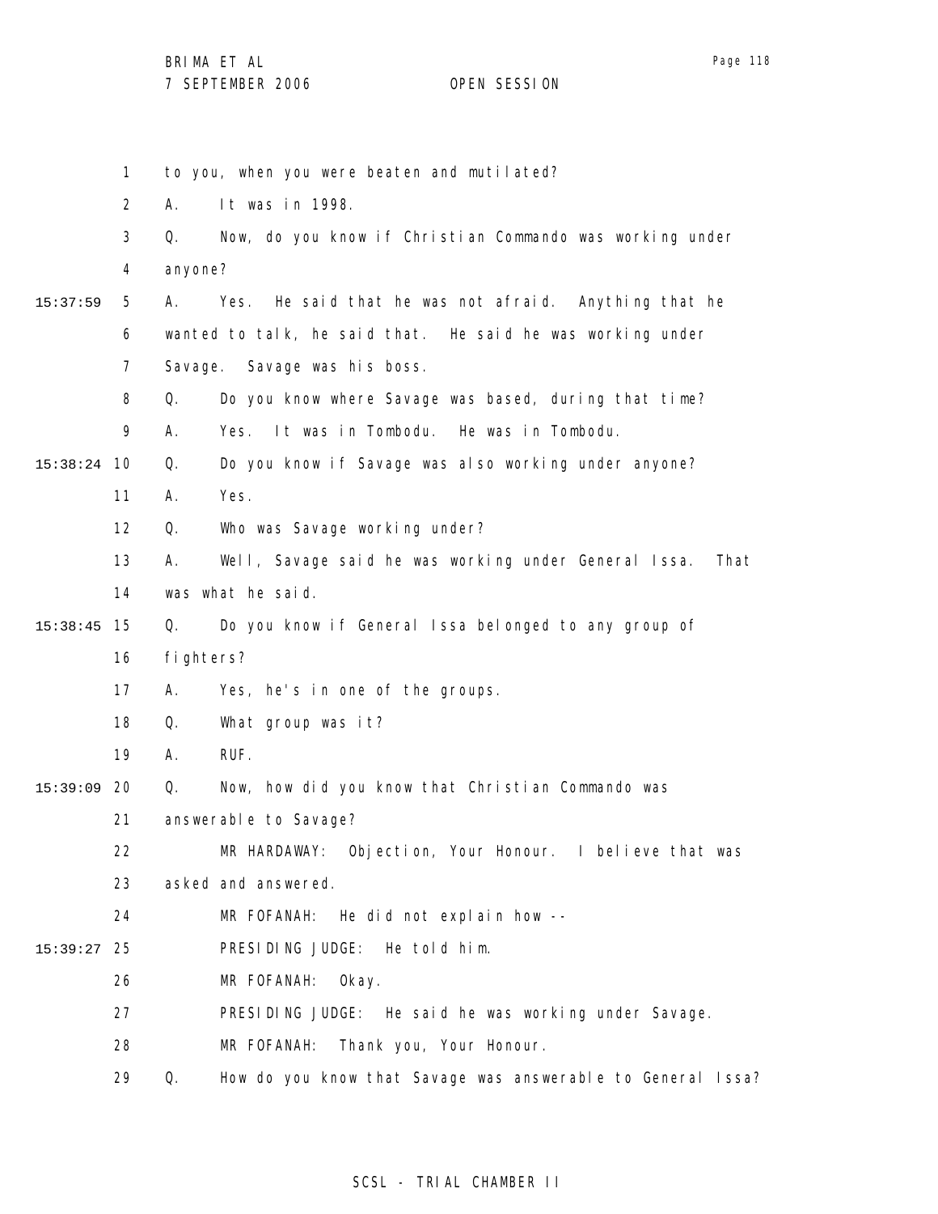to you, when you were beaten and mutilated?

A. It was in 1998.

Q. Now, do you know if Christian Commando was working under anyone?

A. Yes. He said that he was not afraid. Anything that he wanted to talk, he said that. He said he was working under Savage. Savage was his boss.

Q. Do you know where Savage was based, during that time?

A. Yes. It was in Tombodu. He was in Tombodu.

Q. Do you know if Savage was also working under anyone?

A. Yes.

Q. Who was Savage working under?

A. Well, Savage said he was working under General Issa. That was what he said.

Q. Do you know if General Issa belonged to any group of fighters?

A. Yes, he's in one of the groups.

Q. What group was it?

A. RUF.

Q. Now, how did you know that Christian Commando was answerable to Savage?

MR HARDAWAY: Objection, Your Honour. I believe that was asked and answered.

MR FOFANAH: He did not explain how --

PRESIDING JUDGE: He told him.

MR FOFANAH: Okay.

PRESIDING JUDGE: He said he was working under Savage.

MR FOFANAH: Thank you, Your Honour.

Q. How do you know that Savage was answerable to General Issa?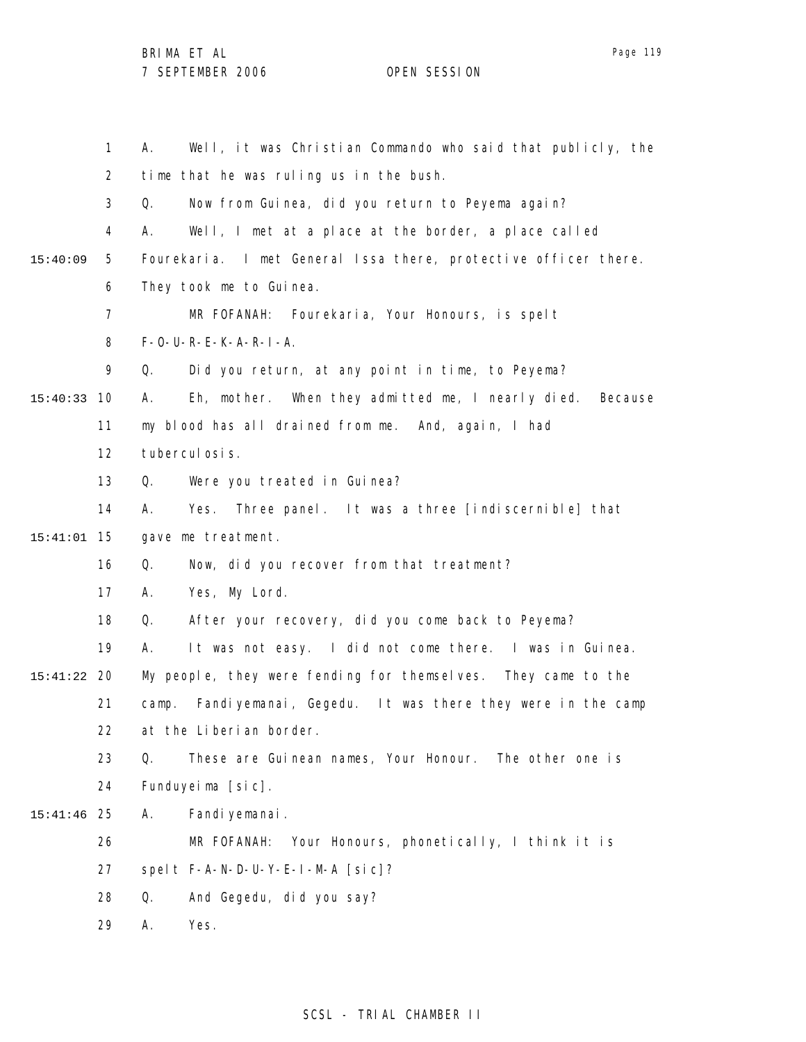1 A. Well, it was Christian Commando who said that publicly, the
2 time that he was ruling us in the bush.
3 Q. Now from Guinea, did you return to Peyema again?
4 A. Well, I met at a place at the border, a place called
15:40:09 5 Fourekaria. I met General Issa there, protective officer there.
6 They took me to Guinea.
7 MR FOFANAH: Fourekaria, Your Honours, is spelt
8 F-O-U-R-E-K-A-R-I-A.
9 Q. Did you return, at any point in time, to Peyema?
15:40:33 10 A. Eh, mother. When they admitted me, I nearly died. Because
11 my blood has all drained from me. And, again, I had
12 tuberculosis.
13 Q. Were you treated in Guinea?
14 A. Yes. Three panel. It was a three [indiscernible] that
15:41:01 15 gave me treatment.
16 Q. Now, did you recover from that treatment?
17 A. Yes, My Lord.
18 Q. After your recovery, did you come back to Peyema?
19 A. It was not easy. I did not come there. I was in Guinea.
15:41:22 20 My people, they were fending for themselves. They came to the
21 camp. Fandiyemanai, Gegedu. It was there they were in the camp
22 at the Liberian border.
23 Q. These are Guinean names, Your Honour. The other one is
24 Funduyeima [sic].
15:41:46 25 A. Fandiyemanai.
26 MR FOFANAH: Your Honours, phonetically, I think it is
27 spelt F-A-N-D-U-Y-E-I-M-A [sic]?
28 Q. And Gegedu, did you say?
29 A. Yes.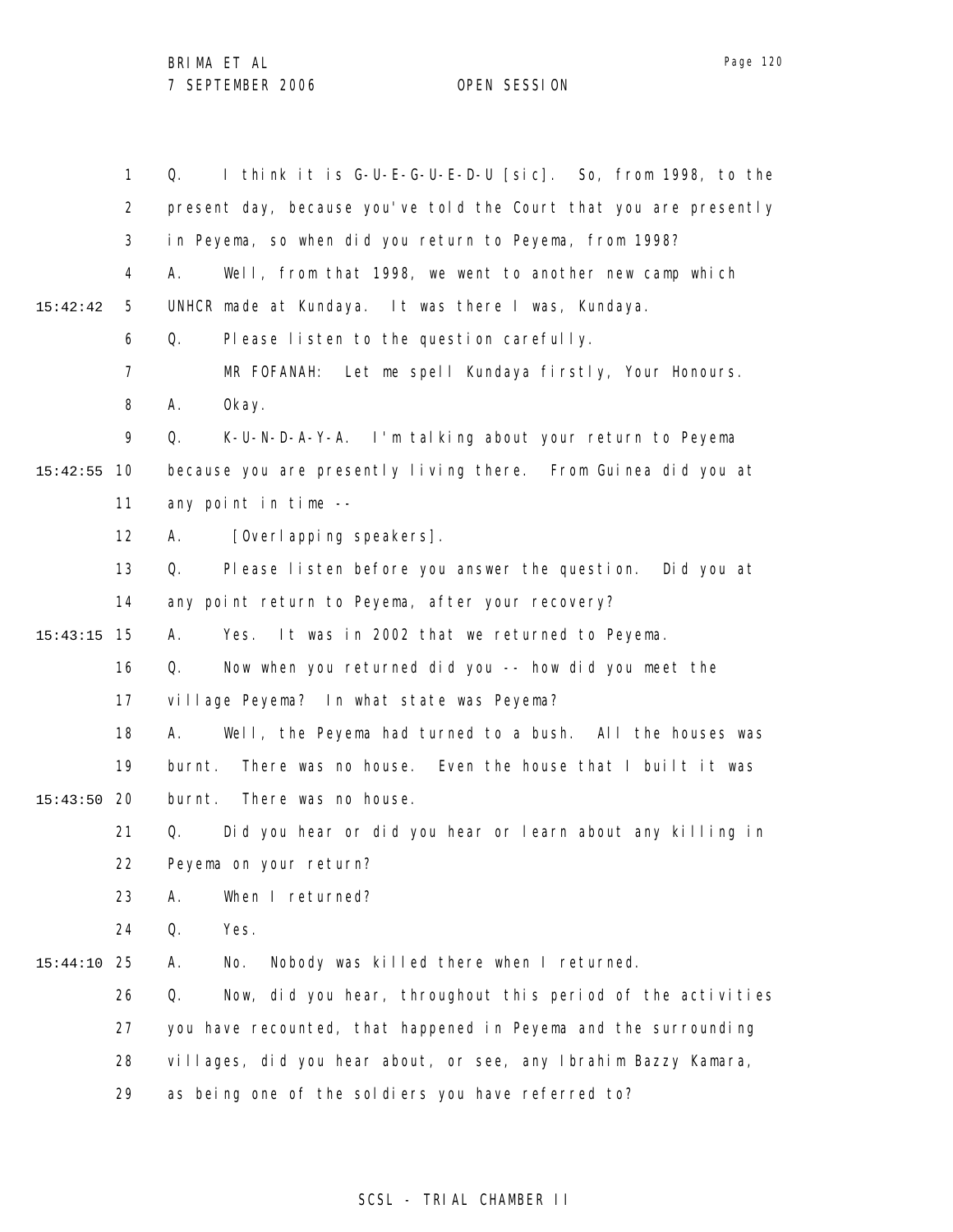Q. I think it is G-U-E-G-U-E-D-U [sic]. So, from 1998, to the present day, because you've told the Court that you are presently in Peyema, so when did you return to Peyema, from 1998?

A. Well, from that 1998, we went to another new camp which UNHCR made at Kundaya. It was there I was, Kundaya.

Q. Please listen to the question carefully.

MR FOFANAH: Let me spell Kundaya firstly, Your Honours.

A. Okay.

Q. K-U-N-D-A-Y-A. I'm talking about your return to Peyema because you are presently living there. From Guinea did you at any point in time --

A. [Overlapping speakers].

Q. Please listen before you answer the question. Did you at any point return to Peyema, after your recovery?

A. Yes. It was in 2002 that we returned to Peyema.

Q. Now when you returned did you -- how did you meet the village Peyema? In what state was Peyema?

A. Well, the Peyema had turned to a bush. All the houses was burnt. There was no house. Even the house that I built it was burnt. There was no house.

Q. Did you hear or did you hear or learn about any killing in Peyema on your return?

A. When I returned?

Q. Yes.

A. No. Nobody was killed there when I returned.

Q. Now, did you hear, throughout this period of the activities you have recounted, that happened in Peyema and the surrounding villages, did you hear about, or see, any Ibrahim Bazzy Kamara, as being one of the soldiers you have referred to?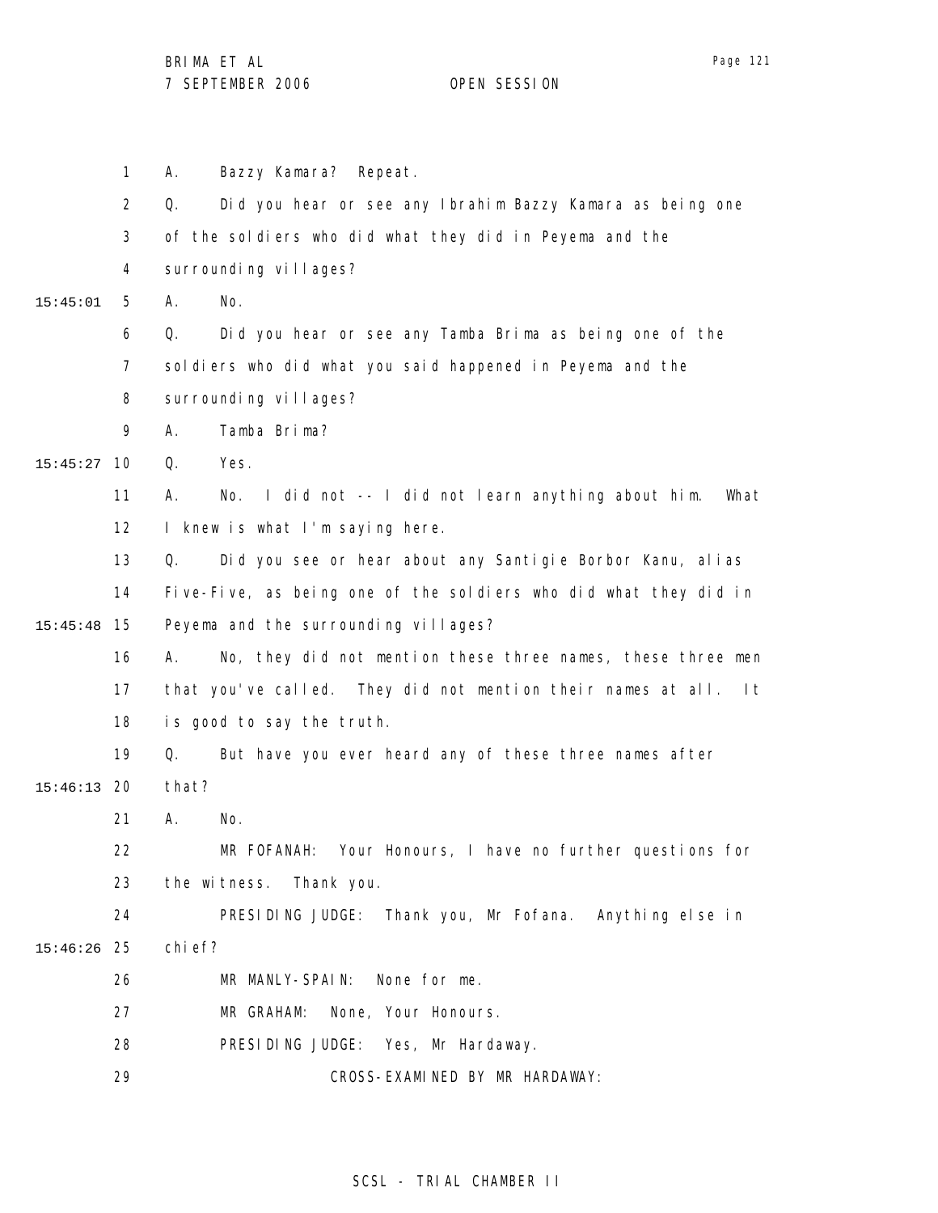A. Bazzy Kamara? Repeat.

Q. Did you hear or see any Ibrahim Bazzy Kamara as being one of the soldiers who did what they did in Peyema and the surrounding villages?

A. No.

Q. Did you hear or see any Tamba Brima as being one of the soldiers who did what you said happened in Peyema and the surrounding villages?

A. Tamba Brima?

Q. Yes.

A. No. I did not -- I did not learn anything about him. What I knew is what I'm saying here.

Q. Did you see or hear about any Santigie Borbor Kanu, alias Five-Five, as being one of the soldiers who did what they did in Peyema and the surrounding villages?

A. No, they did not mention these three names, these three men that you've called. They did not mention their names at all. It is good to say the truth.

Q. But have you ever heard any of these three names after that?

A. No.

MR FOFANAH: Your Honours, I have no further questions for the witness. Thank you.

PRESIDING JUDGE: Thank you, Mr Fofana. Anything else in chief?

MR MANLY-SPAIN: None for me.

MR GRAHAM: None, Your Honours.

PRESIDING JUDGE: Yes, Mr Hardaway.

CROSS-EXAMINED BY MR HARDAWAY: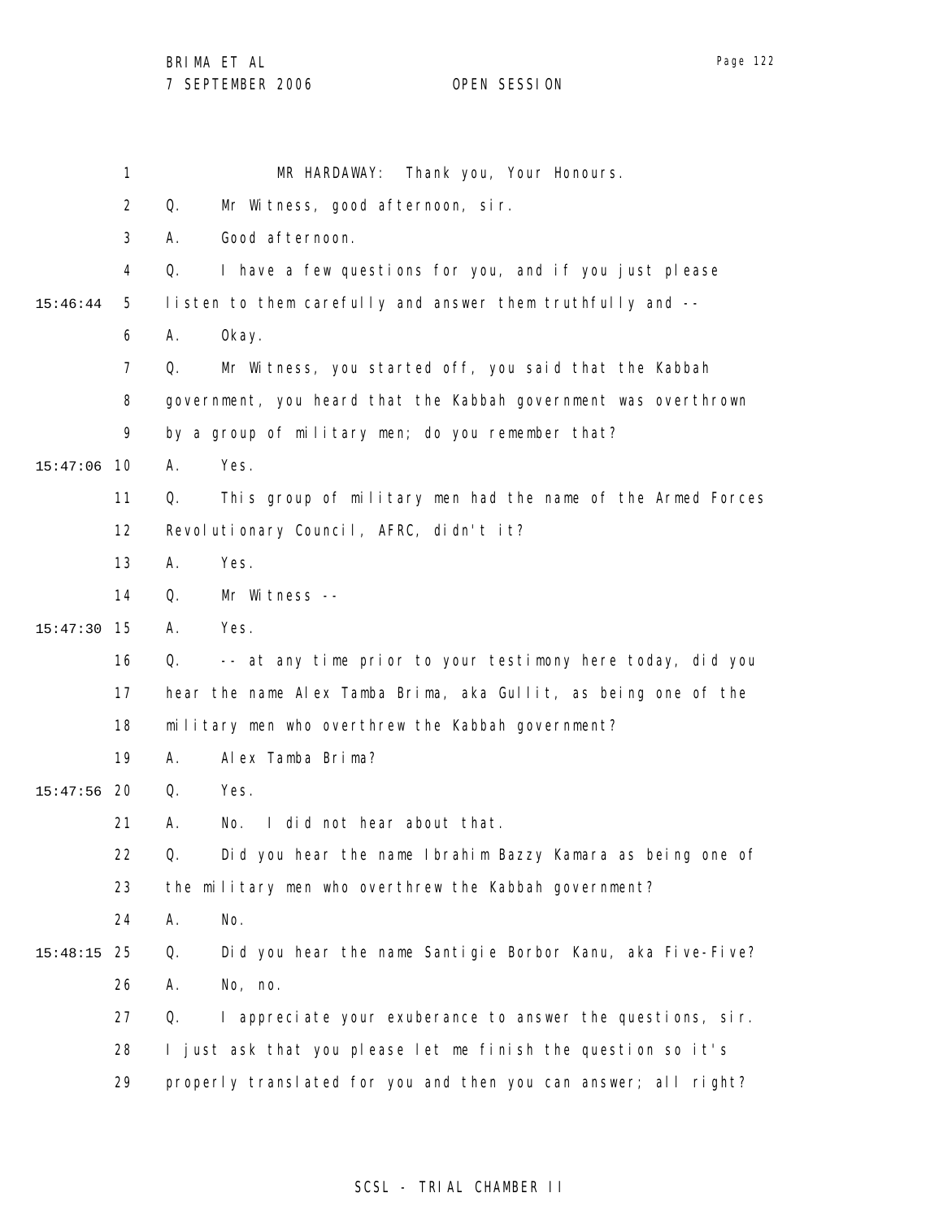MR HARDAWAY: Thank you, Your Honours.

Q. Mr Witness, good afternoon, sir.

A. Good afternoon.

Q. I have a few questions for you, and if you just please listen to them carefully and answer them truthfully and --

A. Okay.

Q. Mr Witness, you started off, you said that the Kabbah government, you heard that the Kabbah government was overthrown by a group of military men; do you remember that?

A. Yes.

Q. This group of military men had the name of the Armed Forces Revolutionary Council, AFRC, didn't it?

A. Yes.

Q. Mr Witness --

A. Yes.

Q. -- at any time prior to your testimony here today, did you hear the name Alex Tamba Brima, aka Gullit, as being one of the military men who overthrew the Kabbah government?

A. Alex Tamba Brima?

Q. Yes.

A. No. I did not hear about that.

Q. Did you hear the name Ibrahim Bazzy Kamara as being one of the military men who overthrew the Kabbah government?

A. No.

Q. Did you hear the name Santigie Borbor Kanu, aka Five-Five?

A. No, no.

Q. I appreciate your exuberance to answer the questions, sir. I just ask that you please let me finish the question so it's properly translated for you and then you can answer; all right?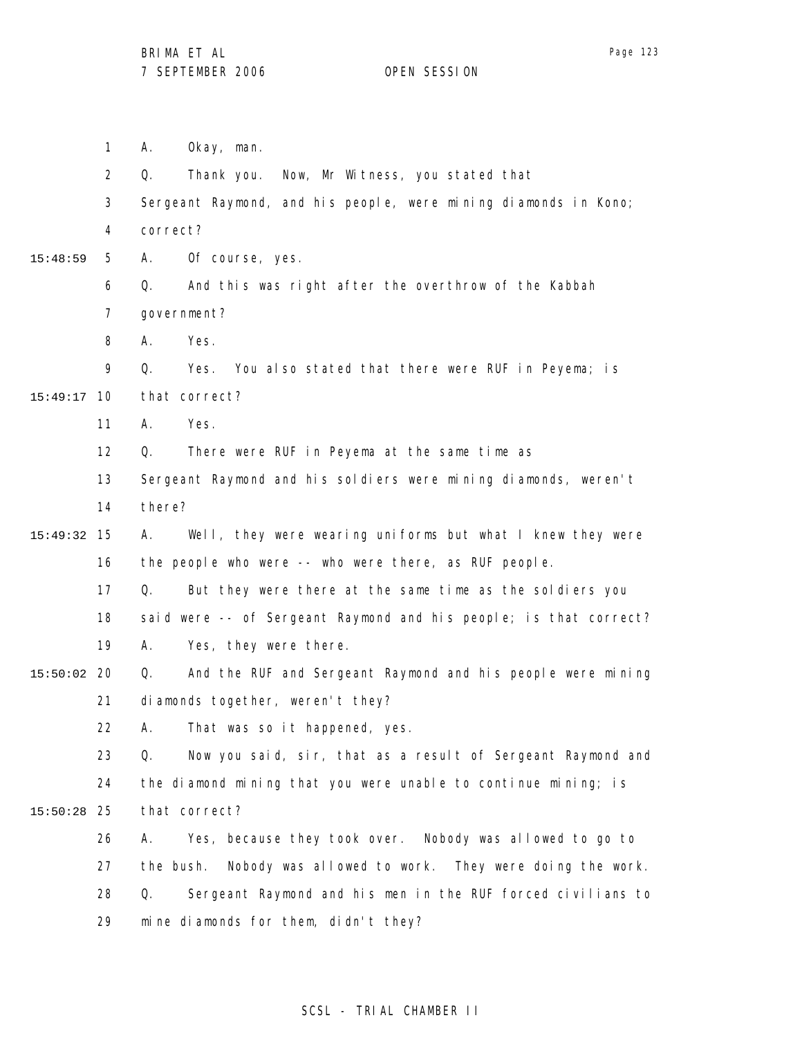1 A. Okay, man.

2 Q. Thank you. Now, Mr Witness, you stated that

3 Sergeant Raymond, and his people, were mining diamonds in Kono;

4 correct?

15:48:59 5 A. Of course, yes.

6 Q. And this was right after the overthrow of the Kabbah

7 government?

8 A. Yes.

9 Q. Yes. You also stated that there were RUF in Peyema; is

15:49:17 10 that correct?

11 A. Yes.

12 Q. There were RUF in Peyema at the same time as

13 Sergeant Raymond and his soldiers were mining diamonds, weren't

14 there?

15:49:32 15 A. Well, they were wearing uniforms but what I knew they were

16 the people who were -- who were there, as RUF people.

17 Q. But they were there at the same time as the soldiers you

18 said were -- of Sergeant Raymond and his people; is that correct?

19 A. Yes, they were there.

15:50:02 20 Q. And the RUF and Sergeant Raymond and his people were mining

21 diamonds together, weren't they?

22 A. That was so it happened, yes.

23 Q. Now you said, sir, that as a result of Sergeant Raymond and

24 the diamond mining that you were unable to continue mining; is

15:50:28 25 that correct?

26 A. Yes, because they took over. Nobody was allowed to go to

27 the bush. Nobody was allowed to work. They were doing the work.

28 Q. Sergeant Raymond and his men in the RUF forced civilians to

29 mine diamonds for them, didn't they?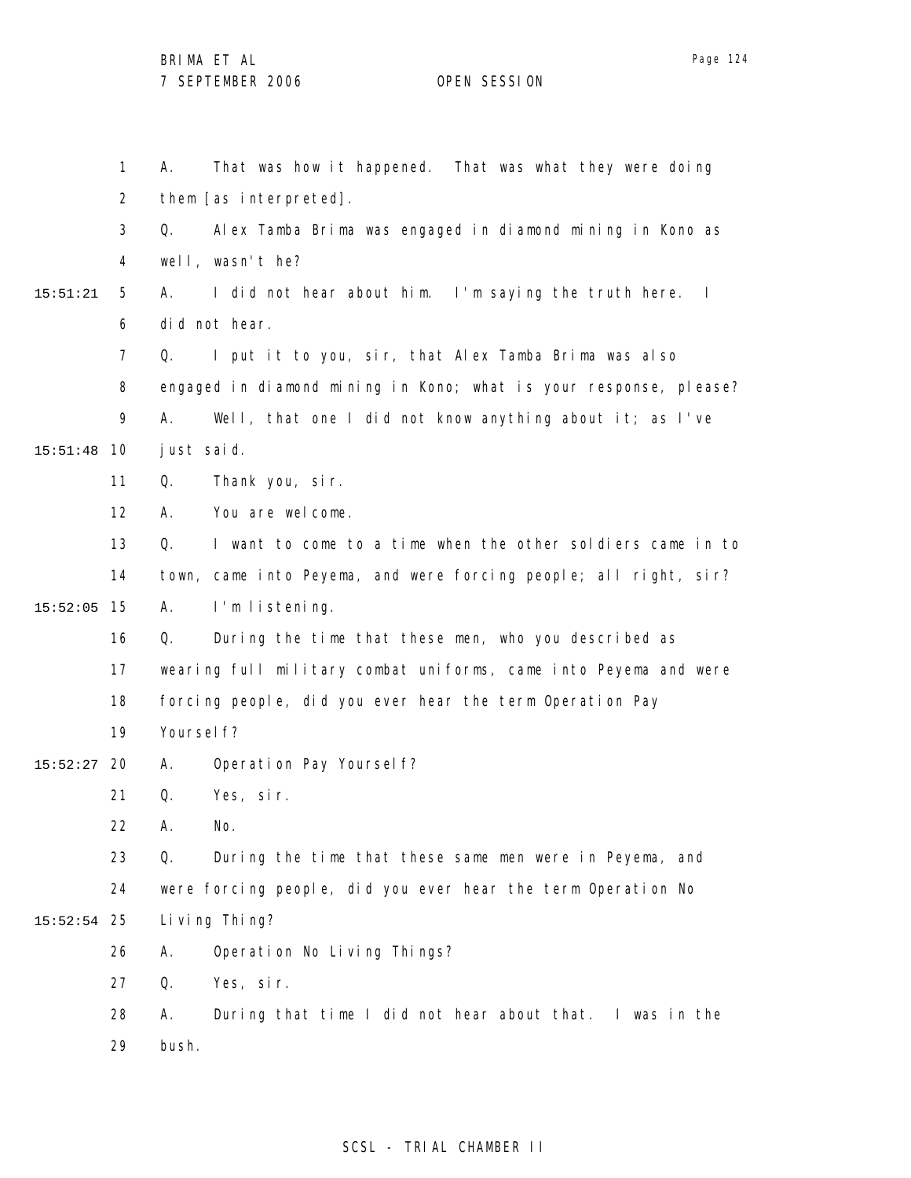1 A. That was how it happened. That was what they were doing
2 them [as interpreted].
3 Q. Alex Tamba Brima was engaged in diamond mining in Kono as
4 well, wasn't he?
15:51:21 5 A. I did not hear about him. I'm saying the truth here. I
6 did not hear.
7 Q. I put it to you, sir, that Alex Tamba Brima was also
8 engaged in diamond mining in Kono; what is your response, please?
9 A. Well, that one I did not know anything about it; as I've
15:51:48 10 just said.
11 Q. Thank you, sir.
12 A. You are welcome.
13 Q. I want to come to a time when the other soldiers came in to
14 town, came into Peyema, and were forcing people; all right, sir?
15:52:05 15 A. I'm listening.
16 Q. During the time that these men, who you described as
17 wearing full military combat uniforms, came into Peyema and were
18 forcing people, did you ever hear the term Operation Pay
19 Yourself?
15:52:27 20 A. Operation Pay Yourself?
21 Q. Yes, sir.
22 A. No.
23 Q. During the time that these same men were in Peyema, and
24 were forcing people, did you ever hear the term Operation No
15:52:54 25 Living Thing?
26 A. Operation No Living Things?
27 Q. Yes, sir.
28 A. During that time I did not hear about that. I was in the
29 bush.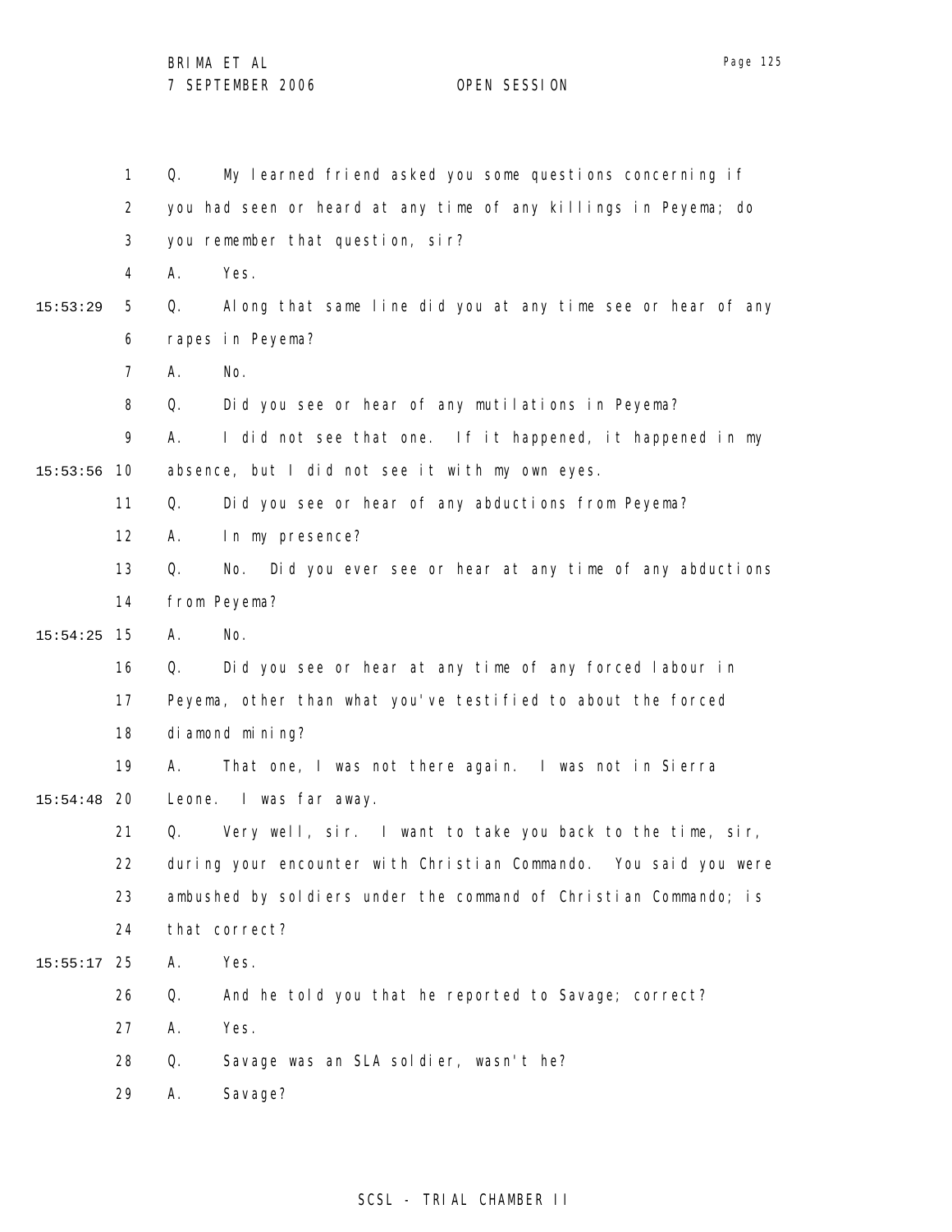Q. My learned friend asked you some questions concerning if you had seen or heard at any time of any killings in Peyema; do you remember that question, sir?

A. Yes.

Q. Along that same line did you at any time see or hear of any rapes in Peyema?

A. No.

Q. Did you see or hear of any mutilations in Peyema?

A. I did not see that one. If it happened, it happened in my absence, but I did not see it with my own eyes.

Q. Did you see or hear of any abductions from Peyema?

A. In my presence?

Q. No. Did you ever see or hear at any time of any abductions from Peyema?

A. No.

Q. Did you see or hear at any time of any forced labour in Peyema, other than what you've testified to about the forced diamond mining?

A. That one, I was not there again. I was not in Sierra Leone. I was far away.

Q. Very well, sir. I want to take you back to the time, sir, during your encounter with Christian Commando. You said you were ambushed by soldiers under the command of Christian Commando; is that correct?

A. Yes.

Q. And he told you that he reported to Savage; correct?

A. Yes.

Q. Savage was an SLA soldier, wasn't he?

A. Savage?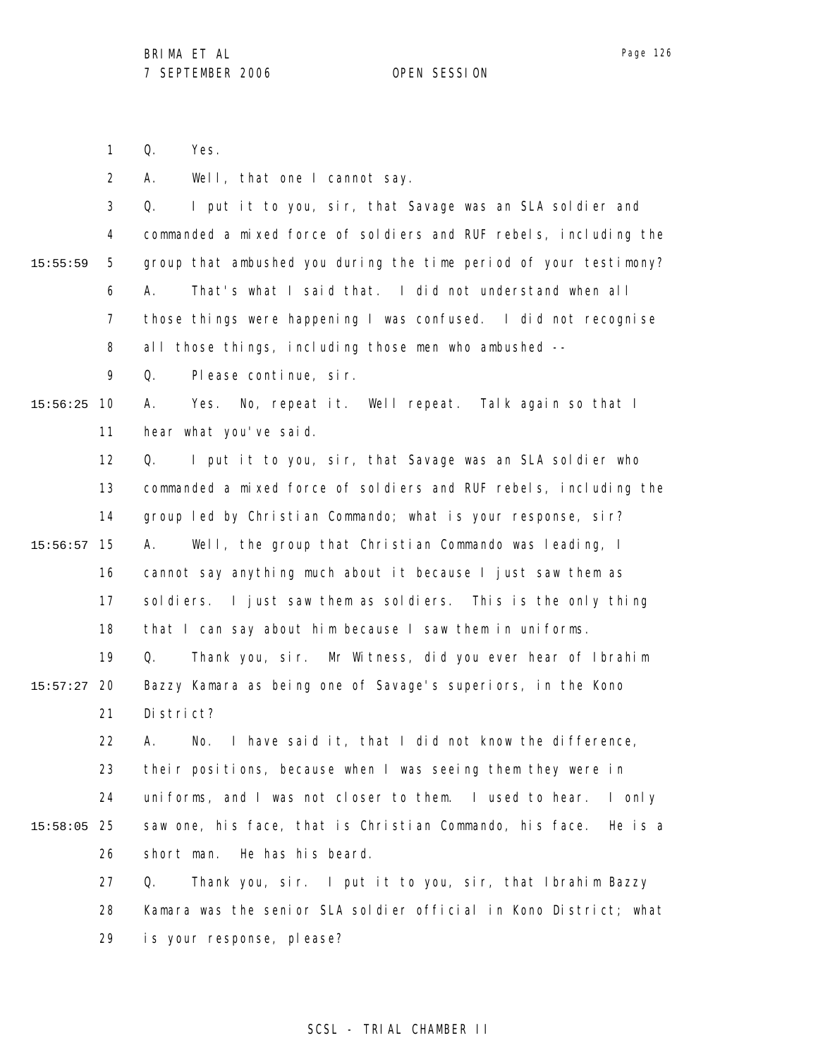Q. Yes.

A. Well, that one I cannot say.

Q. I put it to you, sir, that Savage was an SLA soldier and commanded a mixed force of soldiers and RUF rebels, including the group that ambushed you during the time period of your testimony?

A. That's what I said that. I did not understand when all those things were happening I was confused. I did not recognise all those things, including those men who ambushed --

Q. Please continue, sir.

A. Yes. No, repeat it. Well repeat. Talk again so that I hear what you've said.

Q. I put it to you, sir, that Savage was an SLA soldier who commanded a mixed force of soldiers and RUF rebels, including the group led by Christian Commando; what is your response, sir?

A. Well, the group that Christian Commando was leading, I cannot say anything much about it because I just saw them as soldiers. I just saw them as soldiers. This is the only thing that I can say about him because I saw them in uniforms.

Q. Thank you, sir. Mr Witness, did you ever hear of Ibrahim Bazzy Kamara as being one of Savage's superiors, in the Kono District?

A. No. I have said it, that I did not know the difference, their positions, because when I was seeing them they were in uniforms, and I was not closer to them. I used to hear. I only saw one, his face, that is Christian Commando, his face. He is a short man. He has his beard.

Q. Thank you, sir. I put it to you, sir, that Ibrahim Bazzy Kamara was the senior SLA soldier official in Kono District; what is your response, please?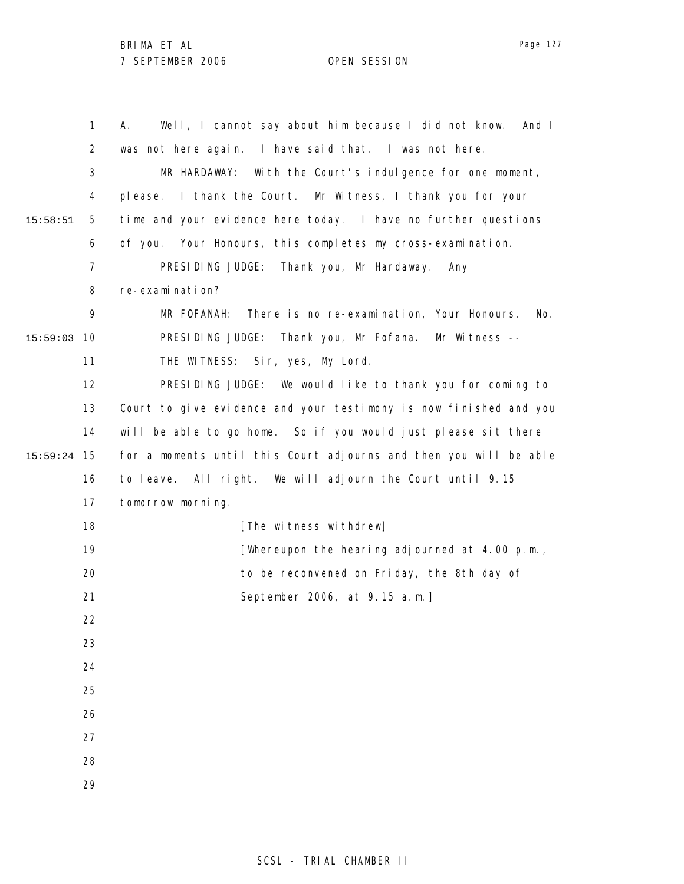A. Well, I cannot say about him because I did not know. And I was not here again. I have said that. I was not here.

MR HARDAWAY: With the Court's indulgence for one moment, please. I thank the Court. Mr Witness, I thank you for your time and your evidence here today. I have no further questions of you. Your Honours, this completes my cross-examination.

PRESIDING JUDGE: Thank you, Mr Hardaway. Any re-examination?

MR FOFANAH: There is no re-examination, Your Honours. No.

PRESIDING JUDGE: Thank you, Mr Fofana. Mr Witness --

THE WITNESS: Sir, yes, My Lord.

PRESIDING JUDGE: We would like to thank you for coming to Court to give evidence and your testimony is now finished and you will be able to go home. So if you would just please sit there for a moments until this Court adjourns and then you will be able to leave. All right. We will adjourn the Court until 9.15 tomorrow morning.

[The witness withdrew]

[Whereupon the hearing adjourned at 4.00 p.m., to be reconvened on Friday, the 8th day of September 2006, at 9.15 a.m.]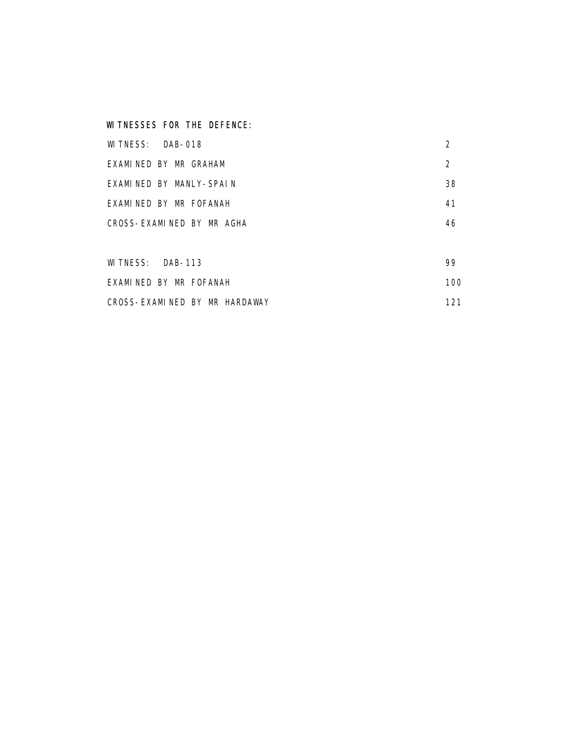WITNESSES FOR THE DEFENCE:

| | |
|---|---|
| WITNESS: DAB-018 | 2 |
| EXAMINED BY MR GRAHAM | 2 |
| EXAMINED BY MANLY-SPAIN | 38 |
| EXAMINED BY MR FOFANAH | 41 |
| CROSS-EXAMINED BY MR AGHA | 46 |
| | |
| WITNESS: DAB-113 | 99 |
| EXAMINED BY MR FOFANAH | 100 |
| CROSS-EXAMINED BY MR HARDAWAY | 121 |